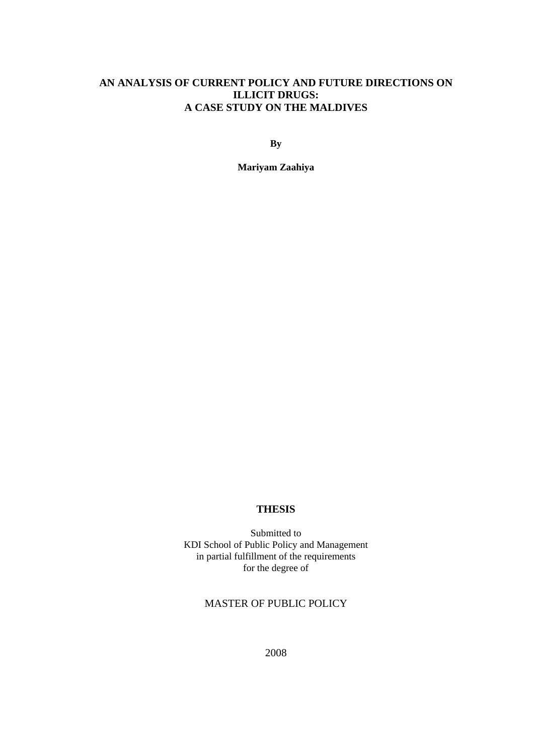# AN ANALYSIS OF CURRENT POLICY AND FUTURE DIRECTIONS ON ILLICIT DRUGS: A CASE STUDY ON THE MALDIVES

**By**

**Mariyam Zaahiya**

**THESIS**

Submitted to
KDI School of Public Policy and Management
in partial fulfillment of the requirements
for the degree of

MASTER OF PUBLIC POLICY

2008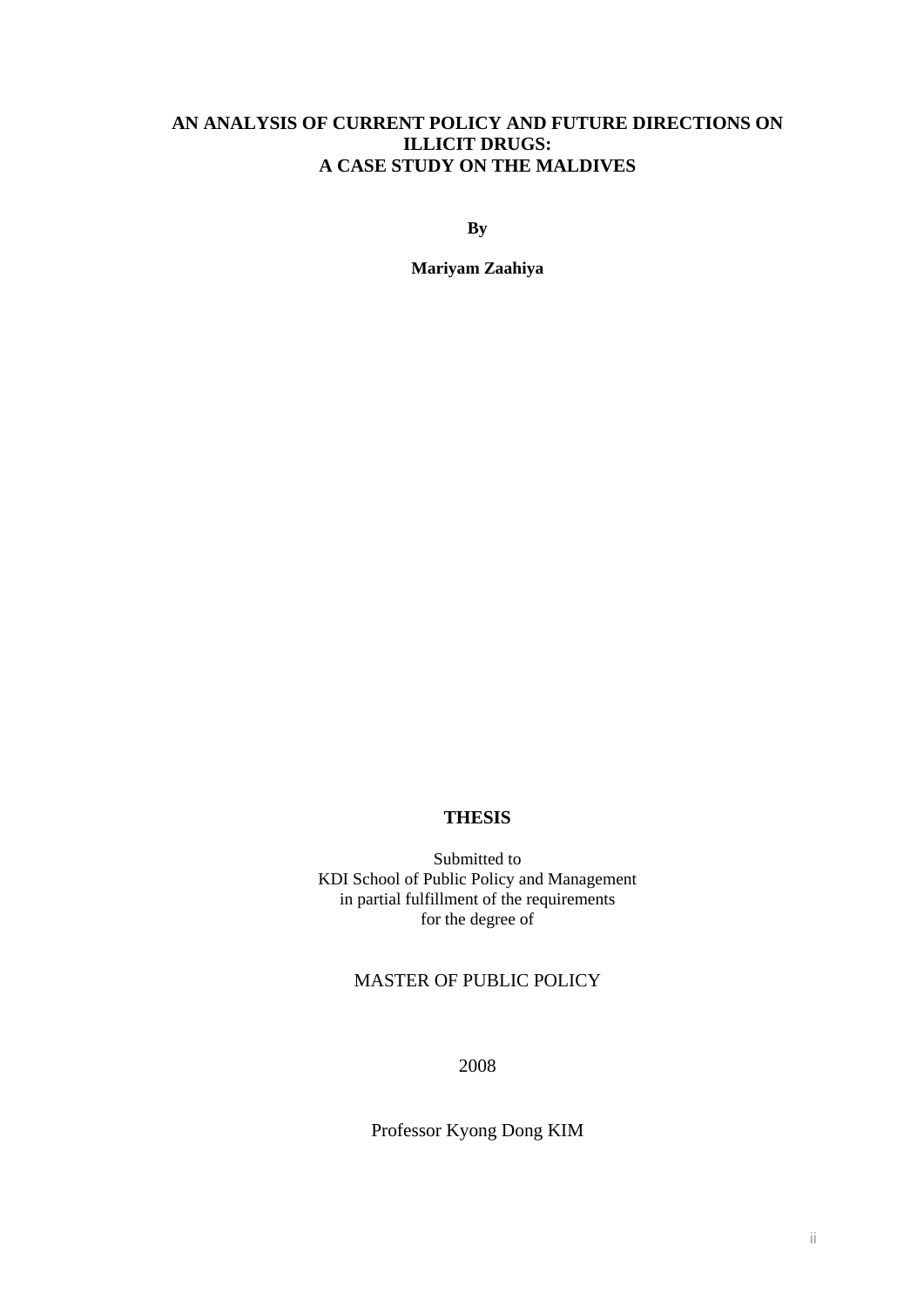# AN ANALYSIS OF CURRENT POLICY AND FUTURE DIRECTIONS ON ILLICIT DRUGS: A CASE STUDY ON THE MALDIVES

**By**

**Mariyam Zaahiya**

**THESIS**

Submitted to
KDI School of Public Policy and Management
in partial fulfillment of the requirements
for the degree of

MASTER OF PUBLIC POLICY

2008

Professor Kyong Dong KIM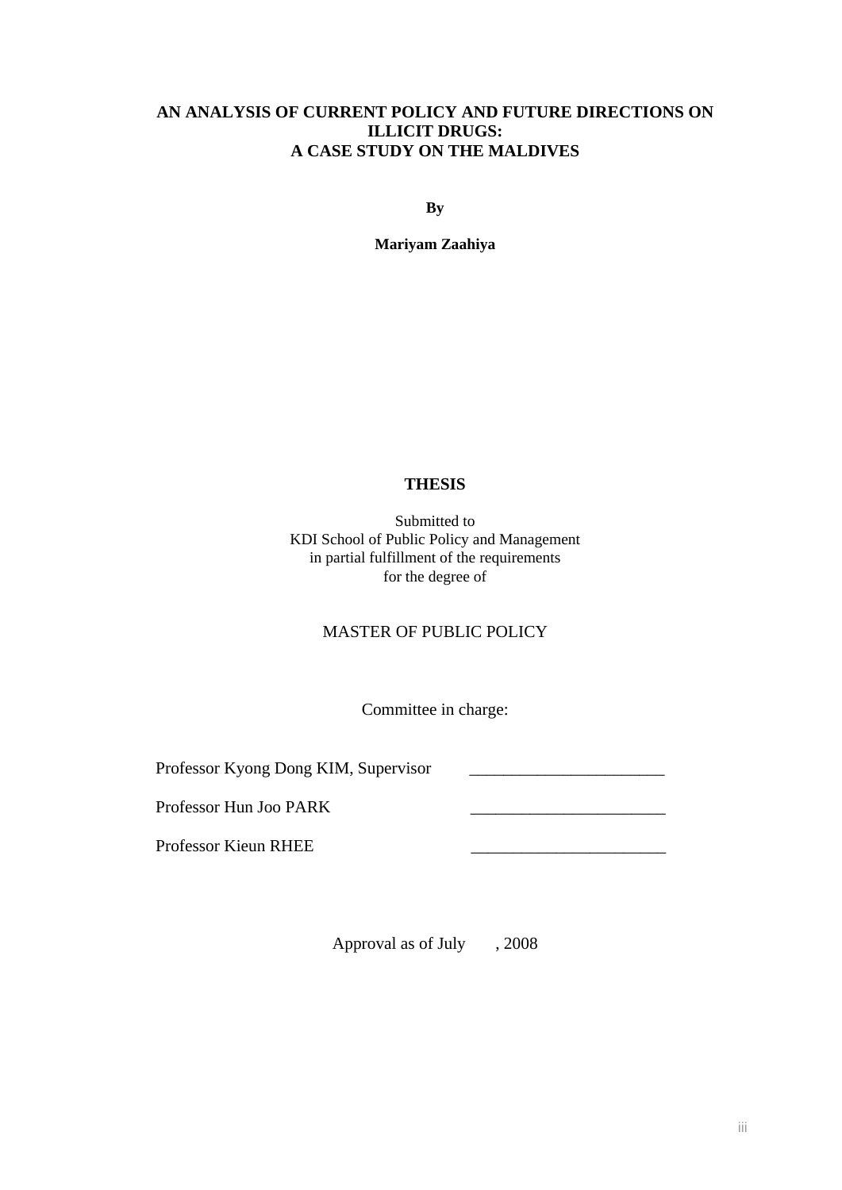# AN ANALYSIS OF CURRENT POLICY AND FUTURE DIRECTIONS ON ILLICIT DRUGS: A CASE STUDY ON THE MALDIVES

**By**

**Mariyam Zaahiya**

**THESIS**

Submitted to
KDI School of Public Policy and Management
in partial fulfillment of the requirements
for the degree of

MASTER OF PUBLIC POLICY

Committee in charge:

Professor Kyong Dong KIM, Supervisor ______________________

Professor Hun Joo PARK ______________________

Professor Kieun RHEE ______________________

Approval as of July , 2008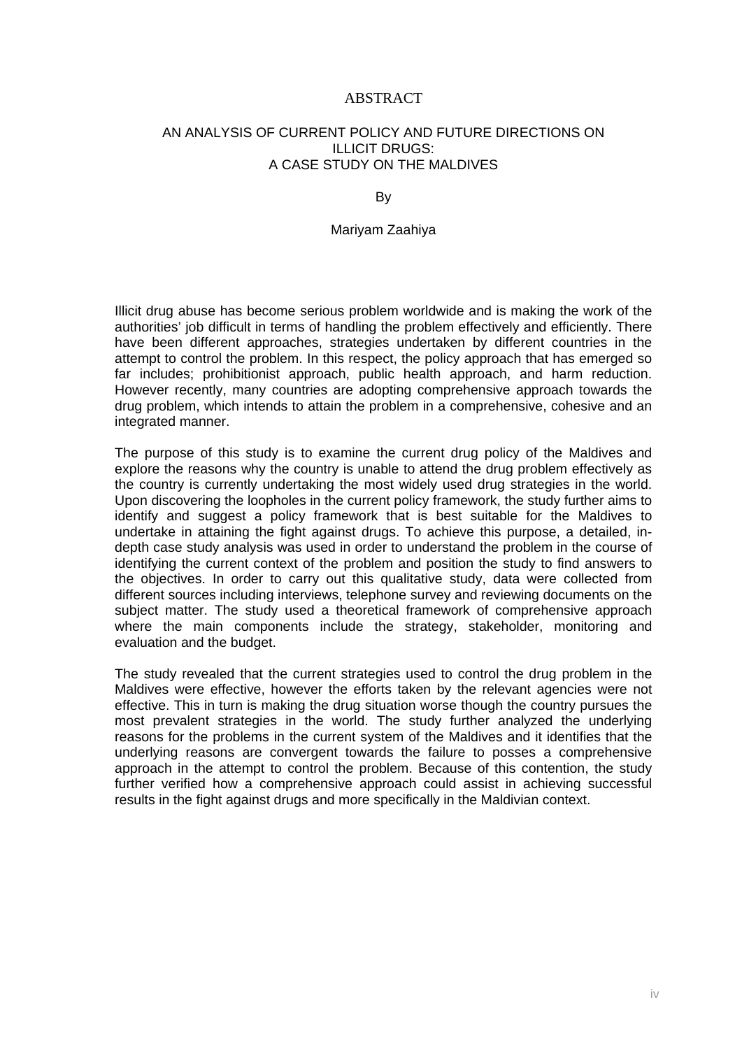# ABSTRACT

## AN ANALYSIS OF CURRENT POLICY AND FUTURE DIRECTIONS ON ILLICIT DRUGS: A CASE STUDY ON THE MALDIVES

By

Mariyam Zaahiya

Illicit drug abuse has become serious problem worldwide and is making the work of the authorities' job difficult in terms of handling the problem effectively and efficiently. There have been different approaches, strategies undertaken by different countries in the attempt to control the problem. In this respect, the policy approach that has emerged so far includes; prohibitionist approach, public health approach, and harm reduction. However recently, many countries are adopting comprehensive approach towards the drug problem, which intends to attain the problem in a comprehensive, cohesive and an integrated manner.

The purpose of this study is to examine the current drug policy of the Maldives and explore the reasons why the country is unable to attend the drug problem effectively as the country is currently undertaking the most widely used drug strategies in the world. Upon discovering the loopholes in the current policy framework, the study further aims to identify and suggest a policy framework that is best suitable for the Maldives to undertake in attaining the fight against drugs. To achieve this purpose, a detailed, in-depth case study analysis was used in order to understand the problem in the course of identifying the current context of the problem and position the study to find answers to the objectives. In order to carry out this qualitative study, data were collected from different sources including interviews, telephone survey and reviewing documents on the subject matter. The study used a theoretical framework of comprehensive approach where the main components include the strategy, stakeholder, monitoring and evaluation and the budget.

The study revealed that the current strategies used to control the drug problem in the Maldives were effective, however the efforts taken by the relevant agencies were not effective. This in turn is making the drug situation worse though the country pursues the most prevalent strategies in the world. The study further analyzed the underlying reasons for the problems in the current system of the Maldives and it identifies that the underlying reasons are convergent towards the failure to posses a comprehensive approach in the attempt to control the problem. Because of this contention, the study further verified how a comprehensive approach could assist in achieving successful results in the fight against drugs and more specifically in the Maldivian context.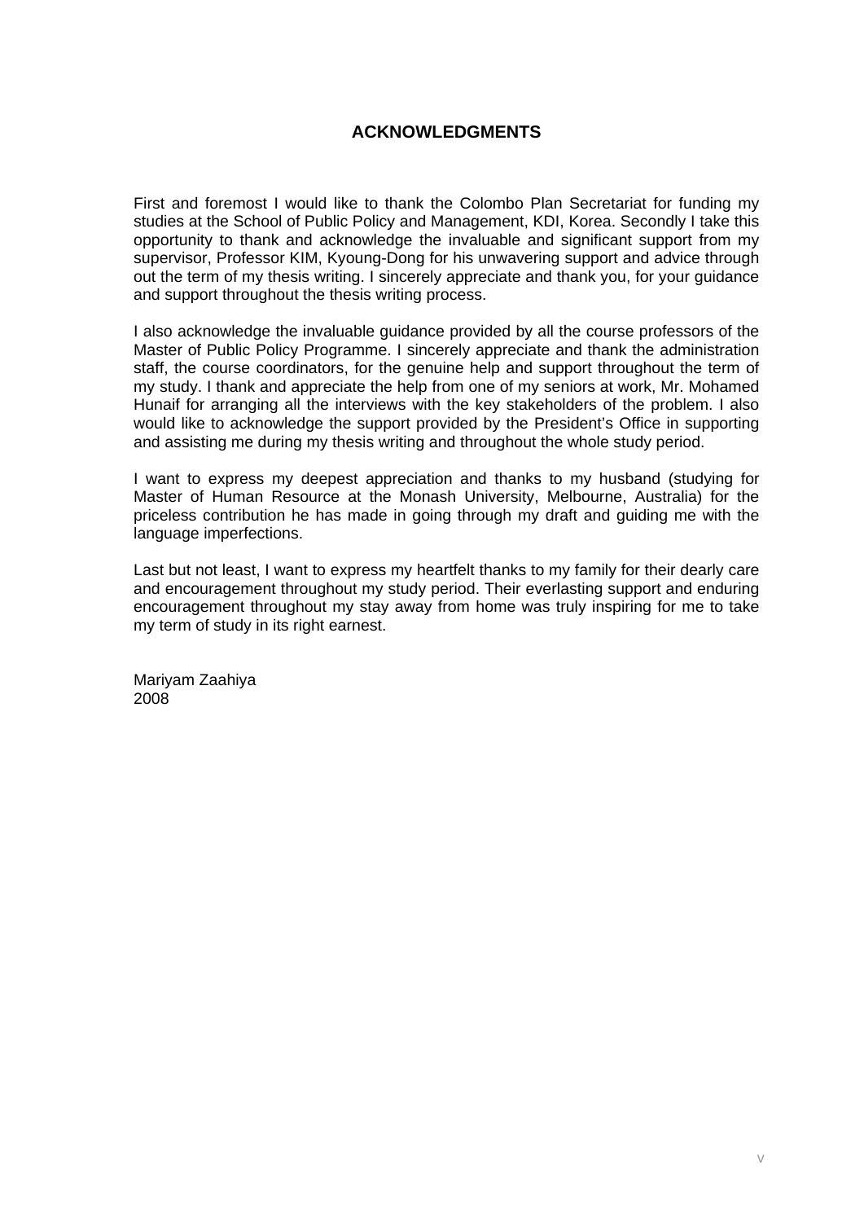## ACKNOWLEDGMENTS

First and foremost I would like to thank the Colombo Plan Secretariat for funding my studies at the School of Public Policy and Management, KDI, Korea. Secondly I take this opportunity to thank and acknowledge the invaluable and significant support from my supervisor, Professor KIM, Kyoung-Dong for his unwavering support and advice through out the term of my thesis writing. I sincerely appreciate and thank you, for your guidance and support throughout the thesis writing process.

I also acknowledge the invaluable guidance provided by all the course professors of the Master of Public Policy Programme. I sincerely appreciate and thank the administration staff, the course coordinators, for the genuine help and support throughout the term of my study. I thank and appreciate the help from one of my seniors at work, Mr. Mohamed Hunaif for arranging all the interviews with the key stakeholders of the problem. I also would like to acknowledge the support provided by the President's Office in supporting and assisting me during my thesis writing and throughout the whole study period.

I want to express my deepest appreciation and thanks to my husband (studying for Master of Human Resource at the Monash University, Melbourne, Australia) for the priceless contribution he has made in going through my draft and guiding me with the language imperfections.

Last but not least, I want to express my heartfelt thanks to my family for their dearly care and encouragement throughout my study period. Their everlasting support and enduring encouragement throughout my stay away from home was truly inspiring for me to take my term of study in its right earnest.

Mariyam Zaahiya
2008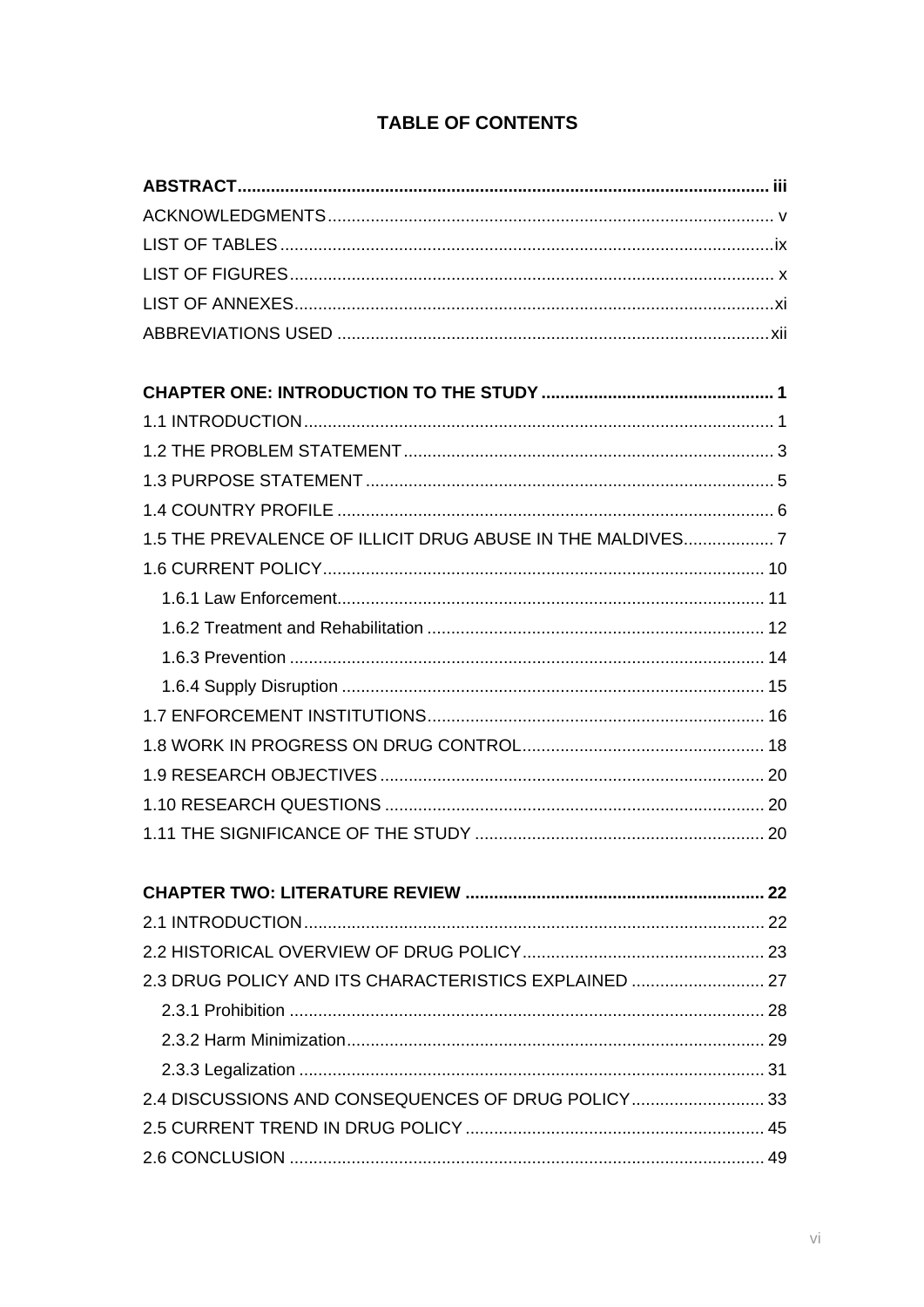# TABLE OF CONTENTS

**ABSTRACT** .......... iii
ACKNOWLEDGMENTS .......... v
LIST OF TABLES .......... ix
LIST OF FIGURES .......... x
LIST OF ANNEXES .......... xi
ABBREVIATIONS USED .......... xii

**CHAPTER ONE: INTRODUCTION TO THE STUDY** .......... 1
1.1 INTRODUCTION .......... 1
1.2 THE PROBLEM STATEMENT .......... 3
1.3 PURPOSE STATEMENT .......... 5
1.4 COUNTRY PROFILE .......... 6
1.5 THE PREVALENCE OF ILLICIT DRUG ABUSE IN THE MALDIVES .......... 7
1.6 CURRENT POLICY .......... 10
- 1.6.1 Law Enforcement .......... 11
- 1.6.2 Treatment and Rehabilitation .......... 12
- 1.6.3 Prevention .......... 14
- 1.6.4 Supply Disruption .......... 15

1.7 ENFORCEMENT INSTITUTIONS .......... 16
1.8 WORK IN PROGRESS ON DRUG CONTROL .......... 18
1.9 RESEARCH OBJECTIVES .......... 20
1.10 RESEARCH QUESTIONS .......... 20
1.11 THE SIGNIFICANCE OF THE STUDY .......... 20

**CHAPTER TWO: LITERATURE REVIEW** .......... 22
2.1 INTRODUCTION .......... 22
2.2 HISTORICAL OVERVIEW OF DRUG POLICY .......... 23
2.3 DRUG POLICY AND ITS CHARACTERISTICS EXPLAINED .......... 27
- 2.3.1 Prohibition .......... 28
- 2.3.2 Harm Minimization .......... 29
- 2.3.3 Legalization .......... 31

2.4 DISCUSSIONS AND CONSEQUENCES OF DRUG POLICY .......... 33
2.5 CURRENT TREND IN DRUG POLICY .......... 45
2.6 CONCLUSION .......... 49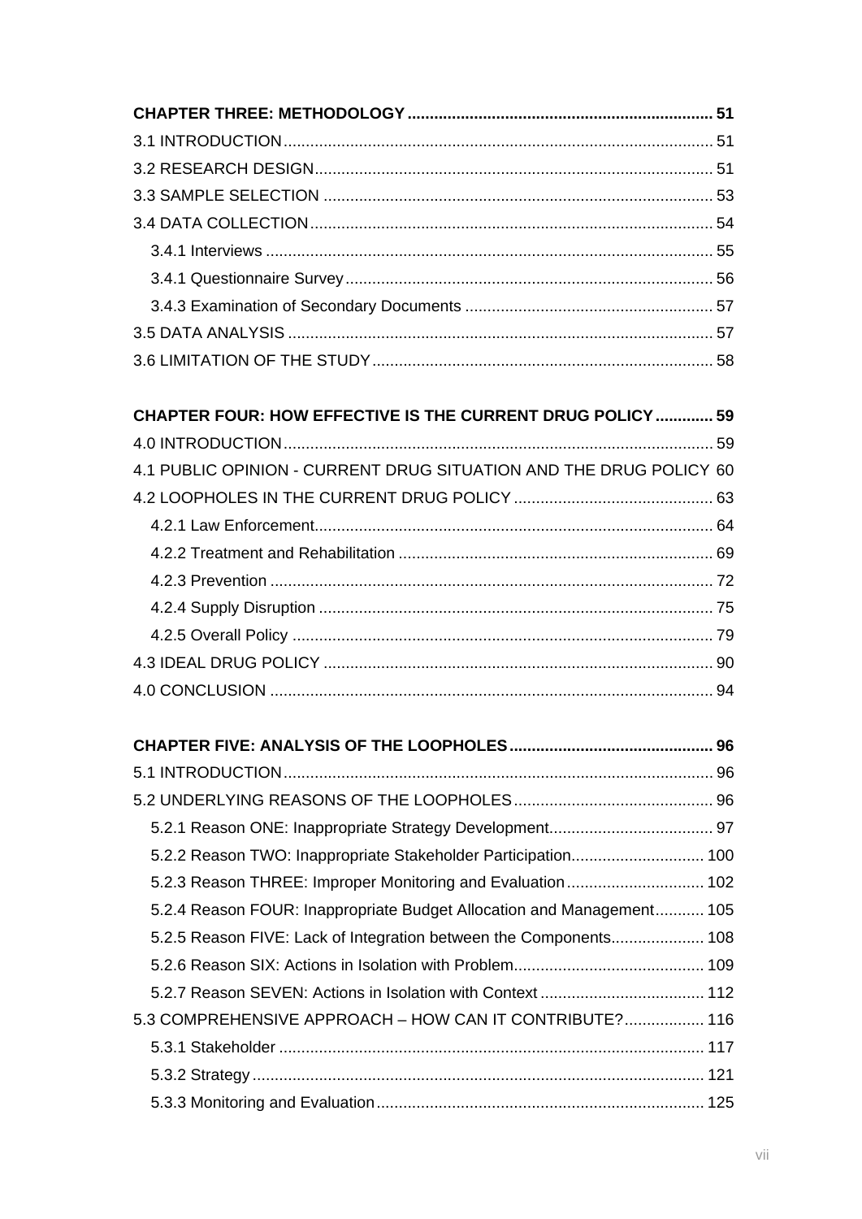**CHAPTER THREE: METHODOLOGY** ..... 51

3.1 INTRODUCTION ..... 51

3.2 RESEARCH DESIGN ..... 51

3.3 SAMPLE SELECTION ..... 53

3.4 DATA COLLECTION ..... 54

- 3.4.1 Interviews ..... 55
- 3.4.1 Questionnaire Survey ..... 56
- 3.4.3 Examination of Secondary Documents ..... 57

3.5 DATA ANALYSIS ..... 57

3.6 LIMITATION OF THE STUDY ..... 58

**CHAPTER FOUR: HOW EFFECTIVE IS THE CURRENT DRUG POLICY** ..... 59

4.0 INTRODUCTION ..... 59

4.1 PUBLIC OPINION - CURRENT DRUG SITUATION AND THE DRUG POLICY 60

4.2 LOOPHOLES IN THE CURRENT DRUG POLICY ..... 63

- 4.2.1 Law Enforcement ..... 64
- 4.2.2 Treatment and Rehabilitation ..... 69
- 4.2.3 Prevention ..... 72
- 4.2.4 Supply Disruption ..... 75
- 4.2.5 Overall Policy ..... 79

4.3 IDEAL DRUG POLICY ..... 90

4.0 CONCLUSION ..... 94

**CHAPTER FIVE: ANALYSIS OF THE LOOPHOLES** ..... 96

5.1 INTRODUCTION ..... 96

5.2 UNDERLYING REASONS OF THE LOOPHOLES ..... 96

- 5.2.1 Reason ONE: Inappropriate Strategy Development ..... 97
- 5.2.2 Reason TWO: Inappropriate Stakeholder Participation ..... 100
- 5.2.3 Reason THREE: Improper Monitoring and Evaluation ..... 102
- 5.2.4 Reason FOUR: Inappropriate Budget Allocation and Management ..... 105
- 5.2.5 Reason FIVE: Lack of Integration between the Components ..... 108
- 5.2.6 Reason SIX: Actions in Isolation with Problem ..... 109
- 5.2.7 Reason SEVEN: Actions in Isolation with Context ..... 112

5.3 COMPREHENSIVE APPROACH – HOW CAN IT CONTRIBUTE? ..... 116

- 5.3.1 Stakeholder ..... 117
- 5.3.2 Strategy ..... 121
- 5.3.3 Monitoring and Evaluation ..... 125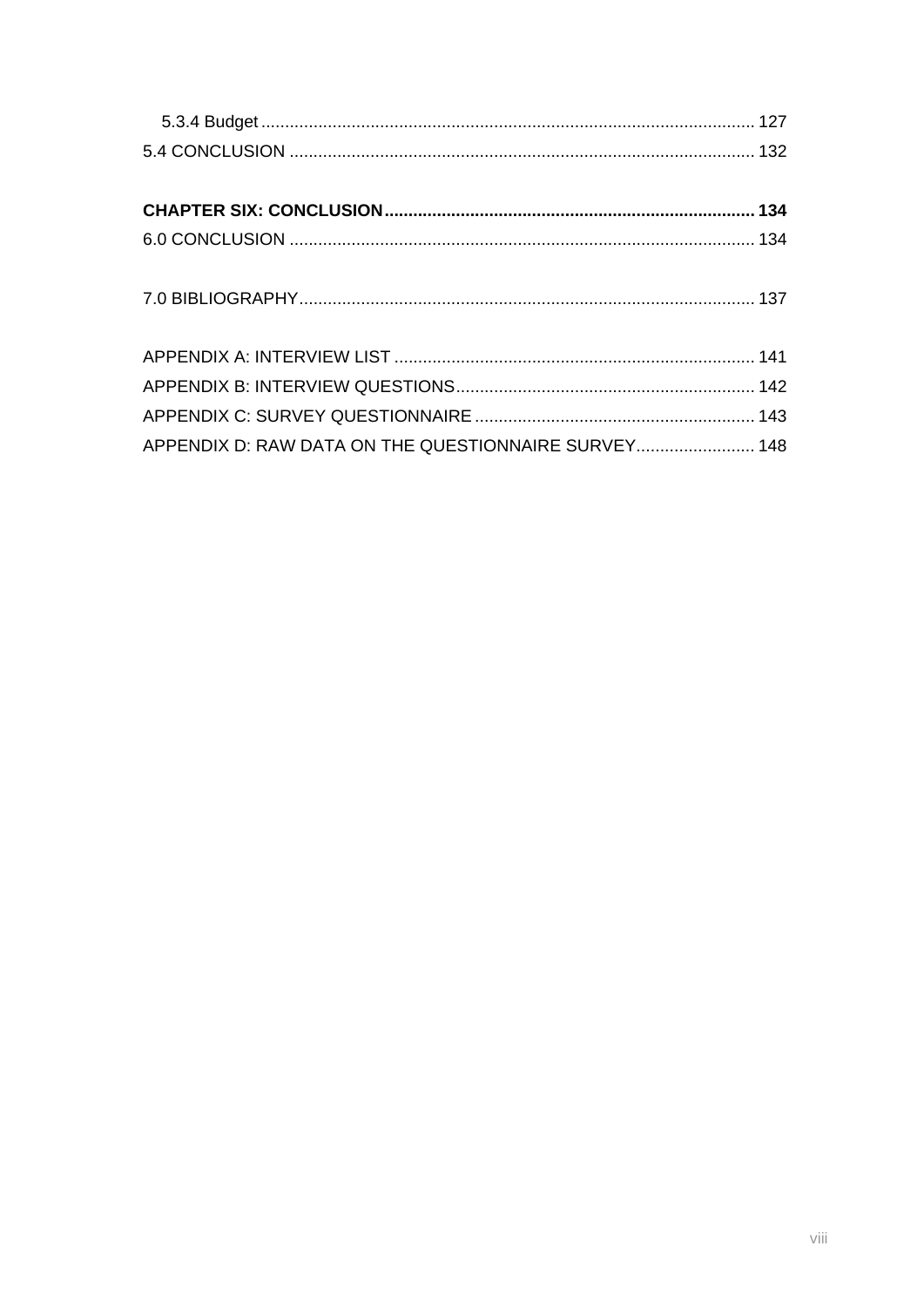5.3.4 Budget ........................................................................................................ 127
5.4 CONCLUSION ................................................................................................. 132

**CHAPTER SIX: CONCLUSION............................................................................. 134**
6.0 CONCLUSION ................................................................................................. 134

7.0 BIBLIOGRAPHY............................................................................................... 137

APPENDIX A: INTERVIEW LIST ........................................................................... 141
APPENDIX B: INTERVIEW QUESTIONS.............................................................. 142
APPENDIX C: SURVEY QUESTIONNAIRE .......................................................... 143
APPENDIX D: RAW DATA ON THE QUESTIONNAIRE SURVEY......................... 148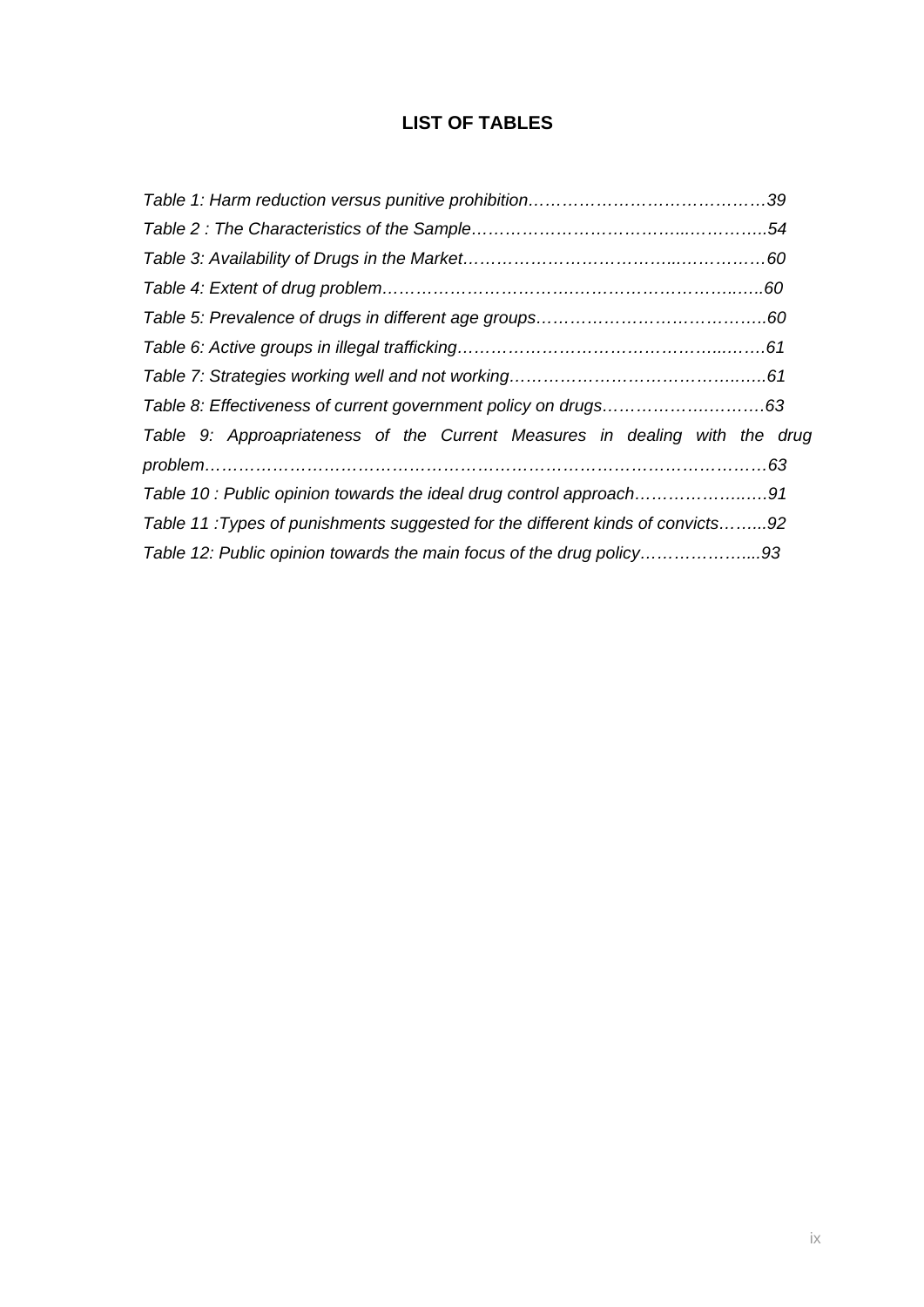# LIST OF TABLES

*Table 1: Harm reduction versus punitive prohibition……………………………………39*

*Table 2 : The Characteristics of the Sample……………………………..…………..54*

*Table 3: Availability of Drugs in the Market………………………………..……………60*

*Table 4: Extent of drug problem……………………………………………………..…..60*

*Table 5: Prevalence of drugs in different age groups…………………………………..60*

*Table 6: Active groups in illegal trafficking……………………………………………..……61*

*Table 7: Strategies working well and not working……………………………………..…..61*

*Table 8: Effectiveness of current government policy on drugs………………..………63*

*Table 9: Approapriateness of the Current Measures in dealing with the drug problem………………………………………………………………………………………63*

*Table 10 : Public opinion towards the ideal drug control approach………………..….91*

*Table 11 :Types of punishments suggested for the different kinds of convicts……...92*

*Table 12: Public opinion towards the main focus of the drug policy………………....93*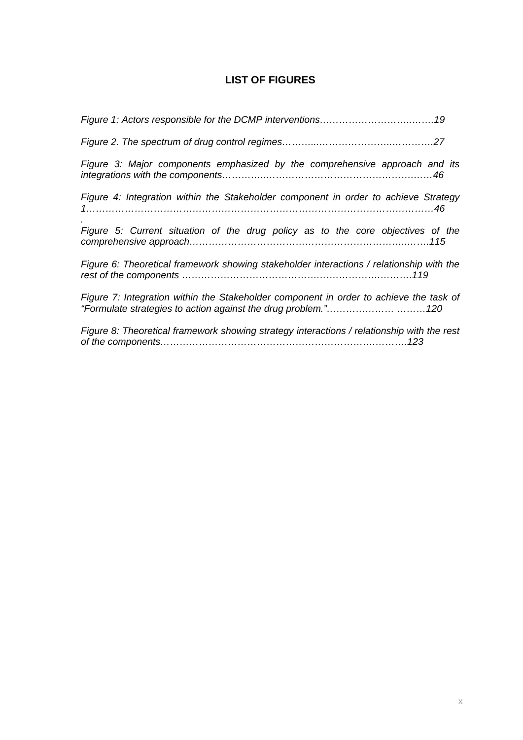## LIST OF FIGURES

*Figure 1: Actors responsible for the DCMP interventions…………………………..…….19*

*Figure 2. The spectrum of drug control regimes………..…………………..…………..27*

*Figure 3: Major components emphasized by the comprehensive approach and its integrations with the components…………..…………………………………….……46*

*Figure 4: Integration within the Stakeholder component in order to achieve Strategy 1…………………………………………………………………………………………46*
.

*Figure 5: Current situation of the drug policy as to the core objectives of the comprehensive approach…………………………………………………………..…..115*

*Figure 6: Theoretical framework showing stakeholder interactions / relationship with the rest of the components ……………………………………..…………………..……….119*

*Figure 7: Integration within the Stakeholder component in order to achieve the task of "Formulate strategies to action against the drug problem."………………… ………120*

*Figure 8: Theoretical framework showing strategy interactions / relationship with the rest of the components…………………………………………………………..……….123*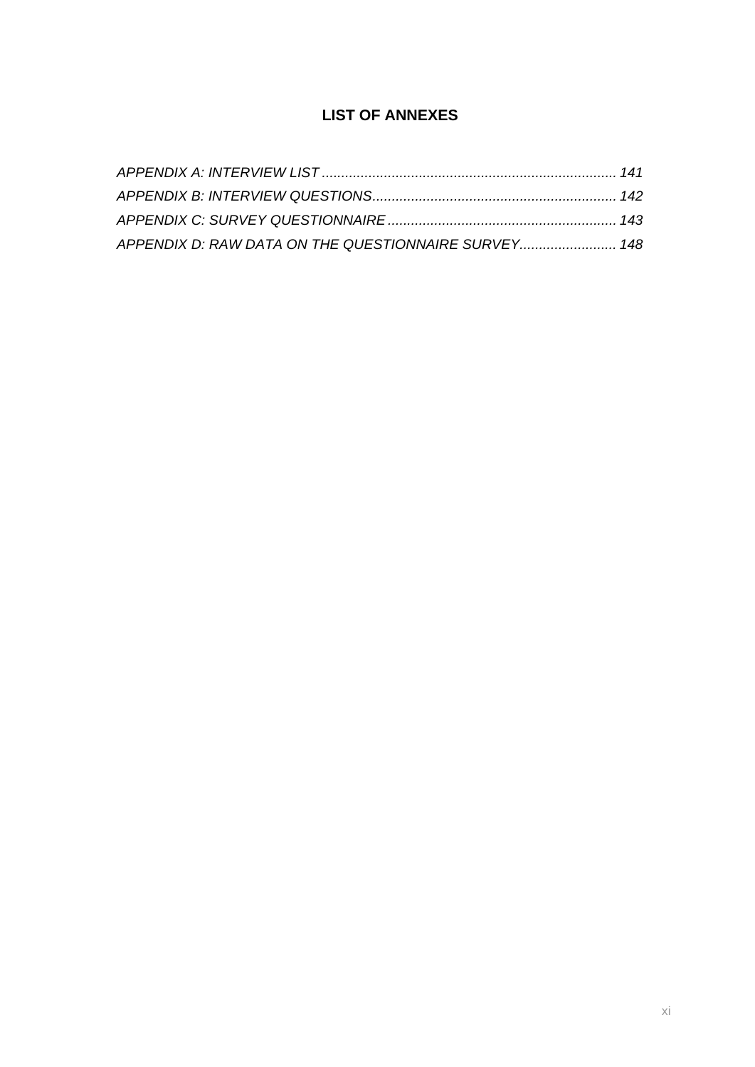## LIST OF ANNEXES

*APPENDIX A: INTERVIEW LIST ........................................................................... 141*
*APPENDIX B: INTERVIEW QUESTIONS............................................................... 142*
*APPENDIX C: SURVEY QUESTIONNAIRE ........................................................... 143*
*APPENDIX D: RAW DATA ON THE QUESTIONNAIRE SURVEY......................... 148*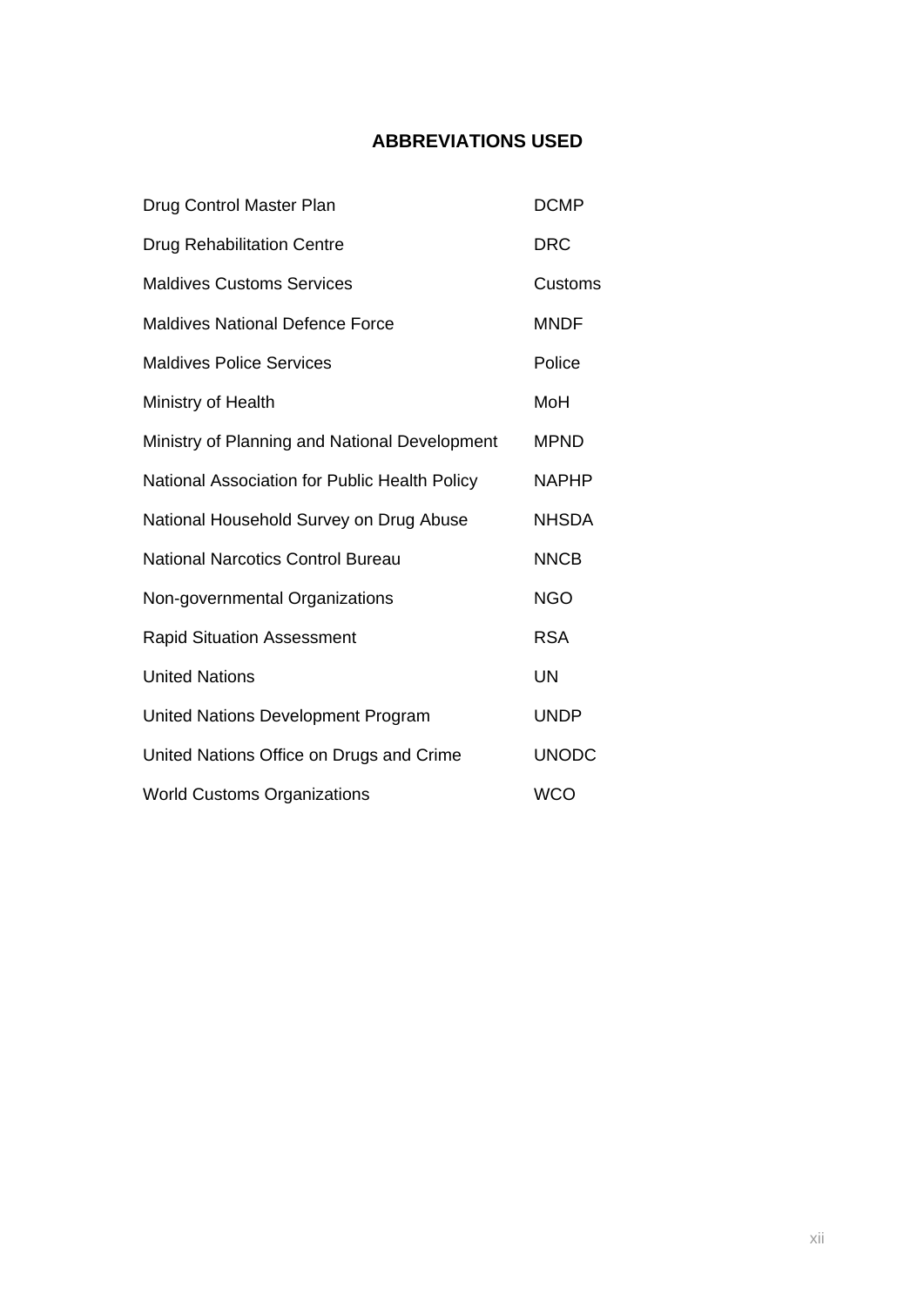## ABBREVIATIONS USED

| | |
|---|---|
| Drug Control Master Plan | DCMP |
| Drug Rehabilitation Centre | DRC |
| Maldives Customs Services | Customs |
| Maldives National Defence Force | MNDF |
| Maldives Police Services | Police |
| Ministry of Health | MoH |
| Ministry of Planning and National Development | MPND |
| National Association for Public Health Policy | NAPHP |
| National Household Survey on Drug Abuse | NHSDA |
| National Narcotics Control Bureau | NNCB |
| Non-governmental Organizations | NGO |
| Rapid Situation Assessment | RSA |
| United Nations | UN |
| United Nations Development Program | UNDP |
| United Nations Office on Drugs and Crime | UNODC |
| World Customs Organizations | WCO |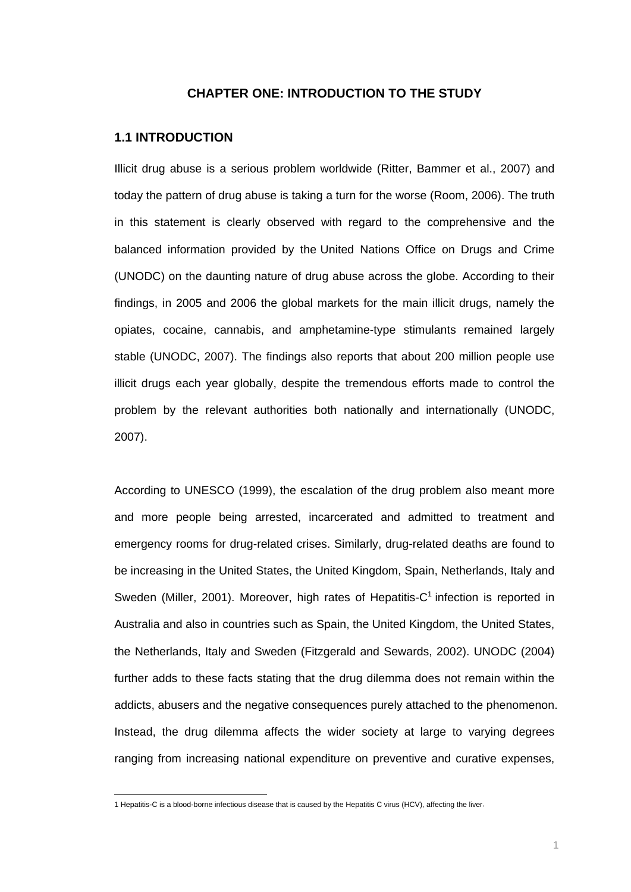# CHAPTER ONE: INTRODUCTION TO THE STUDY

## 1.1 INTRODUCTION

Illicit drug abuse is a serious problem worldwide (Ritter, Bammer et al., 2007) and today the pattern of drug abuse is taking a turn for the worse (Room, 2006). The truth in this statement is clearly observed with regard to the comprehensive and the balanced information provided by the United Nations Office on Drugs and Crime (UNODC) on the daunting nature of drug abuse across the globe. According to their findings, in 2005 and 2006 the global markets for the main illicit drugs, namely the opiates, cocaine, cannabis, and amphetamine-type stimulants remained largely stable (UNODC, 2007). The findings also reports that about 200 million people use illicit drugs each year globally, despite the tremendous efforts made to control the problem by the relevant authorities both nationally and internationally (UNODC, 2007).

According to UNESCO (1999), the escalation of the drug problem also meant more and more people being arrested, incarcerated and admitted to treatment and emergency rooms for drug-related crises. Similarly, drug-related deaths are found to be increasing in the United States, the United Kingdom, Spain, Netherlands, Italy and Sweden (Miller, 2001). Moreover, high rates of Hepatitis-C[1] infection is reported in Australia and also in countries such as Spain, the United Kingdom, the United States, the Netherlands, Italy and Sweden (Fitzgerald and Sewards, 2002). UNODC (2004) further adds to these facts stating that the drug dilemma does not remain within the addicts, abusers and the negative consequences purely attached to the phenomenon. Instead, the drug dilemma affects the wider society at large to varying degrees ranging from increasing national expenditure on preventive and curative expenses,

1 Hepatitis-C is a blood-borne infectious disease that is caused by the Hepatitis C virus (HCV), affecting the liver.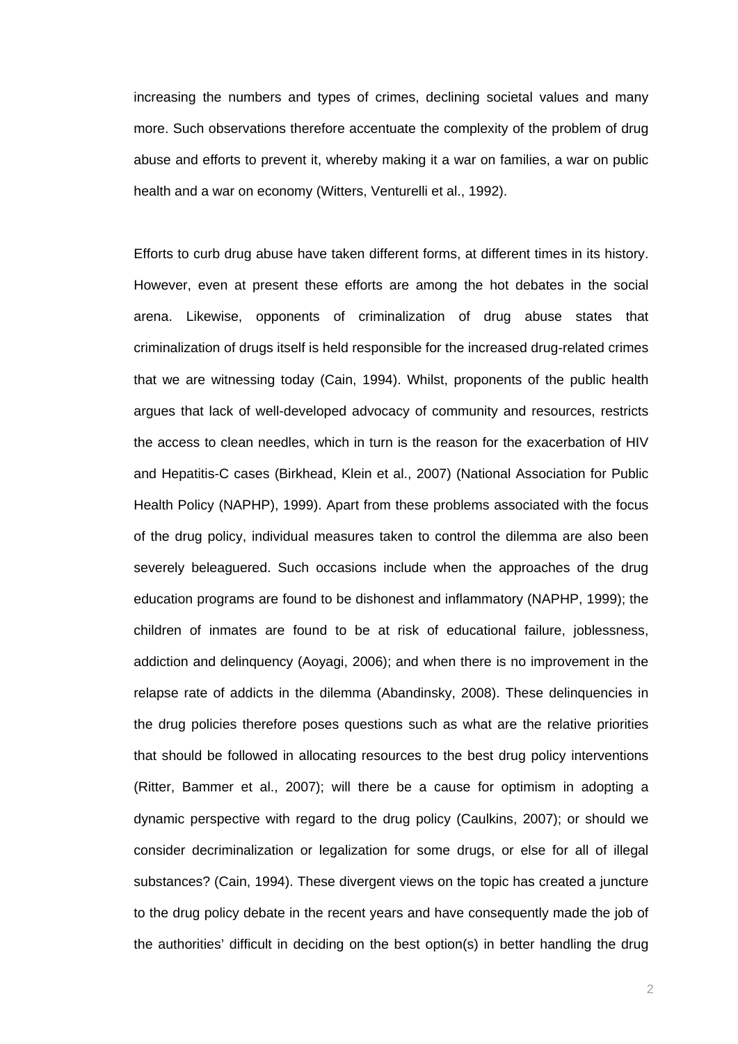increasing the numbers and types of crimes, declining societal values and many more. Such observations therefore accentuate the complexity of the problem of drug abuse and efforts to prevent it, whereby making it a war on families, a war on public health and a war on economy (Witters, Venturelli et al., 1992).

Efforts to curb drug abuse have taken different forms, at different times in its history. However, even at present these efforts are among the hot debates in the social arena. Likewise, opponents of criminalization of drug abuse states that criminalization of drugs itself is held responsible for the increased drug-related crimes that we are witnessing today (Cain, 1994). Whilst, proponents of the public health argues that lack of well-developed advocacy of community and resources, restricts the access to clean needles, which in turn is the reason for the exacerbation of HIV and Hepatitis-C cases (Birkhead, Klein et al., 2007) (National Association for Public Health Policy (NAPHP), 1999). Apart from these problems associated with the focus of the drug policy, individual measures taken to control the dilemma are also been severely beleaguered. Such occasions include when the approaches of the drug education programs are found to be dishonest and inflammatory (NAPHP, 1999); the children of inmates are found to be at risk of educational failure, joblessness, addiction and delinquency (Aoyagi, 2006); and when there is no improvement in the relapse rate of addicts in the dilemma (Abandinsky, 2008). These delinquencies in the drug policies therefore poses questions such as what are the relative priorities that should be followed in allocating resources to the best drug policy interventions (Ritter, Bammer et al., 2007); will there be a cause for optimism in adopting a dynamic perspective with regard to the drug policy (Caulkins, 2007); or should we consider decriminalization or legalization for some drugs, or else for all of illegal substances? (Cain, 1994). These divergent views on the topic has created a juncture to the drug policy debate in the recent years and have consequently made the job of the authorities' difficult in deciding on the best option(s) in better handling the drug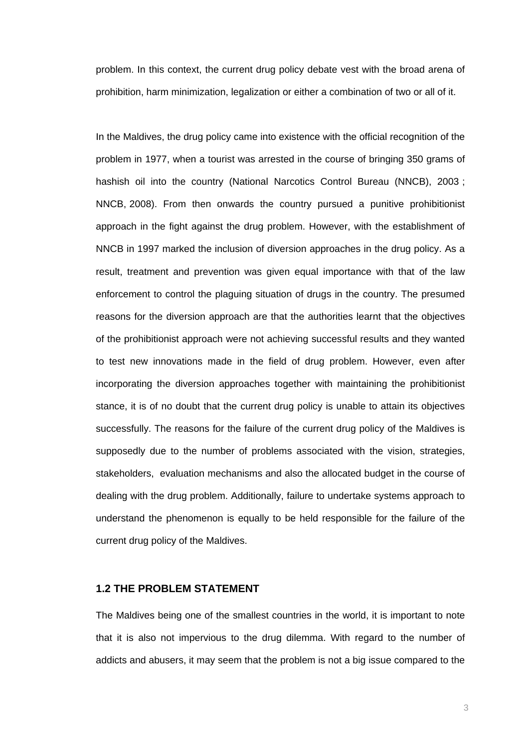problem. In this context, the current drug policy debate vest with the broad arena of prohibition, harm minimization, legalization or either a combination of two or all of it.

In the Maldives, the drug policy came into existence with the official recognition of the problem in 1977, when a tourist was arrested in the course of bringing 350 grams of hashish oil into the country (National Narcotics Control Bureau (NNCB), 2003 ; NNCB, 2008). From then onwards the country pursued a punitive prohibitionist approach in the fight against the drug problem. However, with the establishment of NNCB in 1997 marked the inclusion of diversion approaches in the drug policy. As a result, treatment and prevention was given equal importance with that of the law enforcement to control the plaguing situation of drugs in the country. The presumed reasons for the diversion approach are that the authorities learnt that the objectives of the prohibitionist approach were not achieving successful results and they wanted to test new innovations made in the field of drug problem. However, even after incorporating the diversion approaches together with maintaining the prohibitionist stance, it is of no doubt that the current drug policy is unable to attain its objectives successfully. The reasons for the failure of the current drug policy of the Maldives is supposedly due to the number of problems associated with the vision, strategies, stakeholders, evaluation mechanisms and also the allocated budget in the course of dealing with the drug problem. Additionally, failure to undertake systems approach to understand the phenomenon is equally to be held responsible for the failure of the current drug policy of the Maldives.

### 1.2 THE PROBLEM STATEMENT

The Maldives being one of the smallest countries in the world, it is important to note that it is also not impervious to the drug dilemma. With regard to the number of addicts and abusers, it may seem that the problem is not a big issue compared to the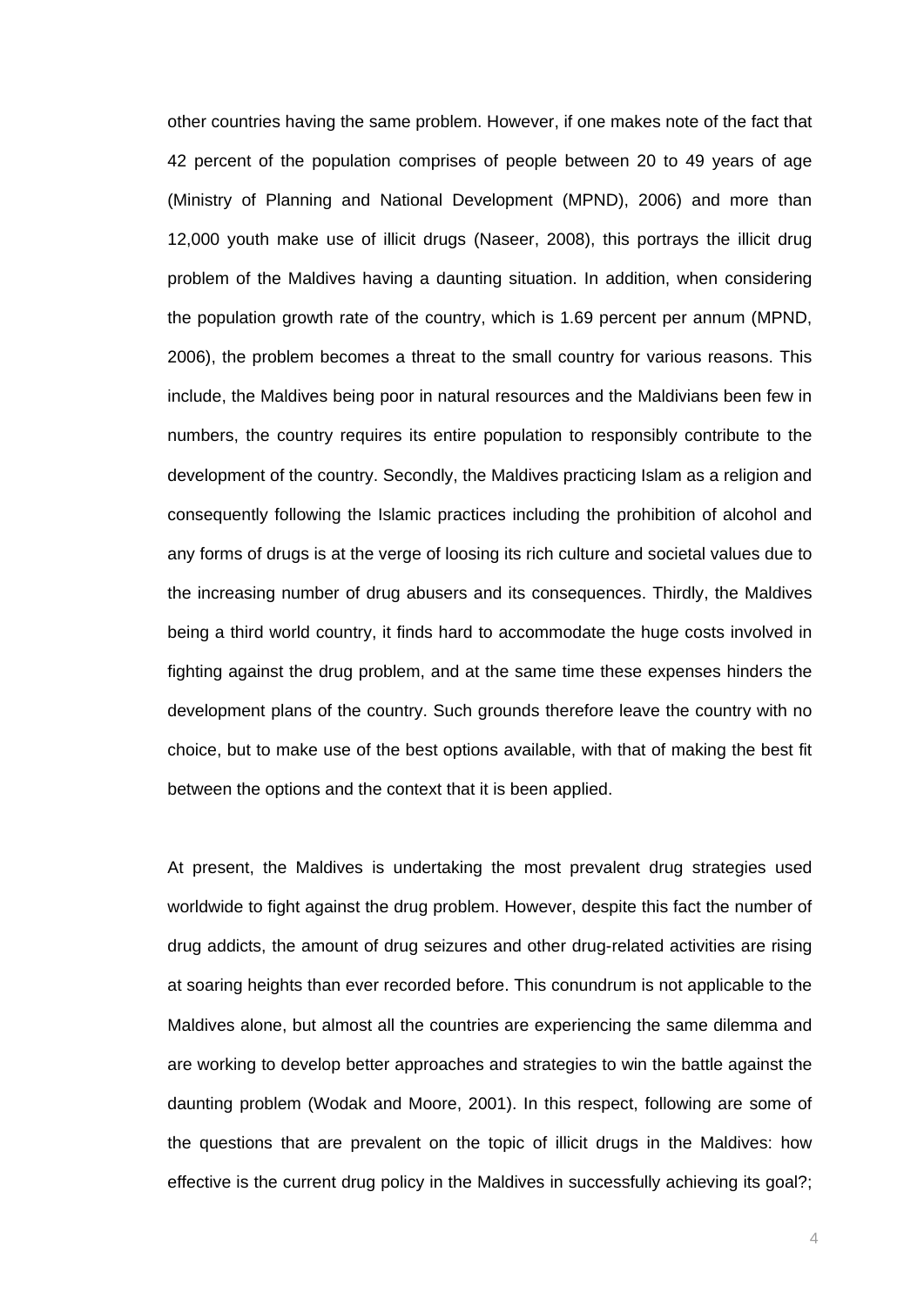other countries having the same problem. However, if one makes note of the fact that 42 percent of the population comprises of people between 20 to 49 years of age (Ministry of Planning and National Development (MPND), 2006) and more than 12,000 youth make use of illicit drugs (Naseer, 2008), this portrays the illicit drug problem of the Maldives having a daunting situation. In addition, when considering the population growth rate of the country, which is 1.69 percent per annum (MPND, 2006), the problem becomes a threat to the small country for various reasons. This include, the Maldives being poor in natural resources and the Maldivians been few in numbers, the country requires its entire population to responsibly contribute to the development of the country. Secondly, the Maldives practicing Islam as a religion and consequently following the Islamic practices including the prohibition of alcohol and any forms of drugs is at the verge of loosing its rich culture and societal values due to the increasing number of drug abusers and its consequences. Thirdly, the Maldives being a third world country, it finds hard to accommodate the huge costs involved in fighting against the drug problem, and at the same time these expenses hinders the development plans of the country. Such grounds therefore leave the country with no choice, but to make use of the best options available, with that of making the best fit between the options and the context that it is been applied.

At present, the Maldives is undertaking the most prevalent drug strategies used worldwide to fight against the drug problem. However, despite this fact the number of drug addicts, the amount of drug seizures and other drug-related activities are rising at soaring heights than ever recorded before. This conundrum is not applicable to the Maldives alone, but almost all the countries are experiencing the same dilemma and are working to develop better approaches and strategies to win the battle against the daunting problem (Wodak and Moore, 2001). In this respect, following are some of the questions that are prevalent on the topic of illicit drugs in the Maldives: how effective is the current drug policy in the Maldives in successfully achieving its goal?;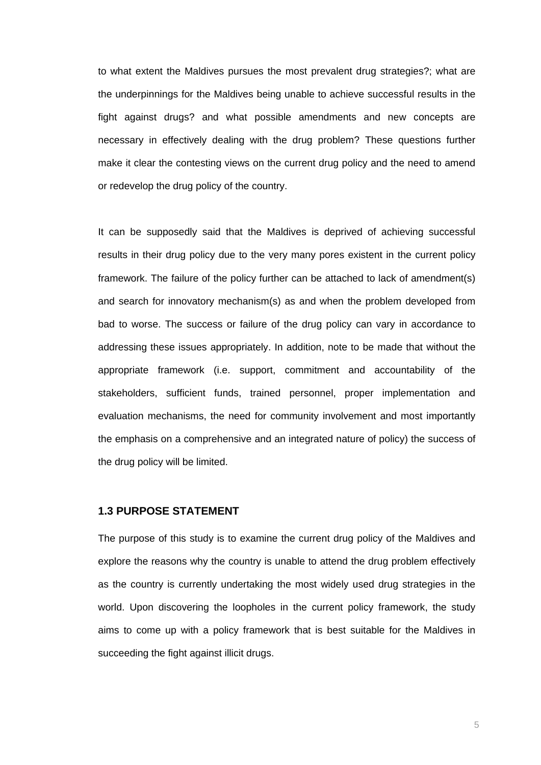to what extent the Maldives pursues the most prevalent drug strategies?; what are the underpinnings for the Maldives being unable to achieve successful results in the fight against drugs? and what possible amendments and new concepts are necessary in effectively dealing with the drug problem? These questions further make it clear the contesting views on the current drug policy and the need to amend or redevelop the drug policy of the country.

It can be supposedly said that the Maldives is deprived of achieving successful results in their drug policy due to the very many pores existent in the current policy framework. The failure of the policy further can be attached to lack of amendment(s) and search for innovatory mechanism(s) as and when the problem developed from bad to worse. The success or failure of the drug policy can vary in accordance to addressing these issues appropriately. In addition, note to be made that without the appropriate framework (i.e. support, commitment and accountability of the stakeholders, sufficient funds, trained personnel, proper implementation and evaluation mechanisms, the need for community involvement and most importantly the emphasis on a comprehensive and an integrated nature of policy) the success of the drug policy will be limited.

### 1.3 PURPOSE STATEMENT

The purpose of this study is to examine the current drug policy of the Maldives and explore the reasons why the country is unable to attend the drug problem effectively as the country is currently undertaking the most widely used drug strategies in the world. Upon discovering the loopholes in the current policy framework, the study aims to come up with a policy framework that is best suitable for the Maldives in succeeding the fight against illicit drugs.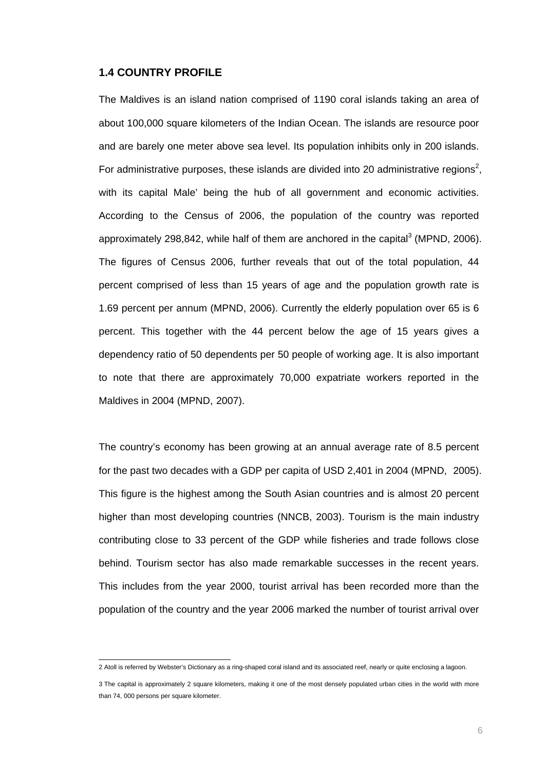## 1.4 COUNTRY PROFILE

The Maldives is an island nation comprised of 1190 coral islands taking an area of about 100,000 square kilometers of the Indian Ocean. The islands are resource poor and are barely one meter above sea level. Its population inhibits only in 200 islands. For administrative purposes, these islands are divided into 20 administrative regions[2], with its capital Male' being the hub of all government and economic activities. According to the Census of 2006, the population of the country was reported approximately 298,842, while half of them are anchored in the capital[3] (MPND, 2006). The figures of Census 2006, further reveals that out of the total population, 44 percent comprised of less than 15 years of age and the population growth rate is 1.69 percent per annum (MPND, 2006). Currently the elderly population over 65 is 6 percent. This together with the 44 percent below the age of 15 years gives a dependency ratio of 50 dependents per 50 people of working age. It is also important to note that there are approximately 70,000 expatriate workers reported in the Maldives in 2004 (MPND, 2007).

The country's economy has been growing at an annual average rate of 8.5 percent for the past two decades with a GDP per capita of USD 2,401 in 2004 (MPND, 2005). This figure is the highest among the South Asian countries and is almost 20 percent higher than most developing countries (NNCB, 2003). Tourism is the main industry contributing close to 33 percent of the GDP while fisheries and trade follows close behind. Tourism sector has also made remarkable successes in the recent years. This includes from the year 2000, tourist arrival has been recorded more than the population of the country and the year 2006 marked the number of tourist arrival over

---

2 Atoll is referred by Webster's Dictionary as a ring-shaped coral island and its associated reef, nearly or quite enclosing a lagoon.

3 The capital is approximately 2 square kilometers, making it one of the most densely populated urban cities in the world with more than 74, 000 persons per square kilometer.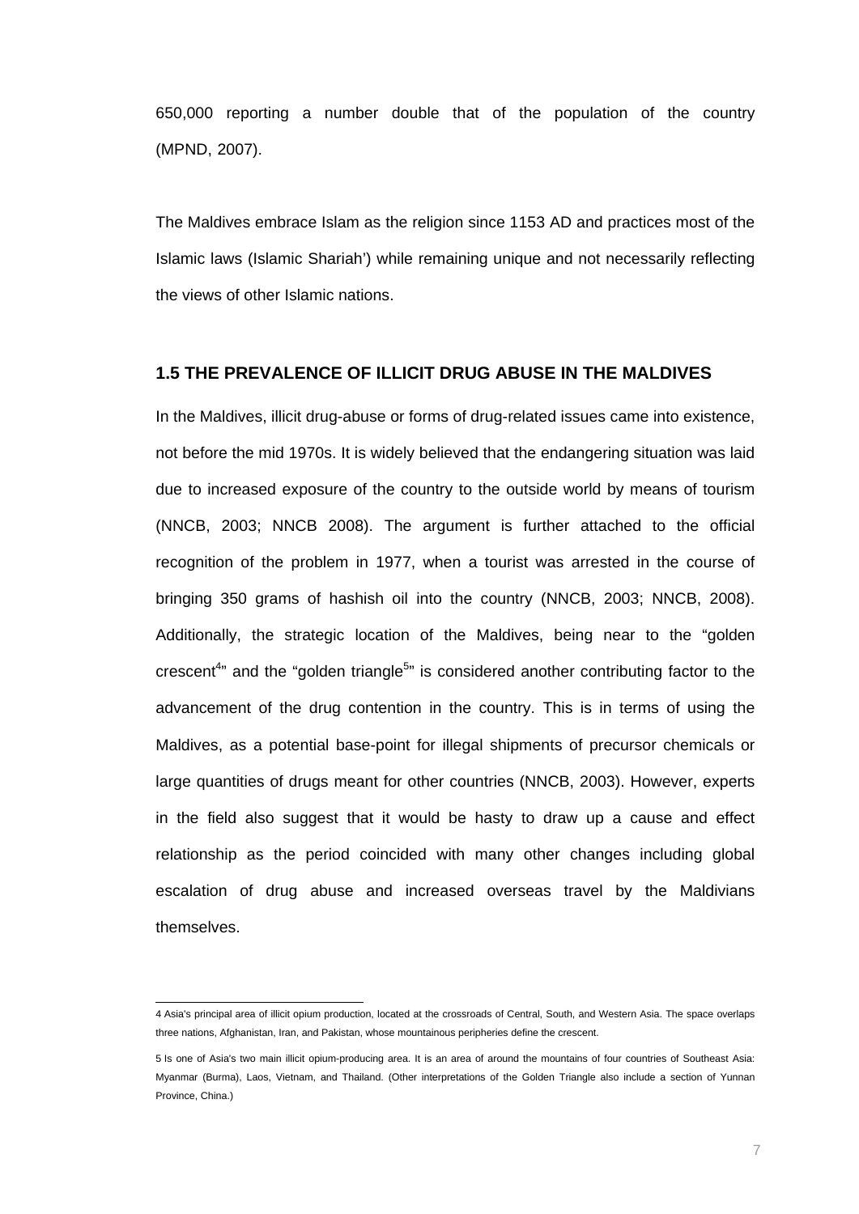650,000 reporting a number double that of the population of the country (MPND, 2007).

The Maldives embrace Islam as the religion since 1153 AD and practices most of the Islamic laws (Islamic Shariah') while remaining unique and not necessarily reflecting the views of other Islamic nations.

## 1.5 THE PREVALENCE OF ILLICIT DRUG ABUSE IN THE MALDIVES

In the Maldives, illicit drug-abuse or forms of drug-related issues came into existence, not before the mid 1970s. It is widely believed that the endangering situation was laid due to increased exposure of the country to the outside world by means of tourism (NNCB, 2003; NNCB 2008). The argument is further attached to the official recognition of the problem in 1977, when a tourist was arrested in the course of bringing 350 grams of hashish oil into the country (NNCB, 2003; NNCB, 2008). Additionally, the strategic location of the Maldives, being near to the "golden crescent[4]" and the "golden triangle[5]" is considered another contributing factor to the advancement of the drug contention in the country. This is in terms of using the Maldives, as a potential base-point for illegal shipments of precursor chemicals or large quantities of drugs meant for other countries (NNCB, 2003). However, experts in the field also suggest that it would be hasty to draw up a cause and effect relationship as the period coincided with many other changes including global escalation of drug abuse and increased overseas travel by the Maldivians themselves.

---

4 Asia's principal area of illicit opium production, located at the crossroads of Central, South, and Western Asia. The space overlaps three nations, Afghanistan, Iran, and Pakistan, whose mountainous peripheries define the crescent.

5 Is one of Asia's two main illicit opium-producing area. It is an area of around the mountains of four countries of Southeast Asia: Myanmar (Burma), Laos, Vietnam, and Thailand. (Other interpretations of the Golden Triangle also include a section of Yunnan Province, China.)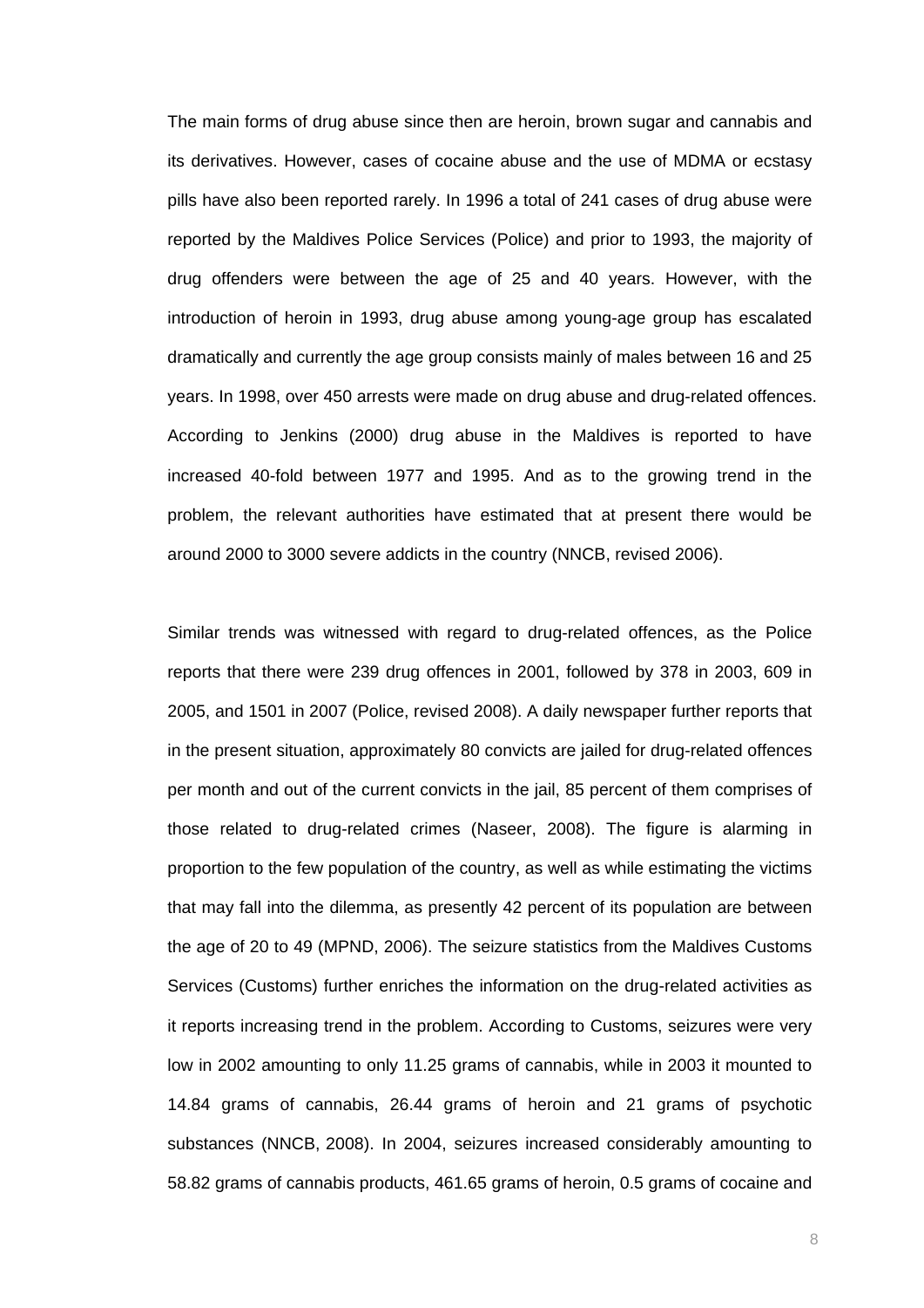The main forms of drug abuse since then are heroin, brown sugar and cannabis and its derivatives. However, cases of cocaine abuse and the use of MDMA or ecstasy pills have also been reported rarely. In 1996 a total of 241 cases of drug abuse were reported by the Maldives Police Services (Police) and prior to 1993, the majority of drug offenders were between the age of 25 and 40 years. However, with the introduction of heroin in 1993, drug abuse among young-age group has escalated dramatically and currently the age group consists mainly of males between 16 and 25 years. In 1998, over 450 arrests were made on drug abuse and drug-related offences. According to Jenkins (2000) drug abuse in the Maldives is reported to have increased 40-fold between 1977 and 1995. And as to the growing trend in the problem, the relevant authorities have estimated that at present there would be around 2000 to 3000 severe addicts in the country (NNCB, revised 2006).

Similar trends was witnessed with regard to drug-related offences, as the Police reports that there were 239 drug offences in 2001, followed by 378 in 2003, 609 in 2005, and 1501 in 2007 (Police, revised 2008). A daily newspaper further reports that in the present situation, approximately 80 convicts are jailed for drug-related offences per month and out of the current convicts in the jail, 85 percent of them comprises of those related to drug-related crimes (Naseer, 2008). The figure is alarming in proportion to the few population of the country, as well as while estimating the victims that may fall into the dilemma, as presently 42 percent of its population are between the age of 20 to 49 (MPND, 2006). The seizure statistics from the Maldives Customs Services (Customs) further enriches the information on the drug-related activities as it reports increasing trend in the problem. According to Customs, seizures were very low in 2002 amounting to only 11.25 grams of cannabis, while in 2003 it mounted to 14.84 grams of cannabis, 26.44 grams of heroin and 21 grams of psychotic substances (NNCB, 2008). In 2004, seizures increased considerably amounting to 58.82 grams of cannabis products, 461.65 grams of heroin, 0.5 grams of cocaine and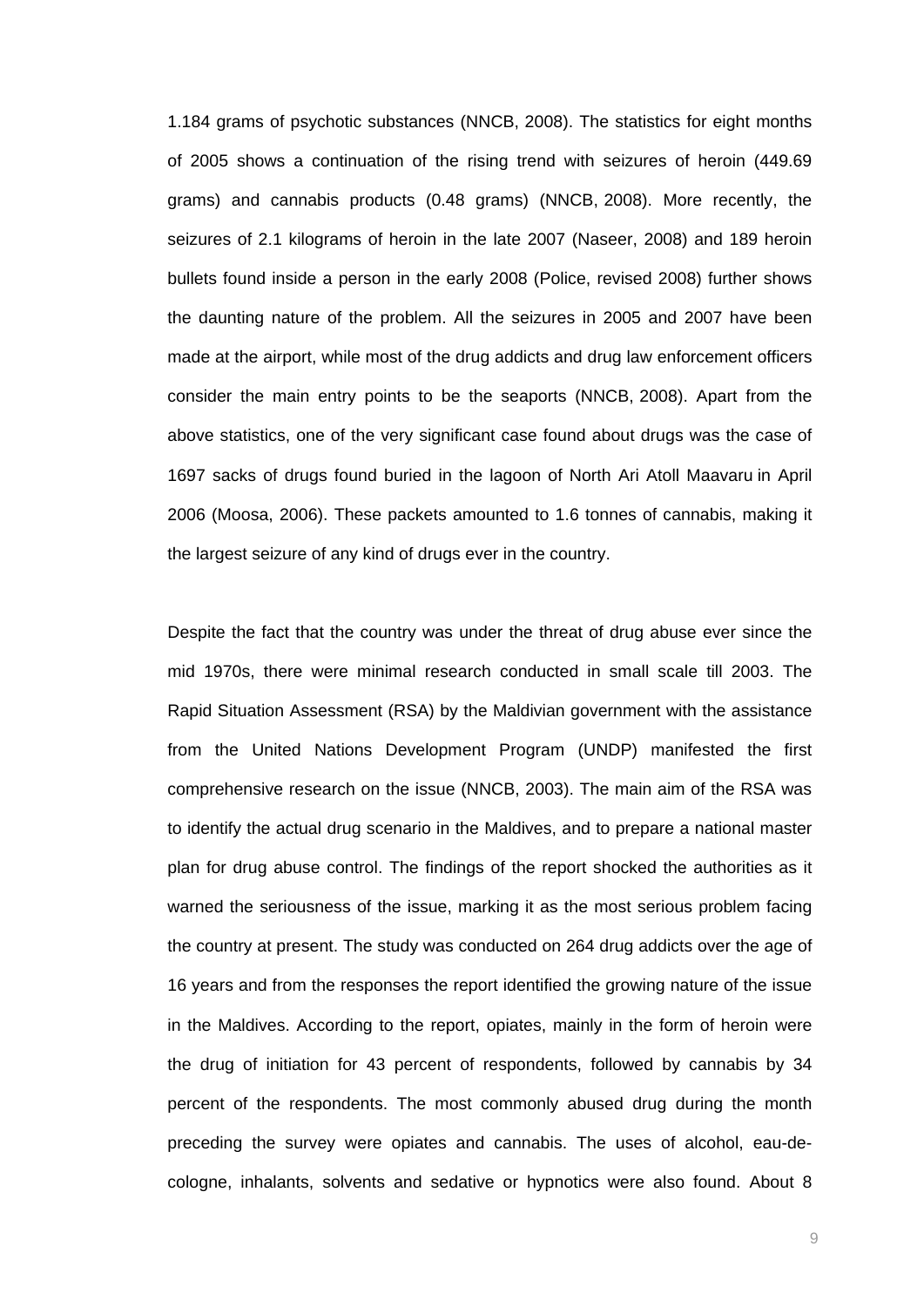1.184 grams of psychotic substances (NNCB, 2008). The statistics for eight months of 2005 shows a continuation of the rising trend with seizures of heroin (449.69 grams) and cannabis products (0.48 grams) (NNCB, 2008). More recently, the seizures of 2.1 kilograms of heroin in the late 2007 (Naseer, 2008) and 189 heroin bullets found inside a person in the early 2008 (Police, revised 2008) further shows the daunting nature of the problem. All the seizures in 2005 and 2007 have been made at the airport, while most of the drug addicts and drug law enforcement officers consider the main entry points to be the seaports (NNCB, 2008). Apart from the above statistics, one of the very significant case found about drugs was the case of 1697 sacks of drugs found buried in the lagoon of North Ari Atoll Maavaru in April 2006 (Moosa, 2006). These packets amounted to 1.6 tonnes of cannabis, making it the largest seizure of any kind of drugs ever in the country.

Despite the fact that the country was under the threat of drug abuse ever since the mid 1970s, there were minimal research conducted in small scale till 2003. The Rapid Situation Assessment (RSA) by the Maldivian government with the assistance from the United Nations Development Program (UNDP) manifested the first comprehensive research on the issue (NNCB, 2003). The main aim of the RSA was to identify the actual drug scenario in the Maldives, and to prepare a national master plan for drug abuse control. The findings of the report shocked the authorities as it warned the seriousness of the issue, marking it as the most serious problem facing the country at present. The study was conducted on 264 drug addicts over the age of 16 years and from the responses the report identified the growing nature of the issue in the Maldives. According to the report, opiates, mainly in the form of heroin were the drug of initiation for 43 percent of respondents, followed by cannabis by 34 percent of the respondents. The most commonly abused drug during the month preceding the survey were opiates and cannabis. The uses of alcohol, eau-de-cologne, inhalants, solvents and sedative or hypnotics were also found. About 8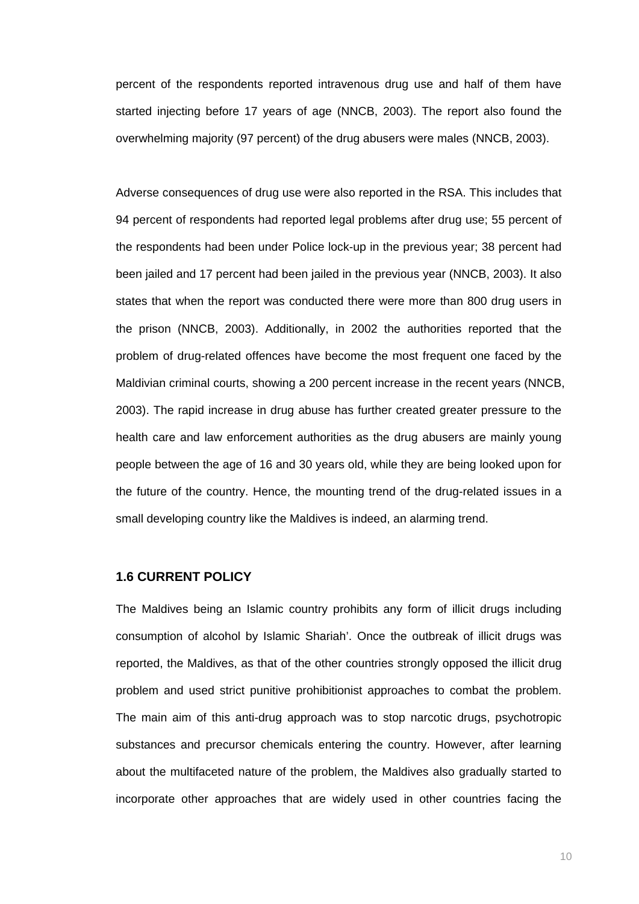percent of the respondents reported intravenous drug use and half of them have started injecting before 17 years of age (NNCB, 2003). The report also found the overwhelming majority (97 percent) of the drug abusers were males (NNCB, 2003).

Adverse consequences of drug use were also reported in the RSA. This includes that 94 percent of respondents had reported legal problems after drug use; 55 percent of the respondents had been under Police lock-up in the previous year; 38 percent had been jailed and 17 percent had been jailed in the previous year (NNCB, 2003). It also states that when the report was conducted there were more than 800 drug users in the prison (NNCB, 2003). Additionally, in 2002 the authorities reported that the problem of drug-related offences have become the most frequent one faced by the Maldivian criminal courts, showing a 200 percent increase in the recent years (NNCB, 2003). The rapid increase in drug abuse has further created greater pressure to the health care and law enforcement authorities as the drug abusers are mainly young people between the age of 16 and 30 years old, while they are being looked upon for the future of the country. Hence, the mounting trend of the drug-related issues in a small developing country like the Maldives is indeed, an alarming trend.

### 1.6 CURRENT POLICY

The Maldives being an Islamic country prohibits any form of illicit drugs including consumption of alcohol by Islamic Shariah'. Once the outbreak of illicit drugs was reported, the Maldives, as that of the other countries strongly opposed the illicit drug problem and used strict punitive prohibitionist approaches to combat the problem. The main aim of this anti-drug approach was to stop narcotic drugs, psychotropic substances and precursor chemicals entering the country. However, after learning about the multifaceted nature of the problem, the Maldives also gradually started to incorporate other approaches that are widely used in other countries facing the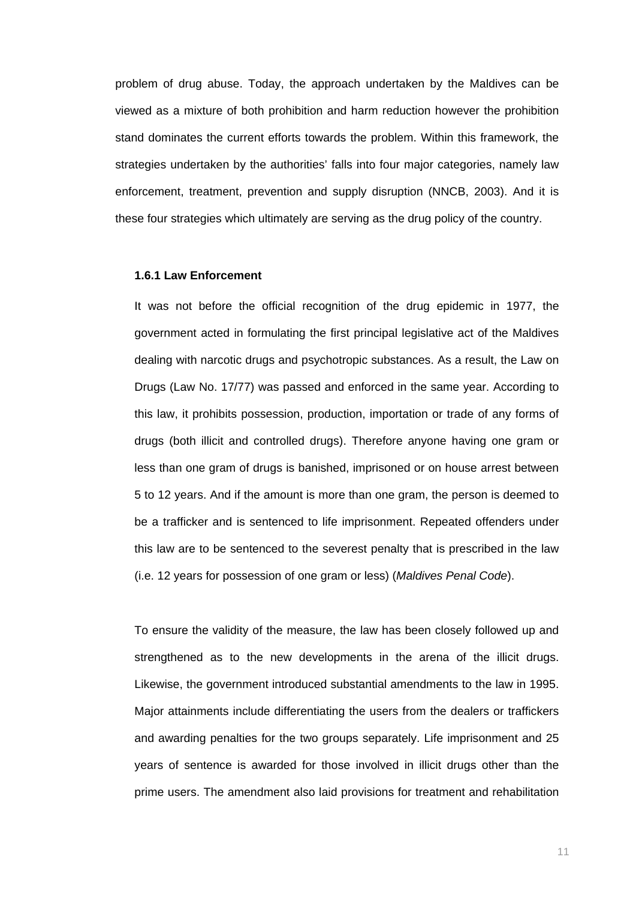problem of drug abuse. Today, the approach undertaken by the Maldives can be viewed as a mixture of both prohibition and harm reduction however the prohibition stand dominates the current efforts towards the problem. Within this framework, the strategies undertaken by the authorities' falls into four major categories, namely law enforcement, treatment, prevention and supply disruption (NNCB, 2003). And it is these four strategies which ultimately are serving as the drug policy of the country.

### 1.6.1 Law Enforcement

It was not before the official recognition of the drug epidemic in 1977, the government acted in formulating the first principal legislative act of the Maldives dealing with narcotic drugs and psychotropic substances. As a result, the Law on Drugs (Law No. 17/77) was passed and enforced in the same year. According to this law, it prohibits possession, production, importation or trade of any forms of drugs (both illicit and controlled drugs). Therefore anyone having one gram or less than one gram of drugs is banished, imprisoned or on house arrest between 5 to 12 years. And if the amount is more than one gram, the person is deemed to be a trafficker and is sentenced to life imprisonment. Repeated offenders under this law are to be sentenced to the severest penalty that is prescribed in the law (i.e. 12 years for possession of one gram or less) (*Maldives Penal Code*).

To ensure the validity of the measure, the law has been closely followed up and strengthened as to the new developments in the arena of the illicit drugs. Likewise, the government introduced substantial amendments to the law in 1995. Major attainments include differentiating the users from the dealers or traffickers and awarding penalties for the two groups separately. Life imprisonment and 25 years of sentence is awarded for those involved in illicit drugs other than the prime users. The amendment also laid provisions for treatment and rehabilitation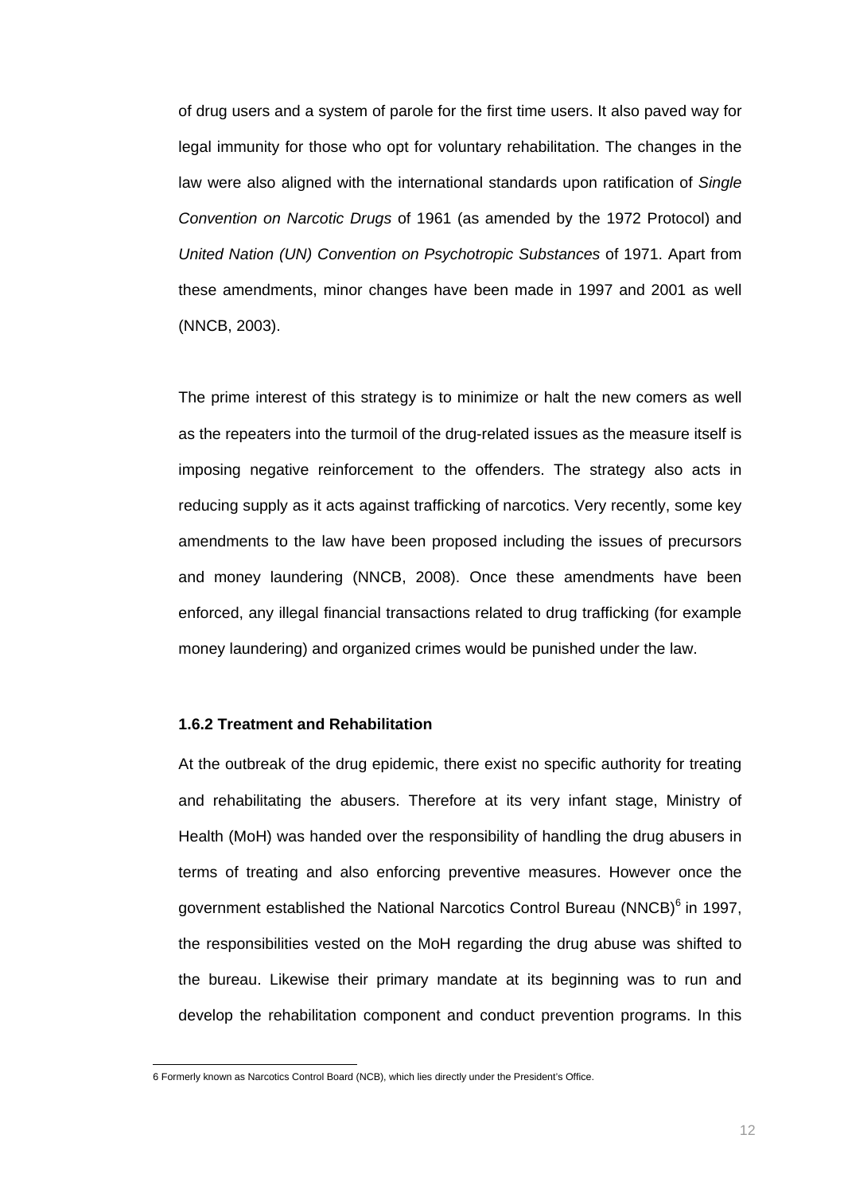of drug users and a system of parole for the first time users. It also paved way for legal immunity for those who opt for voluntary rehabilitation. The changes in the law were also aligned with the international standards upon ratification of *Single Convention on Narcotic Drugs* of 1961 (as amended by the 1972 Protocol) and *United Nation (UN) Convention on Psychotropic Substances* of 1971. Apart from these amendments, minor changes have been made in 1997 and 2001 as well (NNCB, 2003).

The prime interest of this strategy is to minimize or halt the new comers as well as the repeaters into the turmoil of the drug-related issues as the measure itself is imposing negative reinforcement to the offenders. The strategy also acts in reducing supply as it acts against trafficking of narcotics. Very recently, some key amendments to the law have been proposed including the issues of precursors and money laundering (NNCB, 2008). Once these amendments have been enforced, any illegal financial transactions related to drug trafficking (for example money laundering) and organized crimes would be punished under the law.

### 1.6.2 Treatment and Rehabilitation

At the outbreak of the drug epidemic, there exist no specific authority for treating and rehabilitating the abusers. Therefore at its very infant stage, Ministry of Health (MoH) was handed over the responsibility of handling the drug abusers in terms of treating and also enforcing preventive measures. However once the government established the National Narcotics Control Bureau (NNCB)[6] in 1997, the responsibilities vested on the MoH regarding the drug abuse was shifted to the bureau. Likewise their primary mandate at its beginning was to run and develop the rehabilitation component and conduct prevention programs. In this

6 Formerly known as Narcotics Control Board (NCB), which lies directly under the President's Office.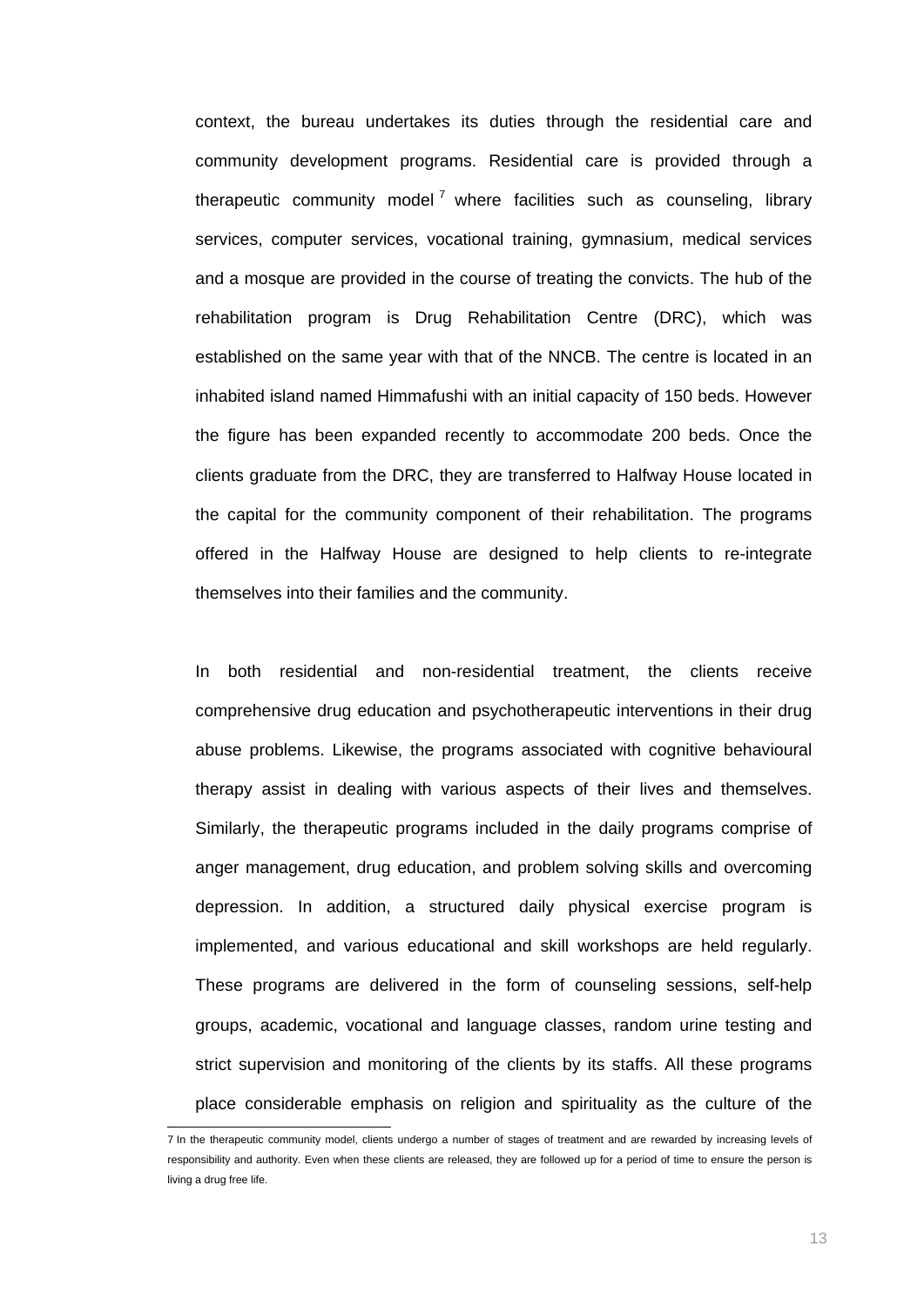context, the bureau undertakes its duties through the residential care and community development programs. Residential care is provided through a therapeutic community model [7] where facilities such as counseling, library services, computer services, vocational training, gymnasium, medical services and a mosque are provided in the course of treating the convicts. The hub of the rehabilitation program is Drug Rehabilitation Centre (DRC), which was established on the same year with that of the NNCB. The centre is located in an inhabited island named Himmafushi with an initial capacity of 150 beds. However the figure has been expanded recently to accommodate 200 beds. Once the clients graduate from the DRC, they are transferred to Halfway House located in the capital for the community component of their rehabilitation. The programs offered in the Halfway House are designed to help clients to re-integrate themselves into their families and the community.

In both residential and non-residential treatment, the clients receive comprehensive drug education and psychotherapeutic interventions in their drug abuse problems. Likewise, the programs associated with cognitive behavioural therapy assist in dealing with various aspects of their lives and themselves. Similarly, the therapeutic programs included in the daily programs comprise of anger management, drug education, and problem solving skills and overcoming depression. In addition, a structured daily physical exercise program is implemented, and various educational and skill workshops are held regularly. These programs are delivered in the form of counseling sessions, self-help groups, academic, vocational and language classes, random urine testing and strict supervision and monitoring of the clients by its staffs. All these programs place considerable emphasis on religion and spirituality as the culture of the

7 In the therapeutic community model, clients undergo a number of stages of treatment and are rewarded by increasing levels of responsibility and authority. Even when these clients are released, they are followed up for a period of time to ensure the person is living a drug free life.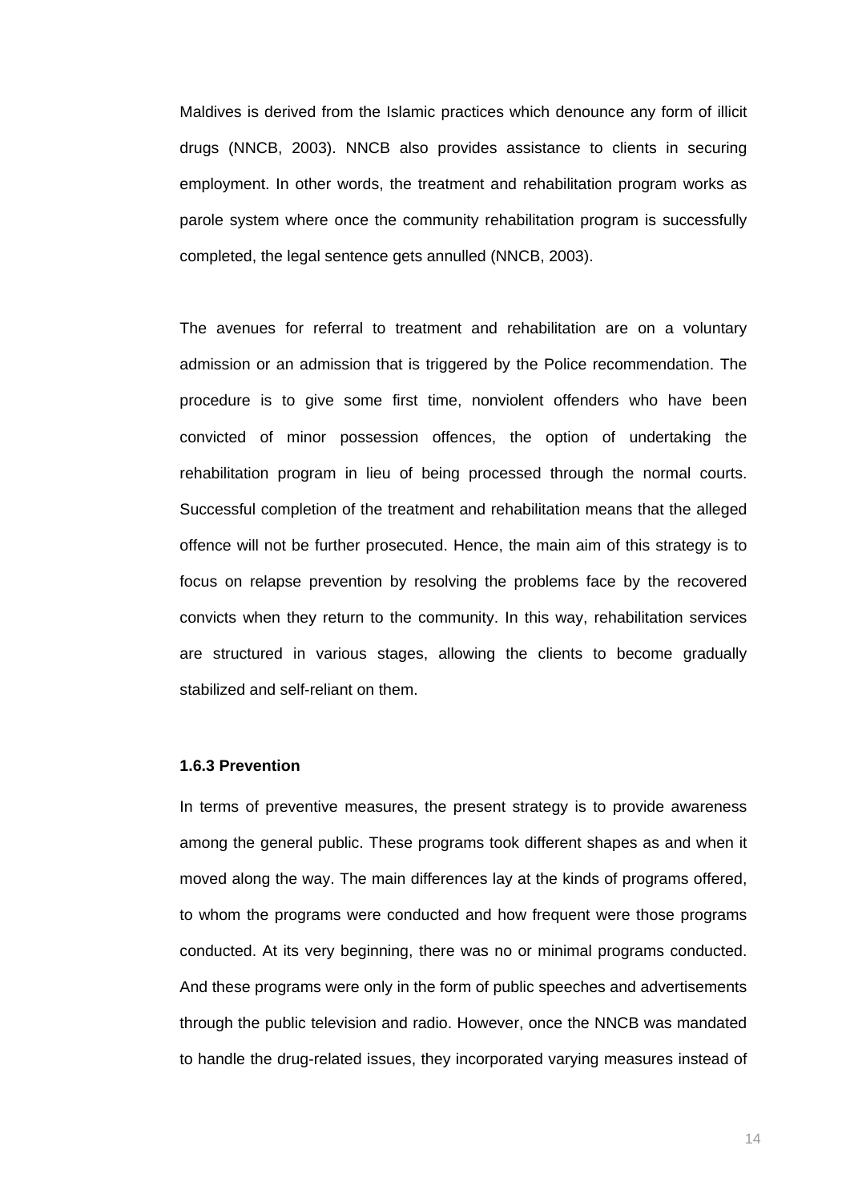Maldives is derived from the Islamic practices which denounce any form of illicit drugs (NNCB, 2003). NNCB also provides assistance to clients in securing employment. In other words, the treatment and rehabilitation program works as parole system where once the community rehabilitation program is successfully completed, the legal sentence gets annulled (NNCB, 2003).

The avenues for referral to treatment and rehabilitation are on a voluntary admission or an admission that is triggered by the Police recommendation. The procedure is to give some first time, nonviolent offenders who have been convicted of minor possession offences, the option of undertaking the rehabilitation program in lieu of being processed through the normal courts. Successful completion of the treatment and rehabilitation means that the alleged offence will not be further prosecuted. Hence, the main aim of this strategy is to focus on relapse prevention by resolving the problems face by the recovered convicts when they return to the community. In this way, rehabilitation services are structured in various stages, allowing the clients to become gradually stabilized and self-reliant on them.

**1.6.3 Prevention**

In terms of preventive measures, the present strategy is to provide awareness among the general public. These programs took different shapes as and when it moved along the way. The main differences lay at the kinds of programs offered, to whom the programs were conducted and how frequent were those programs conducted. At its very beginning, there was no or minimal programs conducted. And these programs were only in the form of public speeches and advertisements through the public television and radio. However, once the NNCB was mandated to handle the drug-related issues, they incorporated varying measures instead of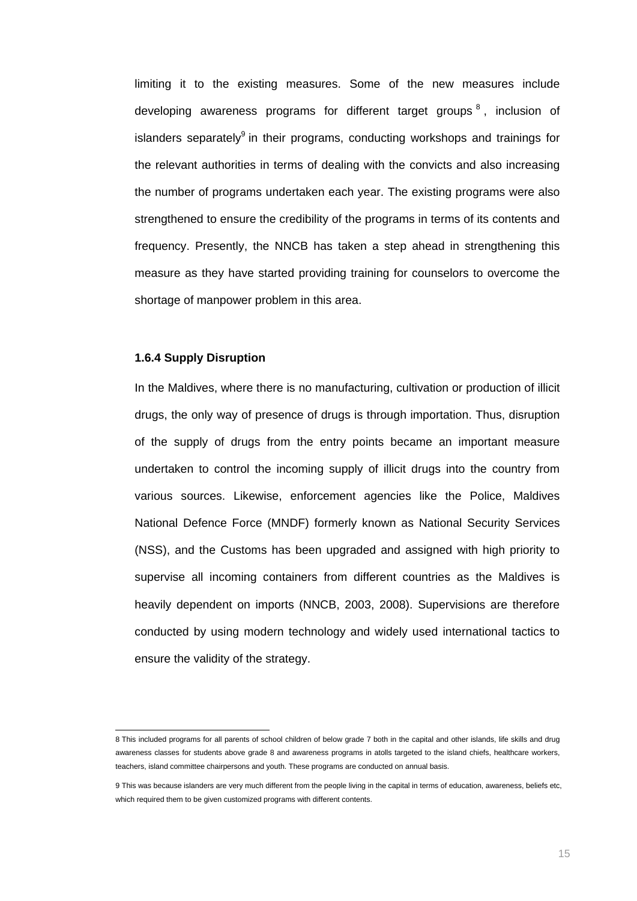limiting it to the existing measures. Some of the new measures include developing awareness programs for different target groups [8], inclusion of islanders separately[9] in their programs, conducting workshops and trainings for the relevant authorities in terms of dealing with the convicts and also increasing the number of programs undertaken each year. The existing programs were also strengthened to ensure the credibility of the programs in terms of its contents and frequency. Presently, the NNCB has taken a step ahead in strengthening this measure as they have started providing training for counselors to overcome the shortage of manpower problem in this area.

#### 1.6.4 Supply Disruption

In the Maldives, where there is no manufacturing, cultivation or production of illicit drugs, the only way of presence of drugs is through importation. Thus, disruption of the supply of drugs from the entry points became an important measure undertaken to control the incoming supply of illicit drugs into the country from various sources. Likewise, enforcement agencies like the Police, Maldives National Defence Force (MNDF) formerly known as National Security Services (NSS), and the Customs has been upgraded and assigned with high priority to supervise all incoming containers from different countries as the Maldives is heavily dependent on imports (NNCB, 2003, 2008). Supervisions are therefore conducted by using modern technology and widely used international tactics to ensure the validity of the strategy.

---

8 This included programs for all parents of school children of below grade 7 both in the capital and other islands, life skills and drug awareness classes for students above grade 8 and awareness programs in atolls targeted to the island chiefs, healthcare workers, teachers, island committee chairpersons and youth. These programs are conducted on annual basis.

9 This was because islanders are very much different from the people living in the capital in terms of education, awareness, beliefs etc, which required them to be given customized programs with different contents.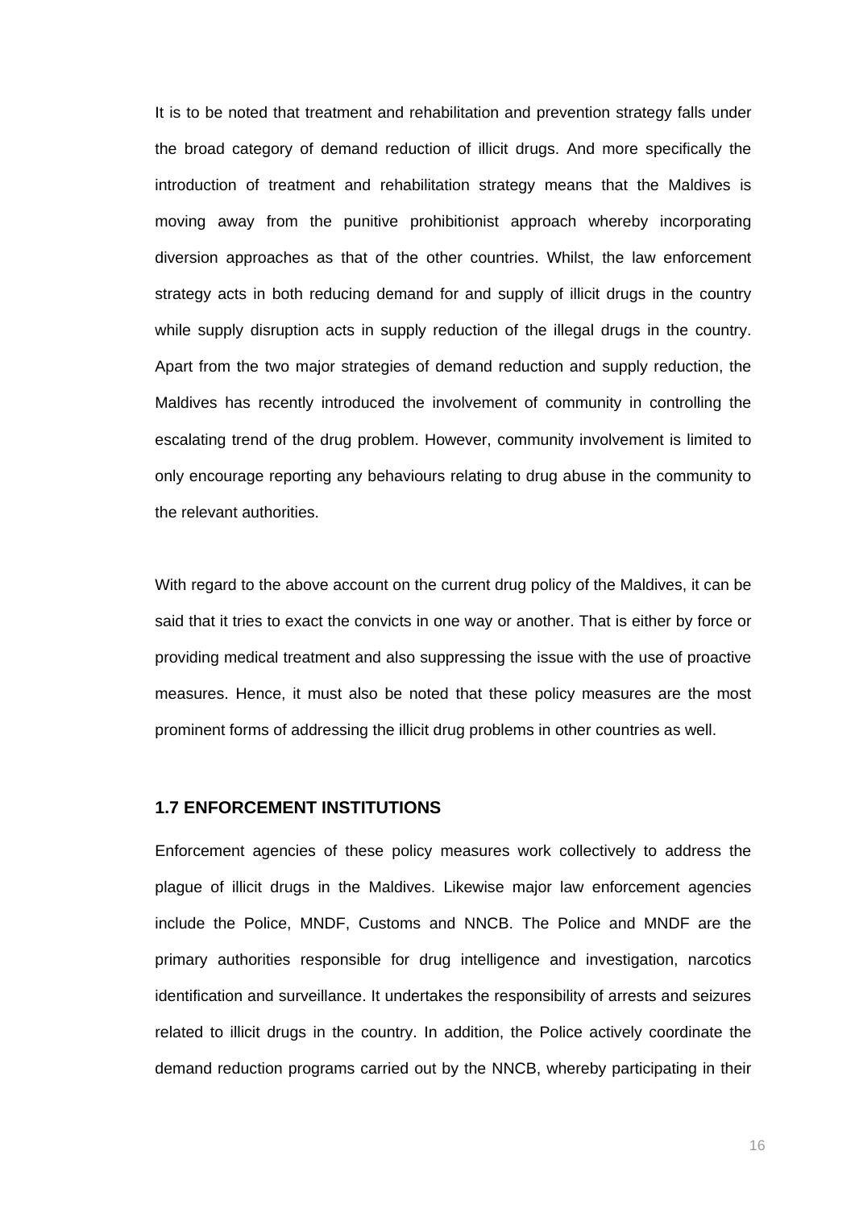It is to be noted that treatment and rehabilitation and prevention strategy falls under the broad category of demand reduction of illicit drugs. And more specifically the introduction of treatment and rehabilitation strategy means that the Maldives is moving away from the punitive prohibitionist approach whereby incorporating diversion approaches as that of the other countries. Whilst, the law enforcement strategy acts in both reducing demand for and supply of illicit drugs in the country while supply disruption acts in supply reduction of the illegal drugs in the country. Apart from the two major strategies of demand reduction and supply reduction, the Maldives has recently introduced the involvement of community in controlling the escalating trend of the drug problem. However, community involvement is limited to only encourage reporting any behaviours relating to drug abuse in the community to the relevant authorities.

With regard to the above account on the current drug policy of the Maldives, it can be said that it tries to exact the convicts in one way or another. That is either by force or providing medical treatment and also suppressing the issue with the use of proactive measures. Hence, it must also be noted that these policy measures are the most prominent forms of addressing the illicit drug problems in other countries as well.

### 1.7 ENFORCEMENT INSTITUTIONS

Enforcement agencies of these policy measures work collectively to address the plague of illicit drugs in the Maldives. Likewise major law enforcement agencies include the Police, MNDF, Customs and NNCB. The Police and MNDF are the primary authorities responsible for drug intelligence and investigation, narcotics identification and surveillance. It undertakes the responsibility of arrests and seizures related to illicit drugs in the country. In addition, the Police actively coordinate the demand reduction programs carried out by the NNCB, whereby participating in their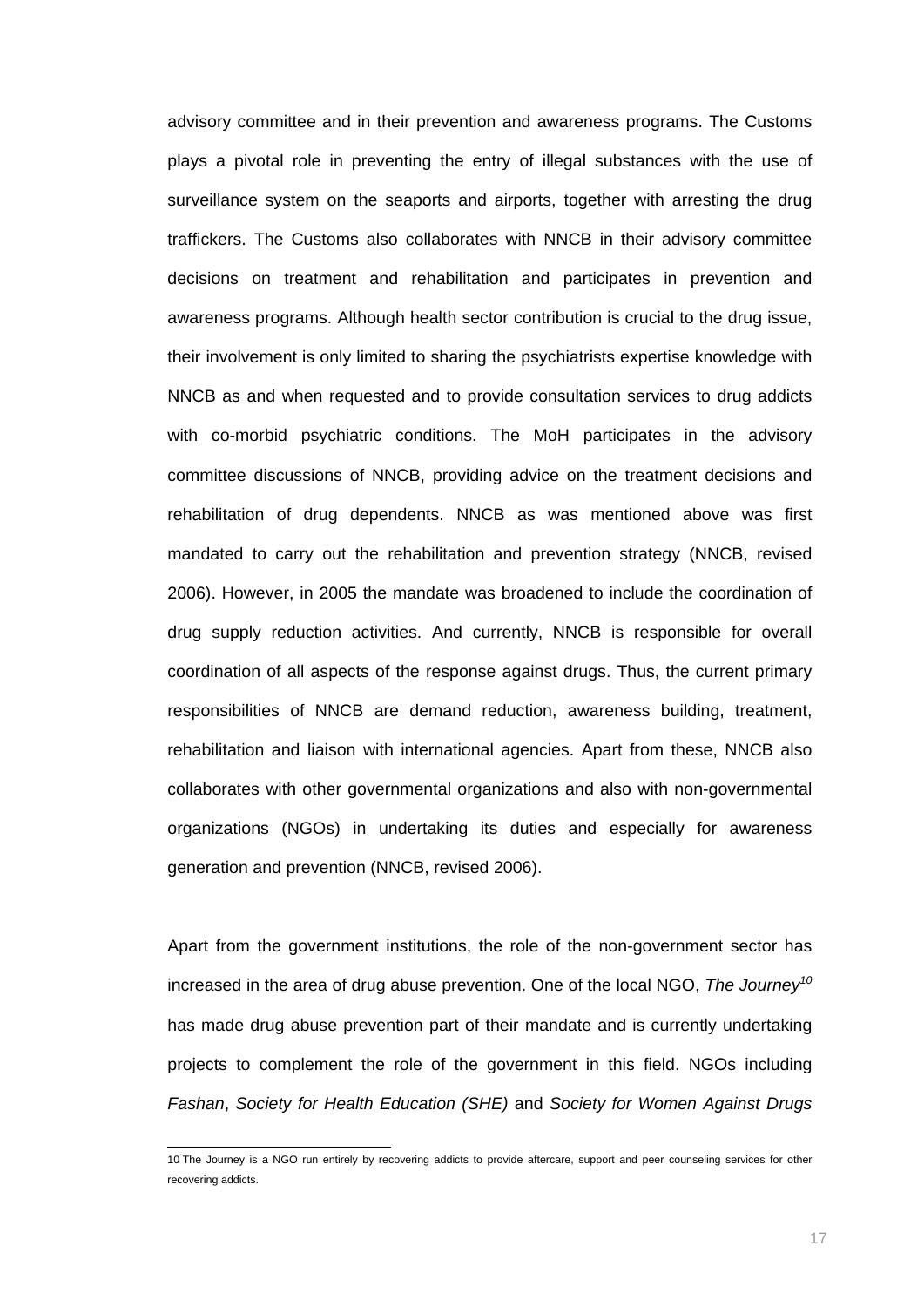advisory committee and in their prevention and awareness programs. The Customs plays a pivotal role in preventing the entry of illegal substances with the use of surveillance system on the seaports and airports, together with arresting the drug traffickers. The Customs also collaborates with NNCB in their advisory committee decisions on treatment and rehabilitation and participates in prevention and awareness programs. Although health sector contribution is crucial to the drug issue, their involvement is only limited to sharing the psychiatrists expertise knowledge with NNCB as and when requested and to provide consultation services to drug addicts with co-morbid psychiatric conditions. The MoH participates in the advisory committee discussions of NNCB, providing advice on the treatment decisions and rehabilitation of drug dependents. NNCB as was mentioned above was first mandated to carry out the rehabilitation and prevention strategy (NNCB, revised 2006). However, in 2005 the mandate was broadened to include the coordination of drug supply reduction activities. And currently, NNCB is responsible for overall coordination of all aspects of the response against drugs. Thus, the current primary responsibilities of NNCB are demand reduction, awareness building, treatment, rehabilitation and liaison with international agencies. Apart from these, NNCB also collaborates with other governmental organizations and also with non-governmental organizations (NGOs) in undertaking its duties and especially for awareness generation and prevention (NNCB, revised 2006).

Apart from the government institutions, the role of the non-government sector has increased in the area of drug abuse prevention. One of the local NGO, *The Journey*[10] has made drug abuse prevention part of their mandate and is currently undertaking projects to complement the role of the government in this field. NGOs including *Fashan*, *Society for Health Education (SHE)* and *Society for Women Against Drugs*

---

10 The Journey is a NGO run entirely by recovering addicts to provide aftercare, support and peer counseling services for other recovering addicts.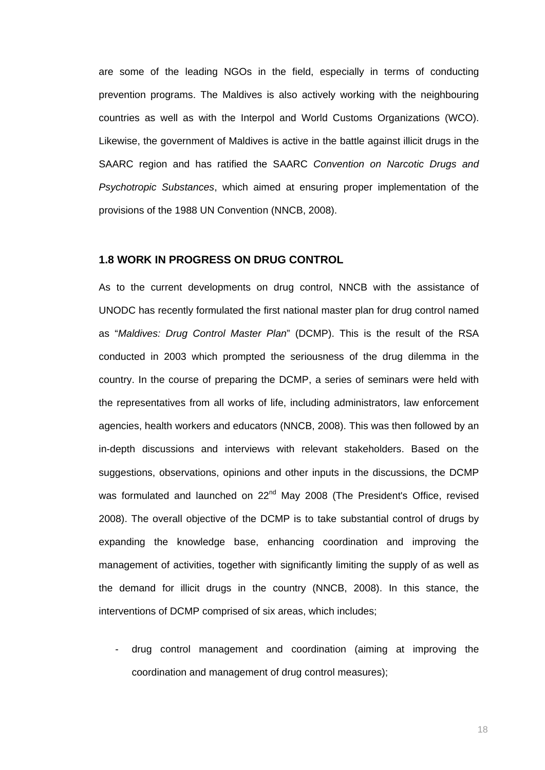are some of the leading NGOs in the field, especially in terms of conducting prevention programs. The Maldives is also actively working with the neighbouring countries as well as with the Interpol and World Customs Organizations (WCO). Likewise, the government of Maldives is active in the battle against illicit drugs in the SAARC region and has ratified the SAARC *Convention on Narcotic Drugs and Psychotropic Substances*, which aimed at ensuring proper implementation of the provisions of the 1988 UN Convention (NNCB, 2008).

### 1.8 WORK IN PROGRESS ON DRUG CONTROL

As to the current developments on drug control, NNCB with the assistance of UNODC has recently formulated the first national master plan for drug control named as "*Maldives: Drug Control Master Plan*" (DCMP). This is the result of the RSA conducted in 2003 which prompted the seriousness of the drug dilemma in the country. In the course of preparing the DCMP, a series of seminars were held with the representatives from all works of life, including administrators, law enforcement agencies, health workers and educators (NNCB, 2008). This was then followed by an in-depth discussions and interviews with relevant stakeholders. Based on the suggestions, observations, opinions and other inputs in the discussions, the DCMP was formulated and launched on 22nd May 2008 (The President's Office, revised 2008). The overall objective of the DCMP is to take substantial control of drugs by expanding the knowledge base, enhancing coordination and improving the management of activities, together with significantly limiting the supply of as well as the demand for illicit drugs in the country (NNCB, 2008). In this stance, the interventions of DCMP comprised of six areas, which includes;

- drug control management and coordination (aiming at improving the coordination and management of drug control measures);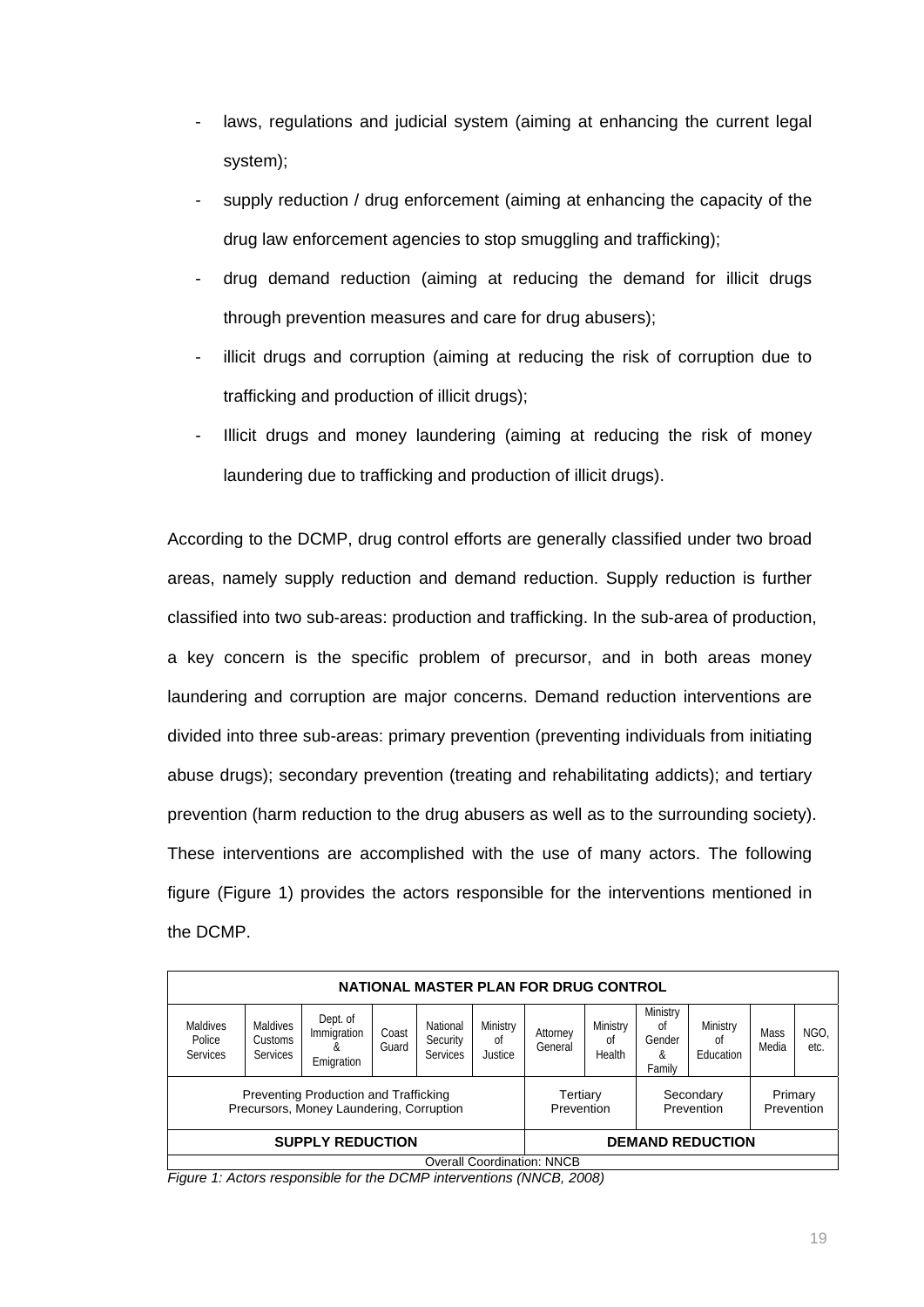- laws, regulations and judicial system (aiming at enhancing the current legal system);
- supply reduction / drug enforcement (aiming at enhancing the capacity of the drug law enforcement agencies to stop smuggling and trafficking);
- drug demand reduction (aiming at reducing the demand for illicit drugs through prevention measures and care for drug abusers);
- illicit drugs and corruption (aiming at reducing the risk of corruption due to trafficking and production of illicit drugs);
- Illicit drugs and money laundering (aiming at reducing the risk of money laundering due to trafficking and production of illicit drugs).

According to the DCMP, drug control efforts are generally classified under two broad areas, namely supply reduction and demand reduction. Supply reduction is further classified into two sub-areas: production and trafficking. In the sub-area of production, a key concern is the specific problem of precursor, and in both areas money laundering and corruption are major concerns. Demand reduction interventions are divided into three sub-areas: primary prevention (preventing individuals from initiating abuse drugs); secondary prevention (treating and rehabilitating addicts); and tertiary prevention (harm reduction to the drug abusers as well as to the surrounding society). These interventions are accomplished with the use of many actors. The following figure (Figure 1) provides the actors responsible for the interventions mentioned in the DCMP.

| NATIONAL MASTER PLAN FOR DRUG CONTROL | | | | | | | | | | | | |
|---|---|---|---|---|---|---|---|---|---|---|---|---|
| Maldives Police Services | Maldives Customs Services | Dept. of Immigration & Emigration | Coast Guard | National Security Services | Ministry of Justice | Attorney General | Ministry of Health | Ministry of Gender & Family | Ministry of Education | Mass Media | NGO, etc. |
| Preventing Production and Trafficking Precursors, Money Laundering, Corruption | | | | | | Tertiary Prevention | | Secondary Prevention | | Primary Prevention | |
| **SUPPLY REDUCTION** | | | | | | **DEMAND REDUCTION** | | | | | |
| Overall Coordination: NNCB | | | | | | | | | | | |

*Figure 1: Actors responsible for the DCMP interventions (NNCB, 2008)*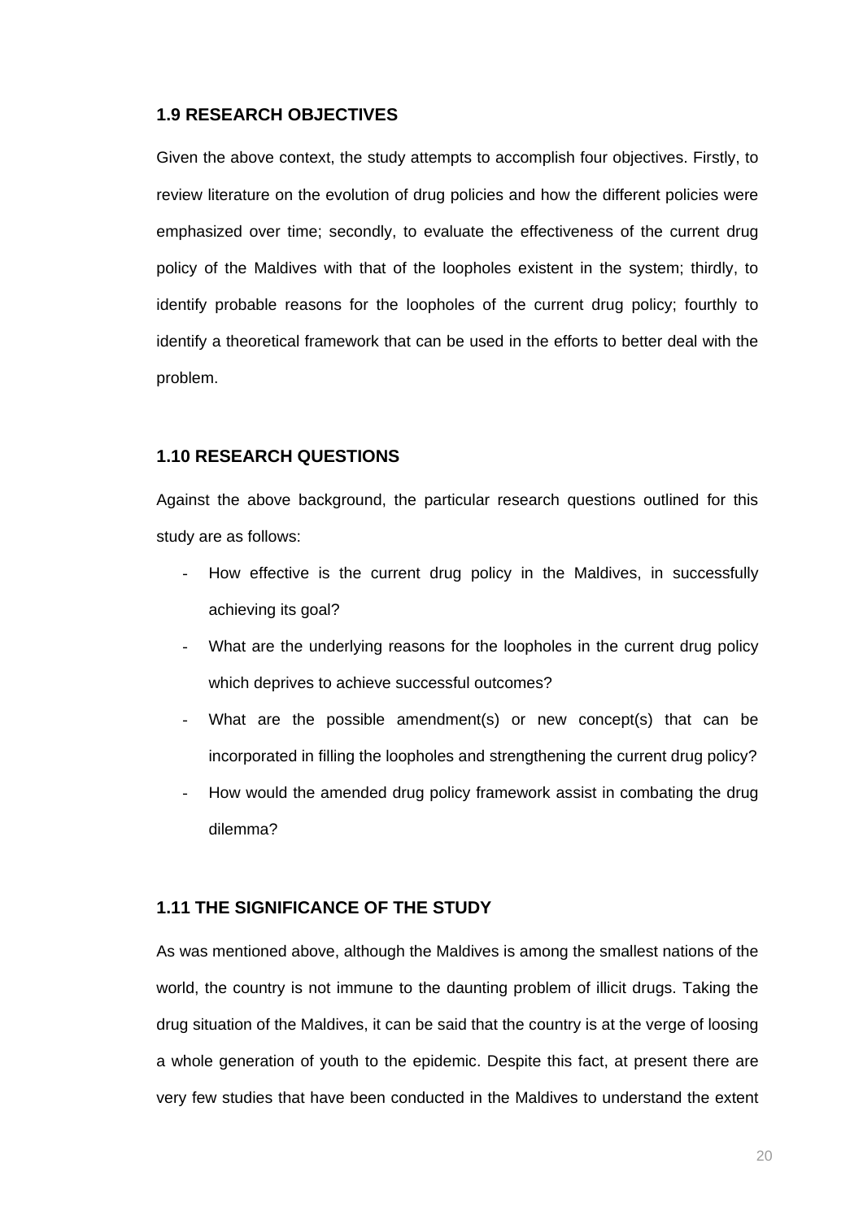## 1.9 RESEARCH OBJECTIVES

Given the above context, the study attempts to accomplish four objectives. Firstly, to review literature on the evolution of drug policies and how the different policies were emphasized over time; secondly, to evaluate the effectiveness of the current drug policy of the Maldives with that of the loopholes existent in the system; thirdly, to identify probable reasons for the loopholes of the current drug policy; fourthly to identify a theoretical framework that can be used in the efforts to better deal with the problem.

## 1.10 RESEARCH QUESTIONS

Against the above background, the particular research questions outlined for this study are as follows:

- How effective is the current drug policy in the Maldives, in successfully achieving its goal?
- What are the underlying reasons for the loopholes in the current drug policy which deprives to achieve successful outcomes?
- What are the possible amendment(s) or new concept(s) that can be incorporated in filling the loopholes and strengthening the current drug policy?
- How would the amended drug policy framework assist in combating the drug dilemma?

## 1.11 THE SIGNIFICANCE OF THE STUDY

As was mentioned above, although the Maldives is among the smallest nations of the world, the country is not immune to the daunting problem of illicit drugs. Taking the drug situation of the Maldives, it can be said that the country is at the verge of loosing a whole generation of youth to the epidemic. Despite this fact, at present there are very few studies that have been conducted in the Maldives to understand the extent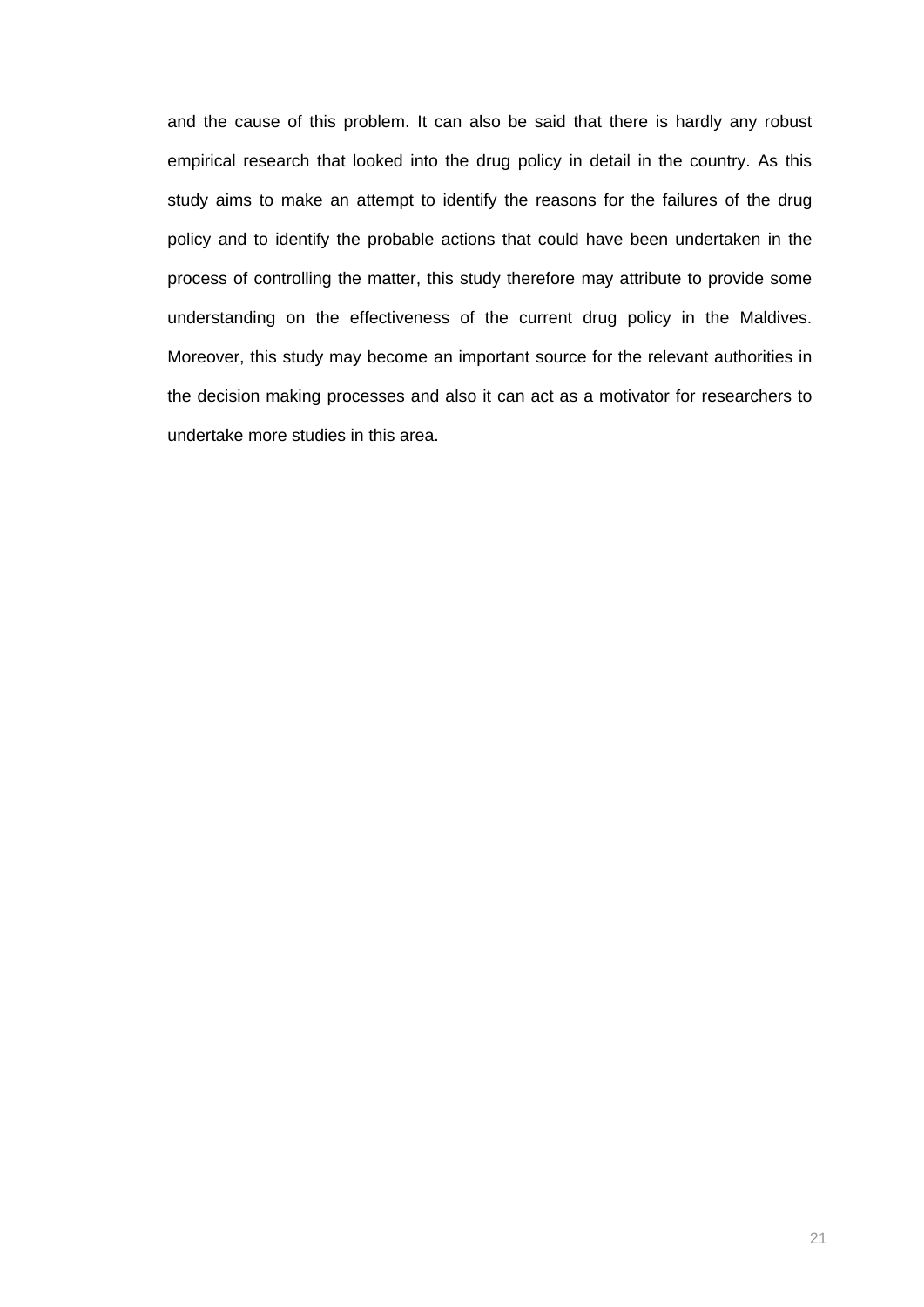and the cause of this problem. It can also be said that there is hardly any robust empirical research that looked into the drug policy in detail in the country. As this study aims to make an attempt to identify the reasons for the failures of the drug policy and to identify the probable actions that could have been undertaken in the process of controlling the matter, this study therefore may attribute to provide some understanding on the effectiveness of the current drug policy in the Maldives. Moreover, this study may become an important source for the relevant authorities in the decision making processes and also it can act as a motivator for researchers to undertake more studies in this area.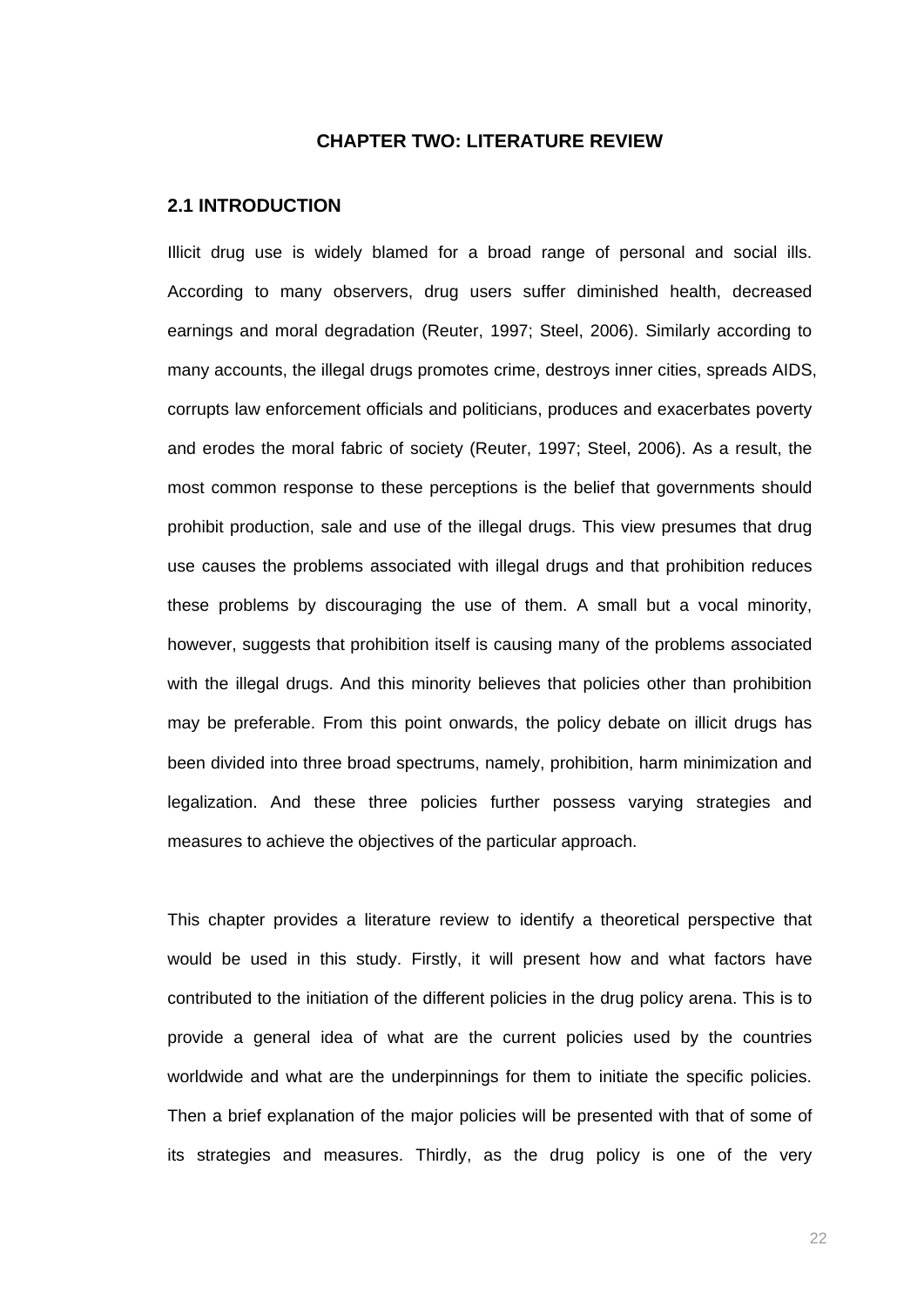# CHAPTER TWO: LITERATURE REVIEW

## 2.1 INTRODUCTION

Illicit drug use is widely blamed for a broad range of personal and social ills. According to many observers, drug users suffer diminished health, decreased earnings and moral degradation (Reuter, 1997; Steel, 2006). Similarly according to many accounts, the illegal drugs promotes crime, destroys inner cities, spreads AIDS, corrupts law enforcement officials and politicians, produces and exacerbates poverty and erodes the moral fabric of society (Reuter, 1997; Steel, 2006). As a result, the most common response to these perceptions is the belief that governments should prohibit production, sale and use of the illegal drugs. This view presumes that drug use causes the problems associated with illegal drugs and that prohibition reduces these problems by discouraging the use of them. A small but a vocal minority, however, suggests that prohibition itself is causing many of the problems associated with the illegal drugs. And this minority believes that policies other than prohibition may be preferable. From this point onwards, the policy debate on illicit drugs has been divided into three broad spectrums, namely, prohibition, harm minimization and legalization. And these three policies further possess varying strategies and measures to achieve the objectives of the particular approach.

This chapter provides a literature review to identify a theoretical perspective that would be used in this study. Firstly, it will present how and what factors have contributed to the initiation of the different policies in the drug policy arena. This is to provide a general idea of what are the current policies used by the countries worldwide and what are the underpinnings for them to initiate the specific policies. Then a brief explanation of the major policies will be presented with that of some of its strategies and measures. Thirdly, as the drug policy is one of the very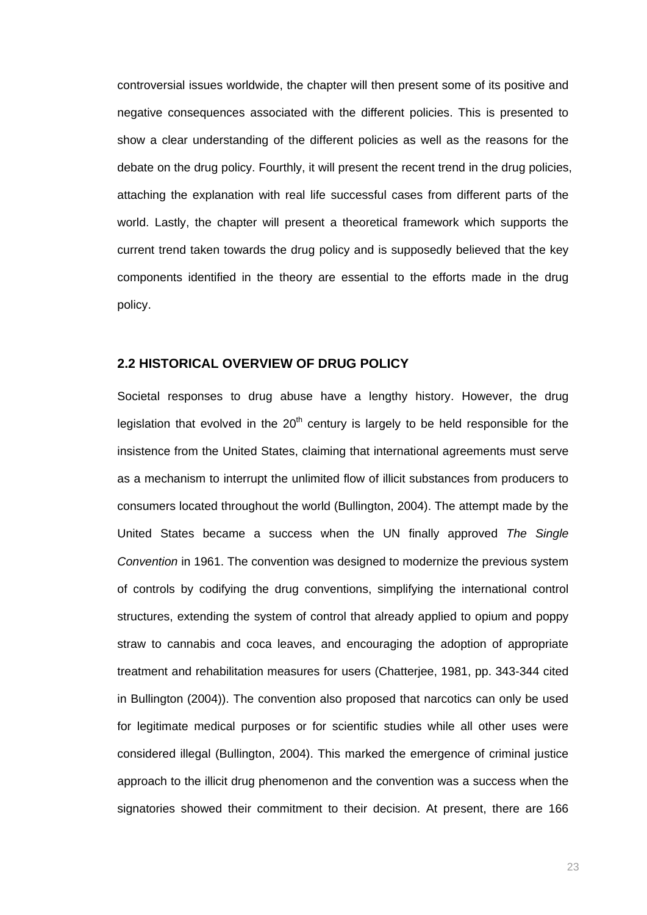controversial issues worldwide, the chapter will then present some of its positive and negative consequences associated with the different policies. This is presented to show a clear understanding of the different policies as well as the reasons for the debate on the drug policy. Fourthly, it will present the recent trend in the drug policies, attaching the explanation with real life successful cases from different parts of the world. Lastly, the chapter will present a theoretical framework which supports the current trend taken towards the drug policy and is supposedly believed that the key components identified in the theory are essential to the efforts made in the drug policy.

## 2.2 HISTORICAL OVERVIEW OF DRUG POLICY

Societal responses to drug abuse have a lengthy history. However, the drug legislation that evolved in the $20^{th}$ century is largely to be held responsible for the insistence from the United States, claiming that international agreements must serve as a mechanism to interrupt the unlimited flow of illicit substances from producers to consumers located throughout the world (Bullington, 2004). The attempt made by the United States became a success when the UN finally approved *The Single Convention* in 1961. The convention was designed to modernize the previous system of controls by codifying the drug conventions, simplifying the international control structures, extending the system of control that already applied to opium and poppy straw to cannabis and coca leaves, and encouraging the adoption of appropriate treatment and rehabilitation measures for users (Chatterjee, 1981, pp. 343-344 cited in Bullington (2004)). The convention also proposed that narcotics can only be used for legitimate medical purposes or for scientific studies while all other uses were considered illegal (Bullington, 2004). This marked the emergence of criminal justice approach to the illicit drug phenomenon and the convention was a success when the signatories showed their commitment to their decision. At present, there are 166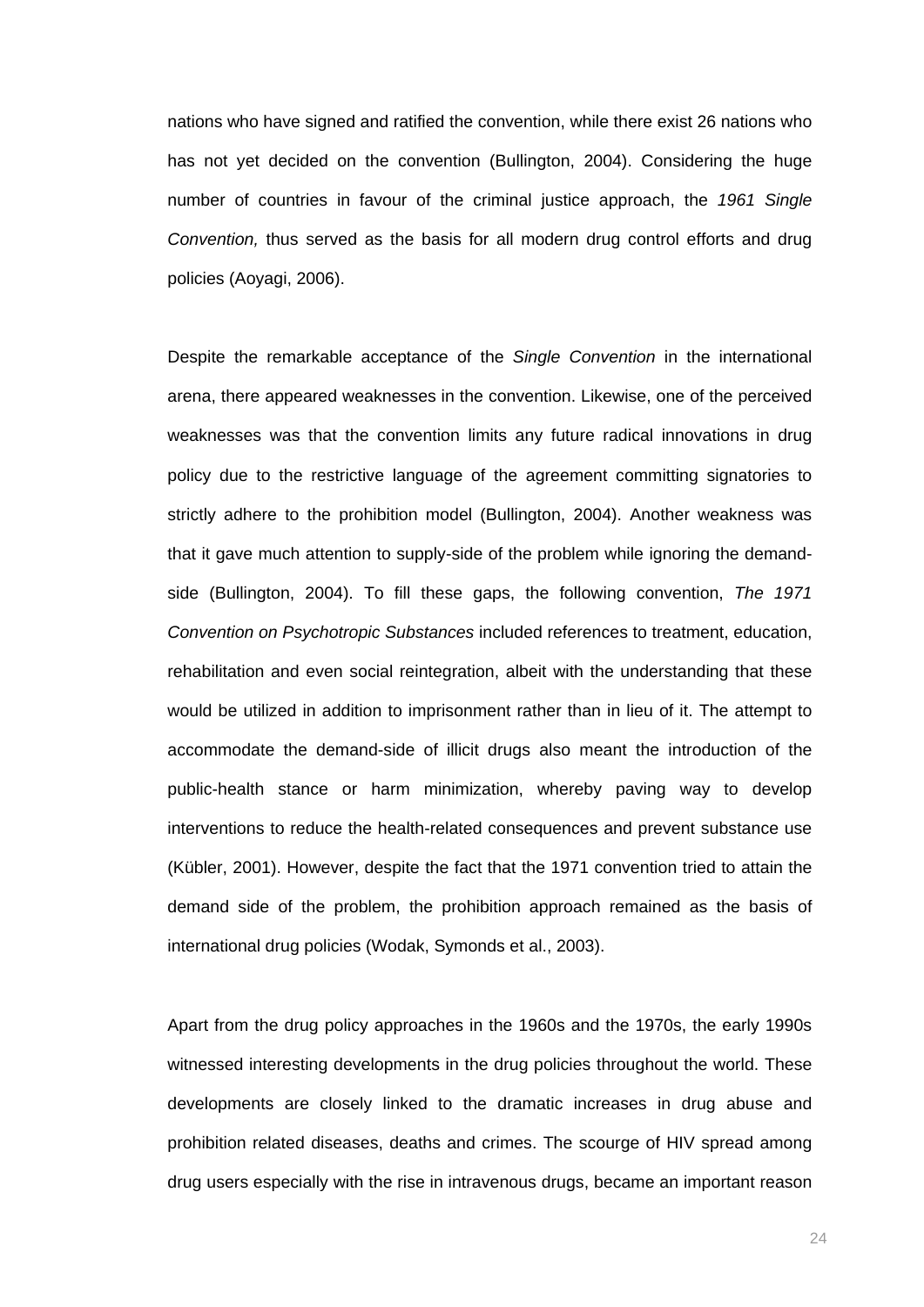nations who have signed and ratified the convention, while there exist 26 nations who has not yet decided on the convention (Bullington, 2004). Considering the huge number of countries in favour of the criminal justice approach, the *1961 Single Convention,* thus served as the basis for all modern drug control efforts and drug policies (Aoyagi, 2006).

Despite the remarkable acceptance of the *Single Convention* in the international arena, there appeared weaknesses in the convention. Likewise, one of the perceived weaknesses was that the convention limits any future radical innovations in drug policy due to the restrictive language of the agreement committing signatories to strictly adhere to the prohibition model (Bullington, 2004). Another weakness was that it gave much attention to supply-side of the problem while ignoring the demand-side (Bullington, 2004). To fill these gaps, the following convention, *The 1971 Convention on Psychotropic Substances* included references to treatment, education, rehabilitation and even social reintegration, albeit with the understanding that these would be utilized in addition to imprisonment rather than in lieu of it. The attempt to accommodate the demand-side of illicit drugs also meant the introduction of the public-health stance or harm minimization, whereby paving way to develop interventions to reduce the health-related consequences and prevent substance use (Kübler, 2001). However, despite the fact that the 1971 convention tried to attain the demand side of the problem, the prohibition approach remained as the basis of international drug policies (Wodak, Symonds et al., 2003).

Apart from the drug policy approaches in the 1960s and the 1970s, the early 1990s witnessed interesting developments in the drug policies throughout the world. These developments are closely linked to the dramatic increases in drug abuse and prohibition related diseases, deaths and crimes. The scourge of HIV spread among drug users especially with the rise in intravenous drugs, became an important reason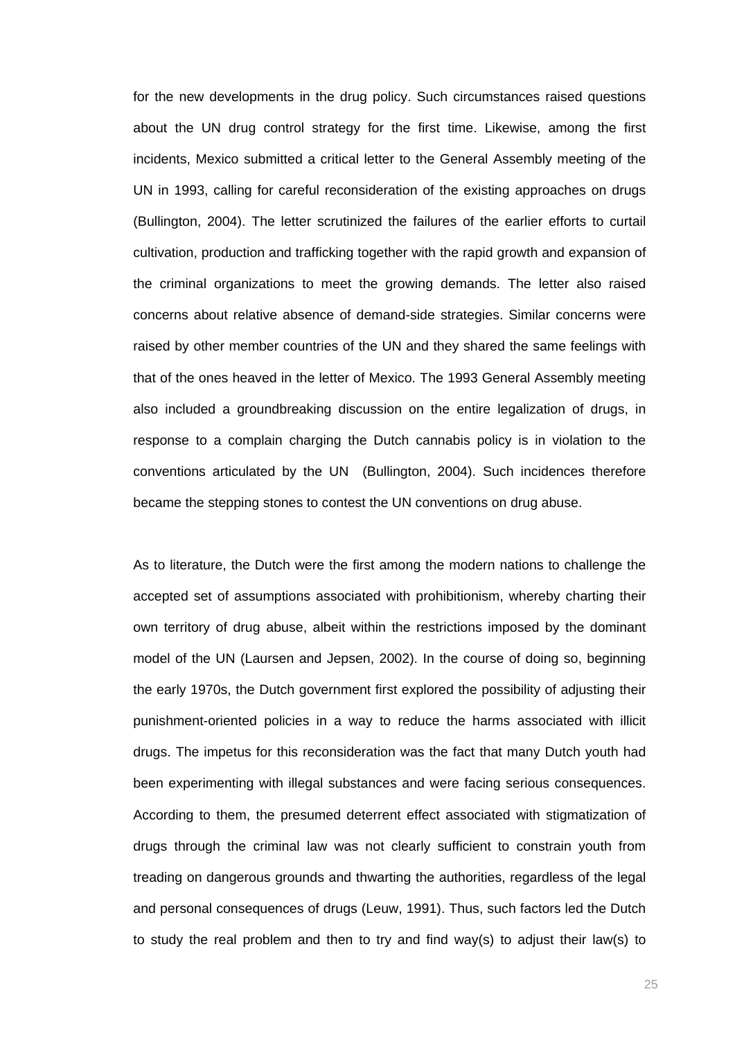for the new developments in the drug policy. Such circumstances raised questions about the UN drug control strategy for the first time. Likewise, among the first incidents, Mexico submitted a critical letter to the General Assembly meeting of the UN in 1993, calling for careful reconsideration of the existing approaches on drugs (Bullington, 2004). The letter scrutinized the failures of the earlier efforts to curtail cultivation, production and trafficking together with the rapid growth and expansion of the criminal organizations to meet the growing demands. The letter also raised concerns about relative absence of demand-side strategies. Similar concerns were raised by other member countries of the UN and they shared the same feelings with that of the ones heaved in the letter of Mexico. The 1993 General Assembly meeting also included a groundbreaking discussion on the entire legalization of drugs, in response to a complain charging the Dutch cannabis policy is in violation to the conventions articulated by the UN (Bullington, 2004). Such incidences therefore became the stepping stones to contest the UN conventions on drug abuse.

As to literature, the Dutch were the first among the modern nations to challenge the accepted set of assumptions associated with prohibitionism, whereby charting their own territory of drug abuse, albeit within the restrictions imposed by the dominant model of the UN (Laursen and Jepsen, 2002). In the course of doing so, beginning the early 1970s, the Dutch government first explored the possibility of adjusting their punishment-oriented policies in a way to reduce the harms associated with illicit drugs. The impetus for this reconsideration was the fact that many Dutch youth had been experimenting with illegal substances and were facing serious consequences. According to them, the presumed deterrent effect associated with stigmatization of drugs through the criminal law was not clearly sufficient to constrain youth from treading on dangerous grounds and thwarting the authorities, regardless of the legal and personal consequences of drugs (Leuw, 1991). Thus, such factors led the Dutch to study the real problem and then to try and find way(s) to adjust their law(s) to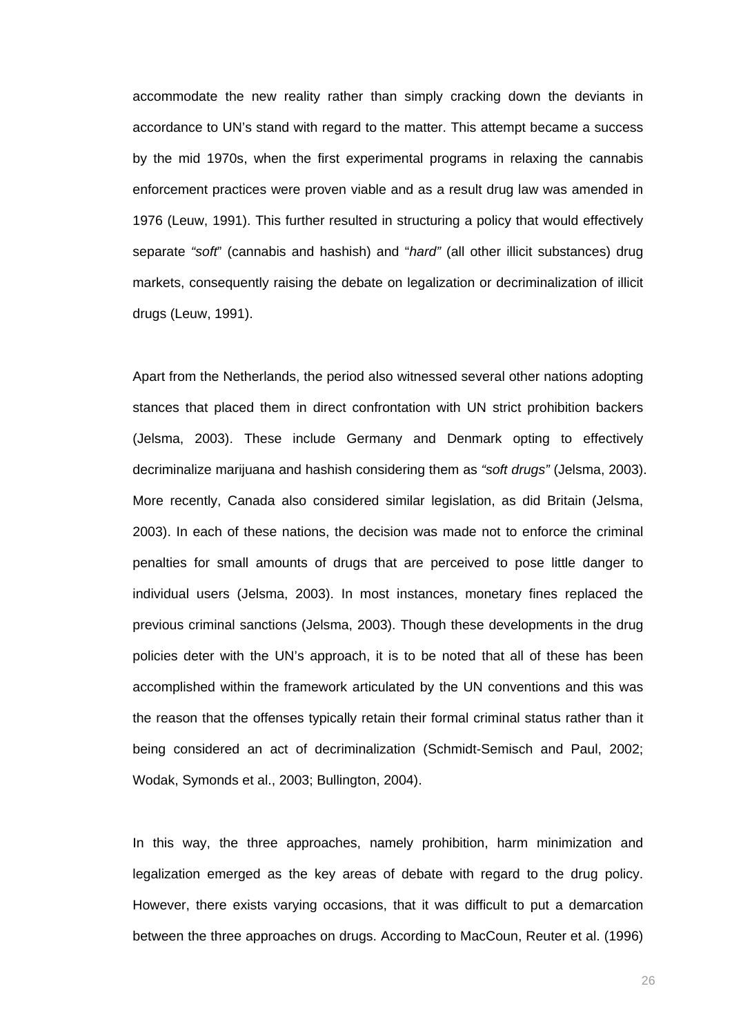accommodate the new reality rather than simply cracking down the deviants in accordance to UN's stand with regard to the matter. This attempt became a success by the mid 1970s, when the first experimental programs in relaxing the cannabis enforcement practices were proven viable and as a result drug law was amended in 1976 (Leuw, 1991). This further resulted in structuring a policy that would effectively separate *"soft*" (cannabis and hashish) and "*hard"* (all other illicit substances) drug markets, consequently raising the debate on legalization or decriminalization of illicit drugs (Leuw, 1991).

Apart from the Netherlands, the period also witnessed several other nations adopting stances that placed them in direct confrontation with UN strict prohibition backers (Jelsma, 2003). These include Germany and Denmark opting to effectively decriminalize marijuana and hashish considering them as *"soft drugs"* (Jelsma, 2003). More recently, Canada also considered similar legislation, as did Britain (Jelsma, 2003). In each of these nations, the decision was made not to enforce the criminal penalties for small amounts of drugs that are perceived to pose little danger to individual users (Jelsma, 2003). In most instances, monetary fines replaced the previous criminal sanctions (Jelsma, 2003). Though these developments in the drug policies deter with the UN's approach, it is to be noted that all of these has been accomplished within the framework articulated by the UN conventions and this was the reason that the offenses typically retain their formal criminal status rather than it being considered an act of decriminalization (Schmidt-Semisch and Paul, 2002; Wodak, Symonds et al., 2003; Bullington, 2004).

In this way, the three approaches, namely prohibition, harm minimization and legalization emerged as the key areas of debate with regard to the drug policy. However, there exists varying occasions, that it was difficult to put a demarcation between the three approaches on drugs. According to MacCoun, Reuter et al. (1996)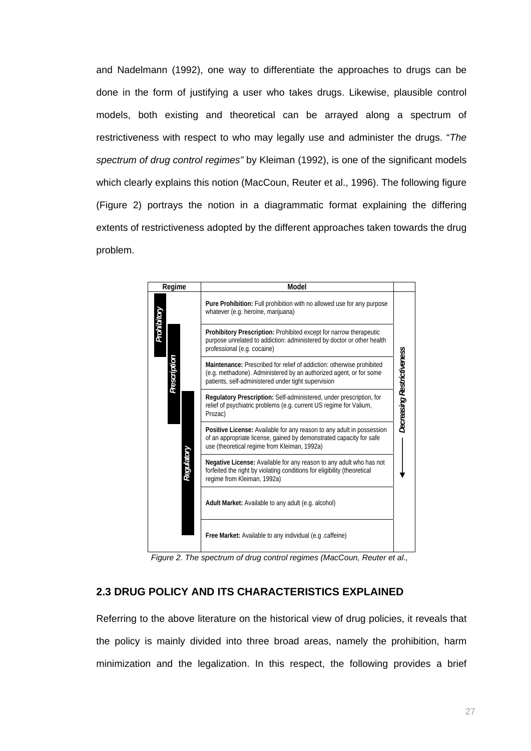and Nadelmann (1992), one way to differentiate the approaches to drugs can be done in the form of justifying a user who takes drugs. Likewise, plausible control models, both existing and theoretical can be arrayed along a spectrum of restrictiveness with respect to who may legally use and administer the drugs. "*The spectrum of drug control regimes"* by Kleiman (1992), is one of the significant models which clearly explains this notion (MacCoun, Reuter et al., 1996). The following figure (Figure 2) portrays the notion in a diagrammatic format explaining the differing extents of restrictiveness adopted by the different approaches taken towards the drug problem.

| Regime | Model | |
|---|---|---|
| Prohibitory | **Pure Prohibition:** Full prohibition with no allowed use for any purpose whatever (e.g. heroine, marijuana) | Decreasing Restrictiveness ↓ |
| Prohibitory / Prescription | **Prohibitory Prescription:** Prohibited except for narrow therapeutic purpose unrelated to addiction: administered by doctor or other health professional (e.g. cocaine) | |
| Prescription | **Maintenance:** Prescribed for relief of addiction: otherwise prohibited (e.g. methadone). Administered by an authorized agent, or for some patients, self-administered under tight supervision | |
| Prescription / Regulatory | **Regulatory Prescription:** Self-administered, under prescription, for relief of psychiatric problems (e.g. current US regime for Valium, Prozac) | |
| Regulatory | **Positive License:** Available for any reason to any adult in possession of an appropriate license, gained by demonstrated capacity for safe use (theoretical regime from Kleiman, 1992a) | |
| Regulatory | **Negative License:** Available for any reason to any adult who has not forfeited the right by violating conditions for eligibility (theoretical regime from Kleiman, 1992a) | |
| Regulatory | **Adult Market:** Available to any adult (e.g. alcohol) | |
| Regulatory | **Free Market:** Available to any individual (e.g .caffeine) | |

*Figure 2. The spectrum of drug control regimes (MacCoun, Reuter et al.,*

## 2.3 DRUG POLICY AND ITS CHARACTERISTICS EXPLAINED

Referring to the above literature on the historical view of drug policies, it reveals that the policy is mainly divided into three broad areas, namely the prohibition, harm minimization and the legalization. In this respect, the following provides a brief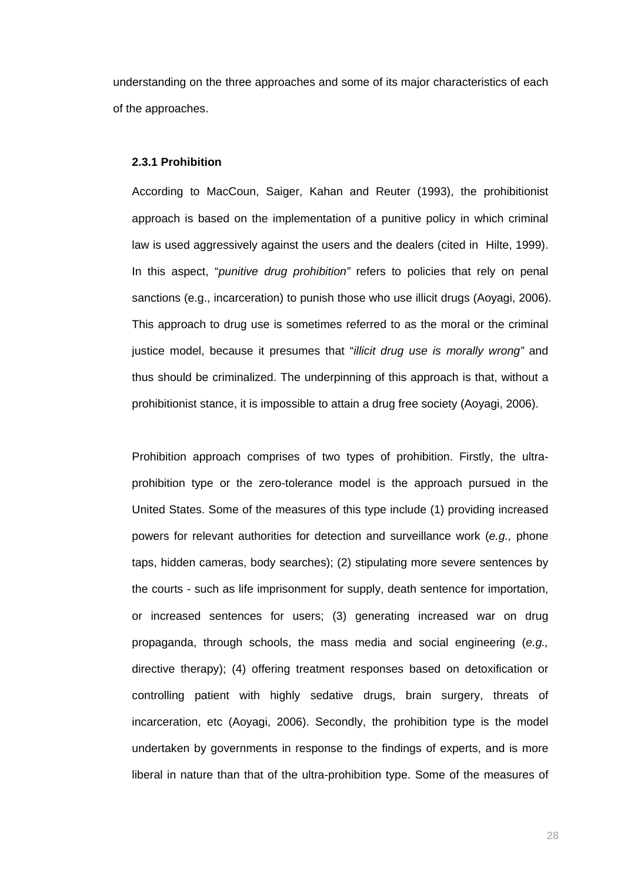understanding on the three approaches and some of its major characteristics of each of the approaches.

### 2.3.1 Prohibition

According to MacCoun, Saiger, Kahan and Reuter (1993), the prohibitionist approach is based on the implementation of a punitive policy in which criminal law is used aggressively against the users and the dealers (cited in Hilte, 1999). In this aspect, "*punitive drug prohibition"* refers to policies that rely on penal sanctions (e.g., incarceration) to punish those who use illicit drugs (Aoyagi, 2006). This approach to drug use is sometimes referred to as the moral or the criminal justice model, because it presumes that "*illicit drug use is morally wrong"* and thus should be criminalized. The underpinning of this approach is that, without a prohibitionist stance, it is impossible to attain a drug free society (Aoyagi, 2006).

Prohibition approach comprises of two types of prohibition. Firstly, the ultra-prohibition type or the zero-tolerance model is the approach pursued in the United States. Some of the measures of this type include (1) providing increased powers for relevant authorities for detection and surveillance work (*e.g.,* phone taps, hidden cameras, body searches); (2) stipulating more severe sentences by the courts - such as life imprisonment for supply, death sentence for importation, or increased sentences for users; (3) generating increased war on drug propaganda, through schools, the mass media and social engineering (*e.g.,* directive therapy); (4) offering treatment responses based on detoxification or controlling patient with highly sedative drugs, brain surgery, threats of incarceration, etc (Aoyagi, 2006). Secondly, the prohibition type is the model undertaken by governments in response to the findings of experts, and is more liberal in nature than that of the ultra-prohibition type. Some of the measures of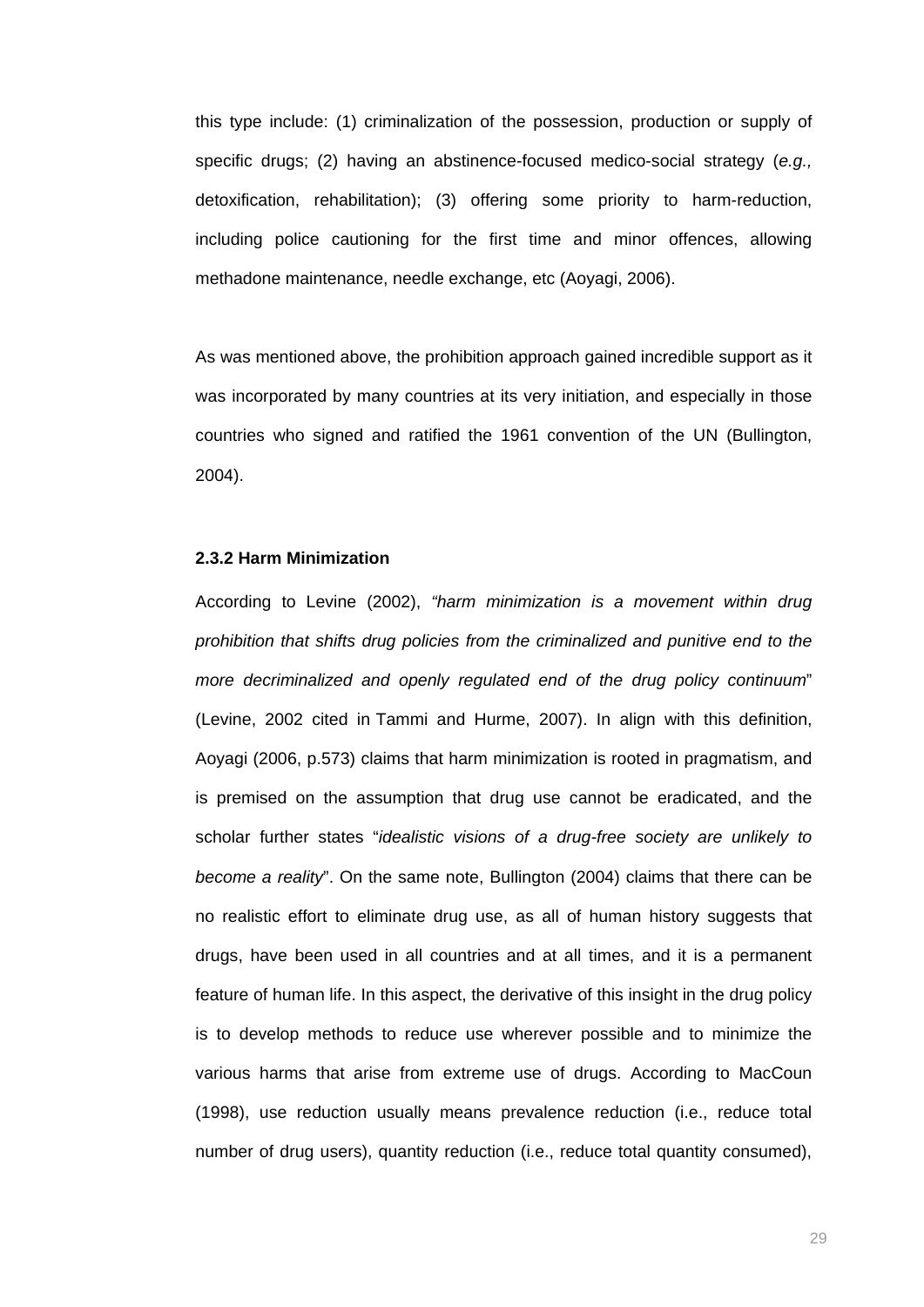this type include: (1) criminalization of the possession, production or supply of specific drugs; (2) having an abstinence-focused medico-social strategy (*e.g.,* detoxification, rehabilitation); (3) offering some priority to harm-reduction, including police cautioning for the first time and minor offences, allowing methadone maintenance, needle exchange, etc (Aoyagi, 2006).

As was mentioned above, the prohibition approach gained incredible support as it was incorporated by many countries at its very initiation, and especially in those countries who signed and ratified the 1961 convention of the UN (Bullington, 2004).

### 2.3.2 Harm Minimization

According to Levine (2002), *"harm minimization is a movement within drug prohibition that shifts drug policies from the criminalized and punitive end to the more decriminalized and openly regulated end of the drug policy continuum*" (Levine, 2002 cited in Tammi and Hurme, 2007). In align with this definition, Aoyagi (2006, p.573) claims that harm minimization is rooted in pragmatism, and is premised on the assumption that drug use cannot be eradicated, and the scholar further states "*idealistic visions of a drug-free society are unlikely to become a reality*". On the same note, Bullington (2004) claims that there can be no realistic effort to eliminate drug use, as all of human history suggests that drugs, have been used in all countries and at all times, and it is a permanent feature of human life. In this aspect, the derivative of this insight in the drug policy is to develop methods to reduce use wherever possible and to minimize the various harms that arise from extreme use of drugs. According to MacCoun (1998), use reduction usually means prevalence reduction (i.e., reduce total number of drug users), quantity reduction (i.e., reduce total quantity consumed),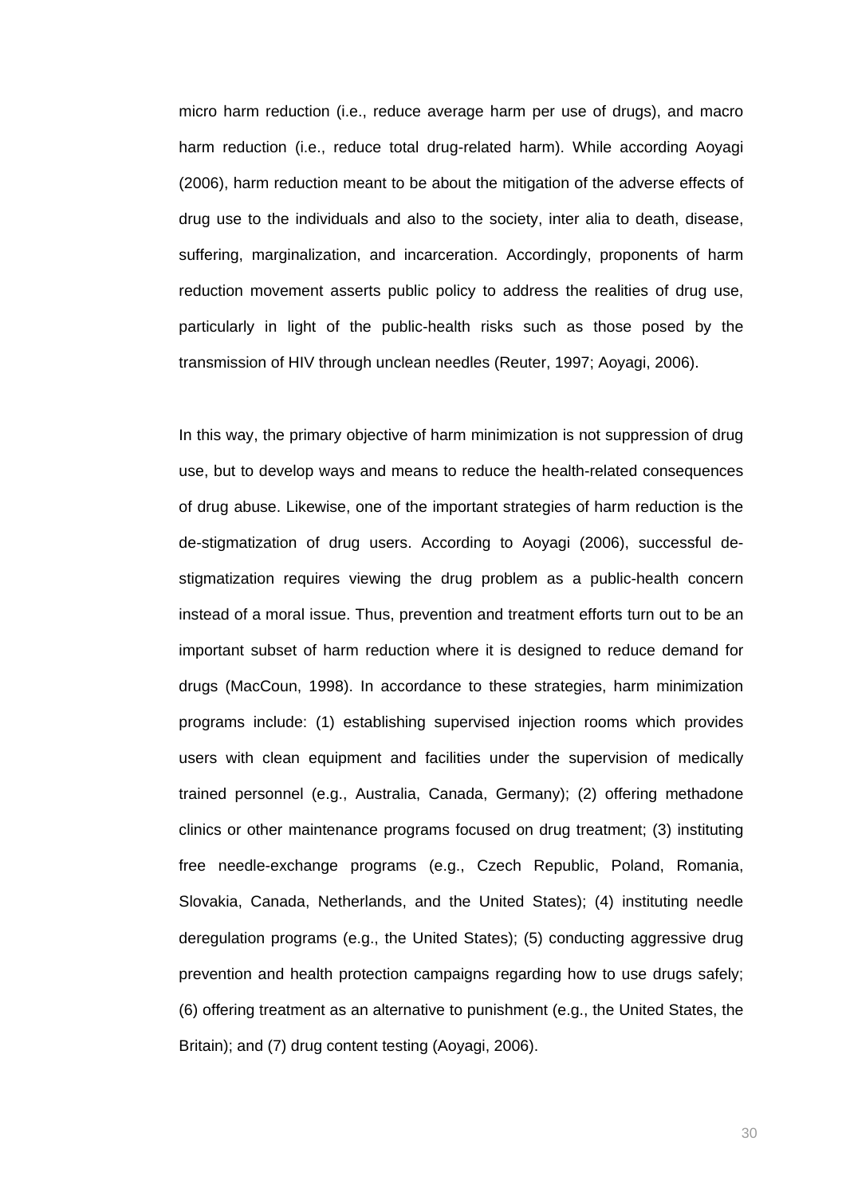micro harm reduction (i.e., reduce average harm per use of drugs), and macro harm reduction (i.e., reduce total drug-related harm). While according Aoyagi (2006), harm reduction meant to be about the mitigation of the adverse effects of drug use to the individuals and also to the society, inter alia to death, disease, suffering, marginalization, and incarceration. Accordingly, proponents of harm reduction movement asserts public policy to address the realities of drug use, particularly in light of the public-health risks such as those posed by the transmission of HIV through unclean needles (Reuter, 1997; Aoyagi, 2006).

In this way, the primary objective of harm minimization is not suppression of drug use, but to develop ways and means to reduce the health-related consequences of drug abuse. Likewise, one of the important strategies of harm reduction is the de-stigmatization of drug users. According to Aoyagi (2006), successful de-stigmatization requires viewing the drug problem as a public-health concern instead of a moral issue. Thus, prevention and treatment efforts turn out to be an important subset of harm reduction where it is designed to reduce demand for drugs (MacCoun, 1998). In accordance to these strategies, harm minimization programs include: (1) establishing supervised injection rooms which provides users with clean equipment and facilities under the supervision of medically trained personnel (e.g., Australia, Canada, Germany); (2) offering methadone clinics or other maintenance programs focused on drug treatment; (3) instituting free needle-exchange programs (e.g., Czech Republic, Poland, Romania, Slovakia, Canada, Netherlands, and the United States); (4) instituting needle deregulation programs (e.g., the United States); (5) conducting aggressive drug prevention and health protection campaigns regarding how to use drugs safely; (6) offering treatment as an alternative to punishment (e.g., the United States, the Britain); and (7) drug content testing (Aoyagi, 2006).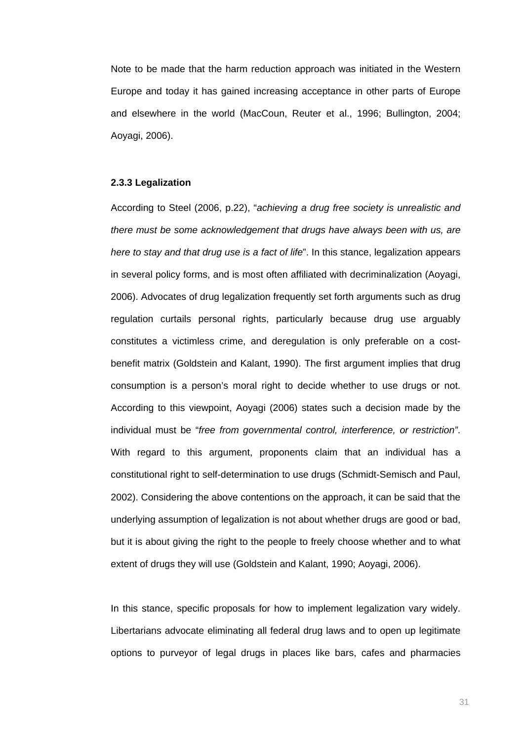Note to be made that the harm reduction approach was initiated in the Western Europe and today it has gained increasing acceptance in other parts of Europe and elsewhere in the world (MacCoun, Reuter et al., 1996; Bullington, 2004; Aoyagi, 2006).

### 2.3.3 Legalization

According to Steel (2006, p.22), "*achieving a drug free society is unrealistic and there must be some acknowledgement that drugs have always been with us, are here to stay and that drug use is a fact of life*". In this stance, legalization appears in several policy forms, and is most often affiliated with decriminalization (Aoyagi, 2006). Advocates of drug legalization frequently set forth arguments such as drug regulation curtails personal rights, particularly because drug use arguably constitutes a victimless crime, and deregulation is only preferable on a cost-benefit matrix (Goldstein and Kalant, 1990). The first argument implies that drug consumption is a person's moral right to decide whether to use drugs or not. According to this viewpoint, Aoyagi (2006) states such a decision made by the individual must be "*free from governmental control, interference, or restriction*". With regard to this argument, proponents claim that an individual has a constitutional right to self-determination to use drugs (Schmidt-Semisch and Paul, 2002). Considering the above contentions on the approach, it can be said that the underlying assumption of legalization is not about whether drugs are good or bad, but it is about giving the right to the people to freely choose whether and to what extent of drugs they will use (Goldstein and Kalant, 1990; Aoyagi, 2006).

In this stance, specific proposals for how to implement legalization vary widely. Libertarians advocate eliminating all federal drug laws and to open up legitimate options to purveyor of legal drugs in places like bars, cafes and pharmacies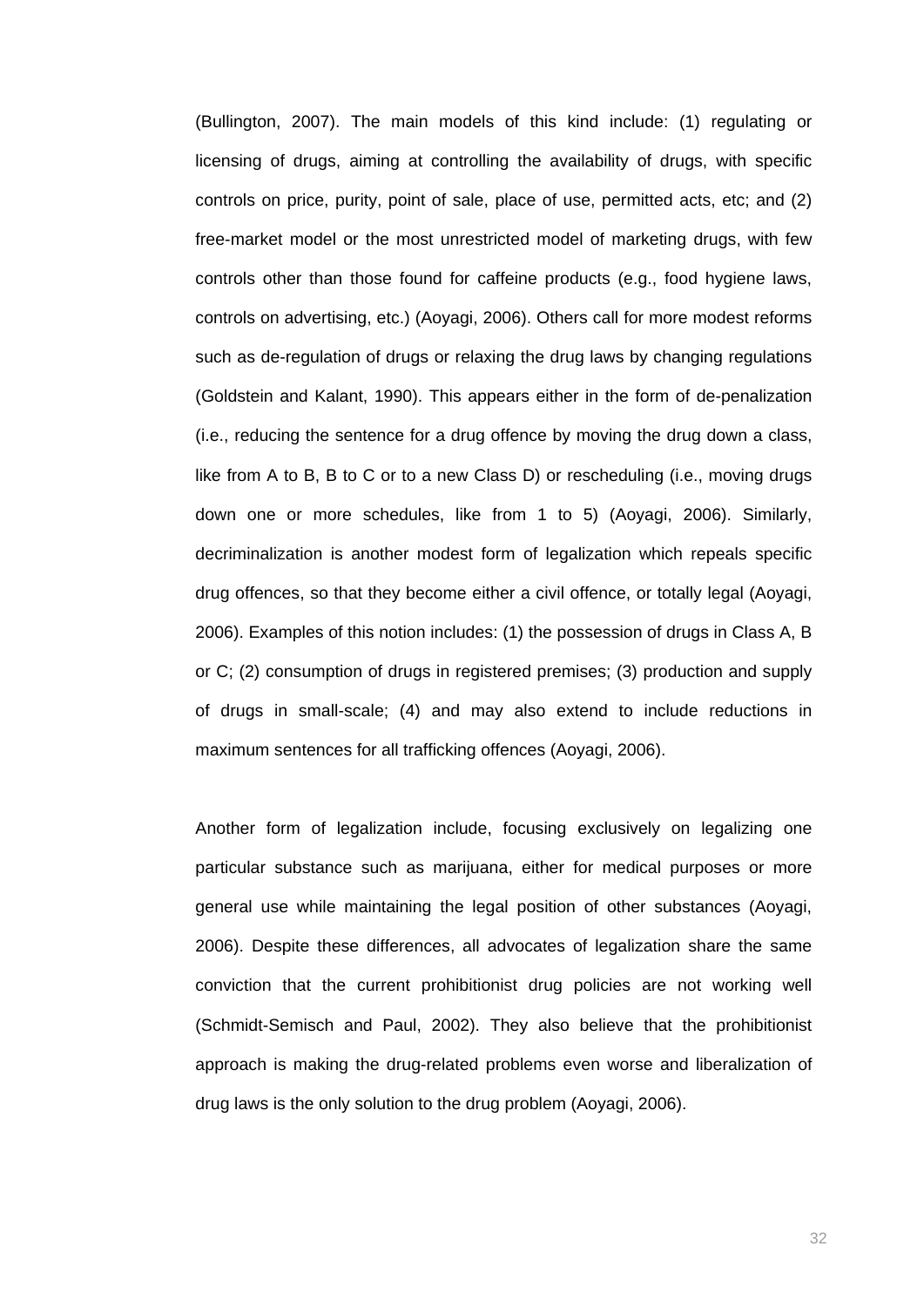(Bullington, 2007). The main models of this kind include: (1) regulating or licensing of drugs, aiming at controlling the availability of drugs, with specific controls on price, purity, point of sale, place of use, permitted acts, etc; and (2) free-market model or the most unrestricted model of marketing drugs, with few controls other than those found for caffeine products (e.g., food hygiene laws, controls on advertising, etc.) (Aoyagi, 2006). Others call for more modest reforms such as de-regulation of drugs or relaxing the drug laws by changing regulations (Goldstein and Kalant, 1990). This appears either in the form of de-penalization (i.e., reducing the sentence for a drug offence by moving the drug down a class, like from A to B, B to C or to a new Class D) or rescheduling (i.e., moving drugs down one or more schedules, like from 1 to 5) (Aoyagi, 2006). Similarly, decriminalization is another modest form of legalization which repeals specific drug offences, so that they become either a civil offence, or totally legal (Aoyagi, 2006). Examples of this notion includes: (1) the possession of drugs in Class A, B or C; (2) consumption of drugs in registered premises; (3) production and supply of drugs in small-scale; (4) and may also extend to include reductions in maximum sentences for all trafficking offences (Aoyagi, 2006).

Another form of legalization include, focusing exclusively on legalizing one particular substance such as marijuana, either for medical purposes or more general use while maintaining the legal position of other substances (Aoyagi, 2006). Despite these differences, all advocates of legalization share the same conviction that the current prohibitionist drug policies are not working well (Schmidt-Semisch and Paul, 2002). They also believe that the prohibitionist approach is making the drug-related problems even worse and liberalization of drug laws is the only solution to the drug problem (Aoyagi, 2006).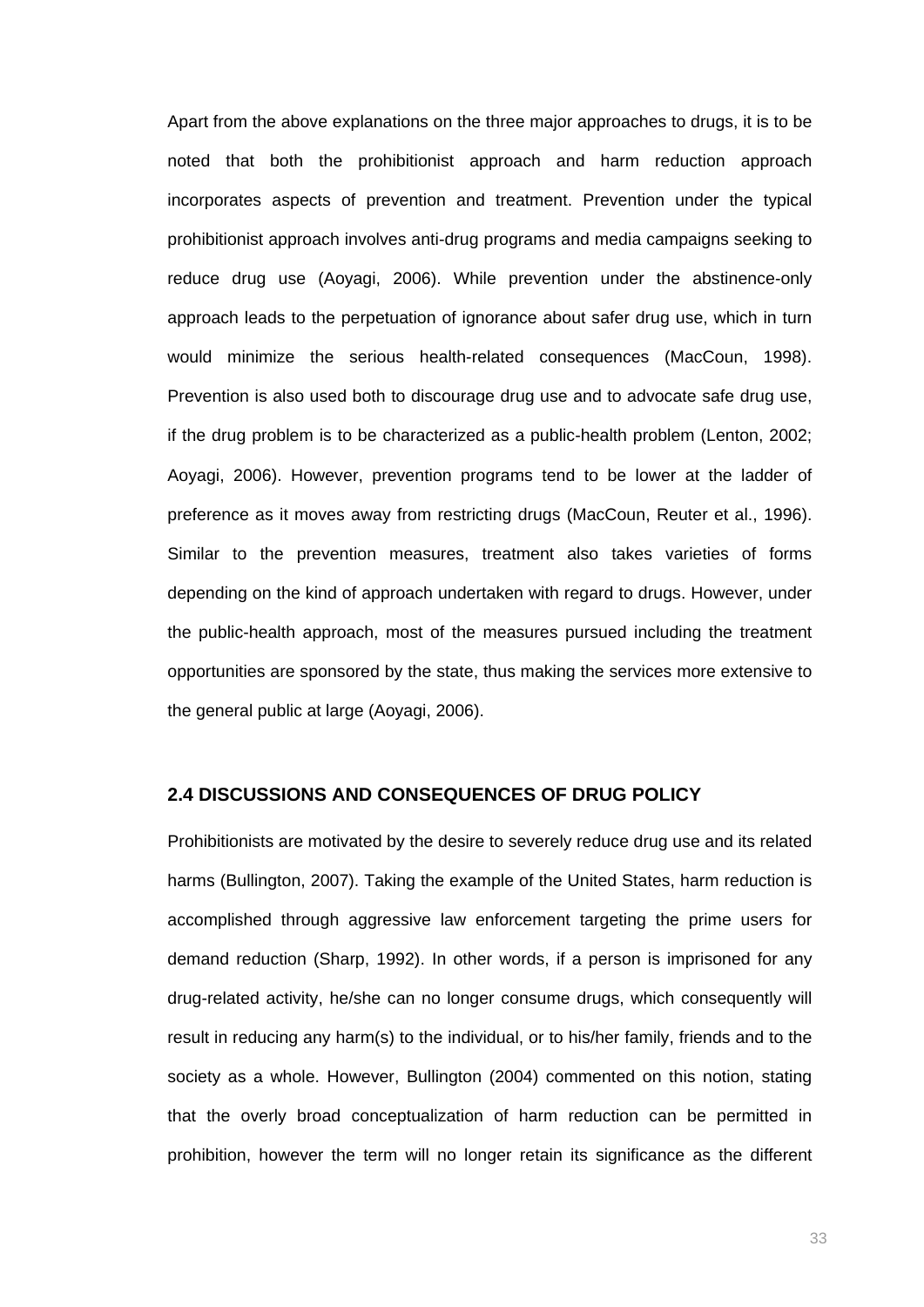Apart from the above explanations on the three major approaches to drugs, it is to be noted that both the prohibitionist approach and harm reduction approach incorporates aspects of prevention and treatment. Prevention under the typical prohibitionist approach involves anti-drug programs and media campaigns seeking to reduce drug use (Aoyagi, 2006). While prevention under the abstinence-only approach leads to the perpetuation of ignorance about safer drug use, which in turn would minimize the serious health-related consequences (MacCoun, 1998). Prevention is also used both to discourage drug use and to advocate safe drug use, if the drug problem is to be characterized as a public-health problem (Lenton, 2002; Aoyagi, 2006). However, prevention programs tend to be lower at the ladder of preference as it moves away from restricting drugs (MacCoun, Reuter et al., 1996). Similar to the prevention measures, treatment also takes varieties of forms depending on the kind of approach undertaken with regard to drugs. However, under the public-health approach, most of the measures pursued including the treatment opportunities are sponsored by the state, thus making the services more extensive to the general public at large (Aoyagi, 2006).

## 2.4 DISCUSSIONS AND CONSEQUENCES OF DRUG POLICY

Prohibitionists are motivated by the desire to severely reduce drug use and its related harms (Bullington, 2007). Taking the example of the United States, harm reduction is accomplished through aggressive law enforcement targeting the prime users for demand reduction (Sharp, 1992). In other words, if a person is imprisoned for any drug-related activity, he/she can no longer consume drugs, which consequently will result in reducing any harm(s) to the individual, or to his/her family, friends and to the society as a whole. However, Bullington (2004) commented on this notion, stating that the overly broad conceptualization of harm reduction can be permitted in prohibition, however the term will no longer retain its significance as the different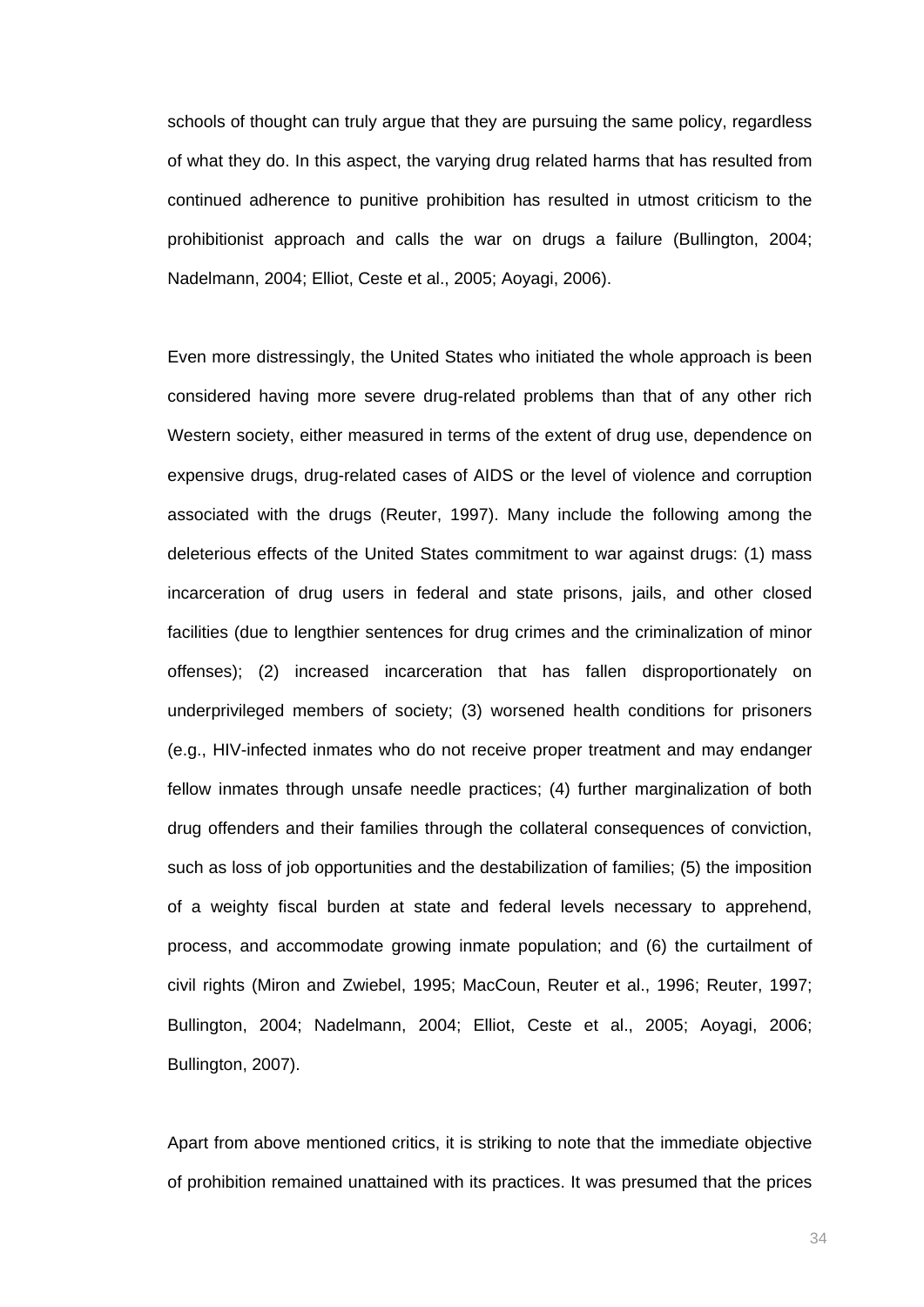schools of thought can truly argue that they are pursuing the same policy, regardless of what they do. In this aspect, the varying drug related harms that has resulted from continued adherence to punitive prohibition has resulted in utmost criticism to the prohibitionist approach and calls the war on drugs a failure (Bullington, 2004; Nadelmann, 2004; Elliot, Ceste et al., 2005; Aoyagi, 2006).

Even more distressingly, the United States who initiated the whole approach is been considered having more severe drug-related problems than that of any other rich Western society, either measured in terms of the extent of drug use, dependence on expensive drugs, drug-related cases of AIDS or the level of violence and corruption associated with the drugs (Reuter, 1997). Many include the following among the deleterious effects of the United States commitment to war against drugs: (1) mass incarceration of drug users in federal and state prisons, jails, and other closed facilities (due to lengthier sentences for drug crimes and the criminalization of minor offenses); (2) increased incarceration that has fallen disproportionately on underprivileged members of society; (3) worsened health conditions for prisoners (e.g., HIV-infected inmates who do not receive proper treatment and may endanger fellow inmates through unsafe needle practices; (4) further marginalization of both drug offenders and their families through the collateral consequences of conviction, such as loss of job opportunities and the destabilization of families; (5) the imposition of a weighty fiscal burden at state and federal levels necessary to apprehend, process, and accommodate growing inmate population; and (6) the curtailment of civil rights (Miron and Zwiebel, 1995; MacCoun, Reuter et al., 1996; Reuter, 1997; Bullington, 2004; Nadelmann, 2004; Elliot, Ceste et al., 2005; Aoyagi, 2006; Bullington, 2007).

Apart from above mentioned critics, it is striking to note that the immediate objective of prohibition remained unattained with its practices. It was presumed that the prices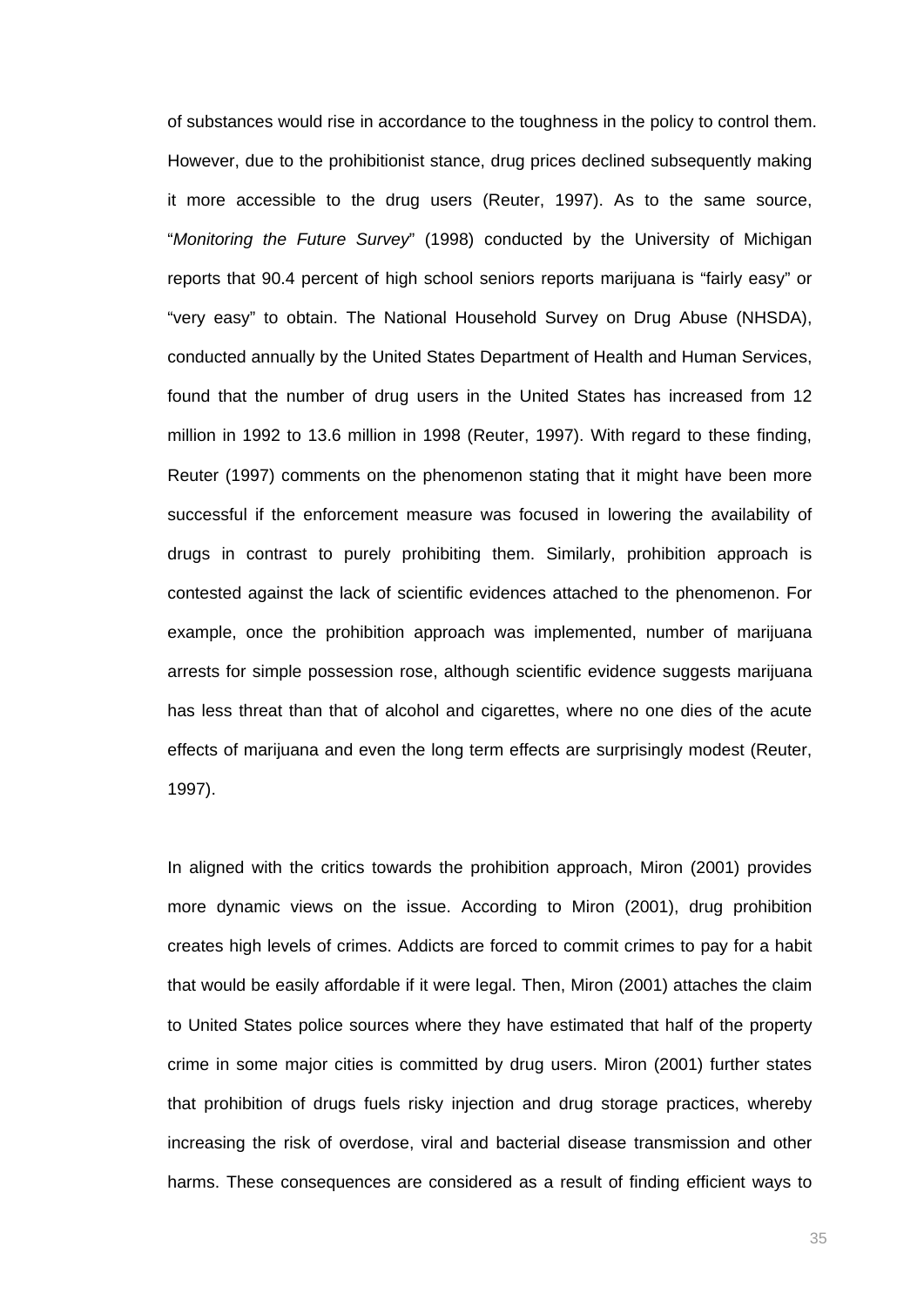of substances would rise in accordance to the toughness in the policy to control them. However, due to the prohibitionist stance, drug prices declined subsequently making it more accessible to the drug users (Reuter, 1997). As to the same source, "*Monitoring the Future Survey*" (1998) conducted by the University of Michigan reports that 90.4 percent of high school seniors reports marijuana is "fairly easy" or "very easy" to obtain. The National Household Survey on Drug Abuse (NHSDA), conducted annually by the United States Department of Health and Human Services, found that the number of drug users in the United States has increased from 12 million in 1992 to 13.6 million in 1998 (Reuter, 1997). With regard to these finding, Reuter (1997) comments on the phenomenon stating that it might have been more successful if the enforcement measure was focused in lowering the availability of drugs in contrast to purely prohibiting them. Similarly, prohibition approach is contested against the lack of scientific evidences attached to the phenomenon. For example, once the prohibition approach was implemented, number of marijuana arrests for simple possession rose, although scientific evidence suggests marijuana has less threat than that of alcohol and cigarettes, where no one dies of the acute effects of marijuana and even the long term effects are surprisingly modest (Reuter, 1997).

In aligned with the critics towards the prohibition approach, Miron (2001) provides more dynamic views on the issue. According to Miron (2001), drug prohibition creates high levels of crimes. Addicts are forced to commit crimes to pay for a habit that would be easily affordable if it were legal. Then, Miron (2001) attaches the claim to United States police sources where they have estimated that half of the property crime in some major cities is committed by drug users. Miron (2001) further states that prohibition of drugs fuels risky injection and drug storage practices, whereby increasing the risk of overdose, viral and bacterial disease transmission and other harms. These consequences are considered as a result of finding efficient ways to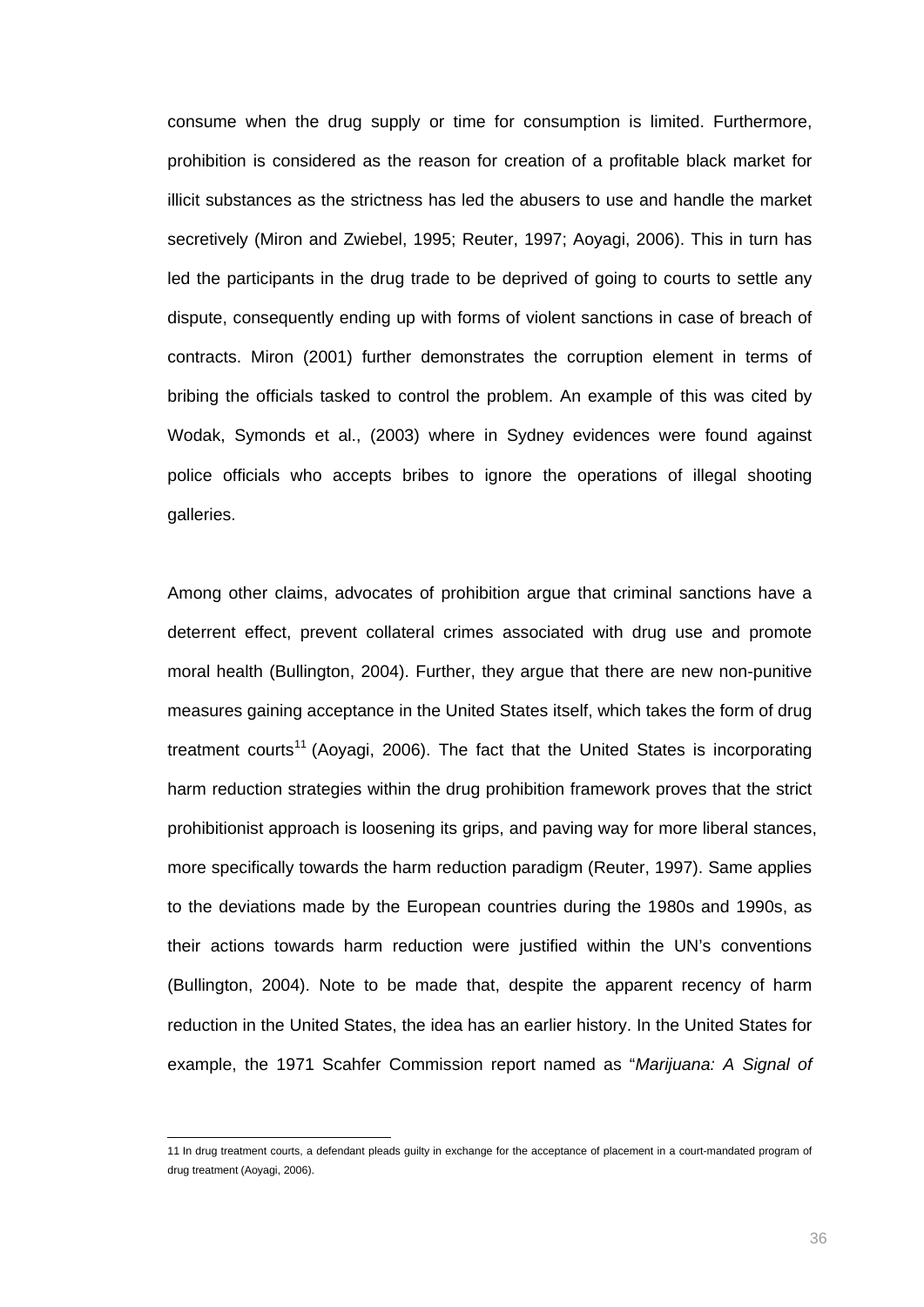consume when the drug supply or time for consumption is limited. Furthermore, prohibition is considered as the reason for creation of a profitable black market for illicit substances as the strictness has led the abusers to use and handle the market secretively (Miron and Zwiebel, 1995; Reuter, 1997; Aoyagi, 2006). This in turn has led the participants in the drug trade to be deprived of going to courts to settle any dispute, consequently ending up with forms of violent sanctions in case of breach of contracts. Miron (2001) further demonstrates the corruption element in terms of bribing the officials tasked to control the problem. An example of this was cited by Wodak, Symonds et al., (2003) where in Sydney evidences were found against police officials who accepts bribes to ignore the operations of illegal shooting galleries.

Among other claims, advocates of prohibition argue that criminal sanctions have a deterrent effect, prevent collateral crimes associated with drug use and promote moral health (Bullington, 2004). Further, they argue that there are new non-punitive measures gaining acceptance in the United States itself, which takes the form of drug treatment courts[11] (Aoyagi, 2006). The fact that the United States is incorporating harm reduction strategies within the drug prohibition framework proves that the strict prohibitionist approach is loosening its grips, and paving way for more liberal stances, more specifically towards the harm reduction paradigm (Reuter, 1997). Same applies to the deviations made by the European countries during the 1980s and 1990s, as their actions towards harm reduction were justified within the UN's conventions (Bullington, 2004). Note to be made that, despite the apparent recency of harm reduction in the United States, the idea has an earlier history. In the United States for example, the 1971 Scahfer Commission report named as "*Marijuana: A Signal of*

---

11 In drug treatment courts, a defendant pleads guilty in exchange for the acceptance of placement in a court-mandated program of drug treatment (Aoyagi, 2006).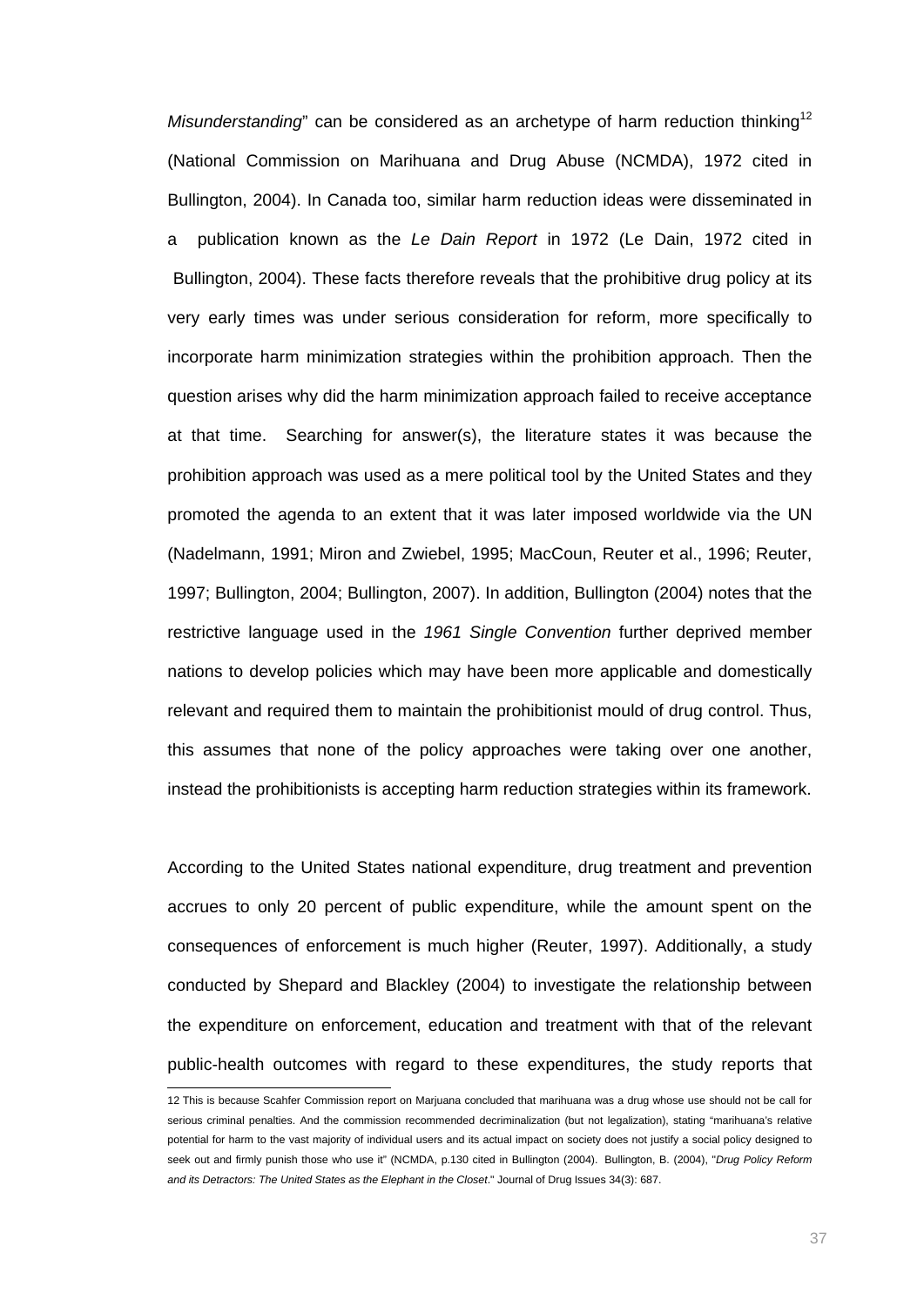*Misunderstanding*" can be considered as an archetype of harm reduction thinking[12] (National Commission on Marihuana and Drug Abuse (NCMDA), 1972 cited in Bullington, 2004). In Canada too, similar harm reduction ideas were disseminated in a publication known as the *Le Dain Report* in 1972 (Le Dain, 1972 cited in Bullington, 2004). These facts therefore reveals that the prohibitive drug policy at its very early times was under serious consideration for reform, more specifically to incorporate harm minimization strategies within the prohibition approach. Then the question arises why did the harm minimization approach failed to receive acceptance at that time. Searching for answer(s), the literature states it was because the prohibition approach was used as a mere political tool by the United States and they promoted the agenda to an extent that it was later imposed worldwide via the UN (Nadelmann, 1991; Miron and Zwiebel, 1995; MacCoun, Reuter et al., 1996; Reuter, 1997; Bullington, 2004; Bullington, 2007). In addition, Bullington (2004) notes that the restrictive language used in the *1961 Single Convention* further deprived member nations to develop policies which may have been more applicable and domestically relevant and required them to maintain the prohibitionist mould of drug control. Thus, this assumes that none of the policy approaches were taking over one another, instead the prohibitionists is accepting harm reduction strategies within its framework.

According to the United States national expenditure, drug treatment and prevention accrues to only 20 percent of public expenditure, while the amount spent on the consequences of enforcement is much higher (Reuter, 1997). Additionally, a study conducted by Shepard and Blackley (2004) to investigate the relationship between the expenditure on enforcement, education and treatment with that of the relevant public-health outcomes with regard to these expenditures, the study reports that

---

12 This is because Scahfer Commission report on Marjuana concluded that marihuana was a drug whose use should not be call for serious criminal penalties. And the commission recommended decriminalization (but not legalization), stating "marihuana's relative potential for harm to the vast majority of individual users and its actual impact on society does not justify a social policy designed to seek out and firmly punish those who use it" (NCMDA, p.130 cited in Bullington (2004). Bullington, B. (2004), "*Drug Policy Reform and its Detractors: The United States as the Elephant in the Closet*." Journal of Drug Issues 34(3): 687.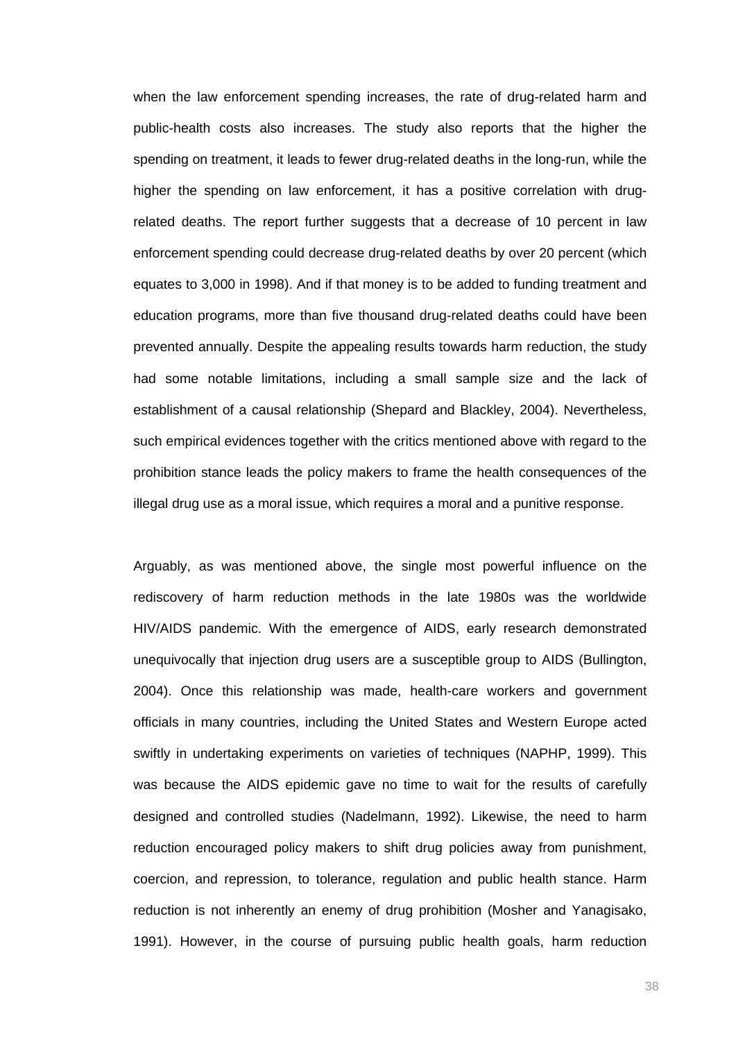when the law enforcement spending increases, the rate of drug-related harm and public-health costs also increases. The study also reports that the higher the spending on treatment, it leads to fewer drug-related deaths in the long-run, while the higher the spending on law enforcement, it has a positive correlation with drug-related deaths. The report further suggests that a decrease of 10 percent in law enforcement spending could decrease drug-related deaths by over 20 percent (which equates to 3,000 in 1998). And if that money is to be added to funding treatment and education programs, more than five thousand drug-related deaths could have been prevented annually. Despite the appealing results towards harm reduction, the study had some notable limitations, including a small sample size and the lack of establishment of a causal relationship (Shepard and Blackley, 2004). Nevertheless, such empirical evidences together with the critics mentioned above with regard to the prohibition stance leads the policy makers to frame the health consequences of the illegal drug use as a moral issue, which requires a moral and a punitive response.

Arguably, as was mentioned above, the single most powerful influence on the rediscovery of harm reduction methods in the late 1980s was the worldwide HIV/AIDS pandemic. With the emergence of AIDS, early research demonstrated unequivocally that injection drug users are a susceptible group to AIDS (Bullington, 2004). Once this relationship was made, health-care workers and government officials in many countries, including the United States and Western Europe acted swiftly in undertaking experiments on varieties of techniques (NAPHP, 1999). This was because the AIDS epidemic gave no time to wait for the results of carefully designed and controlled studies (Nadelmann, 1992). Likewise, the need to harm reduction encouraged policy makers to shift drug policies away from punishment, coercion, and repression, to tolerance, regulation and public health stance. Harm reduction is not inherently an enemy of drug prohibition (Mosher and Yanagisako, 1991). However, in the course of pursuing public health goals, harm reduction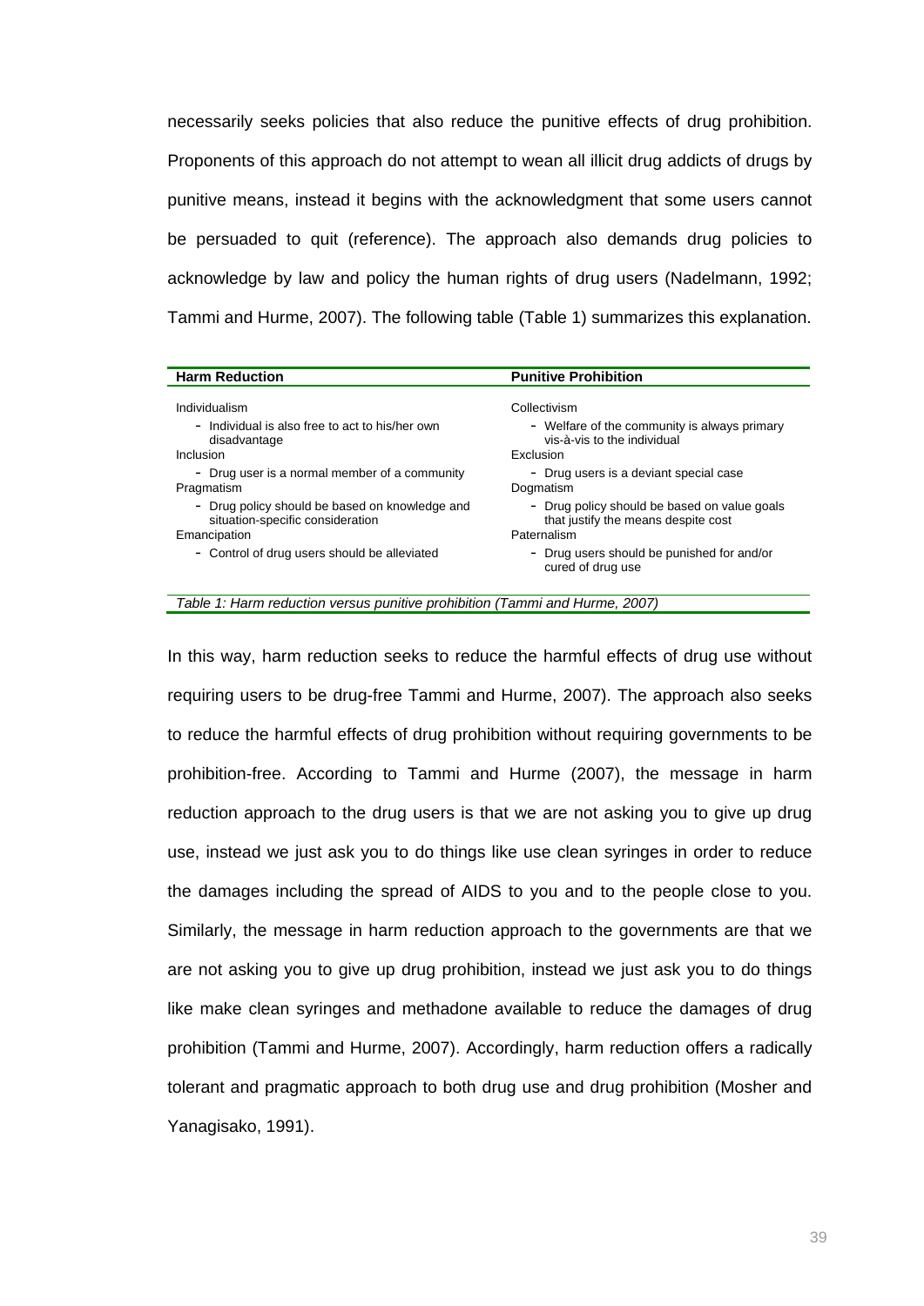necessarily seeks policies that also reduce the punitive effects of drug prohibition. Proponents of this approach do not attempt to wean all illicit drug addicts of drugs by punitive means, instead it begins with the acknowledgment that some users cannot be persuaded to quit (reference). The approach also demands drug policies to acknowledge by law and policy the human rights of drug users (Nadelmann, 1992; Tammi and Hurme, 2007). The following table (Table 1) summarizes this explanation.

| Harm Reduction | Punitive Prohibition |
|---|---|
| Individualism | Collectivism |
| - Individual is also free to act to his/her own disadvantage | - Welfare of the community is always primary vis-à-vis to the individual |
| Inclusion | Exclusion |
| - Drug user is a normal member of a community | - Drug users is a deviant special case |
| Pragmatism | Dogmatism |
| - Drug policy should be based on knowledge and situation-specific consideration | - Drug policy should be based on value goals that justify the means despite cost |
| Emancipation | Paternalism |
| - Control of drug users should be alleviated | - Drug users should be punished for and/or cured of drug use |

*Table 1: Harm reduction versus punitive prohibition (Tammi and Hurme, 2007)*

In this way, harm reduction seeks to reduce the harmful effects of drug use without requiring users to be drug-free Tammi and Hurme, 2007). The approach also seeks to reduce the harmful effects of drug prohibition without requiring governments to be prohibition-free. According to Tammi and Hurme (2007), the message in harm reduction approach to the drug users is that we are not asking you to give up drug use, instead we just ask you to do things like use clean syringes in order to reduce the damages including the spread of AIDS to you and to the people close to you. Similarly, the message in harm reduction approach to the governments are that we are not asking you to give up drug prohibition, instead we just ask you to do things like make clean syringes and methadone available to reduce the damages of drug prohibition (Tammi and Hurme, 2007). Accordingly, harm reduction offers a radically tolerant and pragmatic approach to both drug use and drug prohibition (Mosher and Yanagisako, 1991).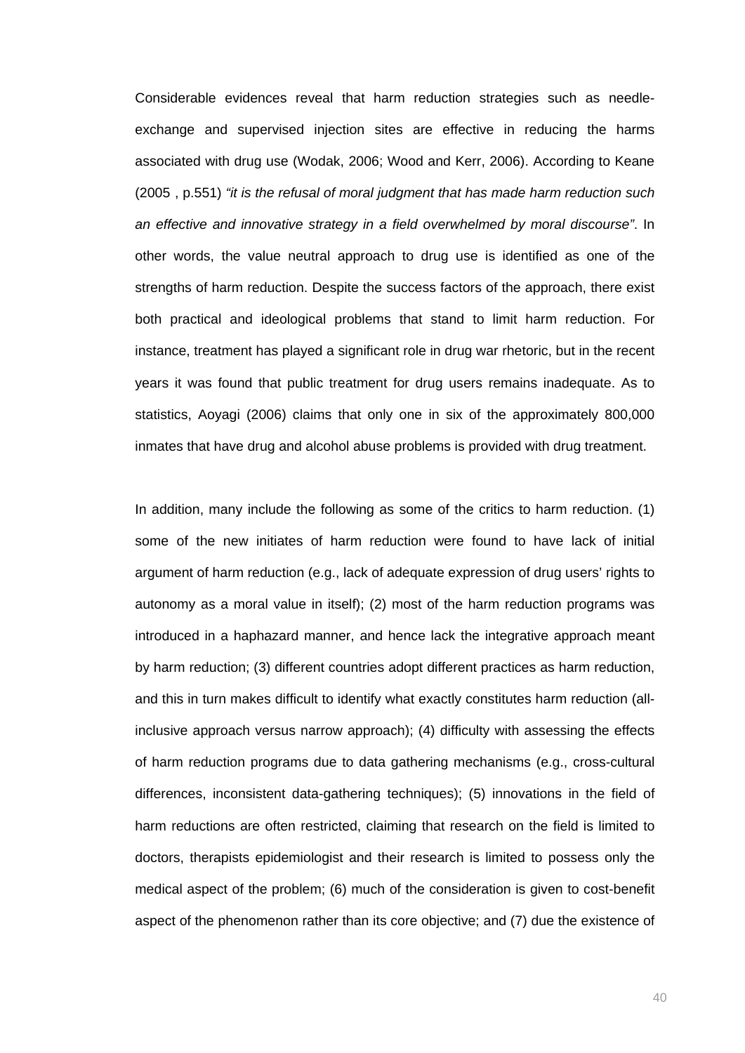Considerable evidences reveal that harm reduction strategies such as needle-exchange and supervised injection sites are effective in reducing the harms associated with drug use (Wodak, 2006; Wood and Kerr, 2006). According to Keane (2005 , p.551) *"it is the refusal of moral judgment that has made harm reduction such an effective and innovative strategy in a field overwhelmed by moral discourse"*. In other words, the value neutral approach to drug use is identified as one of the strengths of harm reduction. Despite the success factors of the approach, there exist both practical and ideological problems that stand to limit harm reduction. For instance, treatment has played a significant role in drug war rhetoric, but in the recent years it was found that public treatment for drug users remains inadequate. As to statistics, Aoyagi (2006) claims that only one in six of the approximately 800,000 inmates that have drug and alcohol abuse problems is provided with drug treatment.

In addition, many include the following as some of the critics to harm reduction. (1) some of the new initiates of harm reduction were found to have lack of initial argument of harm reduction (e.g., lack of adequate expression of drug users' rights to autonomy as a moral value in itself); (2) most of the harm reduction programs was introduced in a haphazard manner, and hence lack the integrative approach meant by harm reduction; (3) different countries adopt different practices as harm reduction, and this in turn makes difficult to identify what exactly constitutes harm reduction (all-inclusive approach versus narrow approach); (4) difficulty with assessing the effects of harm reduction programs due to data gathering mechanisms (e.g., cross-cultural differences, inconsistent data-gathering techniques); (5) innovations in the field of harm reductions are often restricted, claiming that research on the field is limited to doctors, therapists epidemiologist and their research is limited to possess only the medical aspect of the problem; (6) much of the consideration is given to cost-benefit aspect of the phenomenon rather than its core objective; and (7) due the existence of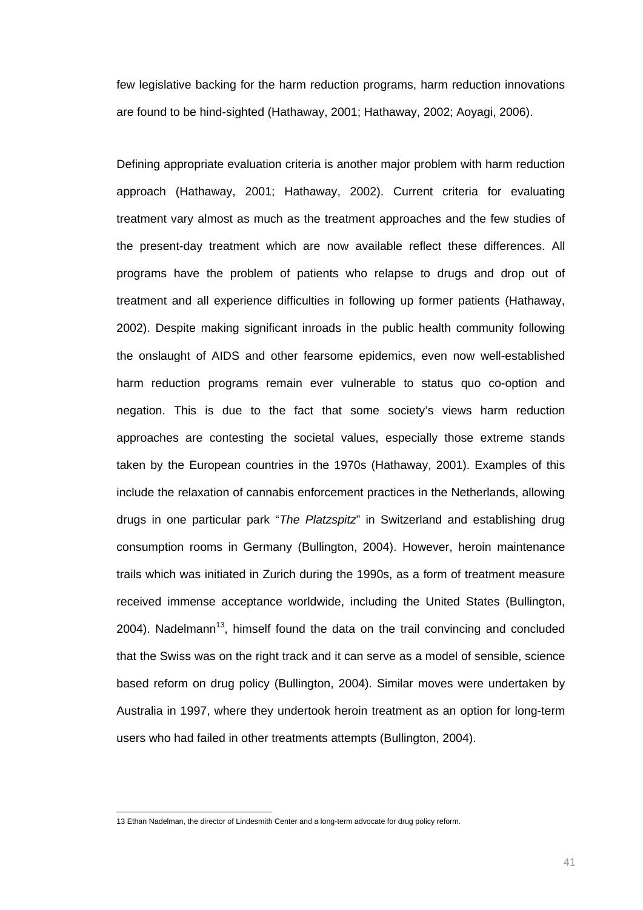few legislative backing for the harm reduction programs, harm reduction innovations are found to be hind-sighted (Hathaway, 2001; Hathaway, 2002; Aoyagi, 2006).

Defining appropriate evaluation criteria is another major problem with harm reduction approach (Hathaway, 2001; Hathaway, 2002). Current criteria for evaluating treatment vary almost as much as the treatment approaches and the few studies of the present-day treatment which are now available reflect these differences. All programs have the problem of patients who relapse to drugs and drop out of treatment and all experience difficulties in following up former patients (Hathaway, 2002). Despite making significant inroads in the public health community following the onslaught of AIDS and other fearsome epidemics, even now well-established harm reduction programs remain ever vulnerable to status quo co-option and negation. This is due to the fact that some society's views harm reduction approaches are contesting the societal values, especially those extreme stands taken by the European countries in the 1970s (Hathaway, 2001). Examples of this include the relaxation of cannabis enforcement practices in the Netherlands, allowing drugs in one particular park "*The Platzspitz*" in Switzerland and establishing drug consumption rooms in Germany (Bullington, 2004). However, heroin maintenance trails which was initiated in Zurich during the 1990s, as a form of treatment measure received immense acceptance worldwide, including the United States (Bullington, 2004). Nadelmann[13], himself found the data on the trail convincing and concluded that the Swiss was on the right track and it can serve as a model of sensible, science based reform on drug policy (Bullington, 2004). Similar moves were undertaken by Australia in 1997, where they undertook heroin treatment as an option for long-term users who had failed in other treatments attempts (Bullington, 2004).

---

13 Ethan Nadelman, the director of Lindesmith Center and a long-term advocate for drug policy reform.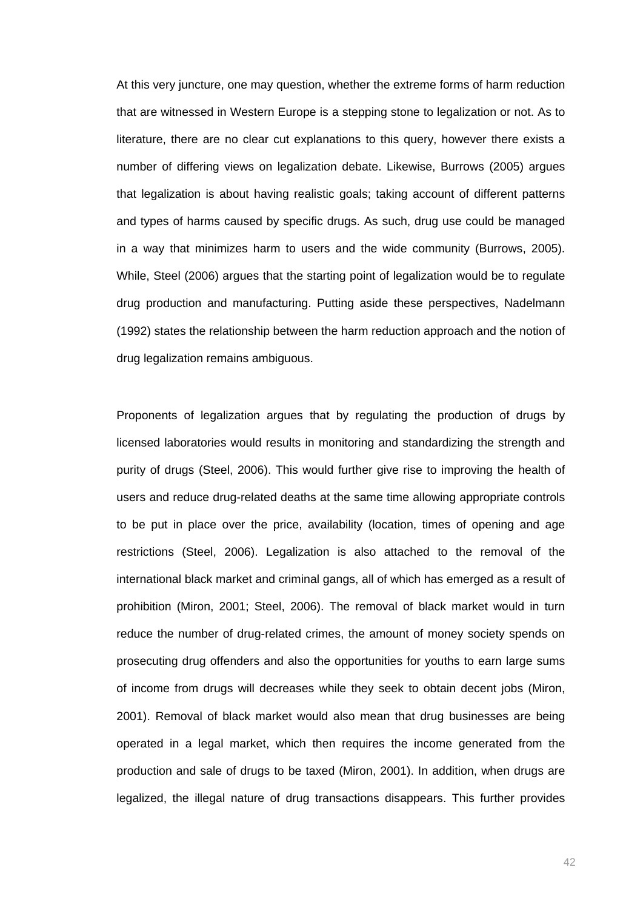At this very juncture, one may question, whether the extreme forms of harm reduction that are witnessed in Western Europe is a stepping stone to legalization or not. As to literature, there are no clear cut explanations to this query, however there exists a number of differing views on legalization debate. Likewise, Burrows (2005) argues that legalization is about having realistic goals; taking account of different patterns and types of harms caused by specific drugs. As such, drug use could be managed in a way that minimizes harm to users and the wide community (Burrows, 2005). While, Steel (2006) argues that the starting point of legalization would be to regulate drug production and manufacturing. Putting aside these perspectives, Nadelmann (1992) states the relationship between the harm reduction approach and the notion of drug legalization remains ambiguous.

Proponents of legalization argues that by regulating the production of drugs by licensed laboratories would results in monitoring and standardizing the strength and purity of drugs (Steel, 2006). This would further give rise to improving the health of users and reduce drug-related deaths at the same time allowing appropriate controls to be put in place over the price, availability (location, times of opening and age restrictions (Steel, 2006). Legalization is also attached to the removal of the international black market and criminal gangs, all of which has emerged as a result of prohibition (Miron, 2001; Steel, 2006). The removal of black market would in turn reduce the number of drug-related crimes, the amount of money society spends on prosecuting drug offenders and also the opportunities for youths to earn large sums of income from drugs will decreases while they seek to obtain decent jobs (Miron, 2001). Removal of black market would also mean that drug businesses are being operated in a legal market, which then requires the income generated from the production and sale of drugs to be taxed (Miron, 2001). In addition, when drugs are legalized, the illegal nature of drug transactions disappears. This further provides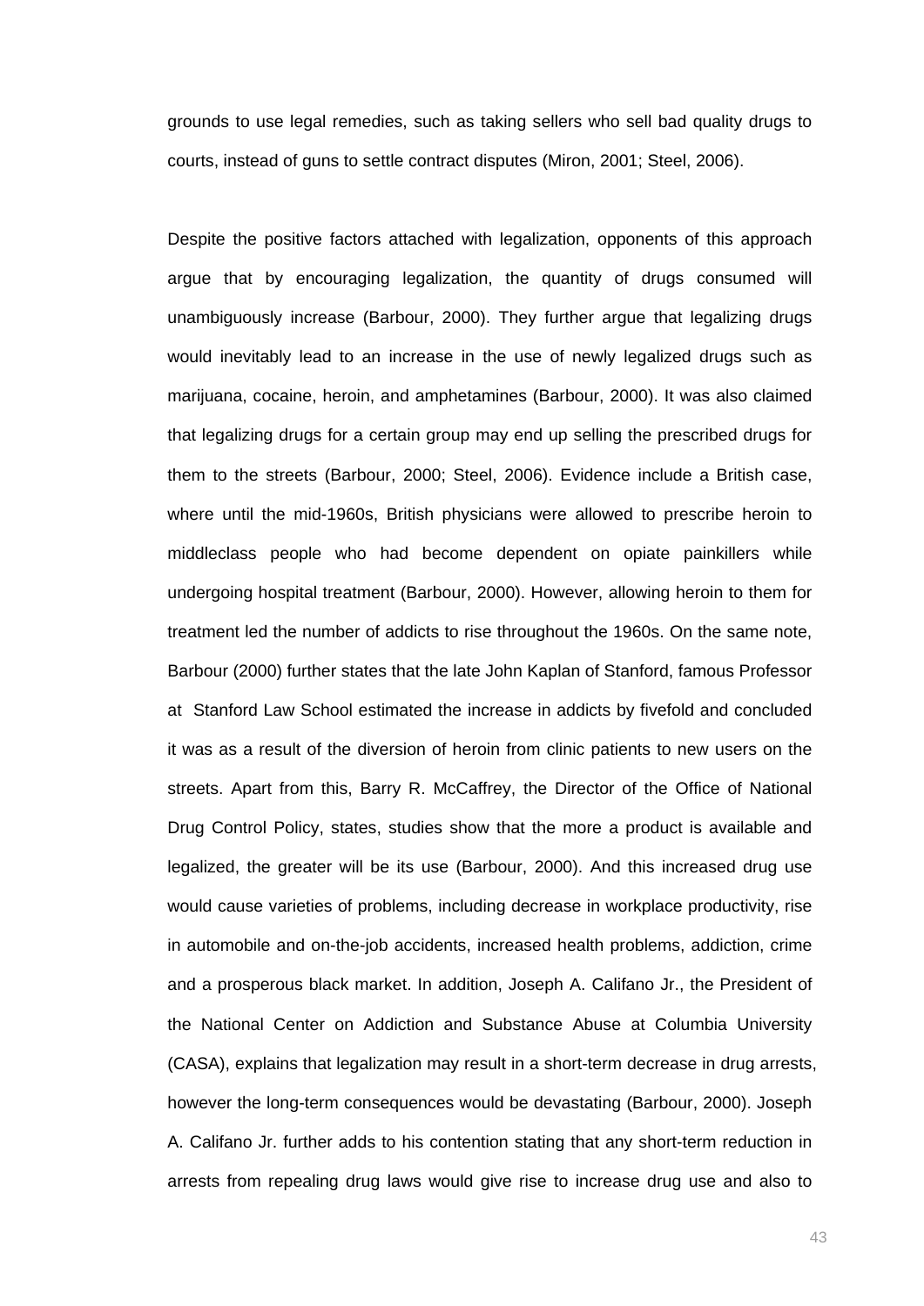grounds to use legal remedies, such as taking sellers who sell bad quality drugs to courts, instead of guns to settle contract disputes (Miron, 2001; Steel, 2006).

Despite the positive factors attached with legalization, opponents of this approach argue that by encouraging legalization, the quantity of drugs consumed will unambiguously increase (Barbour, 2000). They further argue that legalizing drugs would inevitably lead to an increase in the use of newly legalized drugs such as marijuana, cocaine, heroin, and amphetamines (Barbour, 2000). It was also claimed that legalizing drugs for a certain group may end up selling the prescribed drugs for them to the streets (Barbour, 2000; Steel, 2006). Evidence include a British case, where until the mid-1960s, British physicians were allowed to prescribe heroin to middleclass people who had become dependent on opiate painkillers while undergoing hospital treatment (Barbour, 2000). However, allowing heroin to them for treatment led the number of addicts to rise throughout the 1960s. On the same note, Barbour (2000) further states that the late John Kaplan of Stanford, famous Professor at Stanford Law School estimated the increase in addicts by fivefold and concluded it was as a result of the diversion of heroin from clinic patients to new users on the streets. Apart from this, Barry R. McCaffrey, the Director of the Office of National Drug Control Policy, states, studies show that the more a product is available and legalized, the greater will be its use (Barbour, 2000). And this increased drug use would cause varieties of problems, including decrease in workplace productivity, rise in automobile and on-the-job accidents, increased health problems, addiction, crime and a prosperous black market. In addition, Joseph A. Califano Jr., the President of the National Center on Addiction and Substance Abuse at Columbia University (CASA), explains that legalization may result in a short-term decrease in drug arrests, however the long-term consequences would be devastating (Barbour, 2000). Joseph A. Califano Jr. further adds to his contention stating that any short-term reduction in arrests from repealing drug laws would give rise to increase drug use and also to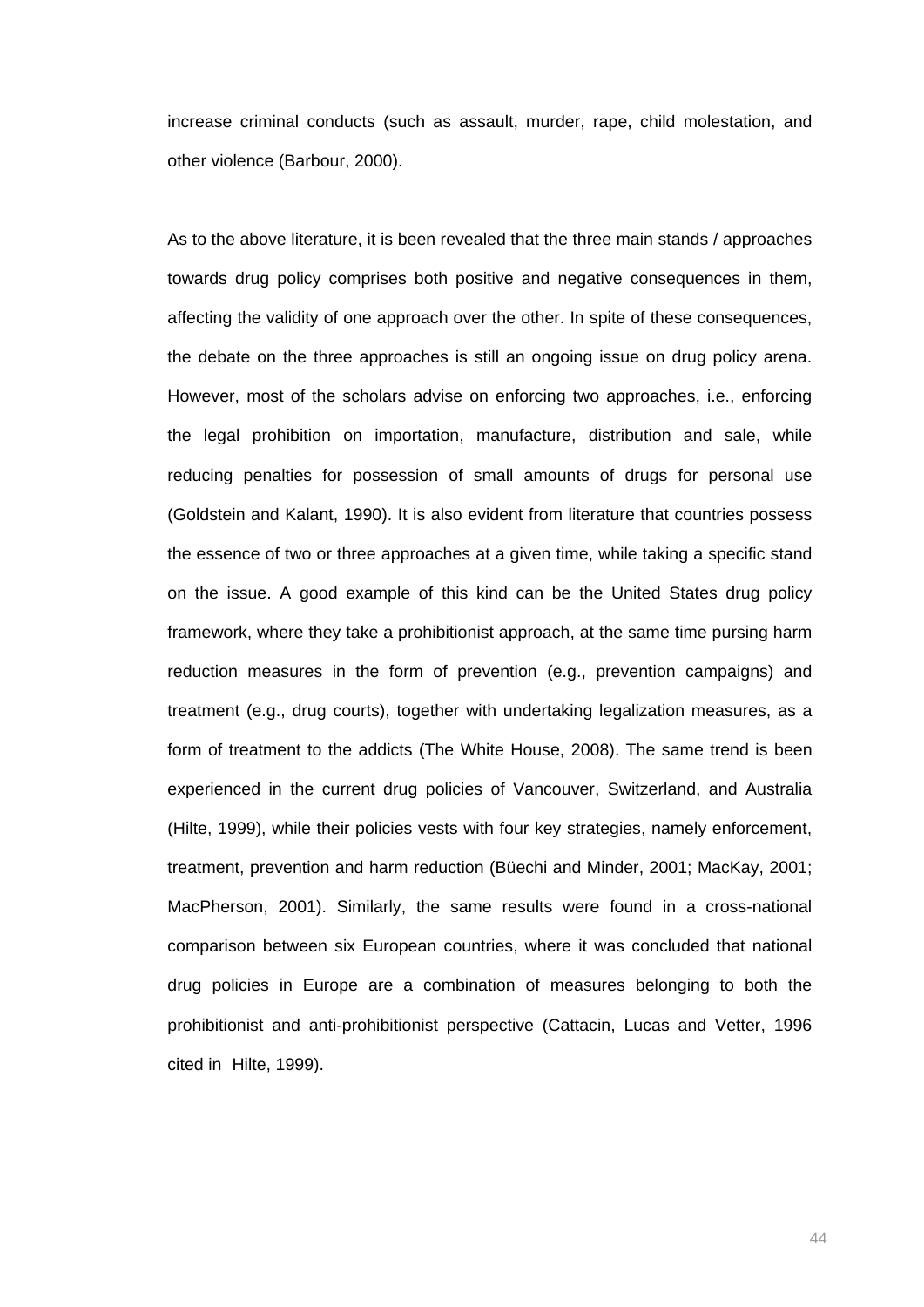increase criminal conducts (such as assault, murder, rape, child molestation, and other violence (Barbour, 2000).

As to the above literature, it is been revealed that the three main stands / approaches towards drug policy comprises both positive and negative consequences in them, affecting the validity of one approach over the other. In spite of these consequences, the debate on the three approaches is still an ongoing issue on drug policy arena. However, most of the scholars advise on enforcing two approaches, i.e., enforcing the legal prohibition on importation, manufacture, distribution and sale, while reducing penalties for possession of small amounts of drugs for personal use (Goldstein and Kalant, 1990). It is also evident from literature that countries possess the essence of two or three approaches at a given time, while taking a specific stand on the issue. A good example of this kind can be the United States drug policy framework, where they take a prohibitionist approach, at the same time pursing harm reduction measures in the form of prevention (e.g., prevention campaigns) and treatment (e.g., drug courts), together with undertaking legalization measures, as a form of treatment to the addicts (The White House, 2008). The same trend is been experienced in the current drug policies of Vancouver, Switzerland, and Australia (Hilte, 1999), while their policies vests with four key strategies, namely enforcement, treatment, prevention and harm reduction (Büechi and Minder, 2001; MacKay, 2001; MacPherson, 2001). Similarly, the same results were found in a cross-national comparison between six European countries, where it was concluded that national drug policies in Europe are a combination of measures belonging to both the prohibitionist and anti-prohibitionist perspective (Cattacin, Lucas and Vetter, 1996 cited in Hilte, 1999).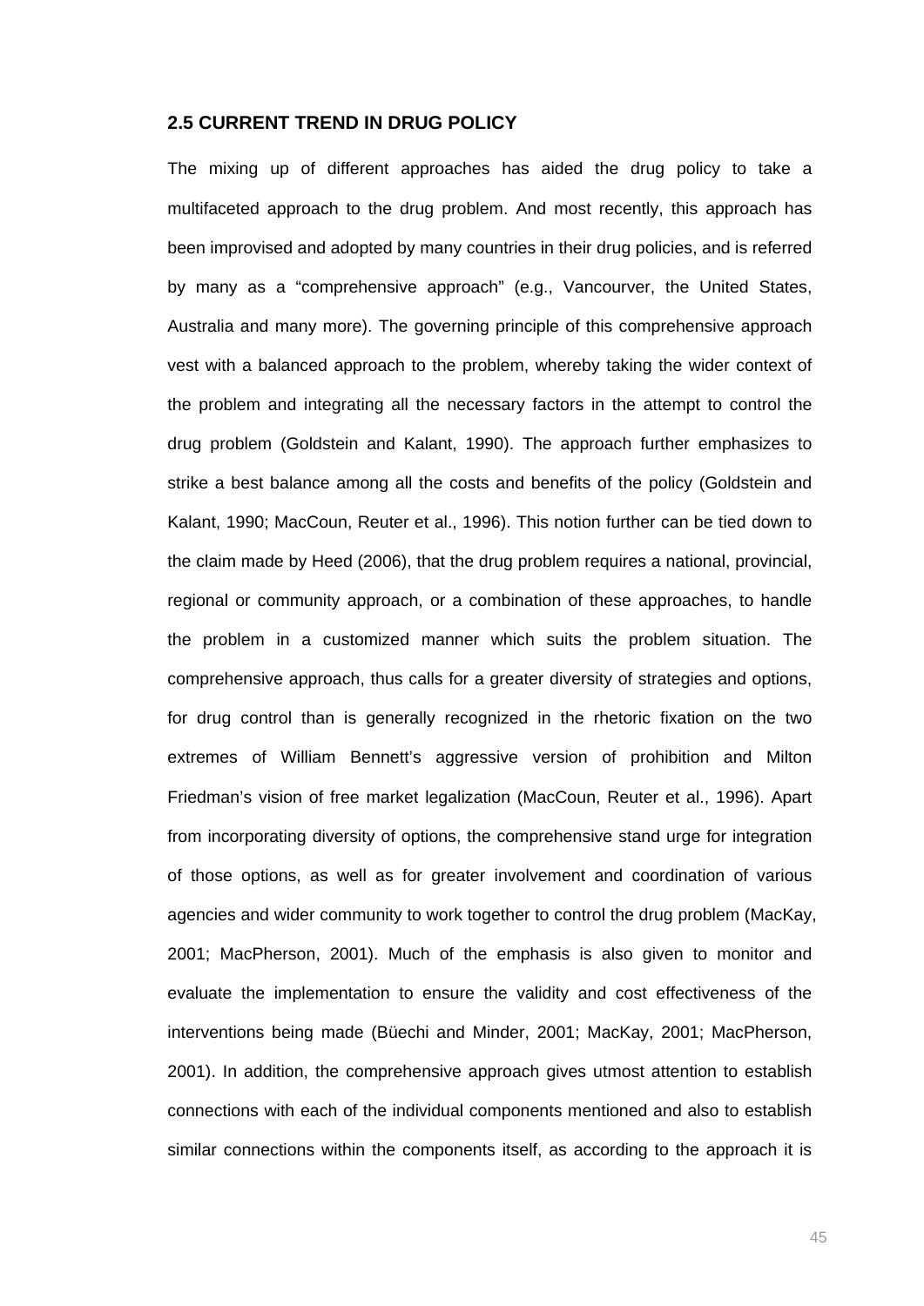## 2.5 CURRENT TREND IN DRUG POLICY

The mixing up of different approaches has aided the drug policy to take a multifaceted approach to the drug problem. And most recently, this approach has been improvised and adopted by many countries in their drug policies, and is referred by many as a "comprehensive approach" (e.g., Vancourver, the United States, Australia and many more). The governing principle of this comprehensive approach vest with a balanced approach to the problem, whereby taking the wider context of the problem and integrating all the necessary factors in the attempt to control the drug problem (Goldstein and Kalant, 1990). The approach further emphasizes to strike a best balance among all the costs and benefits of the policy (Goldstein and Kalant, 1990; MacCoun, Reuter et al., 1996). This notion further can be tied down to the claim made by Heed (2006), that the drug problem requires a national, provincial, regional or community approach, or a combination of these approaches, to handle the problem in a customized manner which suits the problem situation. The comprehensive approach, thus calls for a greater diversity of strategies and options, for drug control than is generally recognized in the rhetoric fixation on the two extremes of William Bennett's aggressive version of prohibition and Milton Friedman's vision of free market legalization (MacCoun, Reuter et al., 1996). Apart from incorporating diversity of options, the comprehensive stand urge for integration of those options, as well as for greater involvement and coordination of various agencies and wider community to work together to control the drug problem (MacKay, 2001; MacPherson, 2001). Much of the emphasis is also given to monitor and evaluate the implementation to ensure the validity and cost effectiveness of the interventions being made (Büechi and Minder, 2001; MacKay, 2001; MacPherson, 2001). In addition, the comprehensive approach gives utmost attention to establish connections with each of the individual components mentioned and also to establish similar connections within the components itself, as according to the approach it is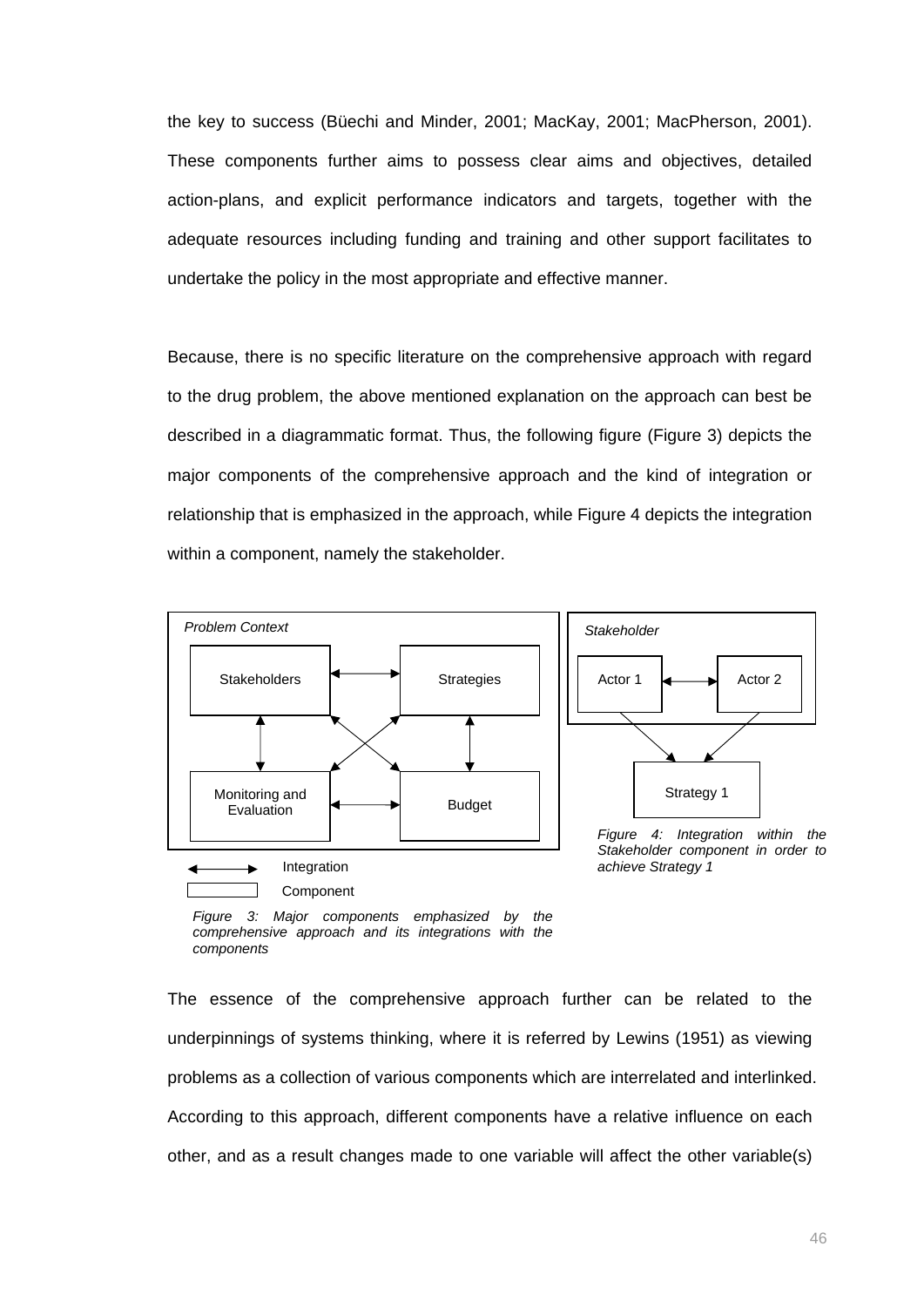the key to success (Büechi and Minder, 2001; MacKay, 2001; MacPherson, 2001). These components further aims to possess clear aims and objectives, detailed action-plans, and explicit performance indicators and targets, together with the adequate resources including funding and training and other support facilitates to undertake the policy in the most appropriate and effective manner.

Because, there is no specific literature on the comprehensive approach with regard to the drug problem, the above mentioned explanation on the approach can best be described in a diagrammatic format. Thus, the following figure (Figure 3) depicts the major components of the comprehensive approach and the kind of integration or relationship that is emphasized in the approach, while Figure 4 depicts the integration within a component, namely the stakeholder.

*Problem Context*

Stakeholders ⟷ Strategies

Monitoring and Evaluation ⟷ Budget

⟷ Integration

▭ Component

*Figure 3: Major components emphasized by the comprehensive approach and its integrations with the components*

*Stakeholder*

Actor 1 ⟷ Actor 2

Strategy 1

*Figure 4: Integration within the Stakeholder component in order to achieve Strategy 1*

The essence of the comprehensive approach further can be related to the underpinnings of systems thinking, where it is referred by Lewins (1951) as viewing problems as a collection of various components which are interrelated and interlinked. According to this approach, different components have a relative influence on each other, and as a result changes made to one variable will affect the other variable(s)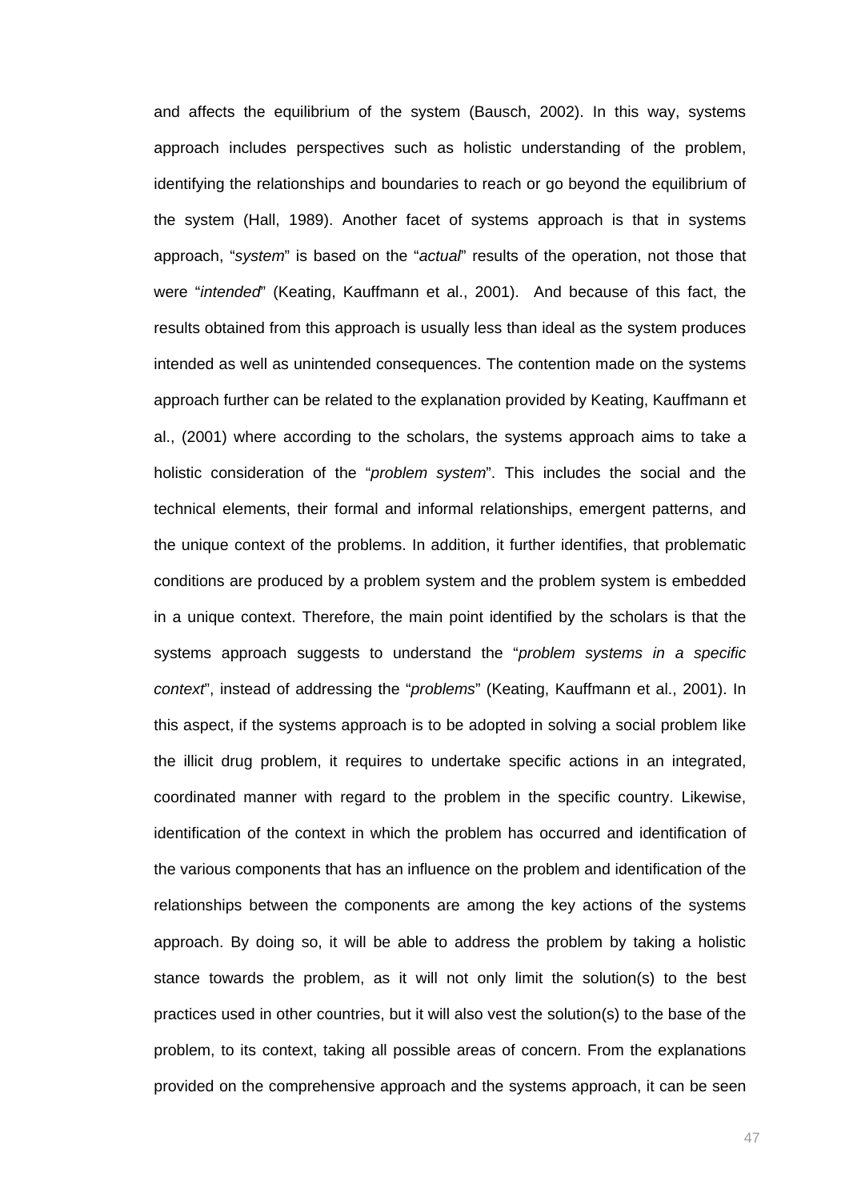and affects the equilibrium of the system (Bausch, 2002). In this way, systems approach includes perspectives such as holistic understanding of the problem, identifying the relationships and boundaries to reach or go beyond the equilibrium of the system (Hall, 1989). Another facet of systems approach is that in systems approach, "*system*" is based on the "*actual*" results of the operation, not those that were "*intended*" (Keating, Kauffmann et al., 2001). And because of this fact, the results obtained from this approach is usually less than ideal as the system produces intended as well as unintended consequences. The contention made on the systems approach further can be related to the explanation provided by Keating, Kauffmann et al., (2001) where according to the scholars, the systems approach aims to take a holistic consideration of the "*problem system*". This includes the social and the technical elements, their formal and informal relationships, emergent patterns, and the unique context of the problems. In addition, it further identifies, that problematic conditions are produced by a problem system and the problem system is embedded in a unique context. Therefore, the main point identified by the scholars is that the systems approach suggests to understand the "*problem systems in a specific context*", instead of addressing the "*problems*" (Keating, Kauffmann et al., 2001). In this aspect, if the systems approach is to be adopted in solving a social problem like the illicit drug problem, it requires to undertake specific actions in an integrated, coordinated manner with regard to the problem in the specific country. Likewise, identification of the context in which the problem has occurred and identification of the various components that has an influence on the problem and identification of the relationships between the components are among the key actions of the systems approach. By doing so, it will be able to address the problem by taking a holistic stance towards the problem, as it will not only limit the solution(s) to the best practices used in other countries, but it will also vest the solution(s) to the base of the problem, to its context, taking all possible areas of concern. From the explanations provided on the comprehensive approach and the systems approach, it can be seen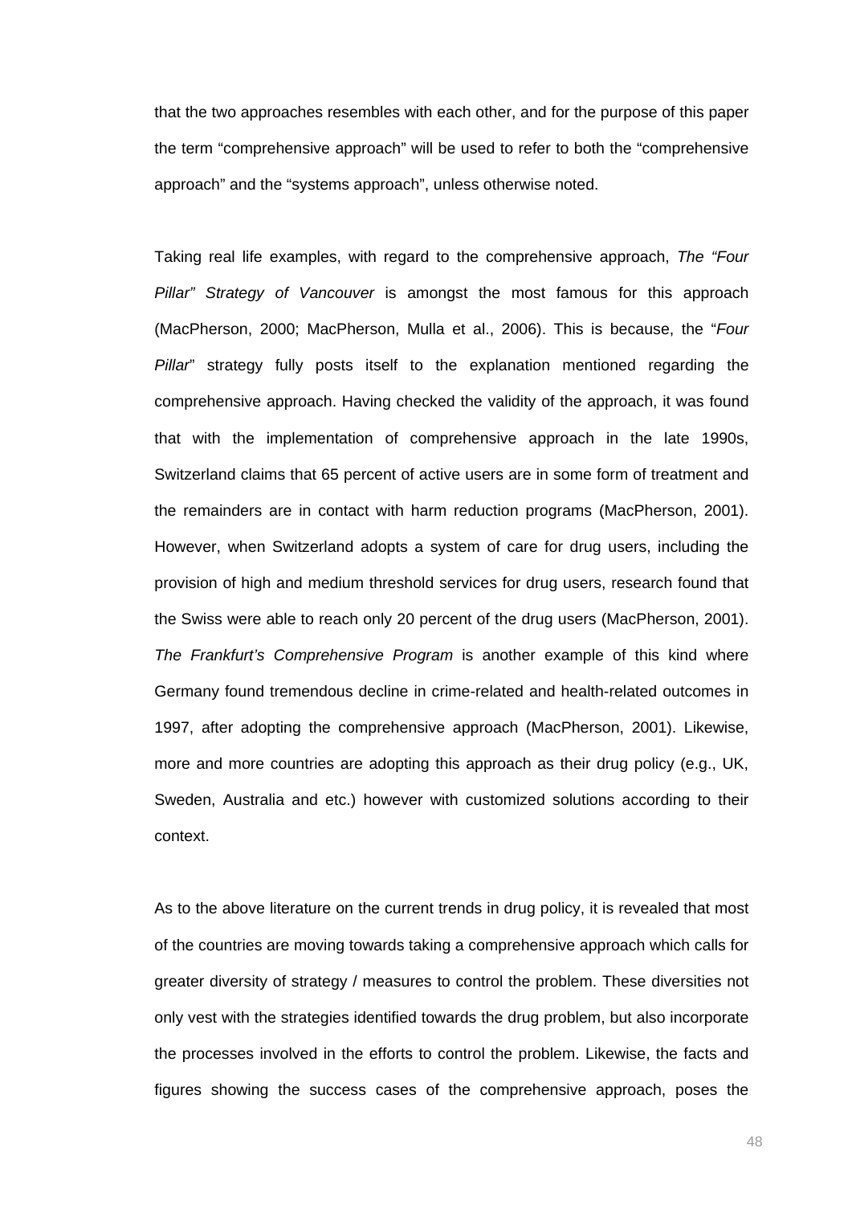that the two approaches resembles with each other, and for the purpose of this paper the term "comprehensive approach" will be used to refer to both the "comprehensive approach" and the "systems approach", unless otherwise noted.

Taking real life examples, with regard to the comprehensive approach, *The "Four Pillar" Strategy of Vancouver* is amongst the most famous for this approach (MacPherson, 2000; MacPherson, Mulla et al., 2006). This is because, the "*Four Pillar*" strategy fully posts itself to the explanation mentioned regarding the comprehensive approach. Having checked the validity of the approach, it was found that with the implementation of comprehensive approach in the late 1990s, Switzerland claims that 65 percent of active users are in some form of treatment and the remainders are in contact with harm reduction programs (MacPherson, 2001). However, when Switzerland adopts a system of care for drug users, including the provision of high and medium threshold services for drug users, research found that the Swiss were able to reach only 20 percent of the drug users (MacPherson, 2001). *The Frankfurt's Comprehensive Program* is another example of this kind where Germany found tremendous decline in crime-related and health-related outcomes in 1997, after adopting the comprehensive approach (MacPherson, 2001). Likewise, more and more countries are adopting this approach as their drug policy (e.g., UK, Sweden, Australia and etc.) however with customized solutions according to their context.

As to the above literature on the current trends in drug policy, it is revealed that most of the countries are moving towards taking a comprehensive approach which calls for greater diversity of strategy / measures to control the problem. These diversities not only vest with the strategies identified towards the drug problem, but also incorporate the processes involved in the efforts to control the problem. Likewise, the facts and figures showing the success cases of the comprehensive approach, poses the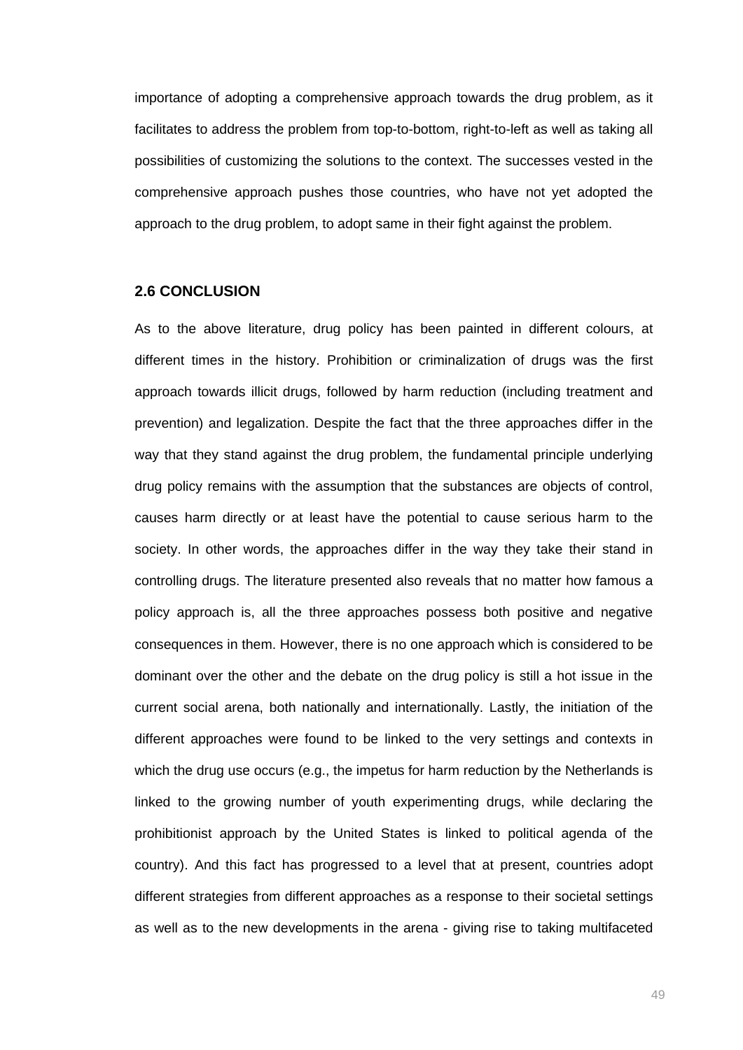importance of adopting a comprehensive approach towards the drug problem, as it facilitates to address the problem from top-to-bottom, right-to-left as well as taking all possibilities of customizing the solutions to the context. The successes vested in the comprehensive approach pushes those countries, who have not yet adopted the approach to the drug problem, to adopt same in their fight against the problem.

### 2.6 CONCLUSION

As to the above literature, drug policy has been painted in different colours, at different times in the history. Prohibition or criminalization of drugs was the first approach towards illicit drugs, followed by harm reduction (including treatment and prevention) and legalization. Despite the fact that the three approaches differ in the way that they stand against the drug problem, the fundamental principle underlying drug policy remains with the assumption that the substances are objects of control, causes harm directly or at least have the potential to cause serious harm to the society. In other words, the approaches differ in the way they take their stand in controlling drugs. The literature presented also reveals that no matter how famous a policy approach is, all the three approaches possess both positive and negative consequences in them. However, there is no one approach which is considered to be dominant over the other and the debate on the drug policy is still a hot issue in the current social arena, both nationally and internationally. Lastly, the initiation of the different approaches were found to be linked to the very settings and contexts in which the drug use occurs (e.g., the impetus for harm reduction by the Netherlands is linked to the growing number of youth experimenting drugs, while declaring the prohibitionist approach by the United States is linked to political agenda of the country). And this fact has progressed to a level that at present, countries adopt different strategies from different approaches as a response to their societal settings as well as to the new developments in the arena - giving rise to taking multifaceted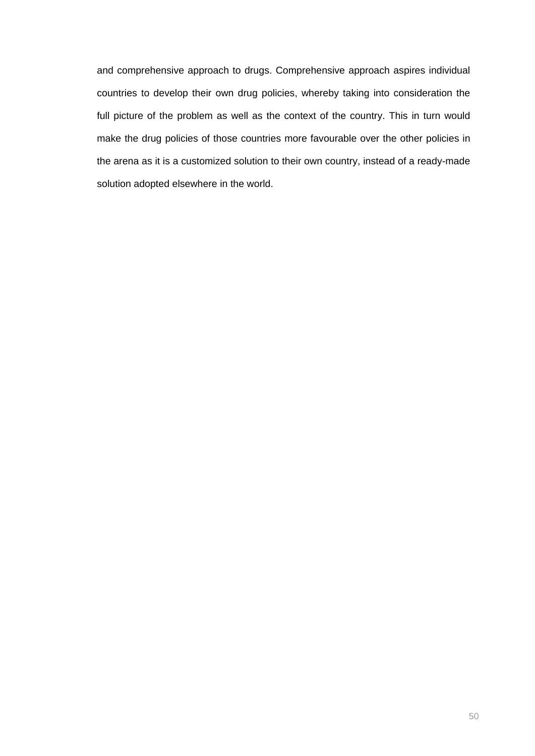and comprehensive approach to drugs. Comprehensive approach aspires individual countries to develop their own drug policies, whereby taking into consideration the full picture of the problem as well as the context of the country. This in turn would make the drug policies of those countries more favourable over the other policies in the arena as it is a customized solution to their own country, instead of a ready-made solution adopted elsewhere in the world.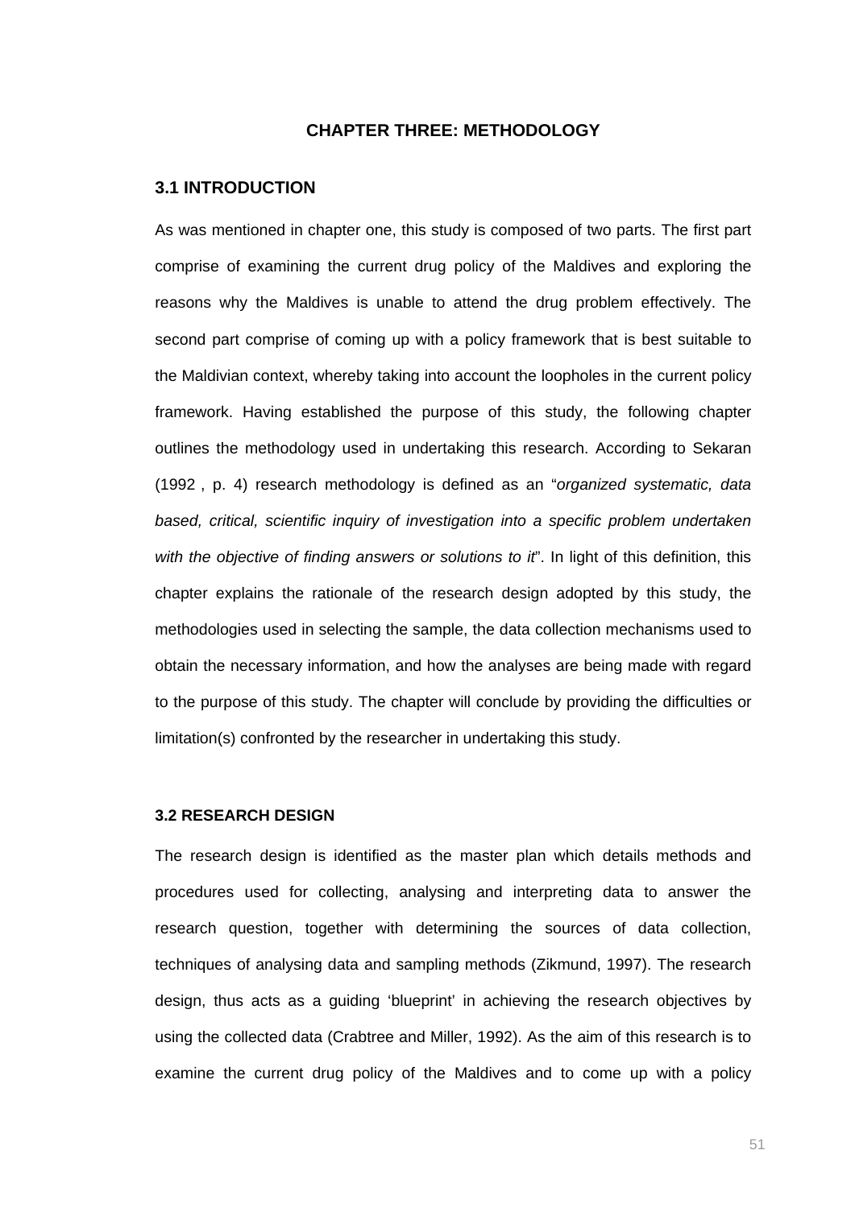# CHAPTER THREE: METHODOLOGY

## 3.1 INTRODUCTION

As was mentioned in chapter one, this study is composed of two parts. The first part comprise of examining the current drug policy of the Maldives and exploring the reasons why the Maldives is unable to attend the drug problem effectively. The second part comprise of coming up with a policy framework that is best suitable to the Maldivian context, whereby taking into account the loopholes in the current policy framework. Having established the purpose of this study, the following chapter outlines the methodology used in undertaking this research. According to Sekaran (1992 , p. 4) research methodology is defined as an "*organized systematic, data based, critical, scientific inquiry of investigation into a specific problem undertaken with the objective of finding answers or solutions to it*". In light of this definition, this chapter explains the rationale of the research design adopted by this study, the methodologies used in selecting the sample, the data collection mechanisms used to obtain the necessary information, and how the analyses are being made with regard to the purpose of this study. The chapter will conclude by providing the difficulties or limitation(s) confronted by the researcher in undertaking this study.

### 3.2 RESEARCH DESIGN

The research design is identified as the master plan which details methods and procedures used for collecting, analysing and interpreting data to answer the research question, together with determining the sources of data collection, techniques of analysing data and sampling methods (Zikmund, 1997). The research design, thus acts as a guiding 'blueprint' in achieving the research objectives by using the collected data (Crabtree and Miller, 1992). As the aim of this research is to examine the current drug policy of the Maldives and to come up with a policy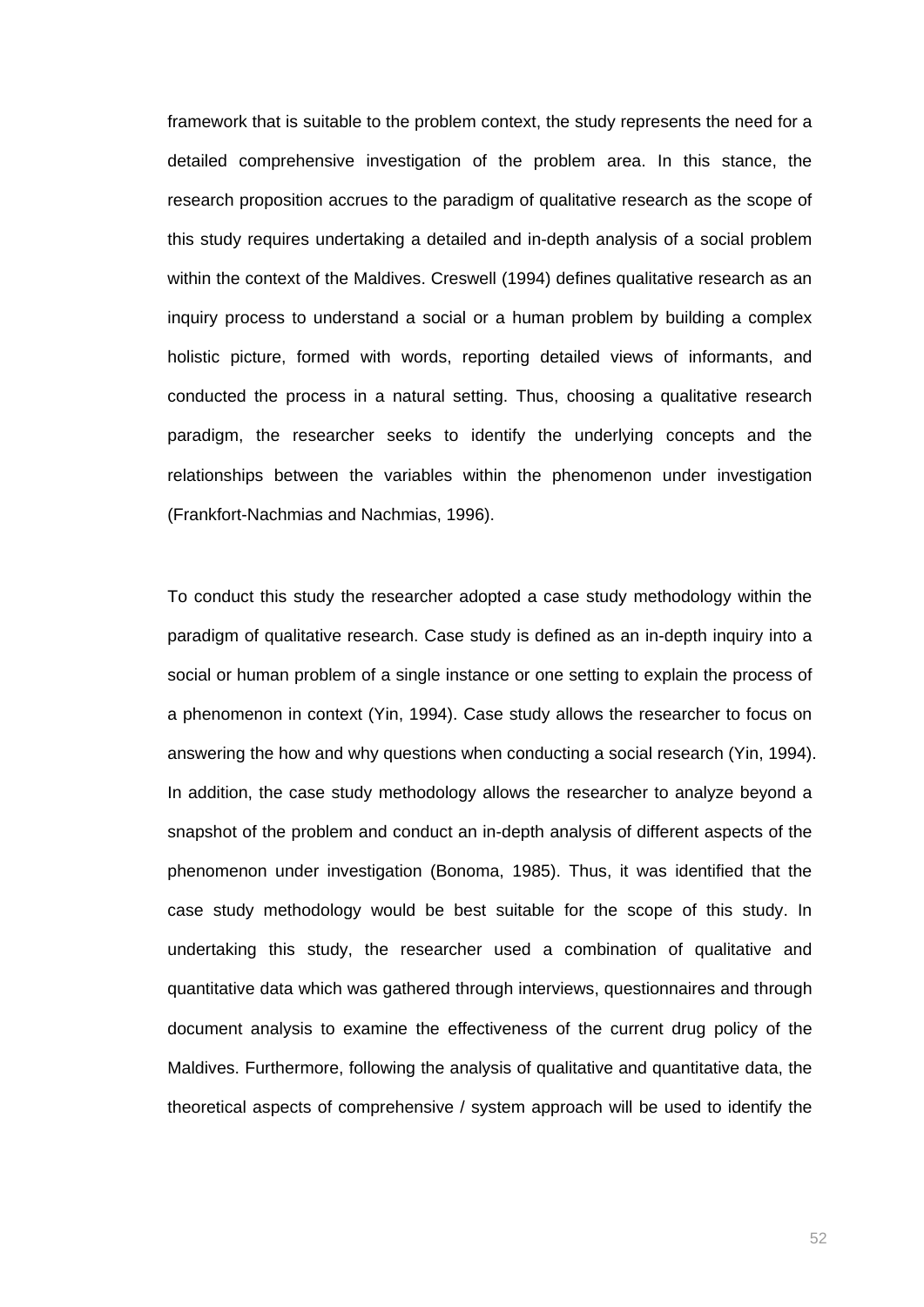framework that is suitable to the problem context, the study represents the need for a detailed comprehensive investigation of the problem area. In this stance, the research proposition accrues to the paradigm of qualitative research as the scope of this study requires undertaking a detailed and in-depth analysis of a social problem within the context of the Maldives. Creswell (1994) defines qualitative research as an inquiry process to understand a social or a human problem by building a complex holistic picture, formed with words, reporting detailed views of informants, and conducted the process in a natural setting. Thus, choosing a qualitative research paradigm, the researcher seeks to identify the underlying concepts and the relationships between the variables within the phenomenon under investigation (Frankfort-Nachmias and Nachmias, 1996).

To conduct this study the researcher adopted a case study methodology within the paradigm of qualitative research. Case study is defined as an in-depth inquiry into a social or human problem of a single instance or one setting to explain the process of a phenomenon in context (Yin, 1994). Case study allows the researcher to focus on answering the how and why questions when conducting a social research (Yin, 1994). In addition, the case study methodology allows the researcher to analyze beyond a snapshot of the problem and conduct an in-depth analysis of different aspects of the phenomenon under investigation (Bonoma, 1985). Thus, it was identified that the case study methodology would be best suitable for the scope of this study. In undertaking this study, the researcher used a combination of qualitative and quantitative data which was gathered through interviews, questionnaires and through document analysis to examine the effectiveness of the current drug policy of the Maldives. Furthermore, following the analysis of qualitative and quantitative data, the theoretical aspects of comprehensive / system approach will be used to identify the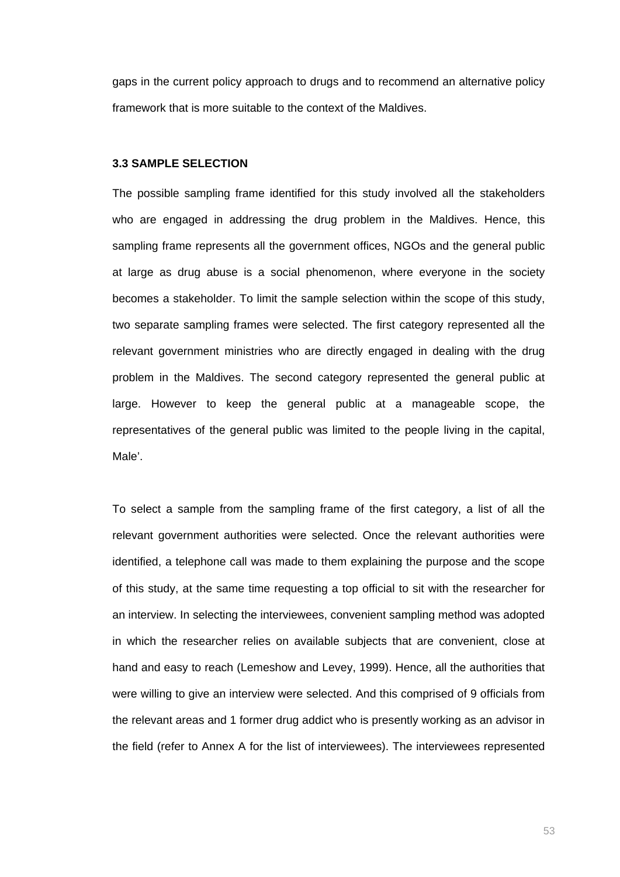gaps in the current policy approach to drugs and to recommend an alternative policy framework that is more suitable to the context of the Maldives.

### 3.3 SAMPLE SELECTION

The possible sampling frame identified for this study involved all the stakeholders who are engaged in addressing the drug problem in the Maldives. Hence, this sampling frame represents all the government offices, NGOs and the general public at large as drug abuse is a social phenomenon, where everyone in the society becomes a stakeholder. To limit the sample selection within the scope of this study, two separate sampling frames were selected. The first category represented all the relevant government ministries who are directly engaged in dealing with the drug problem in the Maldives. The second category represented the general public at large. However to keep the general public at a manageable scope, the representatives of the general public was limited to the people living in the capital, Male'.

To select a sample from the sampling frame of the first category, a list of all the relevant government authorities were selected. Once the relevant authorities were identified, a telephone call was made to them explaining the purpose and the scope of this study, at the same time requesting a top official to sit with the researcher for an interview. In selecting the interviewees, convenient sampling method was adopted in which the researcher relies on available subjects that are convenient, close at hand and easy to reach (Lemeshow and Levey, 1999). Hence, all the authorities that were willing to give an interview were selected. And this comprised of 9 officials from the relevant areas and 1 former drug addict who is presently working as an advisor in the field (refer to Annex A for the list of interviewees). The interviewees represented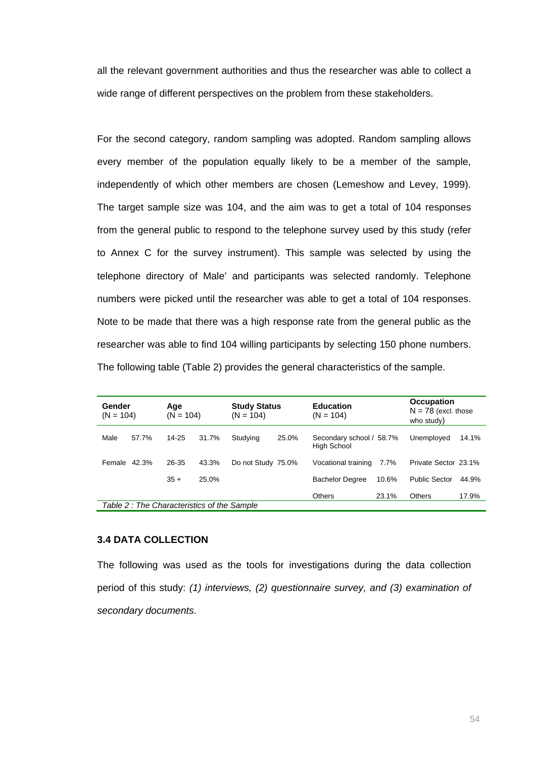all the relevant government authorities and thus the researcher was able to collect a wide range of different perspectives on the problem from these stakeholders.

For the second category, random sampling was adopted. Random sampling allows every member of the population equally likely to be a member of the sample, independently of which other members are chosen (Lemeshow and Levey, 1999). The target sample size was 104, and the aim was to get a total of 104 responses from the general public to respond to the telephone survey used by this study (refer to Annex C for the survey instrument). This sample was selected by using the telephone directory of Male' and participants was selected randomly. Telephone numbers were picked until the researcher was able to get a total of 104 responses. Note to be made that there was a high response rate from the general public as the researcher was able to find 104 willing participants by selecting 150 phone numbers. The following table (Table 2) provides the general characteristics of the sample.

| **Gender** (N = 104) | | **Age** (N = 104) | | **Study Status** (N = 104) | | **Education** (N = 104) | | **Occupation** N = 78 (excl. those who study) | |
|---|---|---|---|---|---|---|---|---|---|
| Male | 57.7% | 14-25 | 31.7% | Studying | 25.0% | Secondary school / High School | 58.7% | Unemployed | 14.1% |
| Female | 42.3% | 26-35 | 43.3% | Do not Study | 75.0% | Vocational training | 7.7% | Private Sector | 23.1% |
| | | 35 + | 25.0% | | | Bachelor Degree | 10.6% | Public Sector | 44.9% |
| | | | | | | Others | 23.1% | Others | 17.9% |

*Table 2 : The Characteristics of the Sample*

### 3.4 DATA COLLECTION

The following was used as the tools for investigations during the data collection period of this study: *(1) interviews, (2) questionnaire survey, and (3) examination of secondary documents.*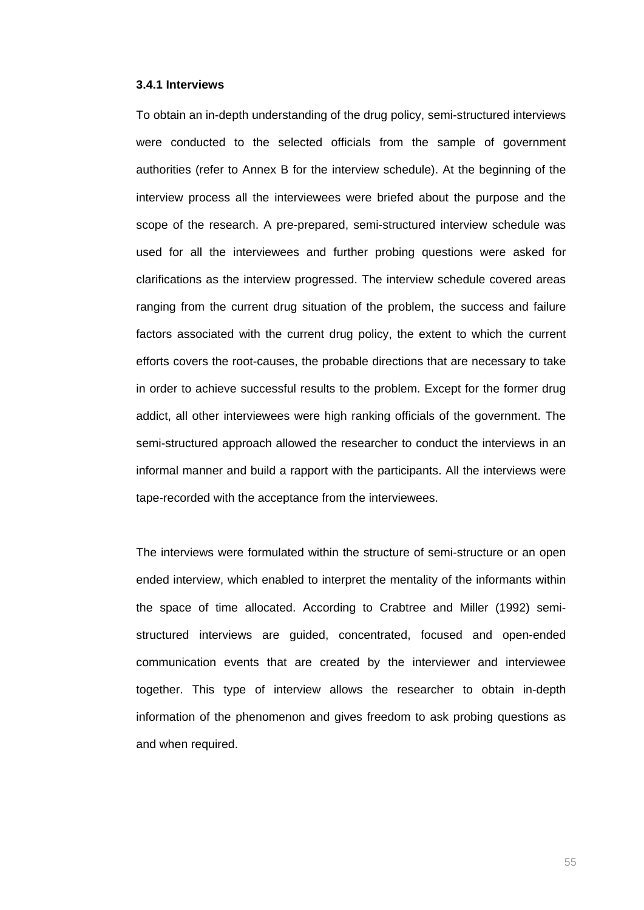### 3.4.1 Interviews

To obtain an in-depth understanding of the drug policy, semi-structured interviews were conducted to the selected officials from the sample of government authorities (refer to Annex B for the interview schedule). At the beginning of the interview process all the interviewees were briefed about the purpose and the scope of the research. A pre-prepared, semi-structured interview schedule was used for all the interviewees and further probing questions were asked for clarifications as the interview progressed. The interview schedule covered areas ranging from the current drug situation of the problem, the success and failure factors associated with the current drug policy, the extent to which the current efforts covers the root-causes, the probable directions that are necessary to take in order to achieve successful results to the problem. Except for the former drug addict, all other interviewees were high ranking officials of the government. The semi-structured approach allowed the researcher to conduct the interviews in an informal manner and build a rapport with the participants. All the interviews were tape-recorded with the acceptance from the interviewees.

The interviews were formulated within the structure of semi-structure or an open ended interview, which enabled to interpret the mentality of the informants within the space of time allocated. According to Crabtree and Miller (1992) semi-structured interviews are guided, concentrated, focused and open-ended communication events that are created by the interviewer and interviewee together. This type of interview allows the researcher to obtain in-depth information of the phenomenon and gives freedom to ask probing questions as and when required.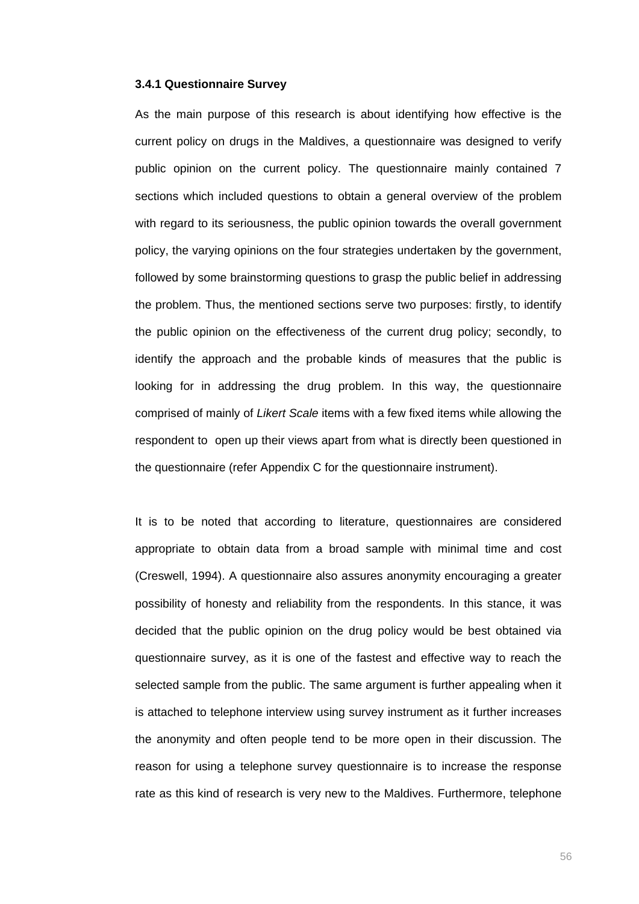### 3.4.1 Questionnaire Survey

As the main purpose of this research is about identifying how effective is the current policy on drugs in the Maldives, a questionnaire was designed to verify public opinion on the current policy. The questionnaire mainly contained 7 sections which included questions to obtain a general overview of the problem with regard to its seriousness, the public opinion towards the overall government policy, the varying opinions on the four strategies undertaken by the government, followed by some brainstorming questions to grasp the public belief in addressing the problem. Thus, the mentioned sections serve two purposes: firstly, to identify the public opinion on the effectiveness of the current drug policy; secondly, to identify the approach and the probable kinds of measures that the public is looking for in addressing the drug problem. In this way, the questionnaire comprised of mainly of *Likert Scale* items with a few fixed items while allowing the respondent to open up their views apart from what is directly been questioned in the questionnaire (refer Appendix C for the questionnaire instrument).

It is to be noted that according to literature, questionnaires are considered appropriate to obtain data from a broad sample with minimal time and cost (Creswell, 1994). A questionnaire also assures anonymity encouraging a greater possibility of honesty and reliability from the respondents. In this stance, it was decided that the public opinion on the drug policy would be best obtained via questionnaire survey, as it is one of the fastest and effective way to reach the selected sample from the public. The same argument is further appealing when it is attached to telephone interview using survey instrument as it further increases the anonymity and often people tend to be more open in their discussion. The reason for using a telephone survey questionnaire is to increase the response rate as this kind of research is very new to the Maldives. Furthermore, telephone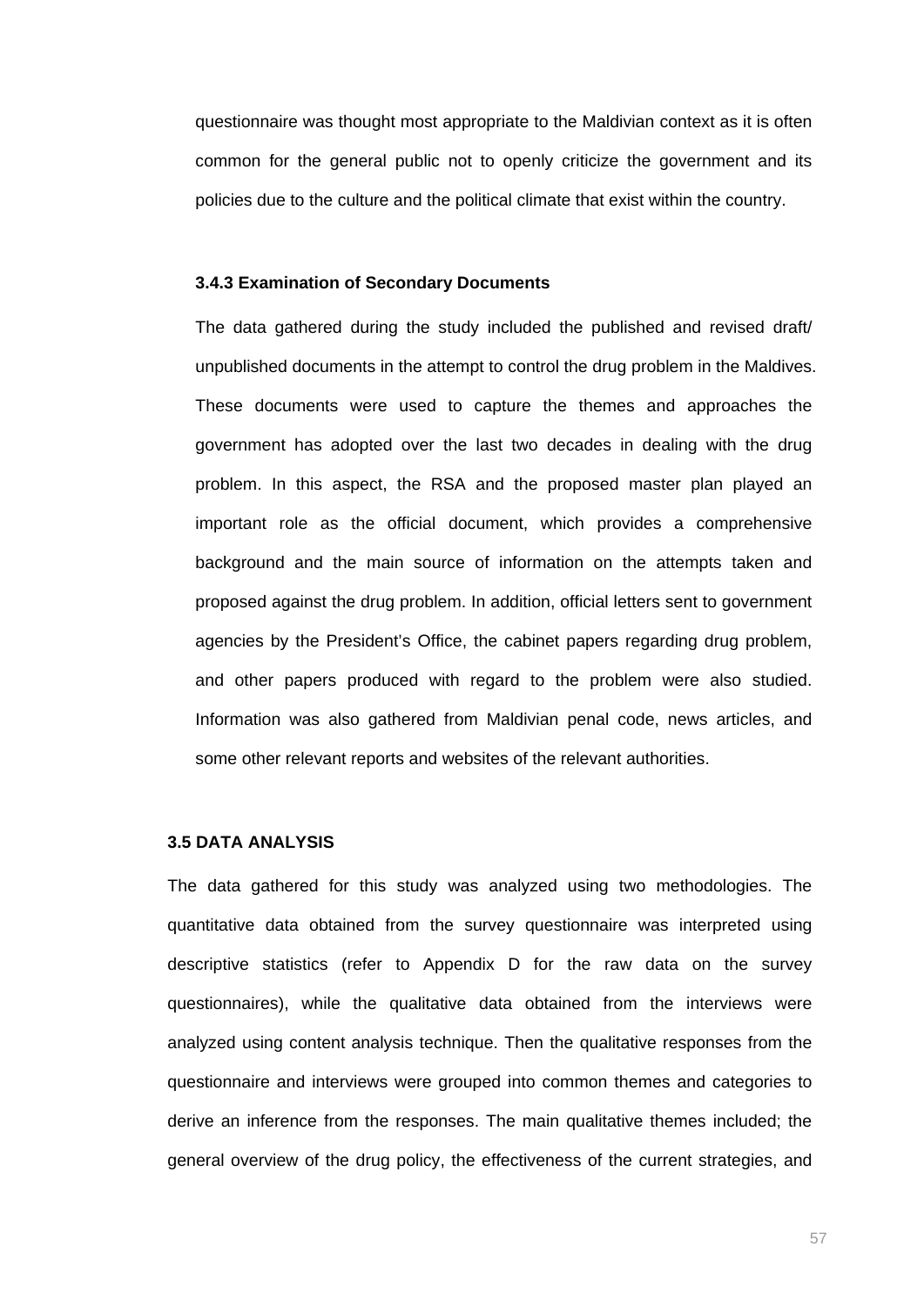questionnaire was thought most appropriate to the Maldivian context as it is often common for the general public not to openly criticize the government and its policies due to the culture and the political climate that exist within the country.

### 3.4.3 Examination of Secondary Documents

The data gathered during the study included the published and revised draft/ unpublished documents in the attempt to control the drug problem in the Maldives. These documents were used to capture the themes and approaches the government has adopted over the last two decades in dealing with the drug problem. In this aspect, the RSA and the proposed master plan played an important role as the official document, which provides a comprehensive background and the main source of information on the attempts taken and proposed against the drug problem. In addition, official letters sent to government agencies by the President's Office, the cabinet papers regarding drug problem, and other papers produced with regard to the problem were also studied. Information was also gathered from Maldivian penal code, news articles, and some other relevant reports and websites of the relevant authorities.

## 3.5 DATA ANALYSIS

The data gathered for this study was analyzed using two methodologies. The quantitative data obtained from the survey questionnaire was interpreted using descriptive statistics (refer to Appendix D for the raw data on the survey questionnaires), while the qualitative data obtained from the interviews were analyzed using content analysis technique. Then the qualitative responses from the questionnaire and interviews were grouped into common themes and categories to derive an inference from the responses. The main qualitative themes included; the general overview of the drug policy, the effectiveness of the current strategies, and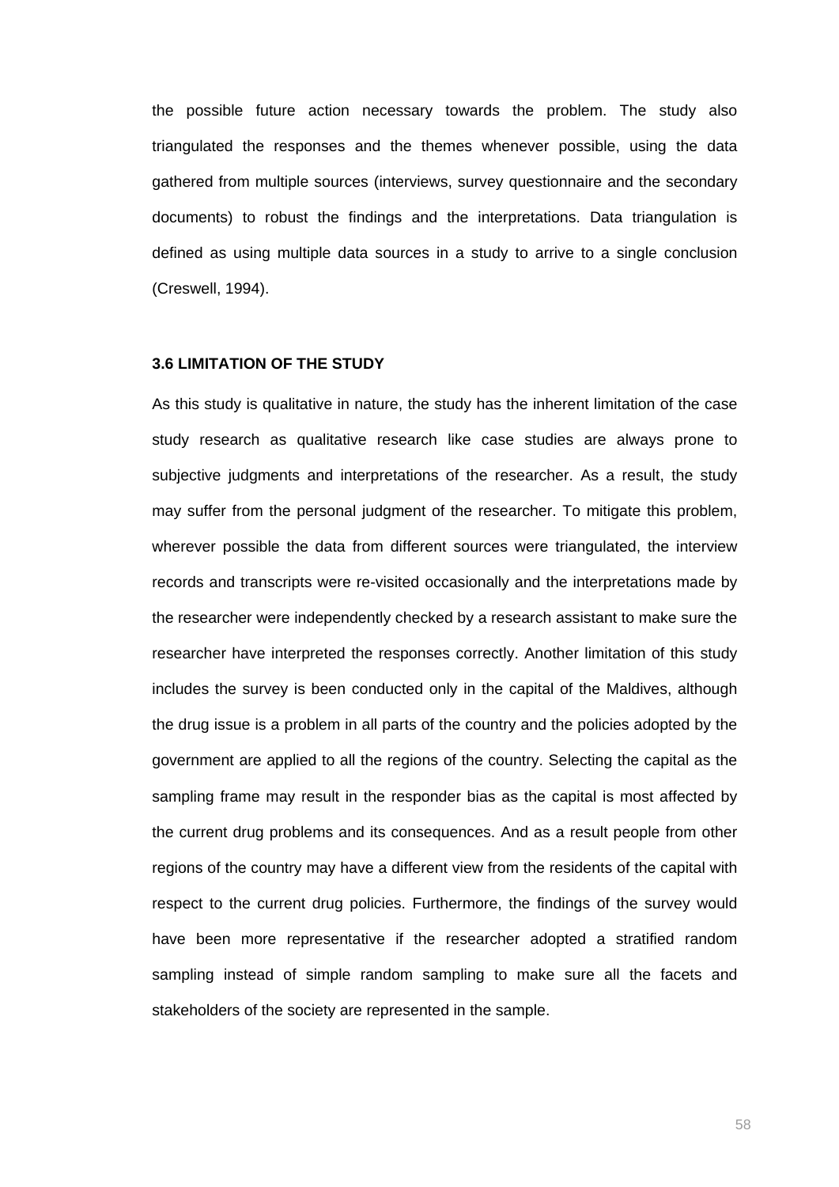the possible future action necessary towards the problem. The study also triangulated the responses and the themes whenever possible, using the data gathered from multiple sources (interviews, survey questionnaire and the secondary documents) to robust the findings and the interpretations. Data triangulation is defined as using multiple data sources in a study to arrive to a single conclusion (Creswell, 1994).

### 3.6 LIMITATION OF THE STUDY

As this study is qualitative in nature, the study has the inherent limitation of the case study research as qualitative research like case studies are always prone to subjective judgments and interpretations of the researcher. As a result, the study may suffer from the personal judgment of the researcher. To mitigate this problem, wherever possible the data from different sources were triangulated, the interview records and transcripts were re-visited occasionally and the interpretations made by the researcher were independently checked by a research assistant to make sure the researcher have interpreted the responses correctly. Another limitation of this study includes the survey is been conducted only in the capital of the Maldives, although the drug issue is a problem in all parts of the country and the policies adopted by the government are applied to all the regions of the country. Selecting the capital as the sampling frame may result in the responder bias as the capital is most affected by the current drug problems and its consequences. And as a result people from other regions of the country may have a different view from the residents of the capital with respect to the current drug policies. Furthermore, the findings of the survey would have been more representative if the researcher adopted a stratified random sampling instead of simple random sampling to make sure all the facets and stakeholders of the society are represented in the sample.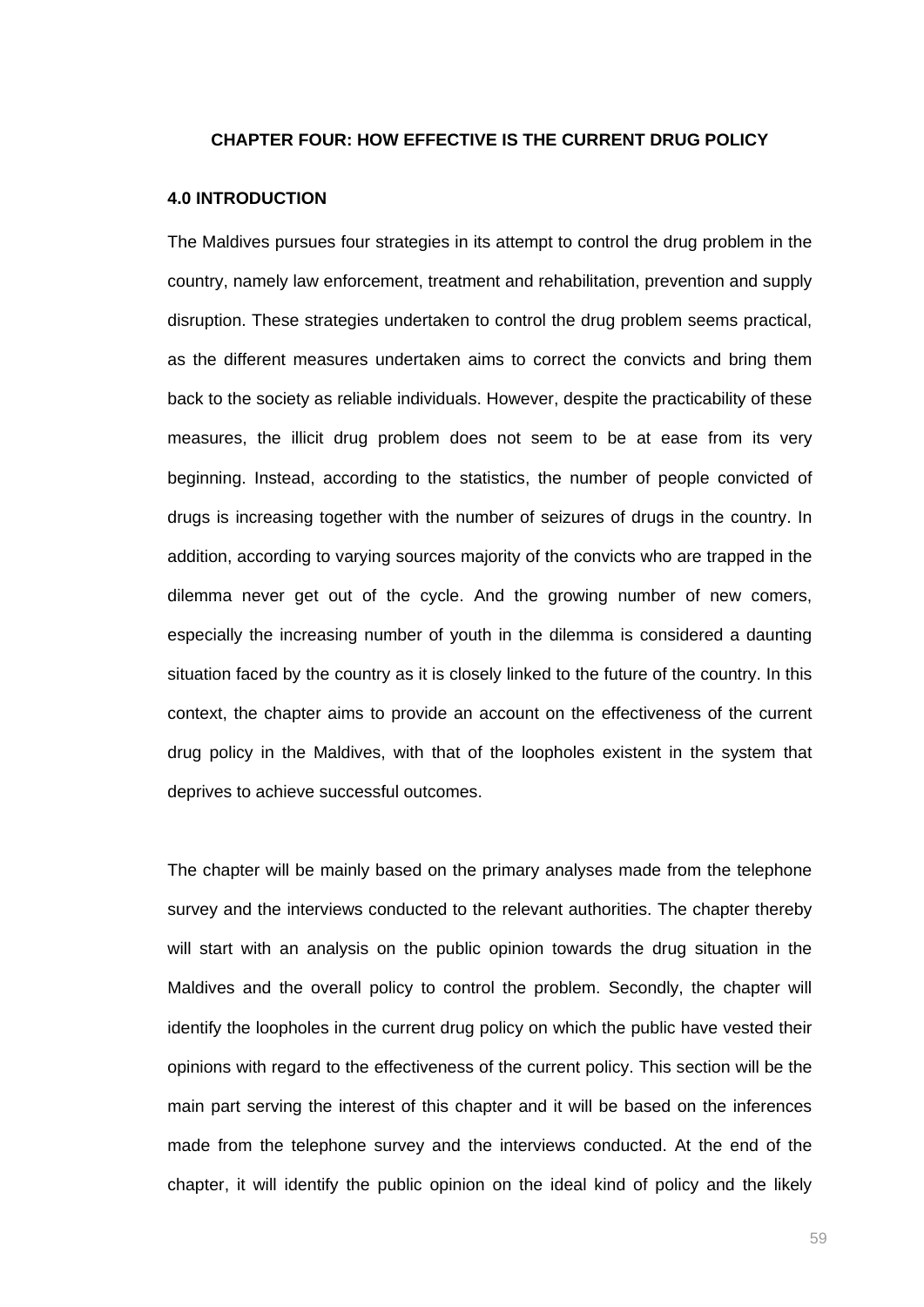## CHAPTER FOUR: HOW EFFECTIVE IS THE CURRENT DRUG POLICY

### 4.0 INTRODUCTION

The Maldives pursues four strategies in its attempt to control the drug problem in the country, namely law enforcement, treatment and rehabilitation, prevention and supply disruption. These strategies undertaken to control the drug problem seems practical, as the different measures undertaken aims to correct the convicts and bring them back to the society as reliable individuals. However, despite the practicability of these measures, the illicit drug problem does not seem to be at ease from its very beginning. Instead, according to the statistics, the number of people convicted of drugs is increasing together with the number of seizures of drugs in the country. In addition, according to varying sources majority of the convicts who are trapped in the dilemma never get out of the cycle. And the growing number of new comers, especially the increasing number of youth in the dilemma is considered a daunting situation faced by the country as it is closely linked to the future of the country. In this context, the chapter aims to provide an account on the effectiveness of the current drug policy in the Maldives, with that of the loopholes existent in the system that deprives to achieve successful outcomes.

The chapter will be mainly based on the primary analyses made from the telephone survey and the interviews conducted to the relevant authorities. The chapter thereby will start with an analysis on the public opinion towards the drug situation in the Maldives and the overall policy to control the problem. Secondly, the chapter will identify the loopholes in the current drug policy on which the public have vested their opinions with regard to the effectiveness of the current policy. This section will be the main part serving the interest of this chapter and it will be based on the inferences made from the telephone survey and the interviews conducted. At the end of the chapter, it will identify the public opinion on the ideal kind of policy and the likely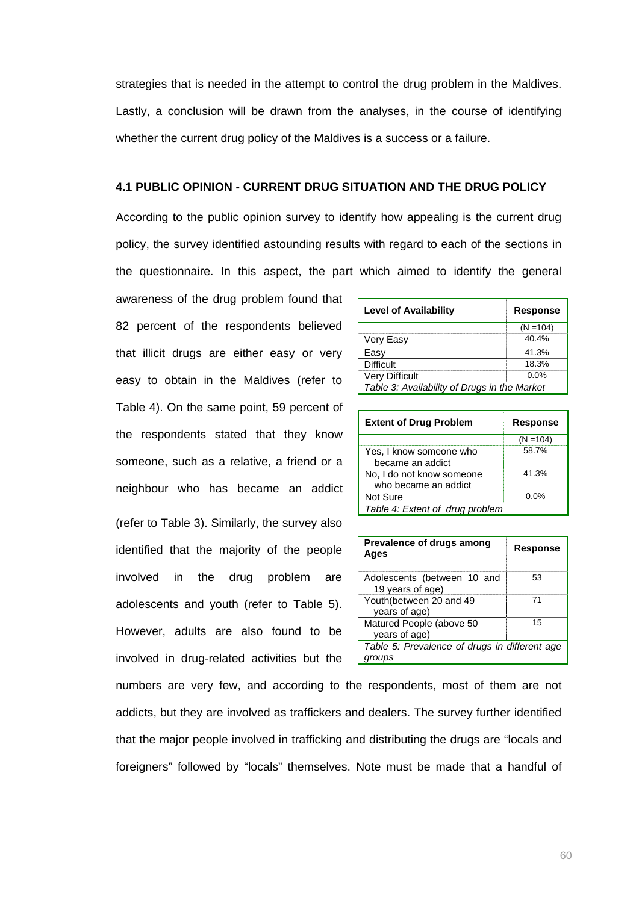strategies that is needed in the attempt to control the drug problem in the Maldives. Lastly, a conclusion will be drawn from the analyses, in the course of identifying whether the current drug policy of the Maldives is a success or a failure.

#### 4.1 PUBLIC OPINION - CURRENT DRUG SITUATION AND THE DRUG POLICY

According to the public opinion survey to identify how appealing is the current drug policy, the survey identified astounding results with regard to each of the sections in the questionnaire. In this aspect, the part which aimed to identify the general awareness of the drug problem found that 82 percent of the respondents believed that illicit drugs are either easy or very easy to obtain in the Maldives (refer to Table 4). On the same point, 59 percent of the respondents stated that they know someone, such as a relative, a friend or a neighbour who has became an addict (refer to Table 3). Similarly, the survey also identified that the majority of the people involved in the drug problem are adolescents and youth (refer to Table 5). However, adults are also found to be involved in drug-related activities but the numbers are very few, and according to the respondents, most of them are not addicts, but they are involved as traffickers and dealers. The survey further identified that the major people involved in trafficking and distributing the drugs are "locals and foreigners" followed by "locals" themselves. Note must be made that a handful of

| Level of Availability | Response |
|---|---|
| | (N =104) |
| Very Easy | 40.4% |
| Easy | 41.3% |
| Difficult | 18.3% |
| Very Difficult | 0.0% |

*Table 3: Availability of Drugs in the Market*

| Extent of Drug Problem | Response |
|---|---|
| | (N =104) |
| Yes, I know someone who became an addict | 58.7% |
| No, I do not know someone who became an addict | 41.3% |
| Not Sure | 0.0% |

*Table 4: Extent of drug problem*

| Prevalence of drugs among Ages | Response |
|---|---|
| | |
| Adolescents (between 10 and 19 years of age) | 53 |
| Youth(between 20 and 49 years of age) | 71 |
| Matured People (above 50 years of age) | 15 |

*Table 5: Prevalence of drugs in different age groups*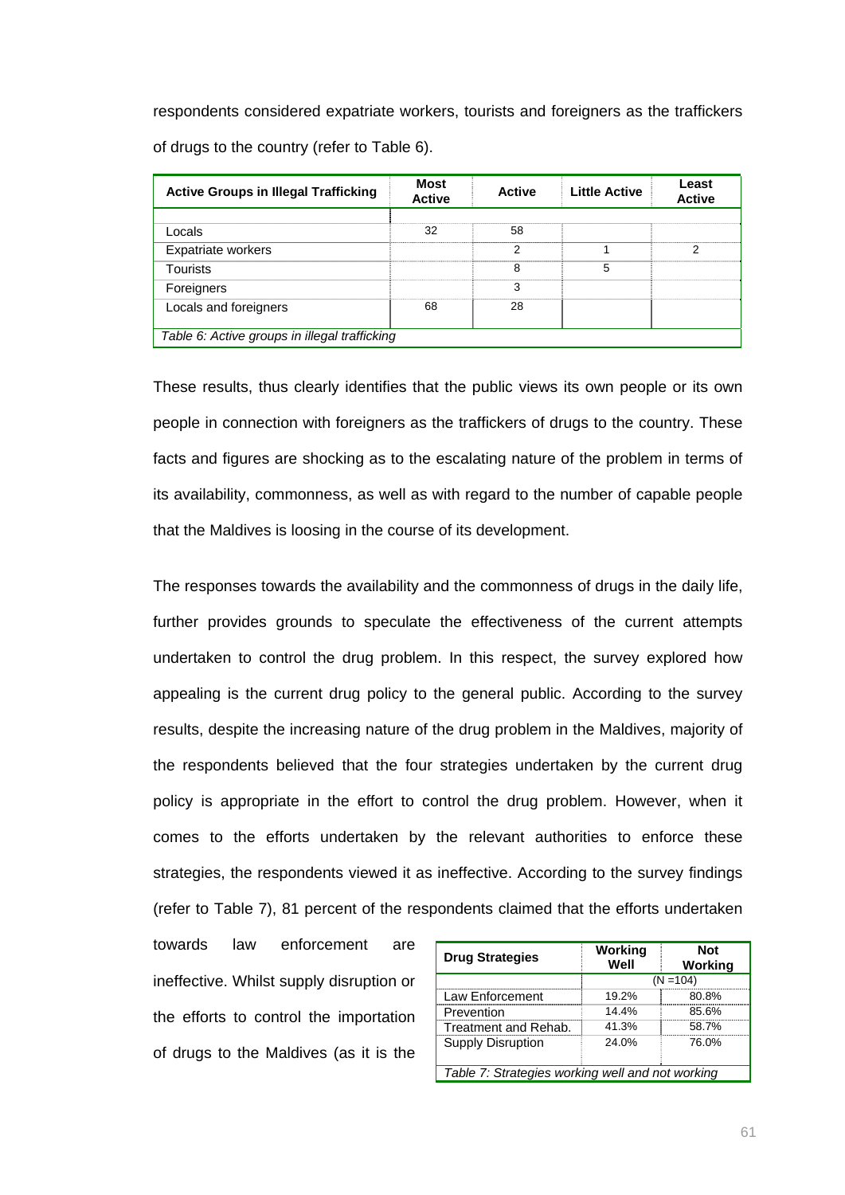respondents considered expatriate workers, tourists and foreigners as the traffickers of drugs to the country (refer to Table 6).

| Active Groups in Illegal Trafficking | Most Active | Active | Little Active | Least Active |
|---|---|---|---|---|
| Locals | 32 | 58 | | |
| Expatriate workers | | 2 | 1 | 2 |
| Tourists | | 8 | 5 | |
| Foreigners | | 3 | | |
| Locals and foreigners | 68 | 28 | | |

*Table 6: Active groups in illegal trafficking*

These results, thus clearly identifies that the public views its own people or its own people in connection with foreigners as the traffickers of drugs to the country. These facts and figures are shocking as to the escalating nature of the problem in terms of its availability, commonness, as well as with regard to the number of capable people that the Maldives is loosing in the course of its development.

The responses towards the availability and the commonness of drugs in the daily life, further provides grounds to speculate the effectiveness of the current attempts undertaken to control the drug problem. In this respect, the survey explored how appealing is the current drug policy to the general public. According to the survey results, despite the increasing nature of the drug problem in the Maldives, majority of the respondents believed that the four strategies undertaken by the current drug policy is appropriate in the effort to control the drug problem. However, when it comes to the efforts undertaken by the relevant authorities to enforce these strategies, the respondents viewed it as ineffective. According to the survey findings (refer to Table 7), 81 percent of the respondents claimed that the efforts undertaken towards law enforcement are ineffective. Whilst supply disruption or the efforts to control the importation of drugs to the Maldives (as it is the

| Drug Strategies | Working Well | Not Working |
|---|---|---|
| | (N =104) | |
| Law Enforcement | 19.2% | 80.8% |
| Prevention | 14.4% | 85.6% |
| Treatment and Rehab. | 41.3% | 58.7% |
| Supply Disruption | 24.0% | 76.0% |

*Table 7: Strategies working well and not working*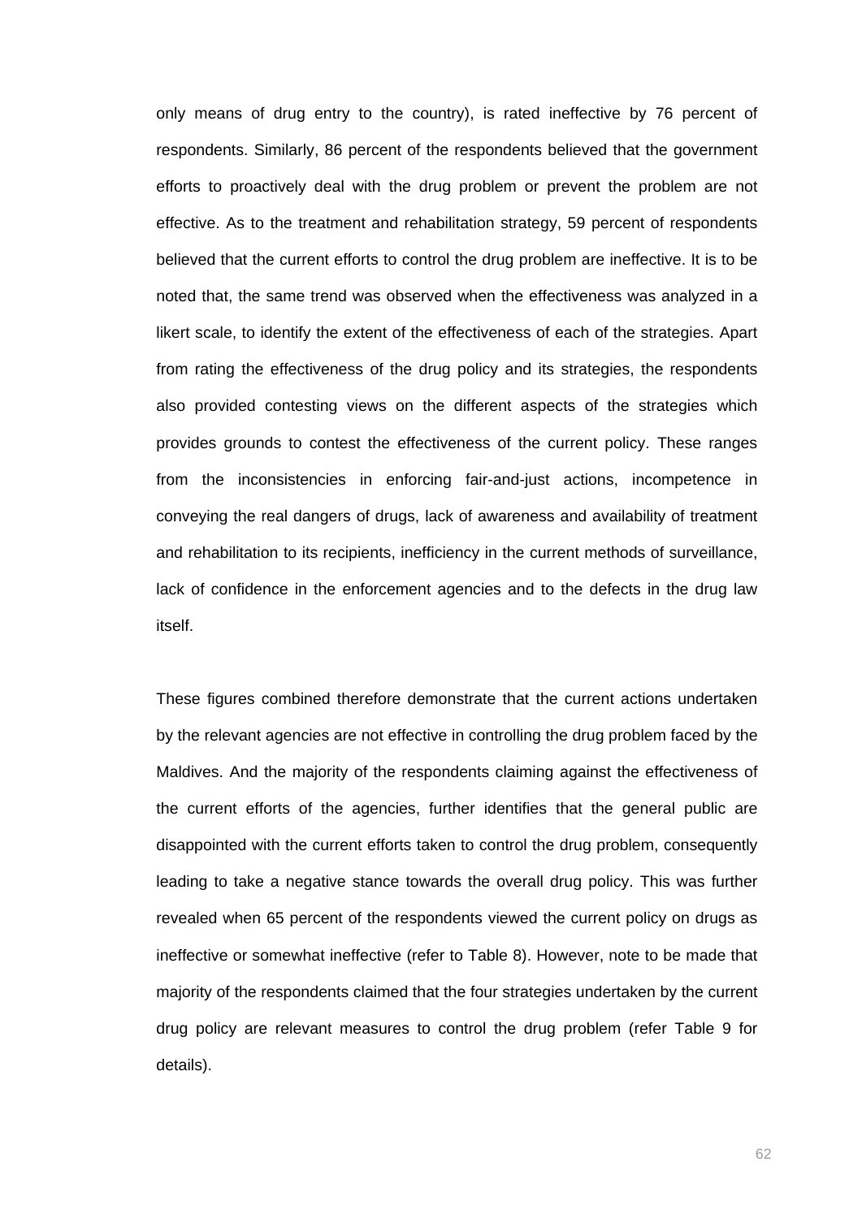only means of drug entry to the country), is rated ineffective by 76 percent of respondents. Similarly, 86 percent of the respondents believed that the government efforts to proactively deal with the drug problem or prevent the problem are not effective. As to the treatment and rehabilitation strategy, 59 percent of respondents believed that the current efforts to control the drug problem are ineffective. It is to be noted that, the same trend was observed when the effectiveness was analyzed in a likert scale, to identify the extent of the effectiveness of each of the strategies. Apart from rating the effectiveness of the drug policy and its strategies, the respondents also provided contesting views on the different aspects of the strategies which provides grounds to contest the effectiveness of the current policy. These ranges from the inconsistencies in enforcing fair-and-just actions, incompetence in conveying the real dangers of drugs, lack of awareness and availability of treatment and rehabilitation to its recipients, inefficiency in the current methods of surveillance, lack of confidence in the enforcement agencies and to the defects in the drug law itself.

These figures combined therefore demonstrate that the current actions undertaken by the relevant agencies are not effective in controlling the drug problem faced by the Maldives. And the majority of the respondents claiming against the effectiveness of the current efforts of the agencies, further identifies that the general public are disappointed with the current efforts taken to control the drug problem, consequently leading to take a negative stance towards the overall drug policy. This was further revealed when 65 percent of the respondents viewed the current policy on drugs as ineffective or somewhat ineffective (refer to Table 8). However, note to be made that majority of the respondents claimed that the four strategies undertaken by the current drug policy are relevant measures to control the drug problem (refer Table 9 for details).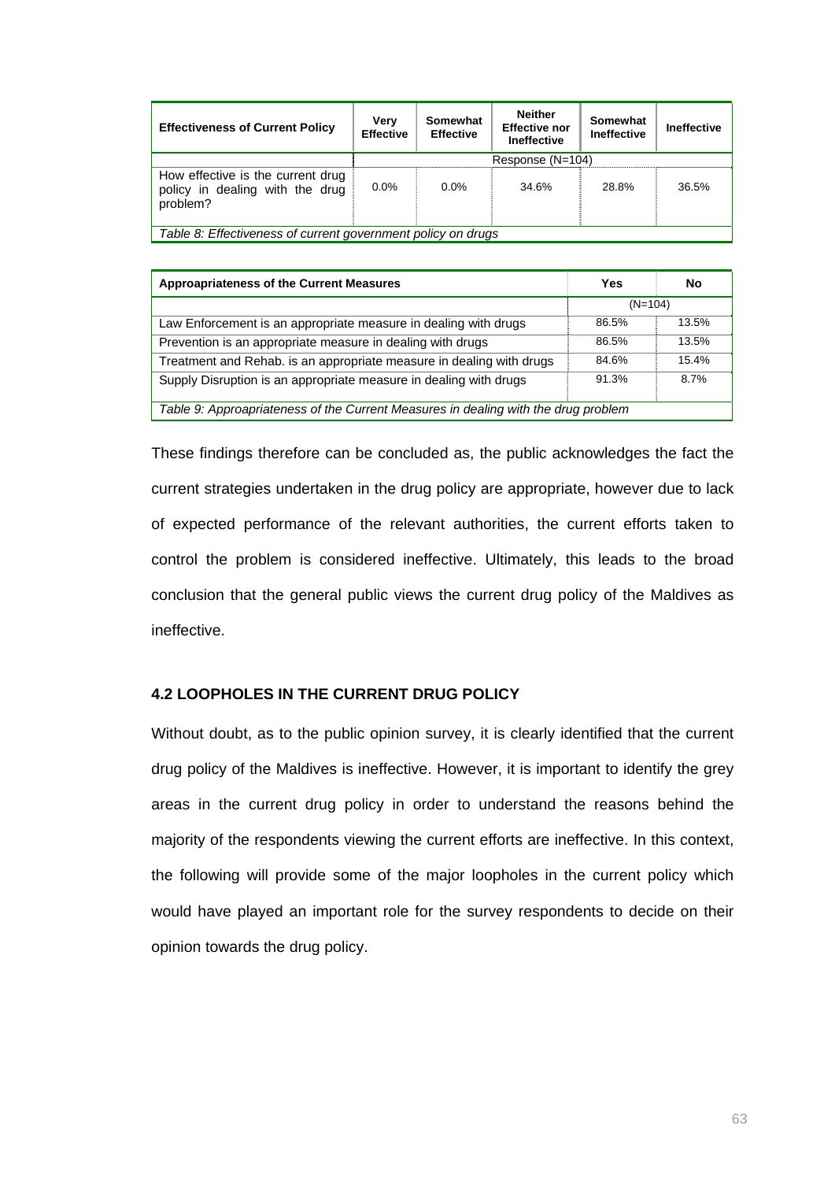| Effectiveness of Current Policy | Very Effective | Somewhat Effective | Neither Effective nor Ineffective | Somewhat Ineffective | Ineffective |
|---|---|---|---|---|---|
| | Response (N=104) | | | | |
| How effective is the current drug policy in dealing with the drug problem? | 0.0% | 0.0% | 34.6% | 28.8% | 36.5% |

*Table 8: Effectiveness of current government policy on drugs*

| Approapriateness of the Current Measures | Yes | No |
|---|---|---|
| | (N=104) | |
| Law Enforcement is an appropriate measure in dealing with drugs | 86.5% | 13.5% |
| Prevention is an appropriate measure in dealing with drugs | 86.5% | 13.5% |
| Treatment and Rehab. is an appropriate measure in dealing with drugs | 84.6% | 15.4% |
| Supply Disruption is an appropriate measure in dealing with drugs | 91.3% | 8.7% |

*Table 9: Approapriateness of the Current Measures in dealing with the drug problem*

These findings therefore can be concluded as, the public acknowledges the fact the current strategies undertaken in the drug policy are appropriate, however due to lack of expected performance of the relevant authorities, the current efforts taken to control the problem is considered ineffective. Ultimately, this leads to the broad conclusion that the general public views the current drug policy of the Maldives as ineffective.

### 4.2 LOOPHOLES IN THE CURRENT DRUG POLICY

Without doubt, as to the public opinion survey, it is clearly identified that the current drug policy of the Maldives is ineffective. However, it is important to identify the grey areas in the current drug policy in order to understand the reasons behind the majority of the respondents viewing the current efforts are ineffective. In this context, the following will provide some of the major loopholes in the current policy which would have played an important role for the survey respondents to decide on their opinion towards the drug policy.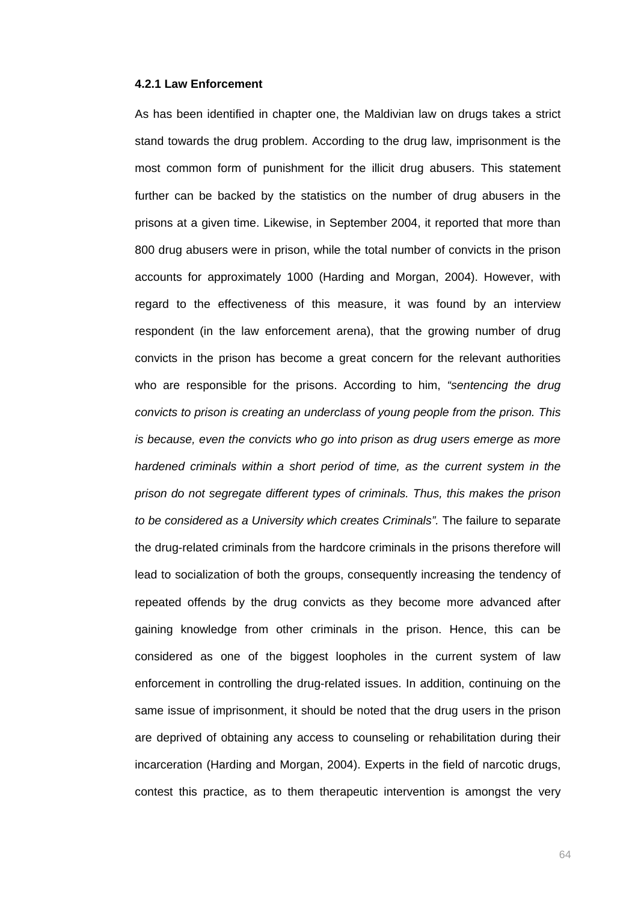#### 4.2.1 Law Enforcement

As has been identified in chapter one, the Maldivian law on drugs takes a strict stand towards the drug problem. According to the drug law, imprisonment is the most common form of punishment for the illicit drug abusers. This statement further can be backed by the statistics on the number of drug abusers in the prisons at a given time. Likewise, in September 2004, it reported that more than 800 drug abusers were in prison, while the total number of convicts in the prison accounts for approximately 1000 (Harding and Morgan, 2004). However, with regard to the effectiveness of this measure, it was found by an interview respondent (in the law enforcement arena), that the growing number of drug convicts in the prison has become a great concern for the relevant authorities who are responsible for the prisons. According to him, *"sentencing the drug convicts to prison is creating an underclass of young people from the prison. This is because, even the convicts who go into prison as drug users emerge as more hardened criminals within a short period of time, as the current system in the prison do not segregate different types of criminals. Thus, this makes the prison to be considered as a University which creates Criminals".* The failure to separate the drug-related criminals from the hardcore criminals in the prisons therefore will lead to socialization of both the groups, consequently increasing the tendency of repeated offends by the drug convicts as they become more advanced after gaining knowledge from other criminals in the prison. Hence, this can be considered as one of the biggest loopholes in the current system of law enforcement in controlling the drug-related issues. In addition, continuing on the same issue of imprisonment, it should be noted that the drug users in the prison are deprived of obtaining any access to counseling or rehabilitation during their incarceration (Harding and Morgan, 2004). Experts in the field of narcotic drugs, contest this practice, as to them therapeutic intervention is amongst the very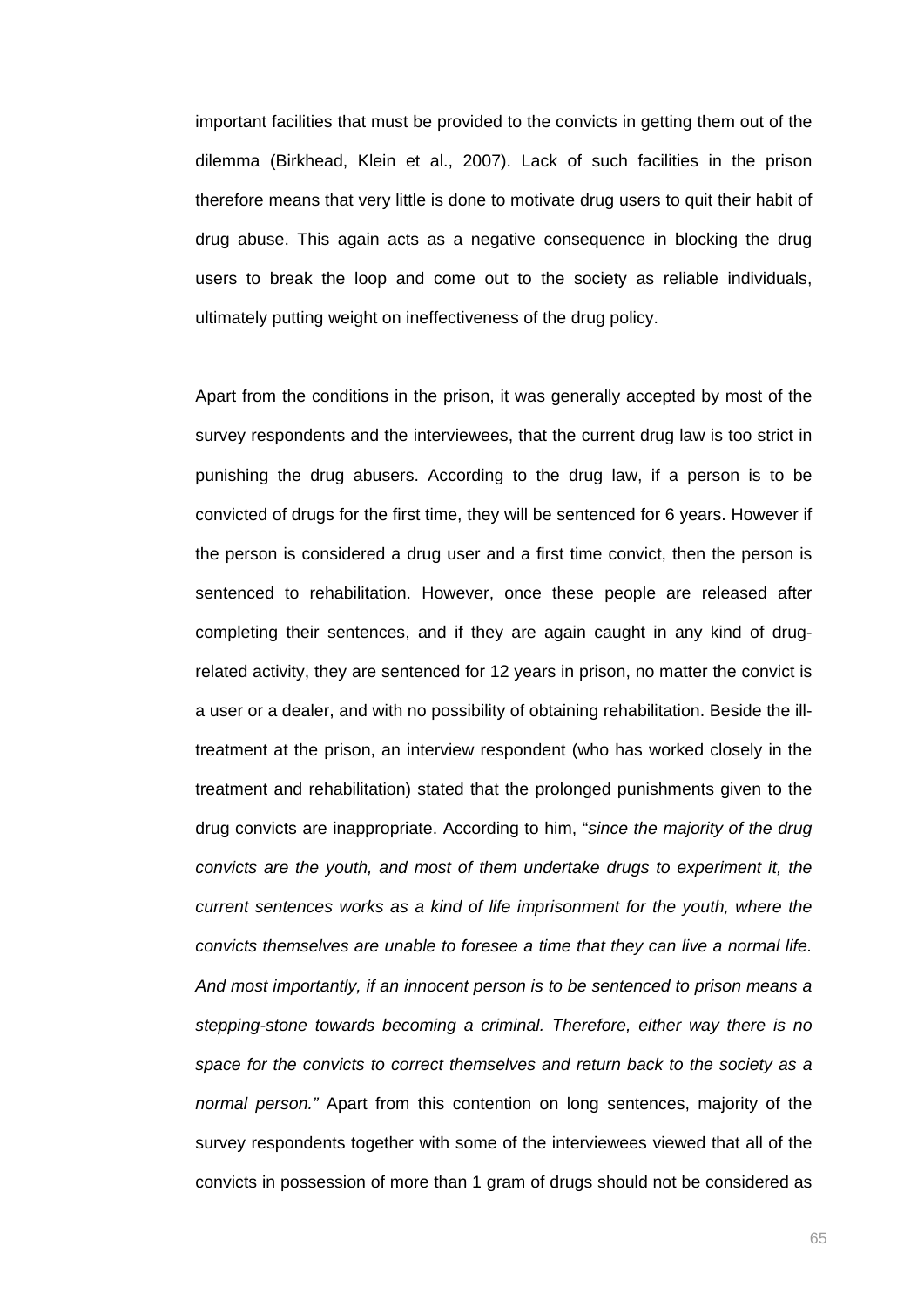important facilities that must be provided to the convicts in getting them out of the dilemma (Birkhead, Klein et al., 2007). Lack of such facilities in the prison therefore means that very little is done to motivate drug users to quit their habit of drug abuse. This again acts as a negative consequence in blocking the drug users to break the loop and come out to the society as reliable individuals, ultimately putting weight on ineffectiveness of the drug policy.

Apart from the conditions in the prison, it was generally accepted by most of the survey respondents and the interviewees, that the current drug law is too strict in punishing the drug abusers. According to the drug law, if a person is to be convicted of drugs for the first time, they will be sentenced for 6 years. However if the person is considered a drug user and a first time convict, then the person is sentenced to rehabilitation. However, once these people are released after completing their sentences, and if they are again caught in any kind of drug-related activity, they are sentenced for 12 years in prison, no matter the convict is a user or a dealer, and with no possibility of obtaining rehabilitation. Beside the ill-treatment at the prison, an interview respondent (who has worked closely in the treatment and rehabilitation) stated that the prolonged punishments given to the drug convicts are inappropriate. According to him, "*since the majority of the drug convicts are the youth, and most of them undertake drugs to experiment it, the current sentences works as a kind of life imprisonment for the youth, where the convicts themselves are unable to foresee a time that they can live a normal life. And most importantly, if an innocent person is to be sentenced to prison means a stepping-stone towards becoming a criminal. Therefore, either way there is no space for the convicts to correct themselves and return back to the society as a normal person.*" Apart from this contention on long sentences, majority of the survey respondents together with some of the interviewees viewed that all of the convicts in possession of more than 1 gram of drugs should not be considered as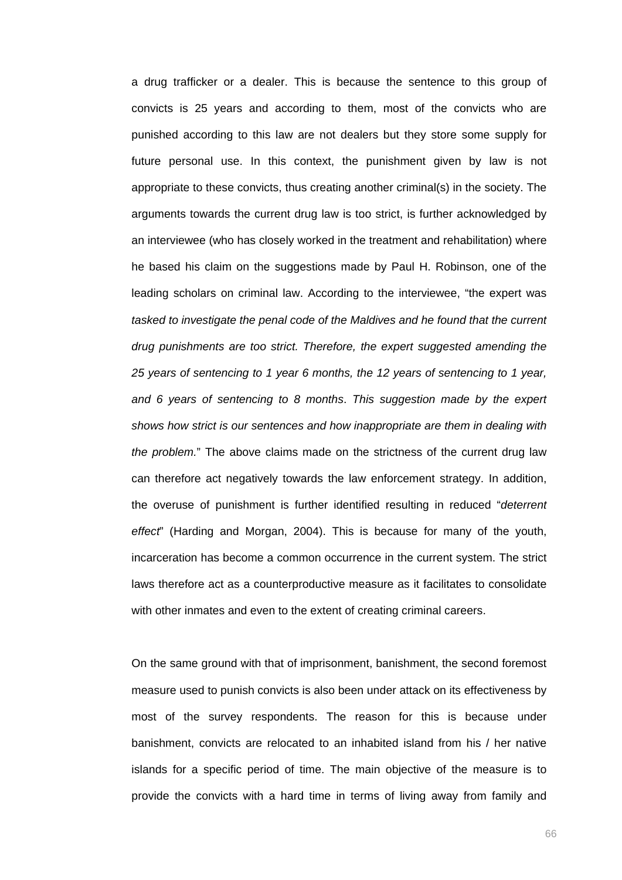a drug trafficker or a dealer. This is because the sentence to this group of convicts is 25 years and according to them, most of the convicts who are punished according to this law are not dealers but they store some supply for future personal use. In this context, the punishment given by law is not appropriate to these convicts, thus creating another criminal(s) in the society. The arguments towards the current drug law is too strict, is further acknowledged by an interviewee (who has closely worked in the treatment and rehabilitation) where he based his claim on the suggestions made by Paul H. Robinson, one of the leading scholars on criminal law. According to the interviewee, "the expert was *tasked to investigate the penal code of the Maldives and he found that the current drug punishments are too strict. Therefore, the expert suggested amending the 25 years of sentencing to 1 year 6 months, the 12 years of sentencing to 1 year, and 6 years of sentencing to 8 months*. *This suggestion made by the expert shows how strict is our sentences and how inappropriate are them in dealing with the problem.*" The above claims made on the strictness of the current drug law can therefore act negatively towards the law enforcement strategy. In addition, the overuse of punishment is further identified resulting in reduced "*deterrent effect*" (Harding and Morgan, 2004). This is because for many of the youth, incarceration has become a common occurrence in the current system. The strict laws therefore act as a counterproductive measure as it facilitates to consolidate with other inmates and even to the extent of creating criminal careers.

On the same ground with that of imprisonment, banishment, the second foremost measure used to punish convicts is also been under attack on its effectiveness by most of the survey respondents. The reason for this is because under banishment, convicts are relocated to an inhabited island from his / her native islands for a specific period of time. The main objective of the measure is to provide the convicts with a hard time in terms of living away from family and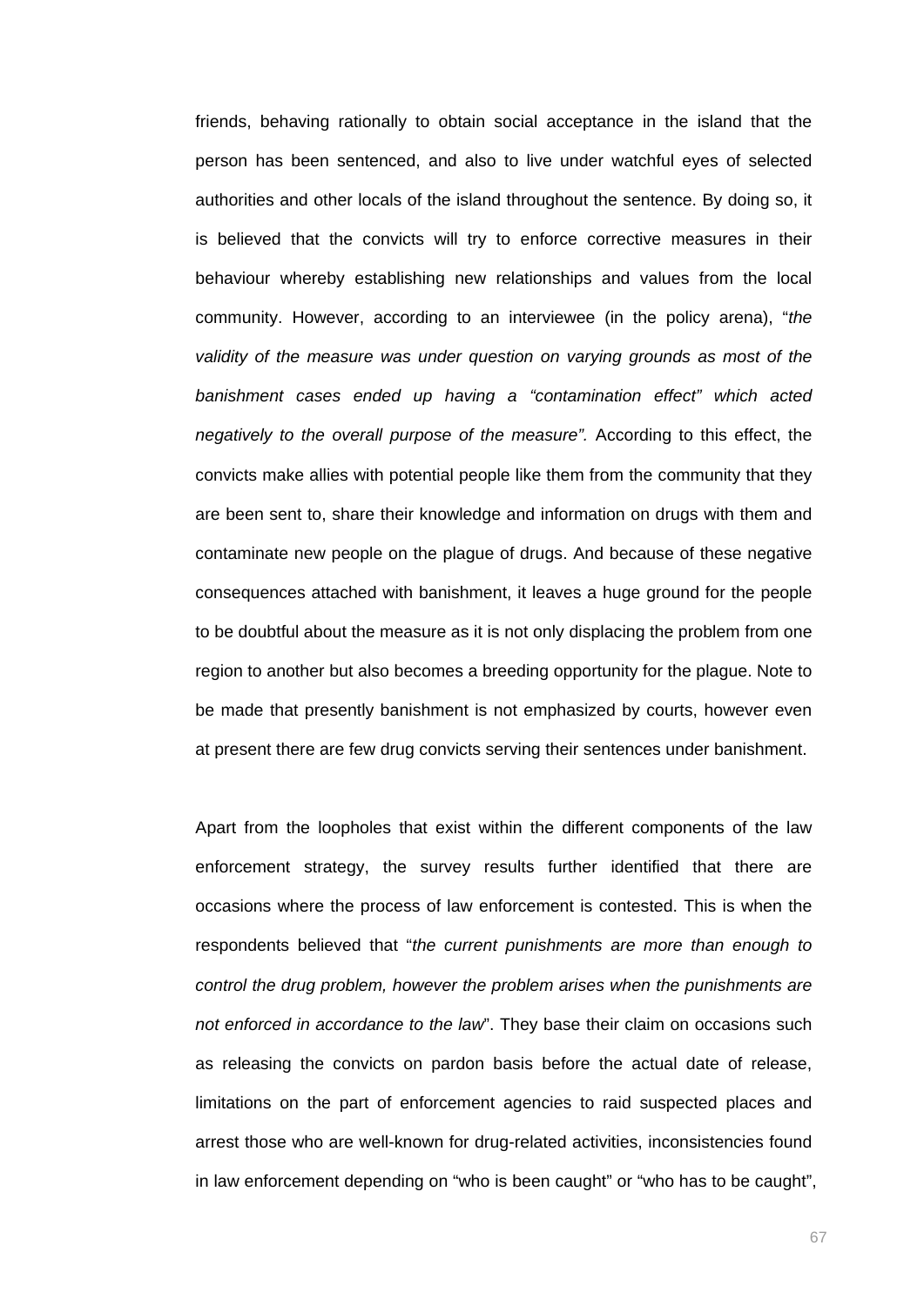friends, behaving rationally to obtain social acceptance in the island that the person has been sentenced, and also to live under watchful eyes of selected authorities and other locals of the island throughout the sentence. By doing so, it is believed that the convicts will try to enforce corrective measures in their behaviour whereby establishing new relationships and values from the local community. However, according to an interviewee (in the policy arena), "*the validity of the measure was under question on varying grounds as most of the banishment cases ended up having a "contamination effect" which acted negatively to the overall purpose of the measure".* According to this effect, the convicts make allies with potential people like them from the community that they are been sent to, share their knowledge and information on drugs with them and contaminate new people on the plague of drugs. And because of these negative consequences attached with banishment, it leaves a huge ground for the people to be doubtful about the measure as it is not only displacing the problem from one region to another but also becomes a breeding opportunity for the plague. Note to be made that presently banishment is not emphasized by courts, however even at present there are few drug convicts serving their sentences under banishment.

Apart from the loopholes that exist within the different components of the law enforcement strategy, the survey results further identified that there are occasions where the process of law enforcement is contested. This is when the respondents believed that "*the current punishments are more than enough to control the drug problem, however the problem arises when the punishments are not enforced in accordance to the law*". They base their claim on occasions such as releasing the convicts on pardon basis before the actual date of release, limitations on the part of enforcement agencies to raid suspected places and arrest those who are well-known for drug-related activities, inconsistencies found in law enforcement depending on "who is been caught" or "who has to be caught",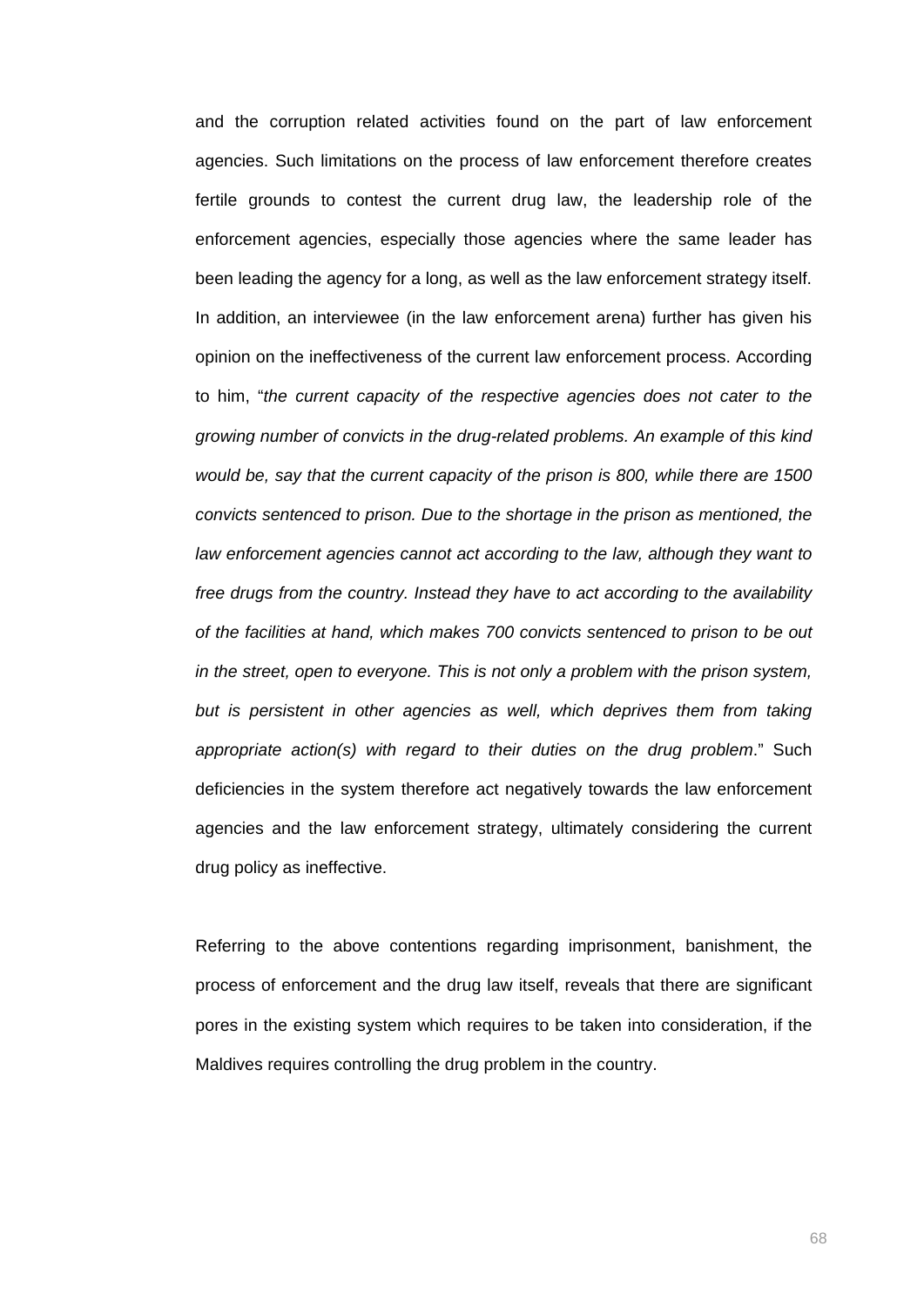and the corruption related activities found on the part of law enforcement agencies. Such limitations on the process of law enforcement therefore creates fertile grounds to contest the current drug law, the leadership role of the enforcement agencies, especially those agencies where the same leader has been leading the agency for a long, as well as the law enforcement strategy itself. In addition, an interviewee (in the law enforcement arena) further has given his opinion on the ineffectiveness of the current law enforcement process. According to him, "*the current capacity of the respective agencies does not cater to the growing number of convicts in the drug-related problems. An example of this kind would be, say that the current capacity of the prison is 800, while there are 1500 convicts sentenced to prison. Due to the shortage in the prison as mentioned, the law enforcement agencies cannot act according to the law, although they want to free drugs from the country. Instead they have to act according to the availability of the facilities at hand, which makes 700 convicts sentenced to prison to be out in the street, open to everyone. This is not only a problem with the prison system, but is persistent in other agencies as well, which deprives them from taking appropriate action(s) with regard to their duties on the drug problem*." Such deficiencies in the system therefore act negatively towards the law enforcement agencies and the law enforcement strategy, ultimately considering the current drug policy as ineffective.

Referring to the above contentions regarding imprisonment, banishment, the process of enforcement and the drug law itself, reveals that there are significant pores in the existing system which requires to be taken into consideration, if the Maldives requires controlling the drug problem in the country.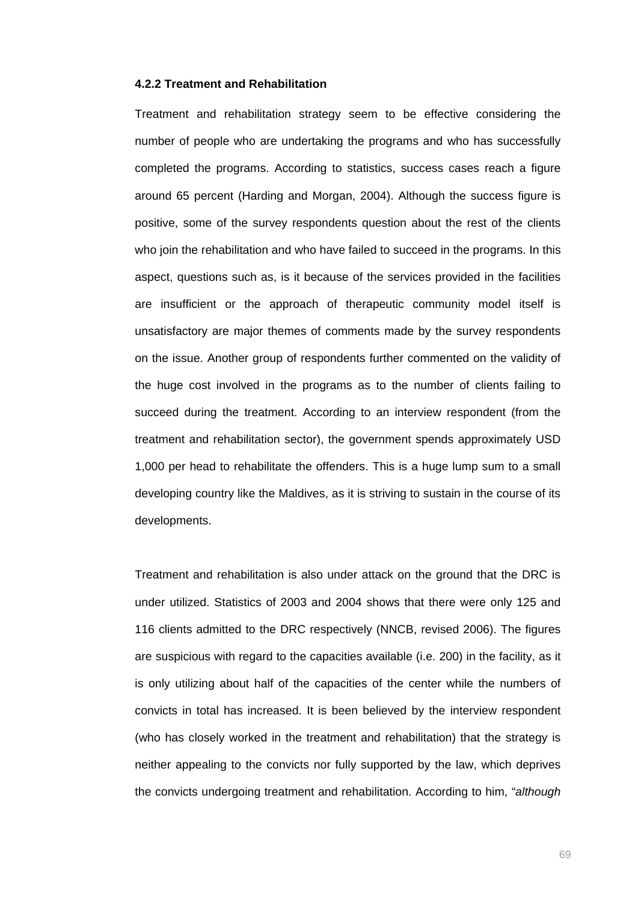#### 4.2.2 Treatment and Rehabilitation

Treatment and rehabilitation strategy seem to be effective considering the number of people who are undertaking the programs and who has successfully completed the programs. According to statistics, success cases reach a figure around 65 percent (Harding and Morgan, 2004). Although the success figure is positive, some of the survey respondents question about the rest of the clients who join the rehabilitation and who have failed to succeed in the programs. In this aspect, questions such as, is it because of the services provided in the facilities are insufficient or the approach of therapeutic community model itself is unsatisfactory are major themes of comments made by the survey respondents on the issue. Another group of respondents further commented on the validity of the huge cost involved in the programs as to the number of clients failing to succeed during the treatment. According to an interview respondent (from the treatment and rehabilitation sector), the government spends approximately USD 1,000 per head to rehabilitate the offenders. This is a huge lump sum to a small developing country like the Maldives, as it is striving to sustain in the course of its developments.

Treatment and rehabilitation is also under attack on the ground that the DRC is under utilized. Statistics of 2003 and 2004 shows that there were only 125 and 116 clients admitted to the DRC respectively (NNCB, revised 2006). The figures are suspicious with regard to the capacities available (i.e. 200) in the facility, as it is only utilizing about half of the capacities of the center while the numbers of convicts in total has increased. It is been believed by the interview respondent (who has closely worked in the treatment and rehabilitation) that the strategy is neither appealing to the convicts nor fully supported by the law, which deprives the convicts undergoing treatment and rehabilitation. According to him, "*although*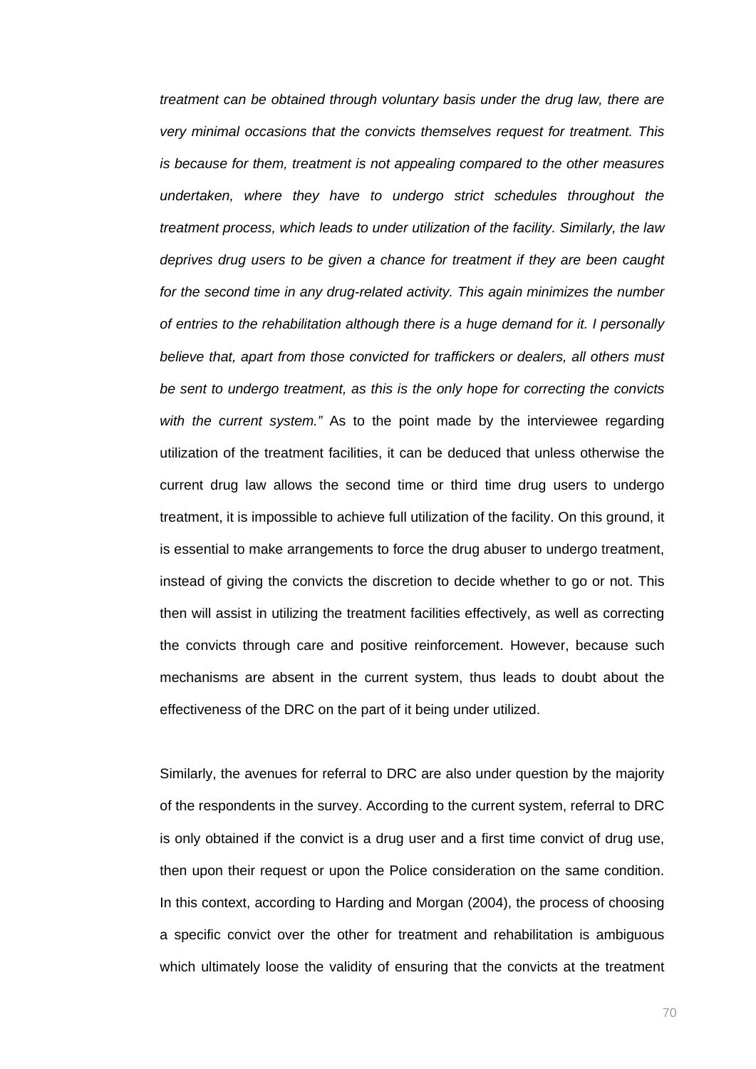*treatment can be obtained through voluntary basis under the drug law, there are very minimal occasions that the convicts themselves request for treatment. This is because for them, treatment is not appealing compared to the other measures undertaken, where they have to undergo strict schedules throughout the treatment process, which leads to under utilization of the facility. Similarly, the law deprives drug users to be given a chance for treatment if they are been caught for the second time in any drug-related activity. This again minimizes the number of entries to the rehabilitation although there is a huge demand for it. I personally believe that, apart from those convicted for traffickers or dealers, all others must be sent to undergo treatment, as this is the only hope for correcting the convicts with the current system."* As to the point made by the interviewee regarding utilization of the treatment facilities, it can be deduced that unless otherwise the current drug law allows the second time or third time drug users to undergo treatment, it is impossible to achieve full utilization of the facility. On this ground, it is essential to make arrangements to force the drug abuser to undergo treatment, instead of giving the convicts the discretion to decide whether to go or not. This then will assist in utilizing the treatment facilities effectively, as well as correcting the convicts through care and positive reinforcement. However, because such mechanisms are absent in the current system, thus leads to doubt about the effectiveness of the DRC on the part of it being under utilized.

Similarly, the avenues for referral to DRC are also under question by the majority of the respondents in the survey. According to the current system, referral to DRC is only obtained if the convict is a drug user and a first time convict of drug use, then upon their request or upon the Police consideration on the same condition. In this context, according to Harding and Morgan (2004), the process of choosing a specific convict over the other for treatment and rehabilitation is ambiguous which ultimately loose the validity of ensuring that the convicts at the treatment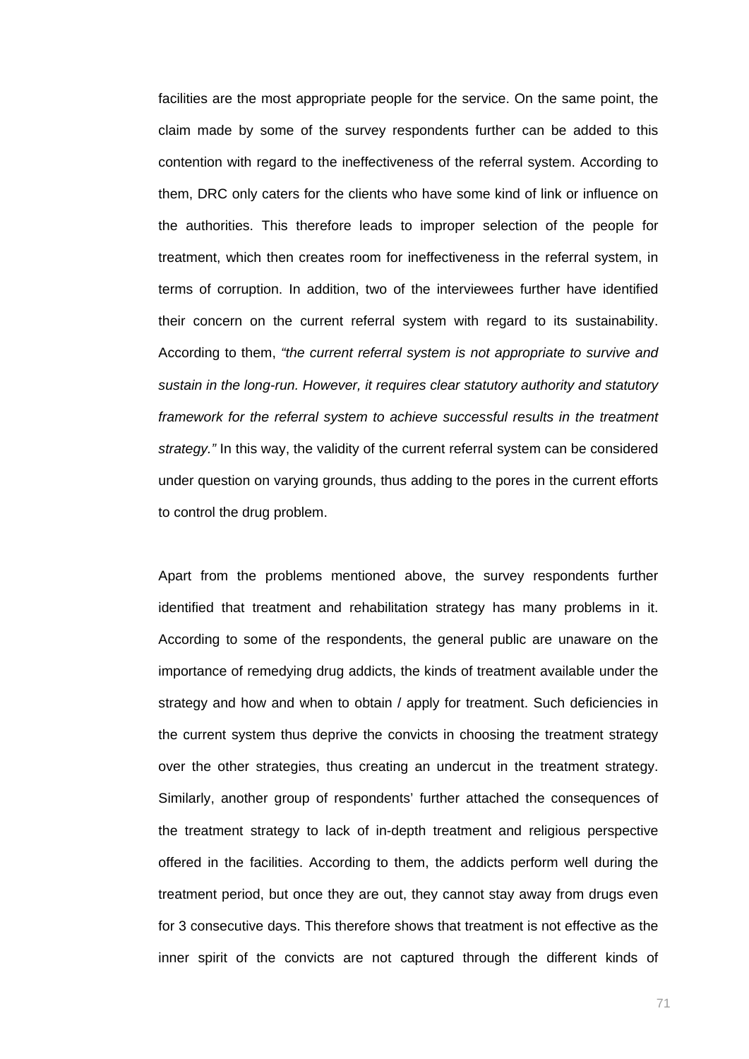facilities are the most appropriate people for the service. On the same point, the claim made by some of the survey respondents further can be added to this contention with regard to the ineffectiveness of the referral system. According to them, DRC only caters for the clients who have some kind of link or influence on the authorities. This therefore leads to improper selection of the people for treatment, which then creates room for ineffectiveness in the referral system, in terms of corruption. In addition, two of the interviewees further have identified their concern on the current referral system with regard to its sustainability. According to them, *"the current referral system is not appropriate to survive and sustain in the long-run. However, it requires clear statutory authority and statutory framework for the referral system to achieve successful results in the treatment strategy."* In this way, the validity of the current referral system can be considered under question on varying grounds, thus adding to the pores in the current efforts to control the drug problem.

Apart from the problems mentioned above, the survey respondents further identified that treatment and rehabilitation strategy has many problems in it. According to some of the respondents, the general public are unaware on the importance of remedying drug addicts, the kinds of treatment available under the strategy and how and when to obtain / apply for treatment. Such deficiencies in the current system thus deprive the convicts in choosing the treatment strategy over the other strategies, thus creating an undercut in the treatment strategy. Similarly, another group of respondents' further attached the consequences of the treatment strategy to lack of in-depth treatment and religious perspective offered in the facilities. According to them, the addicts perform well during the treatment period, but once they are out, they cannot stay away from drugs even for 3 consecutive days. This therefore shows that treatment is not effective as the inner spirit of the convicts are not captured through the different kinds of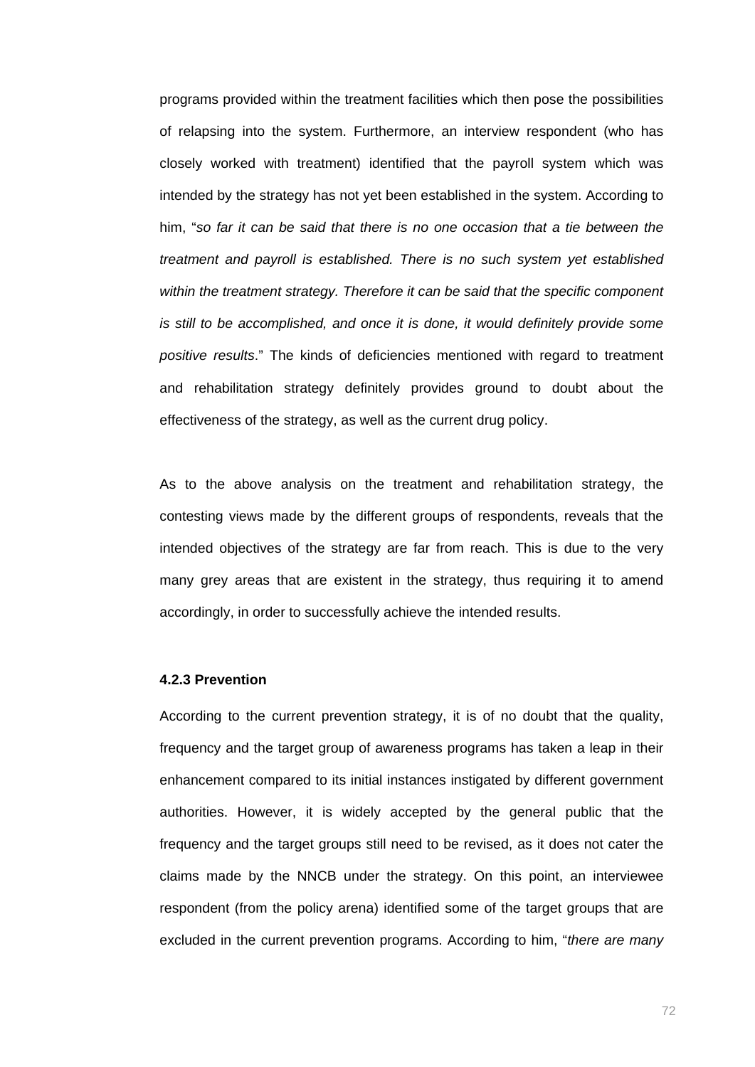programs provided within the treatment facilities which then pose the possibilities of relapsing into the system. Furthermore, an interview respondent (who has closely worked with treatment) identified that the payroll system which was intended by the strategy has not yet been established in the system. According to him, "*so far it can be said that there is no one occasion that a tie between the treatment and payroll is established. There is no such system yet established within the treatment strategy. Therefore it can be said that the specific component is still to be accomplished, and once it is done, it would definitely provide some positive results*." The kinds of deficiencies mentioned with regard to treatment and rehabilitation strategy definitely provides ground to doubt about the effectiveness of the strategy, as well as the current drug policy.

As to the above analysis on the treatment and rehabilitation strategy, the contesting views made by the different groups of respondents, reveals that the intended objectives of the strategy are far from reach. This is due to the very many grey areas that are existent in the strategy, thus requiring it to amend accordingly, in order to successfully achieve the intended results.

#### 4.2.3 Prevention

According to the current prevention strategy, it is of no doubt that the quality, frequency and the target group of awareness programs has taken a leap in their enhancement compared to its initial instances instigated by different government authorities. However, it is widely accepted by the general public that the frequency and the target groups still need to be revised, as it does not cater the claims made by the NNCB under the strategy. On this point, an interviewee respondent (from the policy arena) identified some of the target groups that are excluded in the current prevention programs. According to him, "*there are many*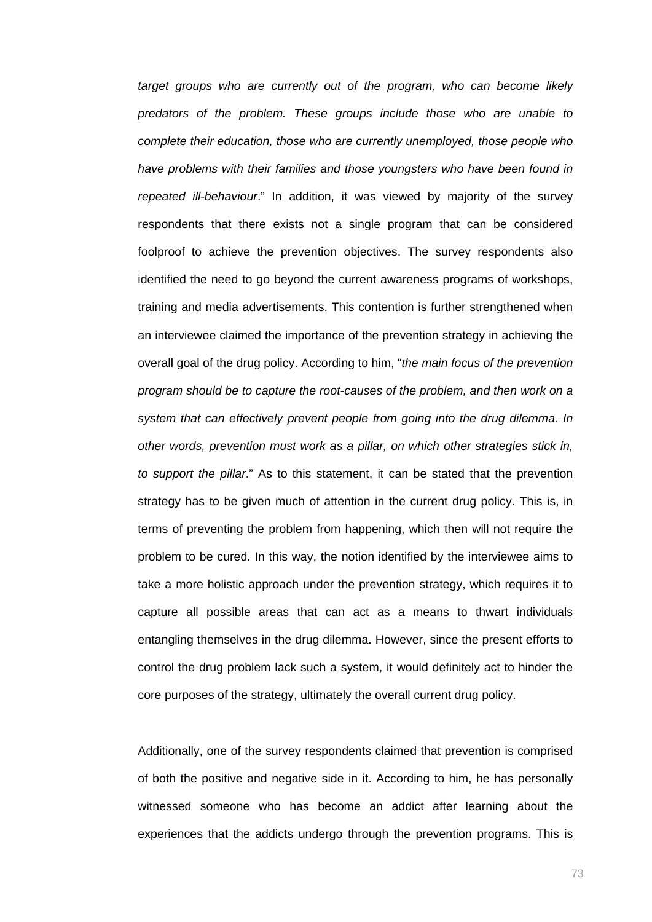*target groups who are currently out of the program, who can become likely predators of the problem. These groups include those who are unable to complete their education, those who are currently unemployed, those people who have problems with their families and those youngsters who have been found in repeated ill-behaviour*." In addition, it was viewed by majority of the survey respondents that there exists not a single program that can be considered foolproof to achieve the prevention objectives. The survey respondents also identified the need to go beyond the current awareness programs of workshops, training and media advertisements. This contention is further strengthened when an interviewee claimed the importance of the prevention strategy in achieving the overall goal of the drug policy. According to him, "*the main focus of the prevention program should be to capture the root-causes of the problem, and then work on a system that can effectively prevent people from going into the drug dilemma. In other words, prevention must work as a pillar, on which other strategies stick in, to support the pillar*." As to this statement, it can be stated that the prevention strategy has to be given much of attention in the current drug policy. This is, in terms of preventing the problem from happening, which then will not require the problem to be cured. In this way, the notion identified by the interviewee aims to take a more holistic approach under the prevention strategy, which requires it to capture all possible areas that can act as a means to thwart individuals entangling themselves in the drug dilemma. However, since the present efforts to control the drug problem lack such a system, it would definitely act to hinder the core purposes of the strategy, ultimately the overall current drug policy.

Additionally, one of the survey respondents claimed that prevention is comprised of both the positive and negative side in it. According to him, he has personally witnessed someone who has become an addict after learning about the experiences that the addicts undergo through the prevention programs. This is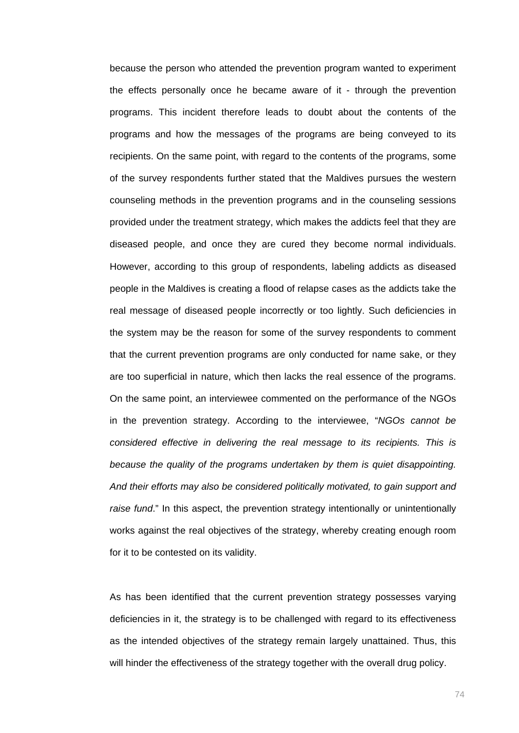because the person who attended the prevention program wanted to experiment the effects personally once he became aware of it - through the prevention programs. This incident therefore leads to doubt about the contents of the programs and how the messages of the programs are being conveyed to its recipients. On the same point, with regard to the contents of the programs, some of the survey respondents further stated that the Maldives pursues the western counseling methods in the prevention programs and in the counseling sessions provided under the treatment strategy, which makes the addicts feel that they are diseased people, and once they are cured they become normal individuals. However, according to this group of respondents, labeling addicts as diseased people in the Maldives is creating a flood of relapse cases as the addicts take the real message of diseased people incorrectly or too lightly. Such deficiencies in the system may be the reason for some of the survey respondents to comment that the current prevention programs are only conducted for name sake, or they are too superficial in nature, which then lacks the real essence of the programs. On the same point, an interviewee commented on the performance of the NGOs in the prevention strategy. According to the interviewee, "*NGOs cannot be considered effective in delivering the real message to its recipients. This is because the quality of the programs undertaken by them is quiet disappointing. And their efforts may also be considered politically motivated, to gain support and raise fund*." In this aspect, the prevention strategy intentionally or unintentionally works against the real objectives of the strategy, whereby creating enough room for it to be contested on its validity.

As has been identified that the current prevention strategy possesses varying deficiencies in it, the strategy is to be challenged with regard to its effectiveness as the intended objectives of the strategy remain largely unattained. Thus, this will hinder the effectiveness of the strategy together with the overall drug policy.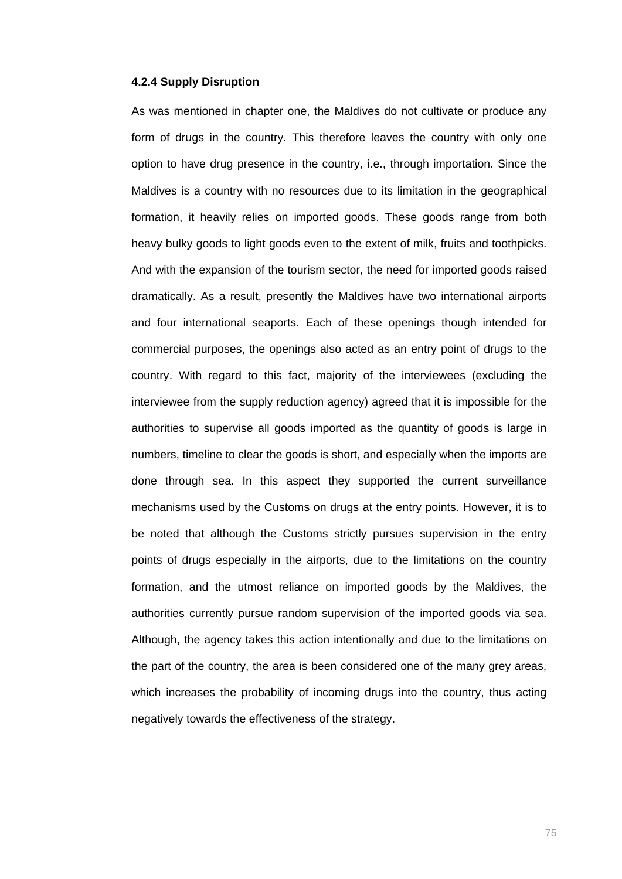#### 4.2.4 Supply Disruption

As was mentioned in chapter one, the Maldives do not cultivate or produce any form of drugs in the country. This therefore leaves the country with only one option to have drug presence in the country, i.e., through importation. Since the Maldives is a country with no resources due to its limitation in the geographical formation, it heavily relies on imported goods. These goods range from both heavy bulky goods to light goods even to the extent of milk, fruits and toothpicks. And with the expansion of the tourism sector, the need for imported goods raised dramatically. As a result, presently the Maldives have two international airports and four international seaports. Each of these openings though intended for commercial purposes, the openings also acted as an entry point of drugs to the country. With regard to this fact, majority of the interviewees (excluding the interviewee from the supply reduction agency) agreed that it is impossible for the authorities to supervise all goods imported as the quantity of goods is large in numbers, timeline to clear the goods is short, and especially when the imports are done through sea. In this aspect they supported the current surveillance mechanisms used by the Customs on drugs at the entry points. However, it is to be noted that although the Customs strictly pursues supervision in the entry points of drugs especially in the airports, due to the limitations on the country formation, and the utmost reliance on imported goods by the Maldives, the authorities currently pursue random supervision of the imported goods via sea. Although, the agency takes this action intentionally and due to the limitations on the part of the country, the area is been considered one of the many grey areas, which increases the probability of incoming drugs into the country, thus acting negatively towards the effectiveness of the strategy.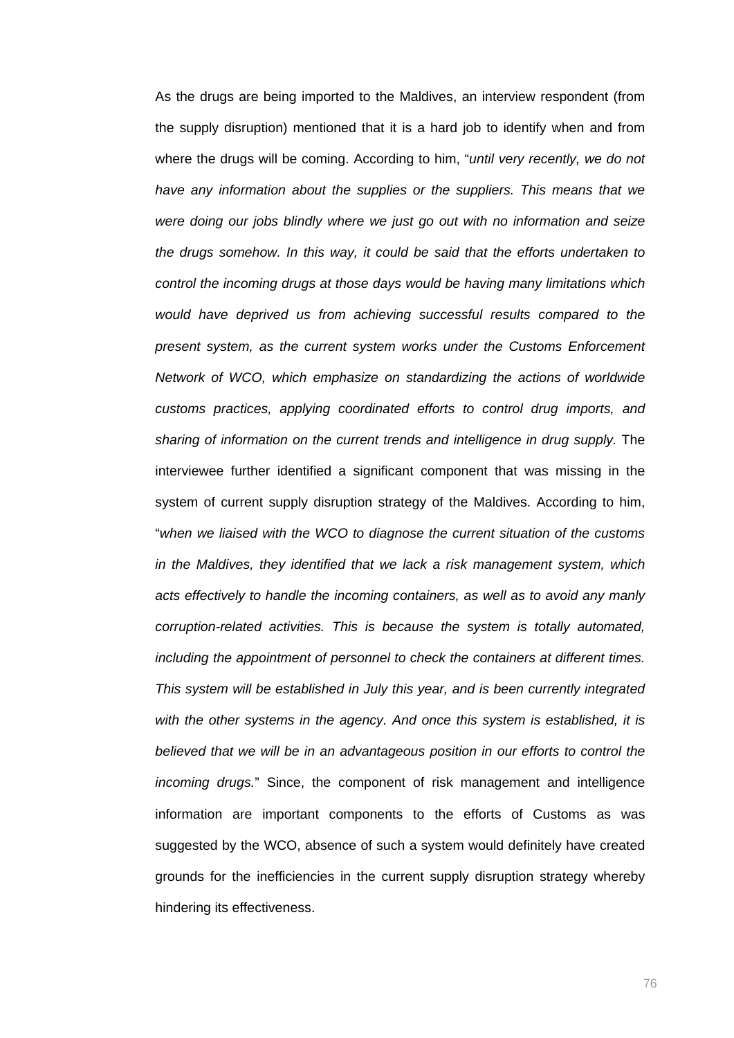As the drugs are being imported to the Maldives, an interview respondent (from the supply disruption) mentioned that it is a hard job to identify when and from where the drugs will be coming. According to him, "*until very recently, we do not have any information about the supplies or the suppliers. This means that we were doing our jobs blindly where we just go out with no information and seize the drugs somehow. In this way, it could be said that the efforts undertaken to control the incoming drugs at those days would be having many limitations which would have deprived us from achieving successful results compared to the present system, as the current system works under the Customs Enforcement Network of WCO, which emphasize on standardizing the actions of worldwide customs practices, applying coordinated efforts to control drug imports, and sharing of information on the current trends and intelligence in drug supply.* The interviewee further identified a significant component that was missing in the system of current supply disruption strategy of the Maldives. According to him, "*when we liaised with the WCO to diagnose the current situation of the customs in the Maldives, they identified that we lack a risk management system, which acts effectively to handle the incoming containers, as well as to avoid any manly corruption-related activities. This is because the system is totally automated, including the appointment of personnel to check the containers at different times. This system will be established in July this year, and is been currently integrated with the other systems in the agency. And once this system is established, it is believed that we will be in an advantageous position in our efforts to control the incoming drugs.*" Since, the component of risk management and intelligence information are important components to the efforts of Customs as was suggested by the WCO, absence of such a system would definitely have created grounds for the inefficiencies in the current supply disruption strategy whereby hindering its effectiveness.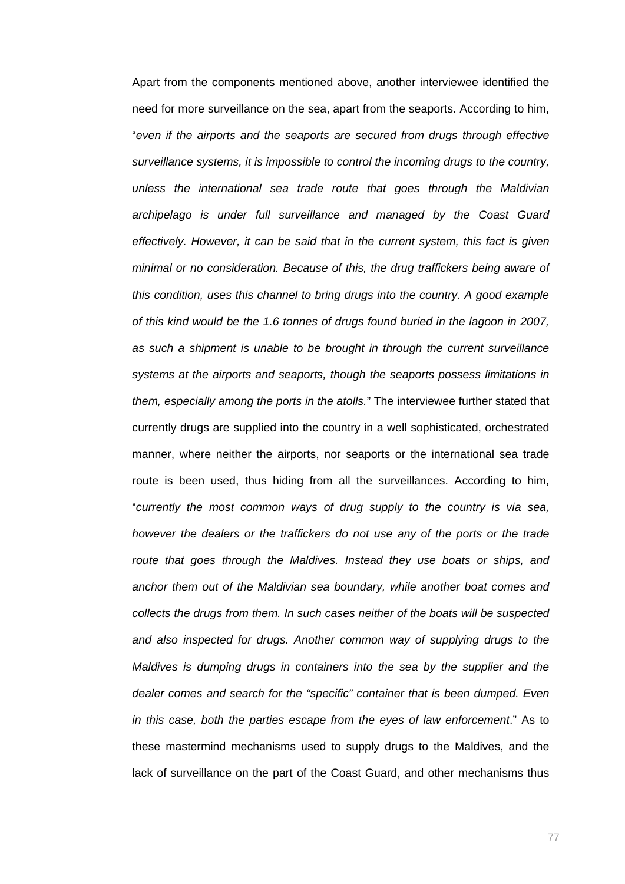Apart from the components mentioned above, another interviewee identified the need for more surveillance on the sea, apart from the seaports. According to him, "*even if the airports and the seaports are secured from drugs through effective surveillance systems, it is impossible to control the incoming drugs to the country, unless the international sea trade route that goes through the Maldivian archipelago is under full surveillance and managed by the Coast Guard effectively. However, it can be said that in the current system, this fact is given minimal or no consideration. Because of this, the drug traffickers being aware of this condition, uses this channel to bring drugs into the country. A good example of this kind would be the 1.6 tonnes of drugs found buried in the lagoon in 2007, as such a shipment is unable to be brought in through the current surveillance systems at the airports and seaports, though the seaports possess limitations in them, especially among the ports in the atolls.*" The interviewee further stated that currently drugs are supplied into the country in a well sophisticated, orchestrated manner, where neither the airports, nor seaports or the international sea trade route is been used, thus hiding from all the surveillances. According to him, "*currently the most common ways of drug supply to the country is via sea, however the dealers or the traffickers do not use any of the ports or the trade route that goes through the Maldives. Instead they use boats or ships, and anchor them out of the Maldivian sea boundary, while another boat comes and collects the drugs from them. In such cases neither of the boats will be suspected and also inspected for drugs. Another common way of supplying drugs to the Maldives is dumping drugs in containers into the sea by the supplier and the dealer comes and search for the "specific" container that is been dumped. Even in this case, both the parties escape from the eyes of law enforcement*." As to these mastermind mechanisms used to supply drugs to the Maldives, and the lack of surveillance on the part of the Coast Guard, and other mechanisms thus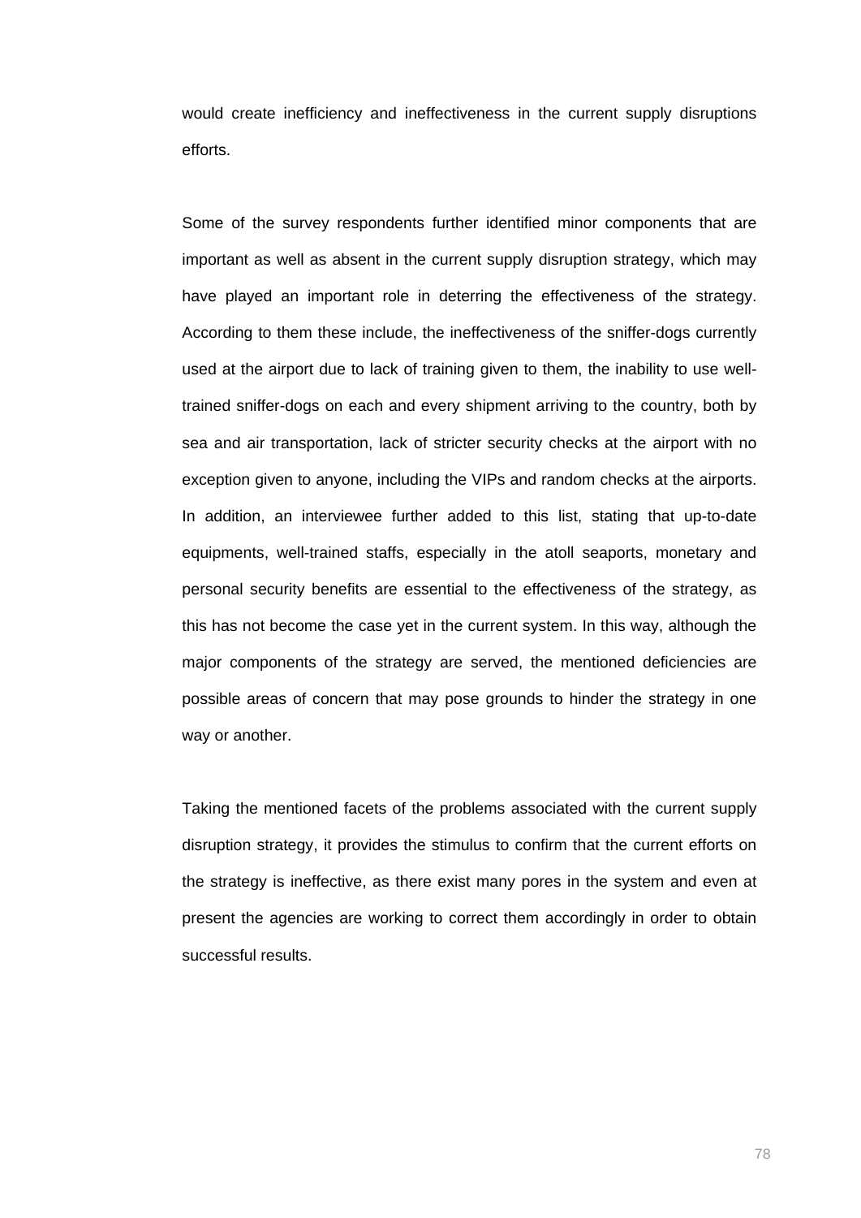would create inefficiency and ineffectiveness in the current supply disruptions efforts.

Some of the survey respondents further identified minor components that are important as well as absent in the current supply disruption strategy, which may have played an important role in deterring the effectiveness of the strategy. According to them these include, the ineffectiveness of the sniffer-dogs currently used at the airport due to lack of training given to them, the inability to use well-trained sniffer-dogs on each and every shipment arriving to the country, both by sea and air transportation, lack of stricter security checks at the airport with no exception given to anyone, including the VIPs and random checks at the airports. In addition, an interviewee further added to this list, stating that up-to-date equipments, well-trained staffs, especially in the atoll seaports, monetary and personal security benefits are essential to the effectiveness of the strategy, as this has not become the case yet in the current system. In this way, although the major components of the strategy are served, the mentioned deficiencies are possible areas of concern that may pose grounds to hinder the strategy in one way or another.

Taking the mentioned facets of the problems associated with the current supply disruption strategy, it provides the stimulus to confirm that the current efforts on the strategy is ineffective, as there exist many pores in the system and even at present the agencies are working to correct them accordingly in order to obtain successful results.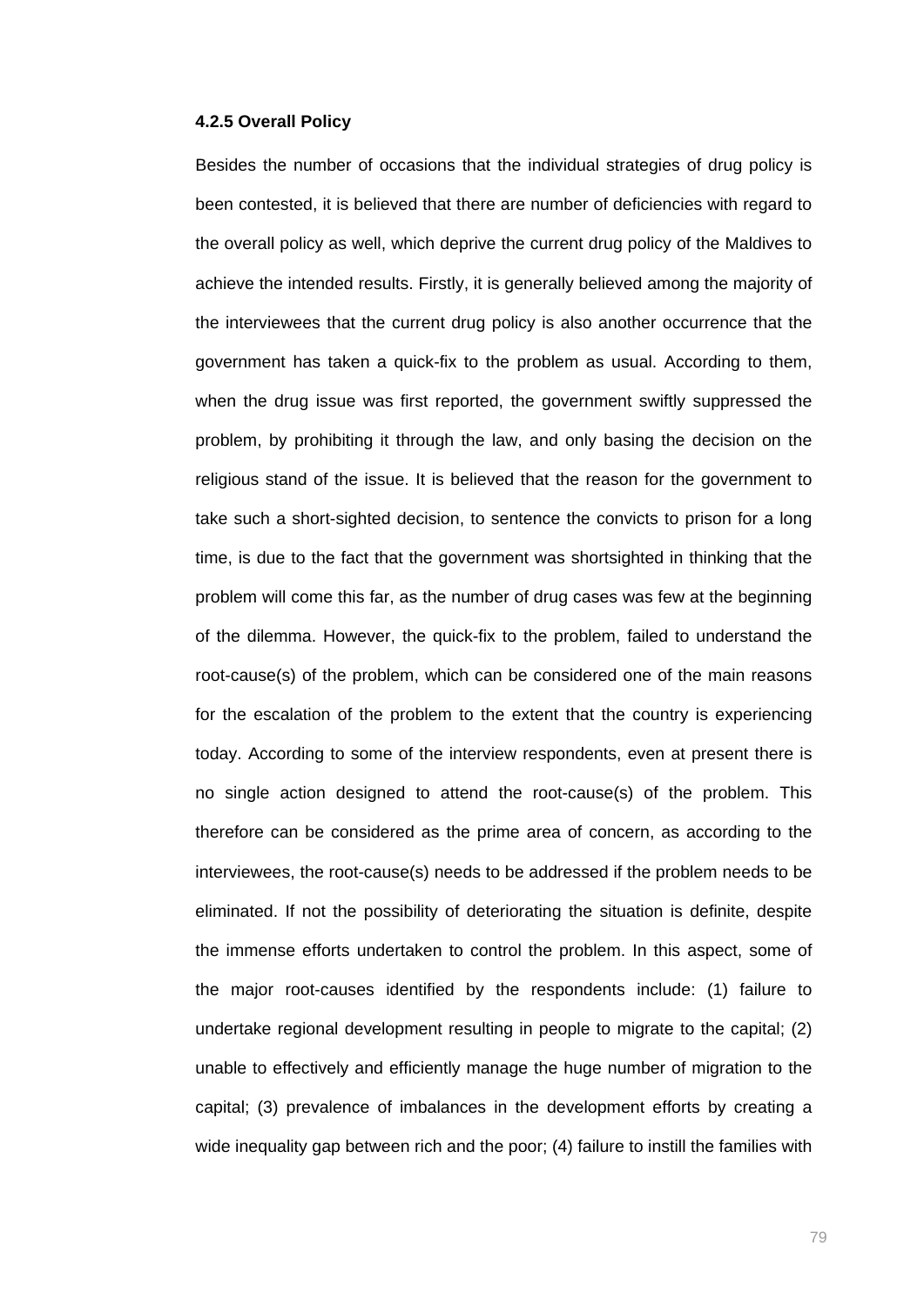#### 4.2.5 Overall Policy

Besides the number of occasions that the individual strategies of drug policy is been contested, it is believed that there are number of deficiencies with regard to the overall policy as well, which deprive the current drug policy of the Maldives to achieve the intended results. Firstly, it is generally believed among the majority of the interviewees that the current drug policy is also another occurrence that the government has taken a quick-fix to the problem as usual. According to them, when the drug issue was first reported, the government swiftly suppressed the problem, by prohibiting it through the law, and only basing the decision on the religious stand of the issue. It is believed that the reason for the government to take such a short-sighted decision, to sentence the convicts to prison for a long time, is due to the fact that the government was shortsighted in thinking that the problem will come this far, as the number of drug cases was few at the beginning of the dilemma. However, the quick-fix to the problem, failed to understand the root-cause(s) of the problem, which can be considered one of the main reasons for the escalation of the problem to the extent that the country is experiencing today. According to some of the interview respondents, even at present there is no single action designed to attend the root-cause(s) of the problem. This therefore can be considered as the prime area of concern, as according to the interviewees, the root-cause(s) needs to be addressed if the problem needs to be eliminated. If not the possibility of deteriorating the situation is definite, despite the immense efforts undertaken to control the problem. In this aspect, some of the major root-causes identified by the respondents include: (1) failure to undertake regional development resulting in people to migrate to the capital; (2) unable to effectively and efficiently manage the huge number of migration to the capital; (3) prevalence of imbalances in the development efforts by creating a wide inequality gap between rich and the poor; (4) failure to instill the families with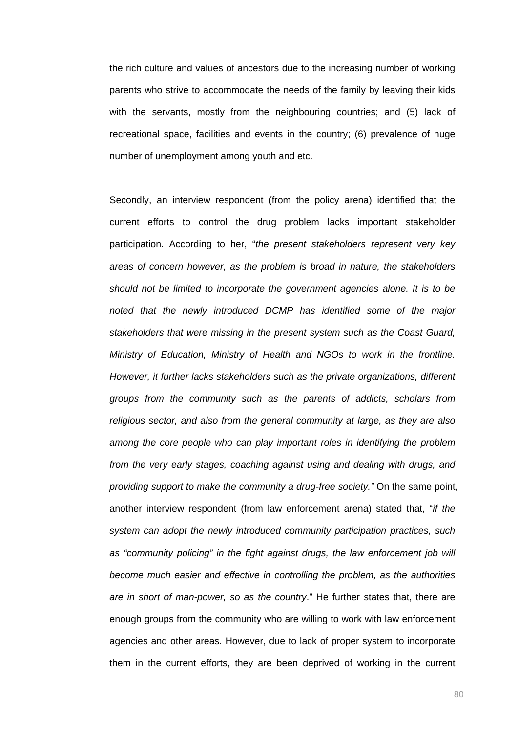the rich culture and values of ancestors due to the increasing number of working parents who strive to accommodate the needs of the family by leaving their kids with the servants, mostly from the neighbouring countries; and (5) lack of recreational space, facilities and events in the country; (6) prevalence of huge number of unemployment among youth and etc.

Secondly, an interview respondent (from the policy arena) identified that the current efforts to control the drug problem lacks important stakeholder participation. According to her, "*the present stakeholders represent very key areas of concern however, as the problem is broad in nature, the stakeholders should not be limited to incorporate the government agencies alone. It is to be noted that the newly introduced DCMP has identified some of the major stakeholders that were missing in the present system such as the Coast Guard, Ministry of Education, Ministry of Health and NGOs to work in the frontline. However, it further lacks stakeholders such as the private organizations, different groups from the community such as the parents of addicts, scholars from religious sector, and also from the general community at large, as they are also among the core people who can play important roles in identifying the problem from the very early stages, coaching against using and dealing with drugs, and providing support to make the community a drug-free society."* On the same point, another interview respondent (from law enforcement arena) stated that, "*if the system can adopt the newly introduced community participation practices, such as "community policing" in the fight against drugs, the law enforcement job will become much easier and effective in controlling the problem, as the authorities are in short of man-power, so as the country*." He further states that, there are enough groups from the community who are willing to work with law enforcement agencies and other areas. However, due to lack of proper system to incorporate them in the current efforts, they are been deprived of working in the current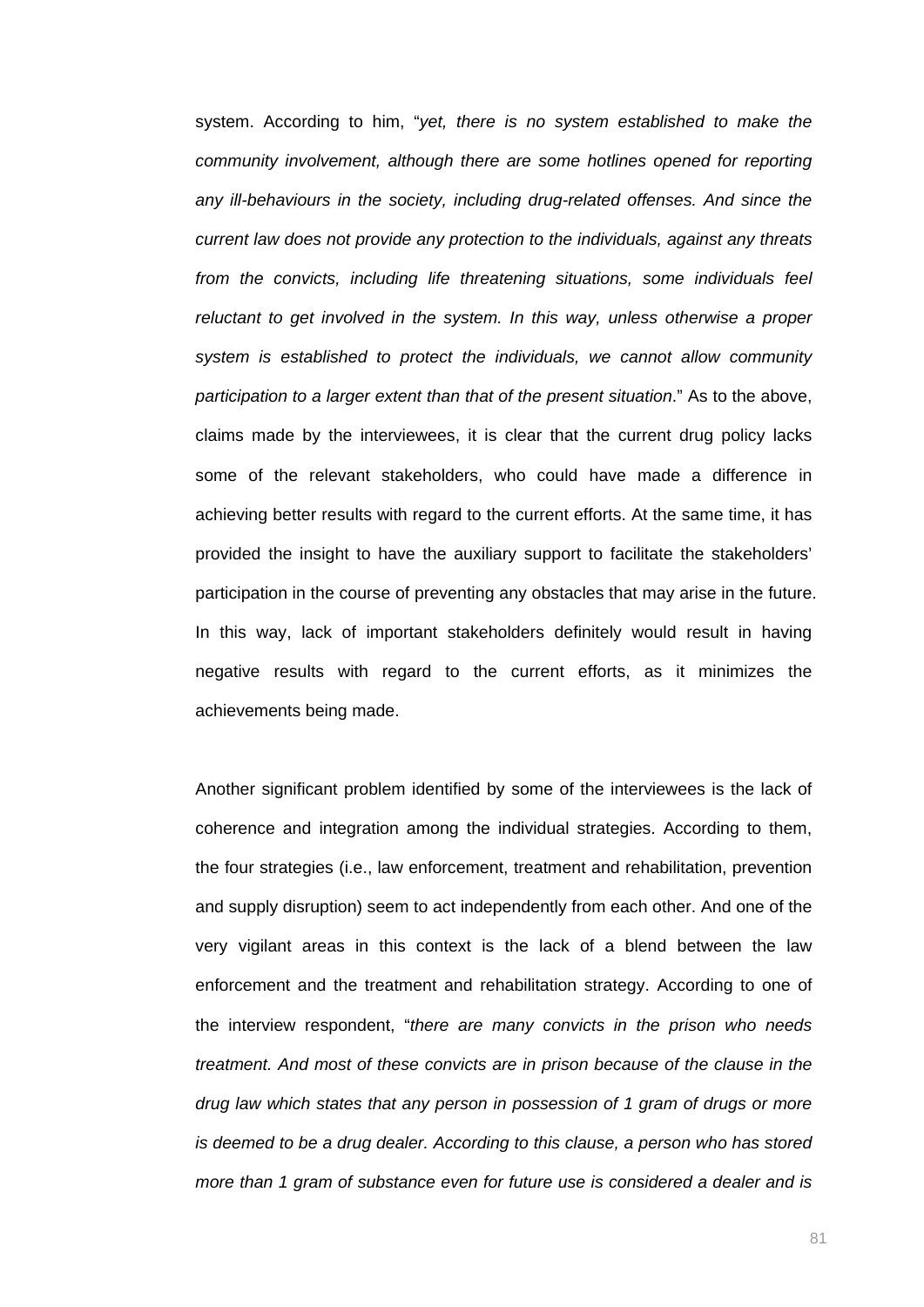system. According to him, "*yet, there is no system established to make the community involvement, although there are some hotlines opened for reporting any ill-behaviours in the society, including drug-related offenses. And since the current law does not provide any protection to the individuals, against any threats from the convicts, including life threatening situations, some individuals feel reluctant to get involved in the system. In this way, unless otherwise a proper system is established to protect the individuals, we cannot allow community participation to a larger extent than that of the present situation*." As to the above, claims made by the interviewees, it is clear that the current drug policy lacks some of the relevant stakeholders, who could have made a difference in achieving better results with regard to the current efforts. At the same time, it has provided the insight to have the auxiliary support to facilitate the stakeholders' participation in the course of preventing any obstacles that may arise in the future. In this way, lack of important stakeholders definitely would result in having negative results with regard to the current efforts, as it minimizes the achievements being made.

Another significant problem identified by some of the interviewees is the lack of coherence and integration among the individual strategies. According to them, the four strategies (i.e., law enforcement, treatment and rehabilitation, prevention and supply disruption) seem to act independently from each other. And one of the very vigilant areas in this context is the lack of a blend between the law enforcement and the treatment and rehabilitation strategy. According to one of the interview respondent, "*there are many convicts in the prison who needs treatment. And most of these convicts are in prison because of the clause in the drug law which states that any person in possession of 1 gram of drugs or more is deemed to be a drug dealer. According to this clause, a person who has stored more than 1 gram of substance even for future use is considered a dealer and is*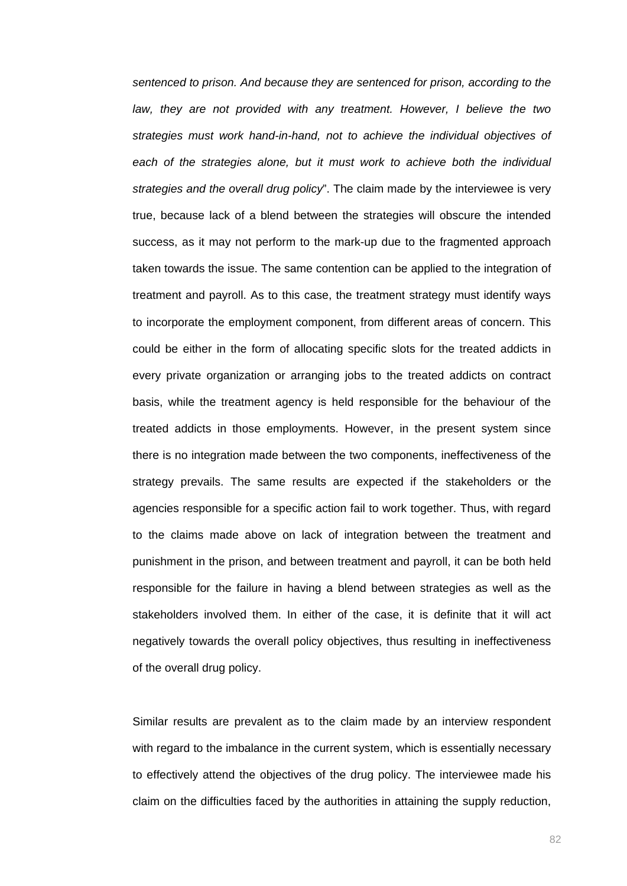*sentenced to prison. And because they are sentenced for prison, according to the law, they are not provided with any treatment. However, I believe the two strategies must work hand-in-hand, not to achieve the individual objectives of each of the strategies alone, but it must work to achieve both the individual strategies and the overall drug policy*". The claim made by the interviewee is very true, because lack of a blend between the strategies will obscure the intended success, as it may not perform to the mark-up due to the fragmented approach taken towards the issue. The same contention can be applied to the integration of treatment and payroll. As to this case, the treatment strategy must identify ways to incorporate the employment component, from different areas of concern. This could be either in the form of allocating specific slots for the treated addicts in every private organization or arranging jobs to the treated addicts on contract basis, while the treatment agency is held responsible for the behaviour of the treated addicts in those employments. However, in the present system since there is no integration made between the two components, ineffectiveness of the strategy prevails. The same results are expected if the stakeholders or the agencies responsible for a specific action fail to work together. Thus, with regard to the claims made above on lack of integration between the treatment and punishment in the prison, and between treatment and payroll, it can be both held responsible for the failure in having a blend between strategies as well as the stakeholders involved them. In either of the case, it is definite that it will act negatively towards the overall policy objectives, thus resulting in ineffectiveness of the overall drug policy.

Similar results are prevalent as to the claim made by an interview respondent with regard to the imbalance in the current system, which is essentially necessary to effectively attend the objectives of the drug policy. The interviewee made his claim on the difficulties faced by the authorities in attaining the supply reduction,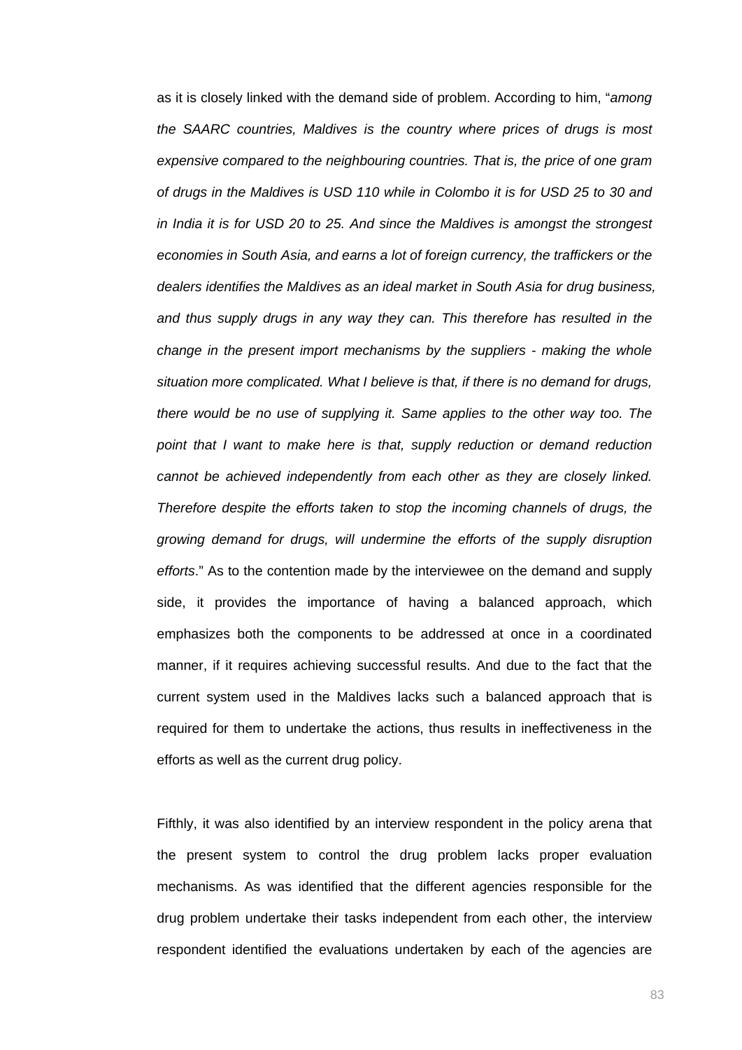as it is closely linked with the demand side of problem. According to him, "*among the SAARC countries, Maldives is the country where prices of drugs is most expensive compared to the neighbouring countries. That is, the price of one gram of drugs in the Maldives is USD 110 while in Colombo it is for USD 25 to 30 and in India it is for USD 20 to 25. And since the Maldives is amongst the strongest economies in South Asia, and earns a lot of foreign currency, the traffickers or the dealers identifies the Maldives as an ideal market in South Asia for drug business, and thus supply drugs in any way they can. This therefore has resulted in the change in the present import mechanisms by the suppliers - making the whole situation more complicated. What I believe is that, if there is no demand for drugs, there would be no use of supplying it. Same applies to the other way too. The point that I want to make here is that, supply reduction or demand reduction cannot be achieved independently from each other as they are closely linked. Therefore despite the efforts taken to stop the incoming channels of drugs, the growing demand for drugs, will undermine the efforts of the supply disruption efforts*." As to the contention made by the interviewee on the demand and supply side, it provides the importance of having a balanced approach, which emphasizes both the components to be addressed at once in a coordinated manner, if it requires achieving successful results. And due to the fact that the current system used in the Maldives lacks such a balanced approach that is required for them to undertake the actions, thus results in ineffectiveness in the efforts as well as the current drug policy.

Fifthly, it was also identified by an interview respondent in the policy arena that the present system to control the drug problem lacks proper evaluation mechanisms. As was identified that the different agencies responsible for the drug problem undertake their tasks independent from each other, the interview respondent identified the evaluations undertaken by each of the agencies are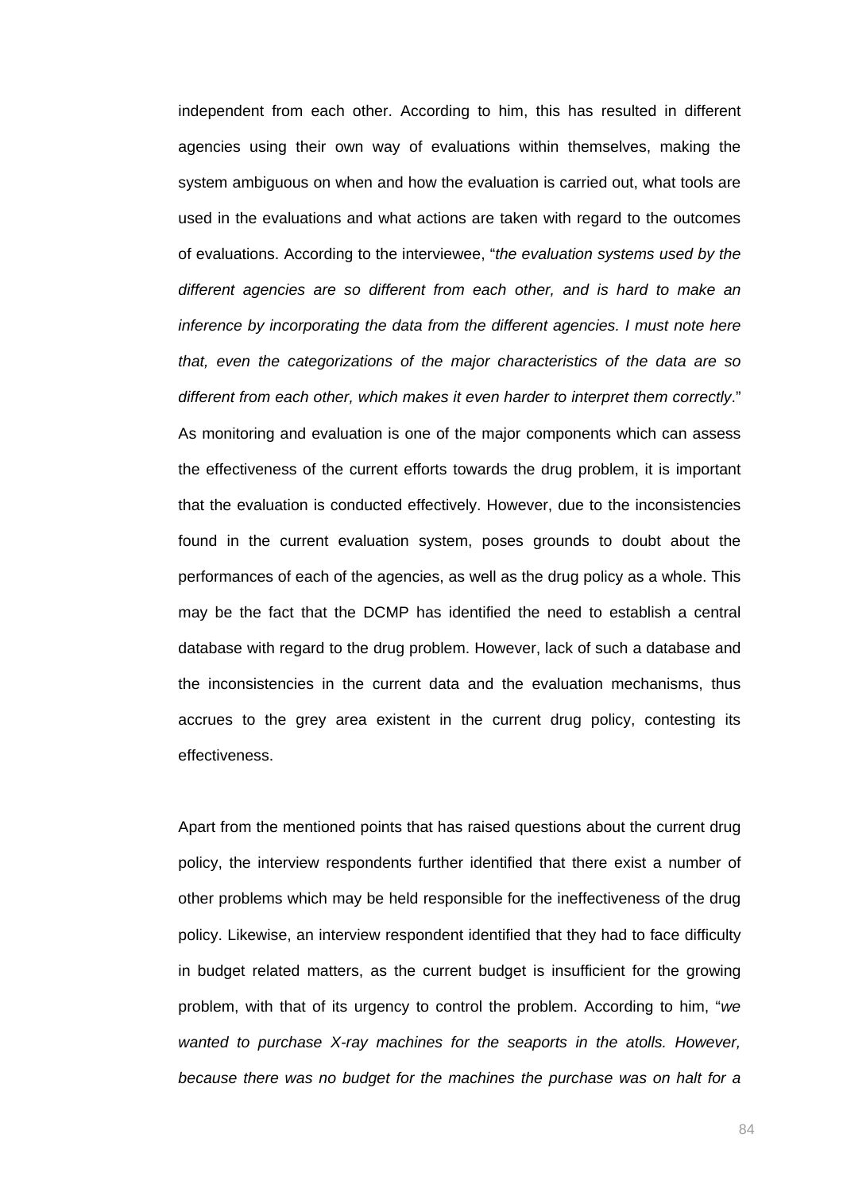independent from each other. According to him, this has resulted in different agencies using their own way of evaluations within themselves, making the system ambiguous on when and how the evaluation is carried out, what tools are used in the evaluations and what actions are taken with regard to the outcomes of evaluations. According to the interviewee, "*the evaluation systems used by the different agencies are so different from each other, and is hard to make an inference by incorporating the data from the different agencies. I must note here that, even the categorizations of the major characteristics of the data are so different from each other, which makes it even harder to interpret them correctly*." As monitoring and evaluation is one of the major components which can assess the effectiveness of the current efforts towards the drug problem, it is important that the evaluation is conducted effectively. However, due to the inconsistencies found in the current evaluation system, poses grounds to doubt about the performances of each of the agencies, as well as the drug policy as a whole. This may be the fact that the DCMP has identified the need to establish a central database with regard to the drug problem. However, lack of such a database and the inconsistencies in the current data and the evaluation mechanisms, thus accrues to the grey area existent in the current drug policy, contesting its effectiveness.

Apart from the mentioned points that has raised questions about the current drug policy, the interview respondents further identified that there exist a number of other problems which may be held responsible for the ineffectiveness of the drug policy. Likewise, an interview respondent identified that they had to face difficulty in budget related matters, as the current budget is insufficient for the growing problem, with that of its urgency to control the problem. According to him, "*we wanted to purchase X-ray machines for the seaports in the atolls. However, because there was no budget for the machines the purchase was on halt for a*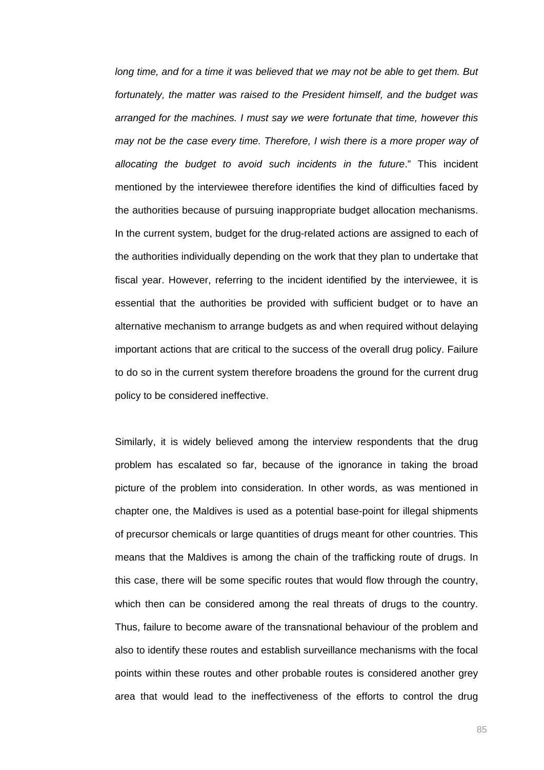*long time, and for a time it was believed that we may not be able to get them. But fortunately, the matter was raised to the President himself, and the budget was arranged for the machines. I must say we were fortunate that time, however this may not be the case every time. Therefore, I wish there is a more proper way of allocating the budget to avoid such incidents in the future*." This incident mentioned by the interviewee therefore identifies the kind of difficulties faced by the authorities because of pursuing inappropriate budget allocation mechanisms. In the current system, budget for the drug-related actions are assigned to each of the authorities individually depending on the work that they plan to undertake that fiscal year. However, referring to the incident identified by the interviewee, it is essential that the authorities be provided with sufficient budget or to have an alternative mechanism to arrange budgets as and when required without delaying important actions that are critical to the success of the overall drug policy. Failure to do so in the current system therefore broadens the ground for the current drug policy to be considered ineffective.

Similarly, it is widely believed among the interview respondents that the drug problem has escalated so far, because of the ignorance in taking the broad picture of the problem into consideration. In other words, as was mentioned in chapter one, the Maldives is used as a potential base-point for illegal shipments of precursor chemicals or large quantities of drugs meant for other countries. This means that the Maldives is among the chain of the trafficking route of drugs. In this case, there will be some specific routes that would flow through the country, which then can be considered among the real threats of drugs to the country. Thus, failure to become aware of the transnational behaviour of the problem and also to identify these routes and establish surveillance mechanisms with the focal points within these routes and other probable routes is considered another grey area that would lead to the ineffectiveness of the efforts to control the drug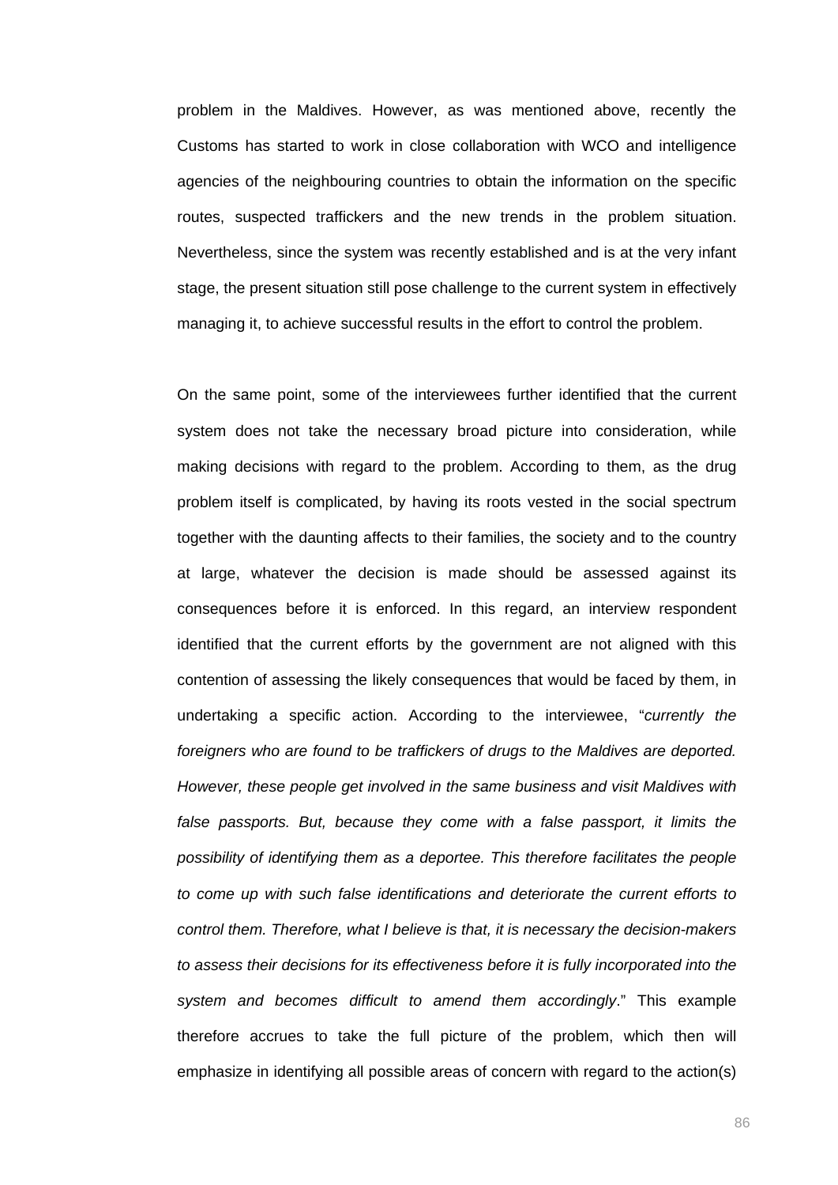problem in the Maldives. However, as was mentioned above, recently the Customs has started to work in close collaboration with WCO and intelligence agencies of the neighbouring countries to obtain the information on the specific routes, suspected traffickers and the new trends in the problem situation. Nevertheless, since the system was recently established and is at the very infant stage, the present situation still pose challenge to the current system in effectively managing it, to achieve successful results in the effort to control the problem.

On the same point, some of the interviewees further identified that the current system does not take the necessary broad picture into consideration, while making decisions with regard to the problem. According to them, as the drug problem itself is complicated, by having its roots vested in the social spectrum together with the daunting affects to their families, the society and to the country at large, whatever the decision is made should be assessed against its consequences before it is enforced. In this regard, an interview respondent identified that the current efforts by the government are not aligned with this contention of assessing the likely consequences that would be faced by them, in undertaking a specific action. According to the interviewee, "*currently the foreigners who are found to be traffickers of drugs to the Maldives are deported. However, these people get involved in the same business and visit Maldives with false passports. But, because they come with a false passport, it limits the possibility of identifying them as a deportee. This therefore facilitates the people to come up with such false identifications and deteriorate the current efforts to control them. Therefore, what I believe is that, it is necessary the decision-makers to assess their decisions for its effectiveness before it is fully incorporated into the system and becomes difficult to amend them accordingly*." This example therefore accrues to take the full picture of the problem, which then will emphasize in identifying all possible areas of concern with regard to the action(s)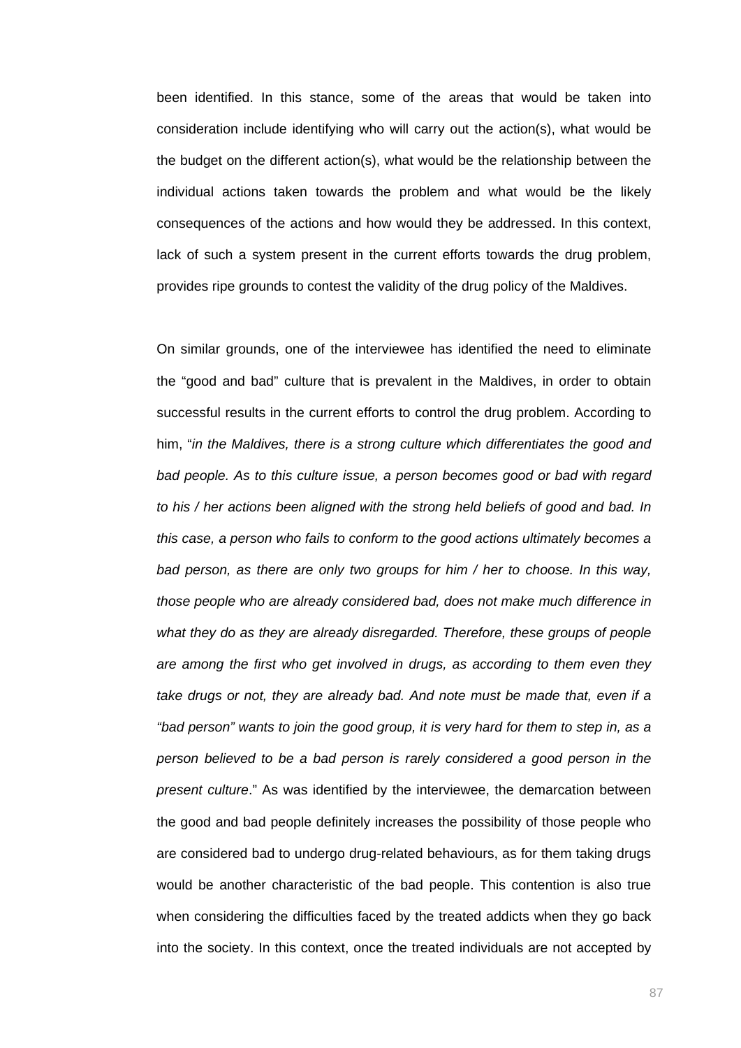been identified. In this stance, some of the areas that would be taken into consideration include identifying who will carry out the action(s), what would be the budget on the different action(s), what would be the relationship between the individual actions taken towards the problem and what would be the likely consequences of the actions and how would they be addressed. In this context, lack of such a system present in the current efforts towards the drug problem, provides ripe grounds to contest the validity of the drug policy of the Maldives.

On similar grounds, one of the interviewee has identified the need to eliminate the "good and bad" culture that is prevalent in the Maldives, in order to obtain successful results in the current efforts to control the drug problem. According to him, "*in the Maldives, there is a strong culture which differentiates the good and bad people. As to this culture issue, a person becomes good or bad with regard to his / her actions been aligned with the strong held beliefs of good and bad. In this case, a person who fails to conform to the good actions ultimately becomes a bad person, as there are only two groups for him / her to choose. In this way, those people who are already considered bad, does not make much difference in what they do as they are already disregarded. Therefore, these groups of people are among the first who get involved in drugs, as according to them even they take drugs or not, they are already bad. And note must be made that, even if a "bad person" wants to join the good group, it is very hard for them to step in, as a person believed to be a bad person is rarely considered a good person in the present culture*." As was identified by the interviewee, the demarcation between the good and bad people definitely increases the possibility of those people who are considered bad to undergo drug-related behaviours, as for them taking drugs would be another characteristic of the bad people. This contention is also true when considering the difficulties faced by the treated addicts when they go back into the society. In this context, once the treated individuals are not accepted by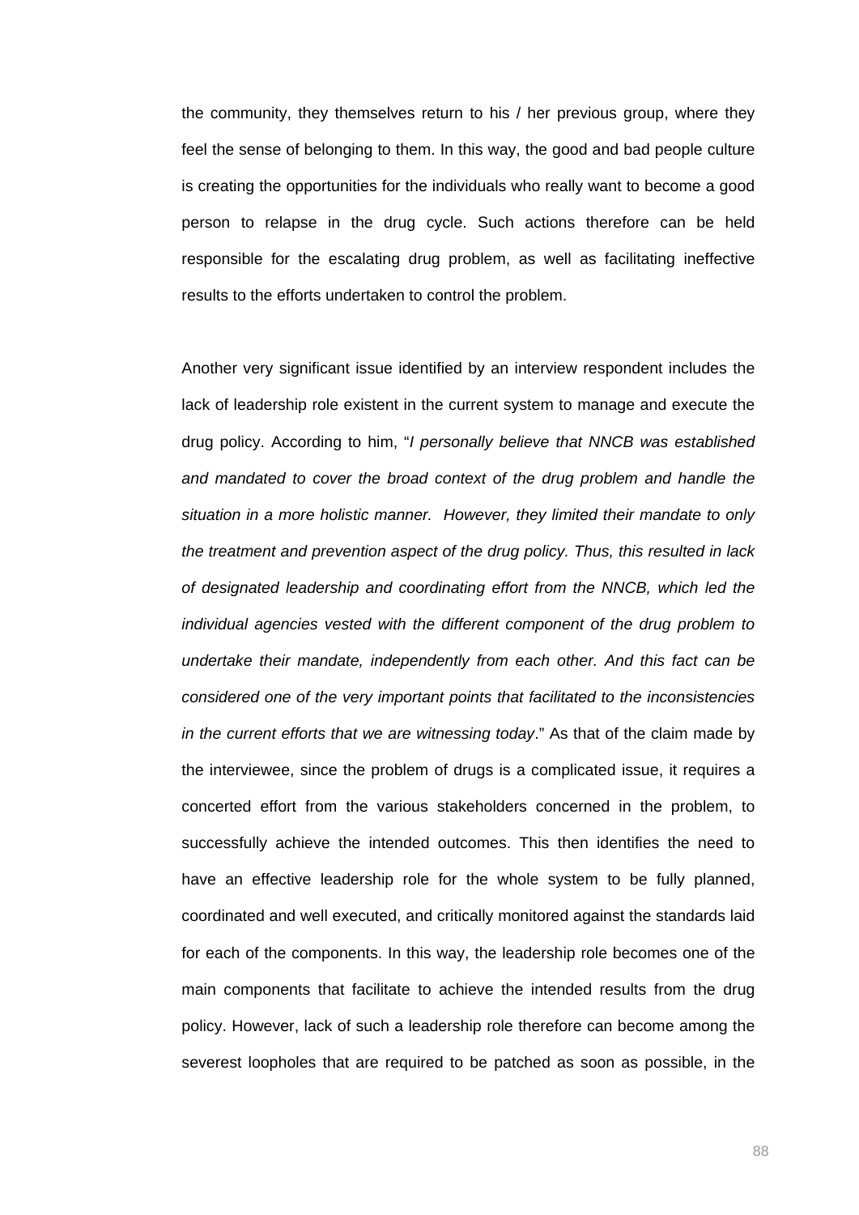the community, they themselves return to his / her previous group, where they feel the sense of belonging to them. In this way, the good and bad people culture is creating the opportunities for the individuals who really want to become a good person to relapse in the drug cycle. Such actions therefore can be held responsible for the escalating drug problem, as well as facilitating ineffective results to the efforts undertaken to control the problem.

Another very significant issue identified by an interview respondent includes the lack of leadership role existent in the current system to manage and execute the drug policy. According to him, "*I personally believe that NNCB was established and mandated to cover the broad context of the drug problem and handle the situation in a more holistic manner. However, they limited their mandate to only the treatment and prevention aspect of the drug policy. Thus, this resulted in lack of designated leadership and coordinating effort from the NNCB, which led the individual agencies vested with the different component of the drug problem to undertake their mandate, independently from each other. And this fact can be considered one of the very important points that facilitated to the inconsistencies in the current efforts that we are witnessing today*." As that of the claim made by the interviewee, since the problem of drugs is a complicated issue, it requires a concerted effort from the various stakeholders concerned in the problem, to successfully achieve the intended outcomes. This then identifies the need to have an effective leadership role for the whole system to be fully planned, coordinated and well executed, and critically monitored against the standards laid for each of the components. In this way, the leadership role becomes one of the main components that facilitate to achieve the intended results from the drug policy. However, lack of such a leadership role therefore can become among the severest loopholes that are required to be patched as soon as possible, in the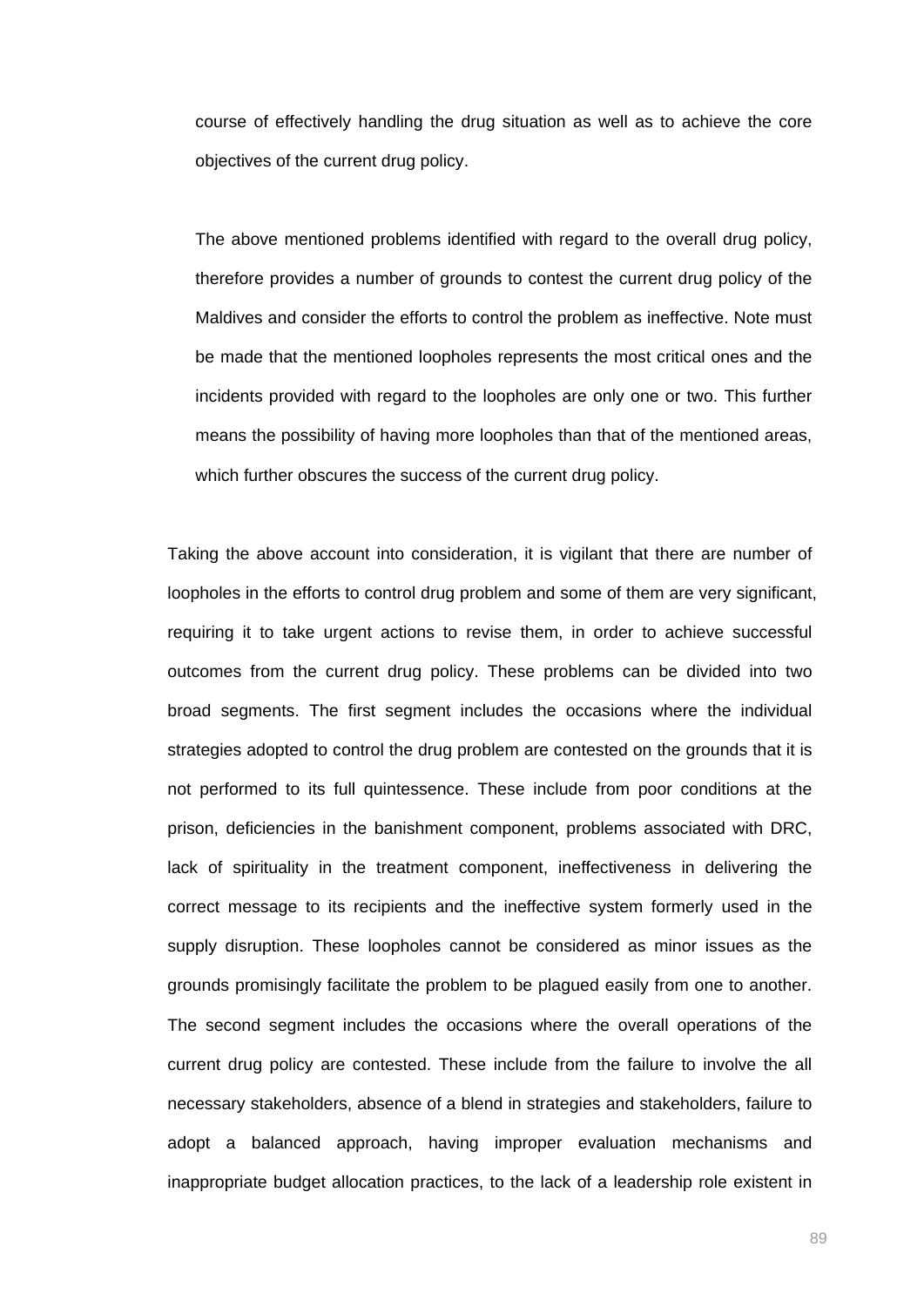course of effectively handling the drug situation as well as to achieve the core objectives of the current drug policy.

The above mentioned problems identified with regard to the overall drug policy, therefore provides a number of grounds to contest the current drug policy of the Maldives and consider the efforts to control the problem as ineffective. Note must be made that the mentioned loopholes represents the most critical ones and the incidents provided with regard to the loopholes are only one or two. This further means the possibility of having more loopholes than that of the mentioned areas, which further obscures the success of the current drug policy.

Taking the above account into consideration, it is vigilant that there are number of loopholes in the efforts to control drug problem and some of them are very significant, requiring it to take urgent actions to revise them, in order to achieve successful outcomes from the current drug policy. These problems can be divided into two broad segments. The first segment includes the occasions where the individual strategies adopted to control the drug problem are contested on the grounds that it is not performed to its full quintessence. These include from poor conditions at the prison, deficiencies in the banishment component, problems associated with DRC, lack of spirituality in the treatment component, ineffectiveness in delivering the correct message to its recipients and the ineffective system formerly used in the supply disruption. These loopholes cannot be considered as minor issues as the grounds promisingly facilitate the problem to be plagued easily from one to another. The second segment includes the occasions where the overall operations of the current drug policy are contested. These include from the failure to involve the all necessary stakeholders, absence of a blend in strategies and stakeholders, failure to adopt a balanced approach, having improper evaluation mechanisms and inappropriate budget allocation practices, to the lack of a leadership role existent in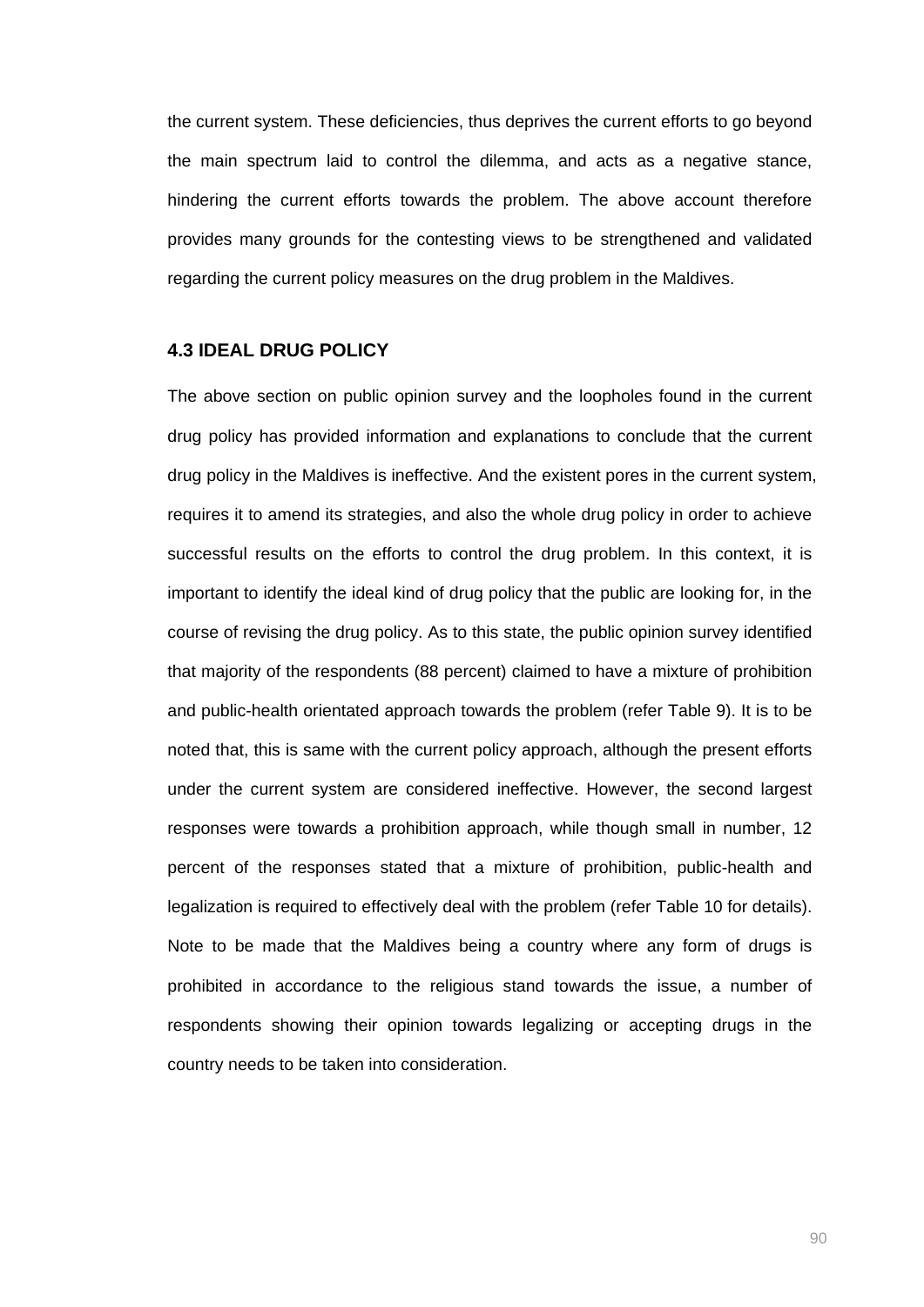the current system. These deficiencies, thus deprives the current efforts to go beyond the main spectrum laid to control the dilemma, and acts as a negative stance, hindering the current efforts towards the problem. The above account therefore provides many grounds for the contesting views to be strengthened and validated regarding the current policy measures on the drug problem in the Maldives.

### 4.3 IDEAL DRUG POLICY

The above section on public opinion survey and the loopholes found in the current drug policy has provided information and explanations to conclude that the current drug policy in the Maldives is ineffective. And the existent pores in the current system, requires it to amend its strategies, and also the whole drug policy in order to achieve successful results on the efforts to control the drug problem. In this context, it is important to identify the ideal kind of drug policy that the public are looking for, in the course of revising the drug policy. As to this state, the public opinion survey identified that majority of the respondents (88 percent) claimed to have a mixture of prohibition and public-health orientated approach towards the problem (refer Table 9). It is to be noted that, this is same with the current policy approach, although the present efforts under the current system are considered ineffective. However, the second largest responses were towards a prohibition approach, while though small in number, 12 percent of the responses stated that a mixture of prohibition, public-health and legalization is required to effectively deal with the problem (refer Table 10 for details). Note to be made that the Maldives being a country where any form of drugs is prohibited in accordance to the religious stand towards the issue, a number of respondents showing their opinion towards legalizing or accepting drugs in the country needs to be taken into consideration.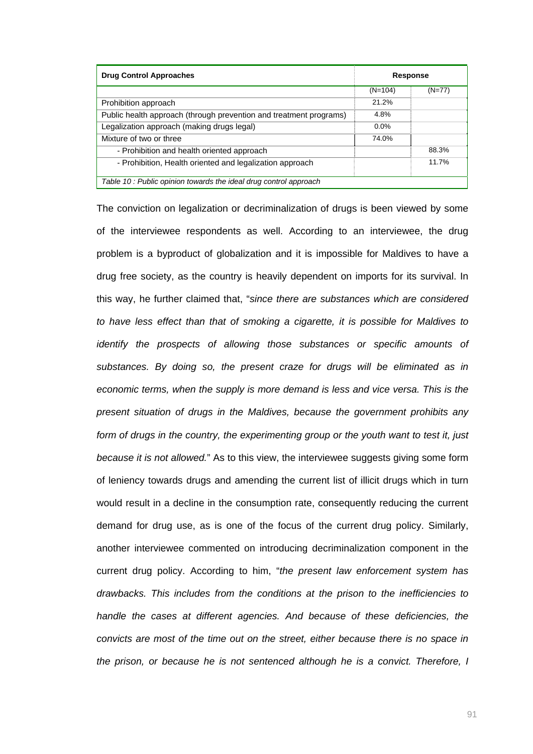| Drug Control Approaches | Response | |
|---|---|---|
| | (N=104) | (N=77) |
| Prohibition approach | 21.2% | |
| Public health approach (through prevention and treatment programs) | 4.8% | |
| Legalization approach (making drugs legal) | 0.0% | |
| Mixture of two or three | 74.0% | |
| - Prohibition and health oriented approach | | 88.3% |
| - Prohibition, Health oriented and legalization approach | | 11.7% |

*Table 10 : Public opinion towards the ideal drug control approach*

The conviction on legalization or decriminalization of drugs is been viewed by some of the interviewee respondents as well. According to an interviewee, the drug problem is a byproduct of globalization and it is impossible for Maldives to have a drug free society, as the country is heavily dependent on imports for its survival. In this way, he further claimed that, "*since there are substances which are considered to have less effect than that of smoking a cigarette, it is possible for Maldives to identify the prospects of allowing those substances or specific amounts of substances. By doing so, the present craze for drugs will be eliminated as in economic terms, when the supply is more demand is less and vice versa. This is the present situation of drugs in the Maldives, because the government prohibits any form of drugs in the country, the experimenting group or the youth want to test it, just because it is not allowed.*" As to this view, the interviewee suggests giving some form of leniency towards drugs and amending the current list of illicit drugs which in turn would result in a decline in the consumption rate, consequently reducing the current demand for drug use, as is one of the focus of the current drug policy. Similarly, another interviewee commented on introducing decriminalization component in the current drug policy. According to him, "*the present law enforcement system has drawbacks. This includes from the conditions at the prison to the inefficiencies to handle the cases at different agencies. And because of these deficiencies, the convicts are most of the time out on the street, either because there is no space in the prison, or because he is not sentenced although he is a convict. Therefore, I*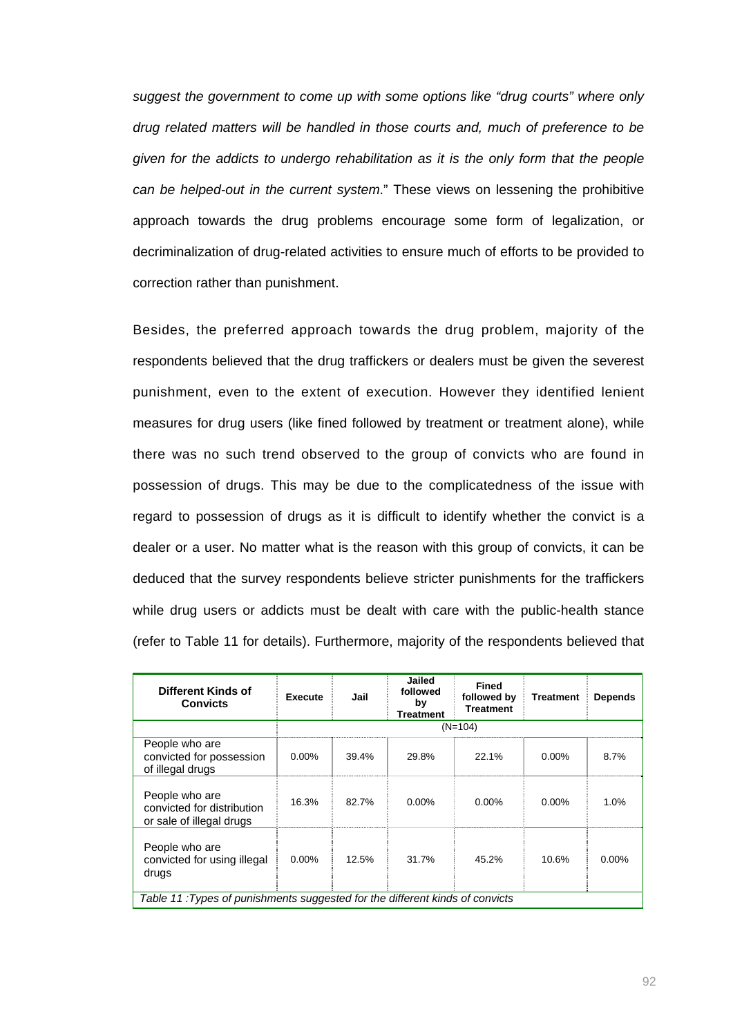*suggest the government to come up with some options like "drug courts" where only drug related matters will be handled in those courts and, much of preference to be given for the addicts to undergo rehabilitation as it is the only form that the people can be helped-out in the current system*." These views on lessening the prohibitive approach towards the drug problems encourage some form of legalization, or decriminalization of drug-related activities to ensure much of efforts to be provided to correction rather than punishment.

Besides, the preferred approach towards the drug problem, majority of the respondents believed that the drug traffickers or dealers must be given the severest punishment, even to the extent of execution. However they identified lenient measures for drug users (like fined followed by treatment or treatment alone), while there was no such trend observed to the group of convicts who are found in possession of drugs. This may be due to the complicatedness of the issue with regard to possession of drugs as it is difficult to identify whether the convict is a dealer or a user. No matter what is the reason with this group of convicts, it can be deduced that the survey respondents believe stricter punishments for the traffickers while drug users or addicts must be dealt with care with the public-health stance (refer to Table 11 for details). Furthermore, majority of the respondents believed that

| Different Kinds of Convicts | Execute | Jail | Jailed followed by Treatment | Fined followed by Treatment | Treatment | Depends |
|---|---|---|---|---|---|---|
| | (N=104) | | | | | |
| People who are convicted for possession of illegal drugs | 0.00% | 39.4% | 29.8% | 22.1% | 0.00% | 8.7% |
| People who are convicted for distribution or sale of illegal drugs | 16.3% | 82.7% | 0.00% | 0.00% | 0.00% | 1.0% |
| People who are convicted for using illegal drugs | 0.00% | 12.5% | 31.7% | 45.2% | 10.6% | 0.00% |

*Table 11 :Types of punishments suggested for the different kinds of convicts*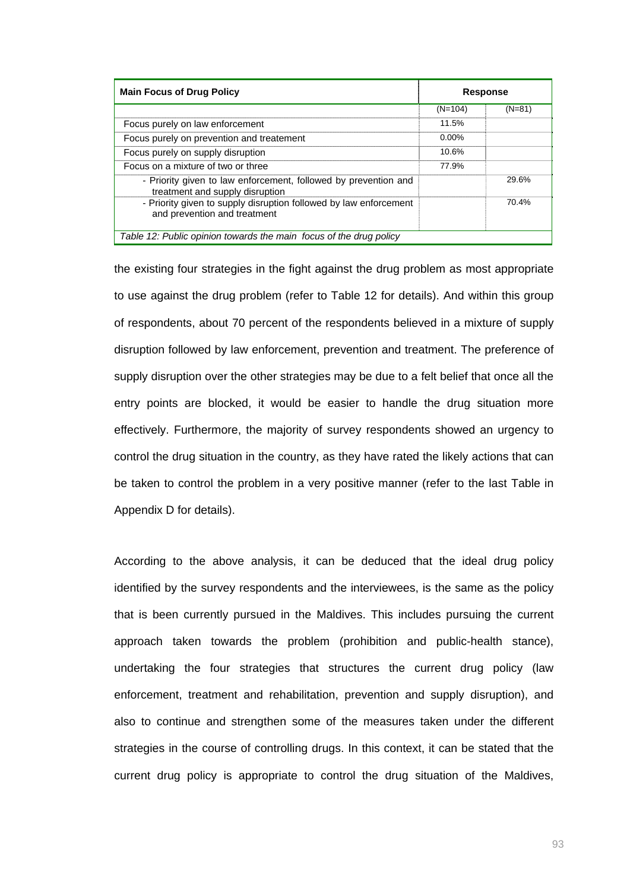| Main Focus of Drug Policy | Response | |
|---|---|---|
| | (N=104) | (N=81) |
| Focus purely on law enforcement | 11.5% | |
| Focus purely on prevention and treatement | 0.00% | |
| Focus purely on supply disruption | 10.6% | |
| Focus on a mixture of two or three | 77.9% | |
| - Priority given to law enforcement, followed by prevention and treatment and supply disruption | | 29.6% |
| - Priority given to supply disruption followed by law enforcement and prevention and treatment | | 70.4% |

*Table 12: Public opinion towards the main focus of the drug policy*

the existing four strategies in the fight against the drug problem as most appropriate to use against the drug problem (refer to Table 12 for details). And within this group of respondents, about 70 percent of the respondents believed in a mixture of supply disruption followed by law enforcement, prevention and treatment. The preference of supply disruption over the other strategies may be due to a felt belief that once all the entry points are blocked, it would be easier to handle the drug situation more effectively. Furthermore, the majority of survey respondents showed an urgency to control the drug situation in the country, as they have rated the likely actions that can be taken to control the problem in a very positive manner (refer to the last Table in Appendix D for details).

According to the above analysis, it can be deduced that the ideal drug policy identified by the survey respondents and the interviewees, is the same as the policy that is been currently pursued in the Maldives. This includes pursuing the current approach taken towards the problem (prohibition and public-health stance), undertaking the four strategies that structures the current drug policy (law enforcement, treatment and rehabilitation, prevention and supply disruption), and also to continue and strengthen some of the measures taken under the different strategies in the course of controlling drugs. In this context, it can be stated that the current drug policy is appropriate to control the drug situation of the Maldives,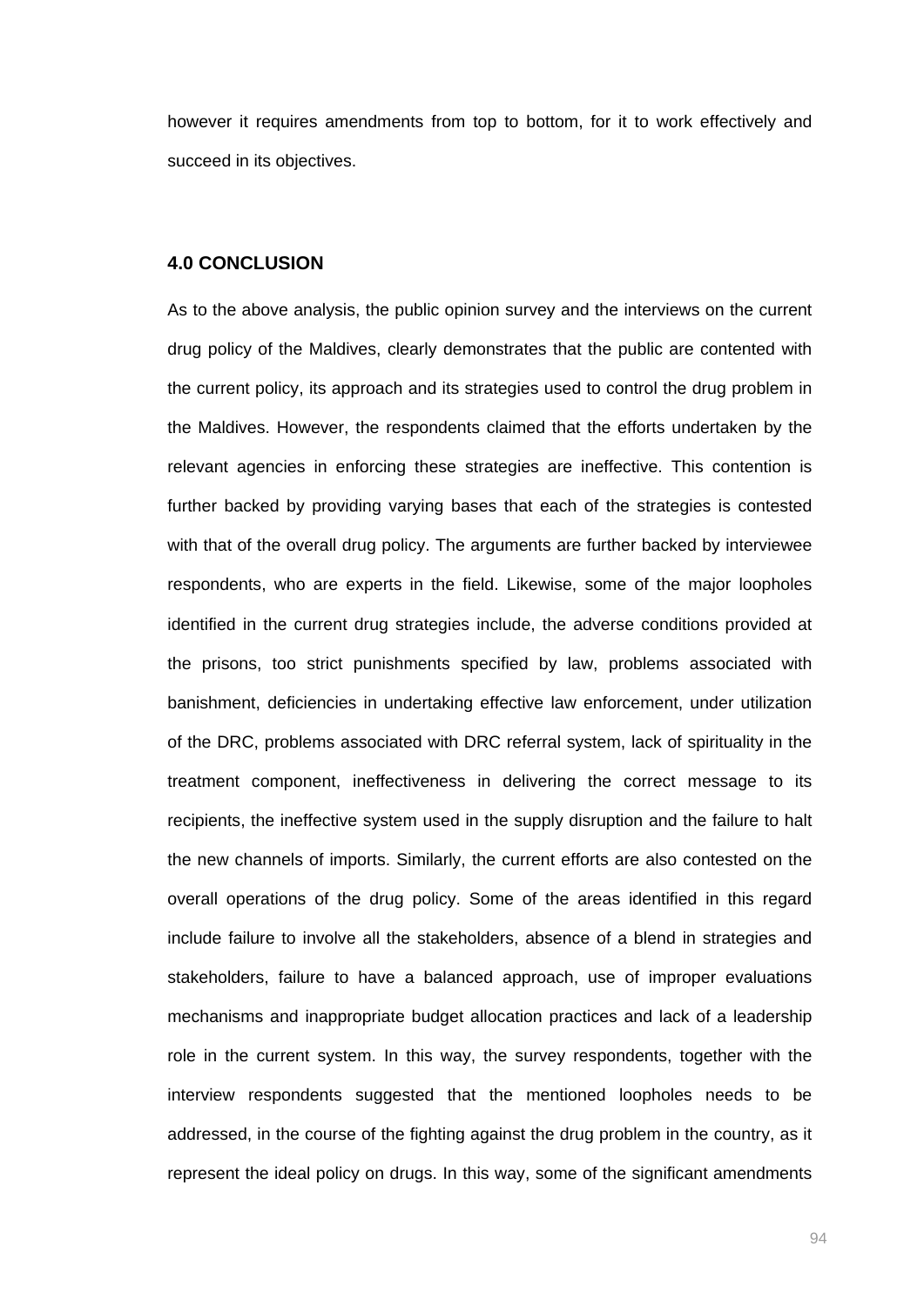however it requires amendments from top to bottom, for it to work effectively and succeed in its objectives.

## 4.0 CONCLUSION

As to the above analysis, the public opinion survey and the interviews on the current drug policy of the Maldives, clearly demonstrates that the public are contented with the current policy, its approach and its strategies used to control the drug problem in the Maldives. However, the respondents claimed that the efforts undertaken by the relevant agencies in enforcing these strategies are ineffective. This contention is further backed by providing varying bases that each of the strategies is contested with that of the overall drug policy. The arguments are further backed by interviewee respondents, who are experts in the field. Likewise, some of the major loopholes identified in the current drug strategies include, the adverse conditions provided at the prisons, too strict punishments specified by law, problems associated with banishment, deficiencies in undertaking effective law enforcement, under utilization of the DRC, problems associated with DRC referral system, lack of spirituality in the treatment component, ineffectiveness in delivering the correct message to its recipients, the ineffective system used in the supply disruption and the failure to halt the new channels of imports. Similarly, the current efforts are also contested on the overall operations of the drug policy. Some of the areas identified in this regard include failure to involve all the stakeholders, absence of a blend in strategies and stakeholders, failure to have a balanced approach, use of improper evaluations mechanisms and inappropriate budget allocation practices and lack of a leadership role in the current system. In this way, the survey respondents, together with the interview respondents suggested that the mentioned loopholes needs to be addressed, in the course of the fighting against the drug problem in the country, as it represent the ideal policy on drugs. In this way, some of the significant amendments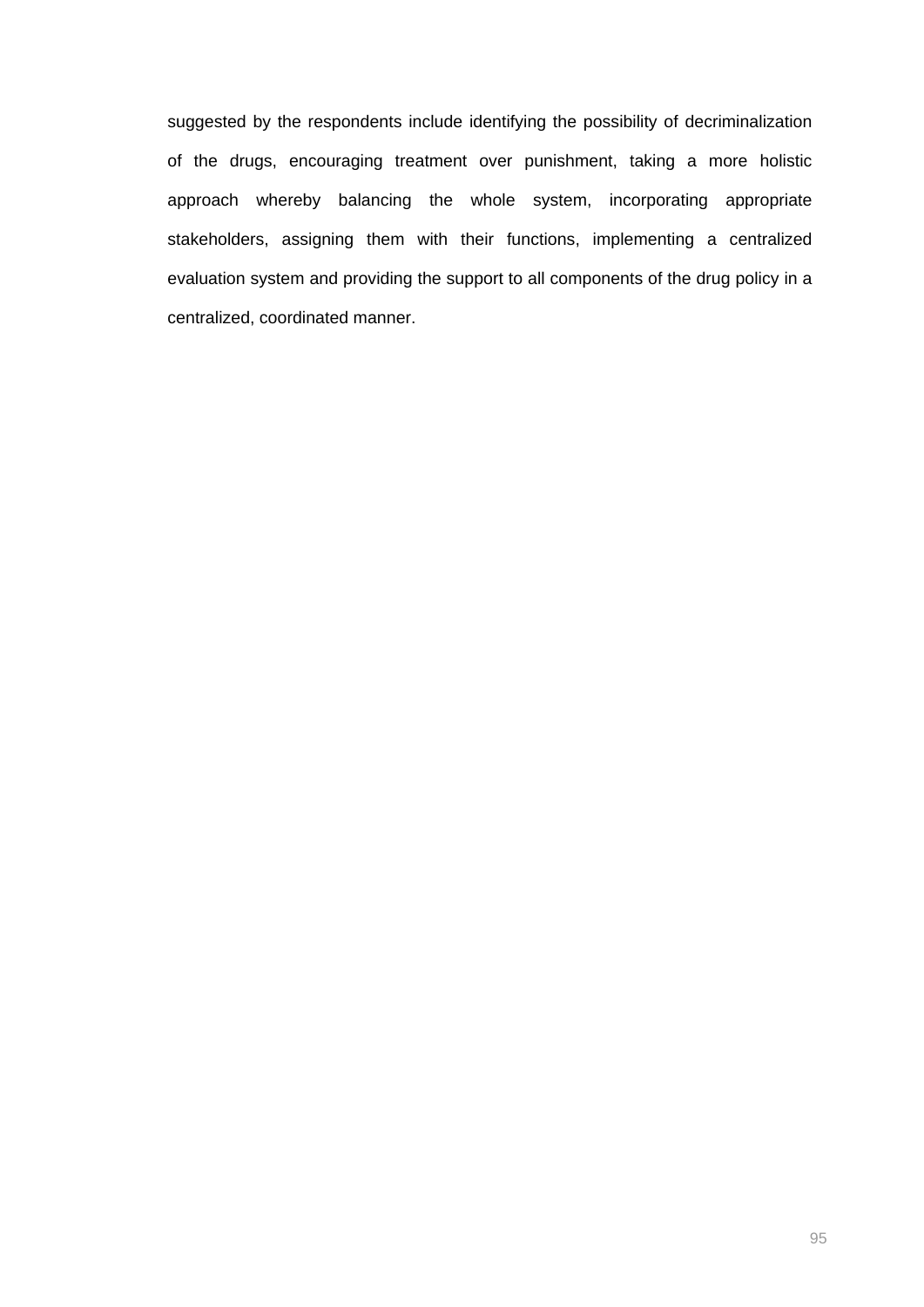suggested by the respondents include identifying the possibility of decriminalization of the drugs, encouraging treatment over punishment, taking a more holistic approach whereby balancing the whole system, incorporating appropriate stakeholders, assigning them with their functions, implementing a centralized evaluation system and providing the support to all components of the drug policy in a centralized, coordinated manner.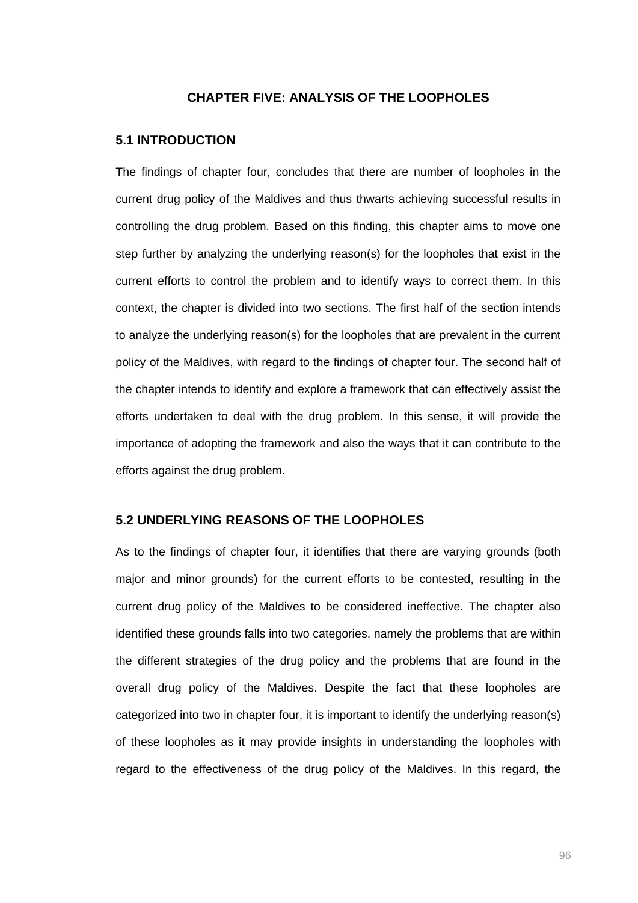# CHAPTER FIVE: ANALYSIS OF THE LOOPHOLES

## 5.1 INTRODUCTION

The findings of chapter four, concludes that there are number of loopholes in the current drug policy of the Maldives and thus thwarts achieving successful results in controlling the drug problem. Based on this finding, this chapter aims to move one step further by analyzing the underlying reason(s) for the loopholes that exist in the current efforts to control the problem and to identify ways to correct them. In this context, the chapter is divided into two sections. The first half of the section intends to analyze the underlying reason(s) for the loopholes that are prevalent in the current policy of the Maldives, with regard to the findings of chapter four. The second half of the chapter intends to identify and explore a framework that can effectively assist the efforts undertaken to deal with the drug problem. In this sense, it will provide the importance of adopting the framework and also the ways that it can contribute to the efforts against the drug problem.

## 5.2 UNDERLYING REASONS OF THE LOOPHOLES

As to the findings of chapter four, it identifies that there are varying grounds (both major and minor grounds) for the current efforts to be contested, resulting in the current drug policy of the Maldives to be considered ineffective. The chapter also identified these grounds falls into two categories, namely the problems that are within the different strategies of the drug policy and the problems that are found in the overall drug policy of the Maldives. Despite the fact that these loopholes are categorized into two in chapter four, it is important to identify the underlying reason(s) of these loopholes as it may provide insights in understanding the loopholes with regard to the effectiveness of the drug policy of the Maldives. In this regard, the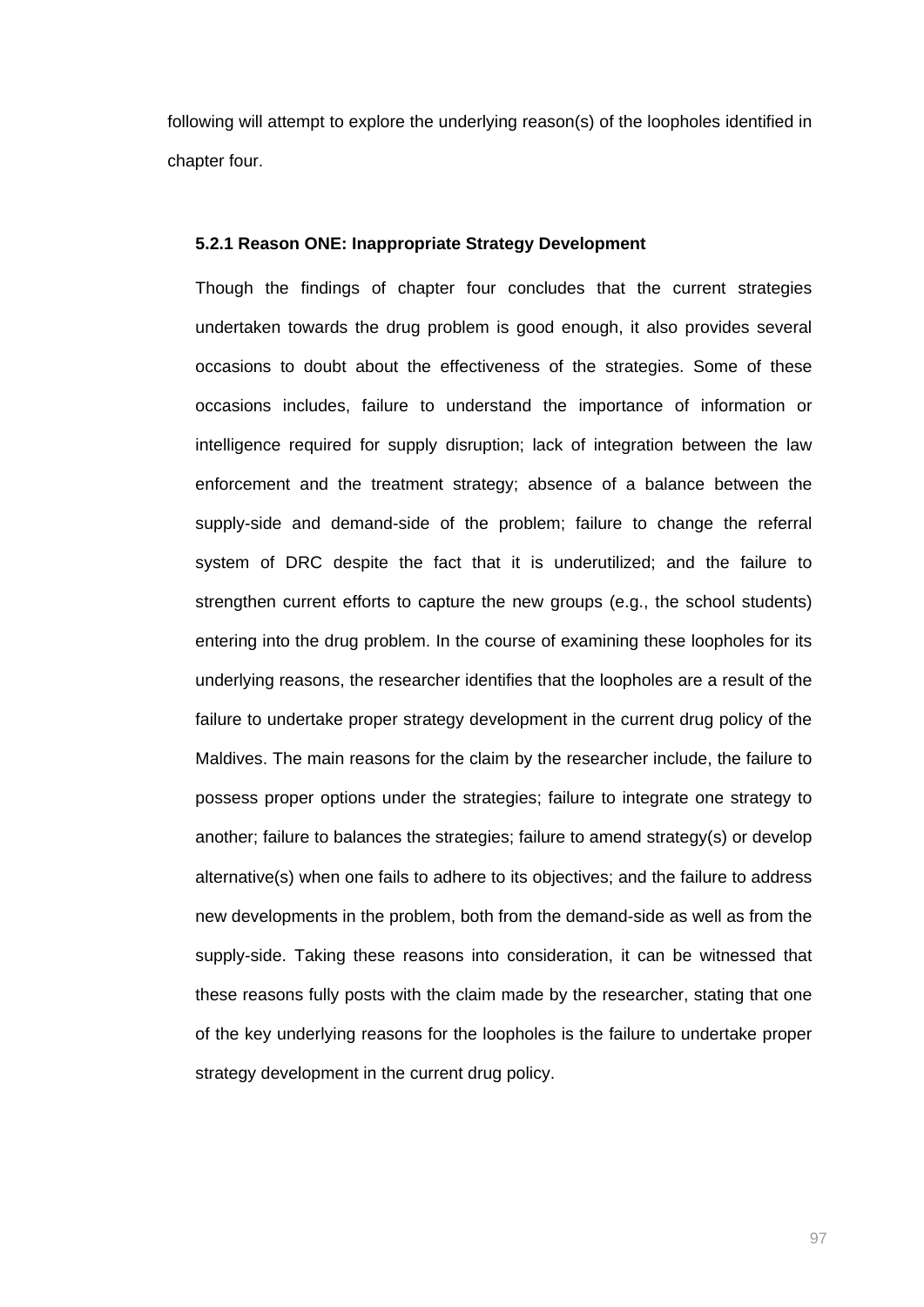following will attempt to explore the underlying reason(s) of the loopholes identified in chapter four.

### 5.2.1 Reason ONE: Inappropriate Strategy Development

Though the findings of chapter four concludes that the current strategies undertaken towards the drug problem is good enough, it also provides several occasions to doubt about the effectiveness of the strategies. Some of these occasions includes, failure to understand the importance of information or intelligence required for supply disruption; lack of integration between the law enforcement and the treatment strategy; absence of a balance between the supply-side and demand-side of the problem; failure to change the referral system of DRC despite the fact that it is underutilized; and the failure to strengthen current efforts to capture the new groups (e.g., the school students) entering into the drug problem. In the course of examining these loopholes for its underlying reasons, the researcher identifies that the loopholes are a result of the failure to undertake proper strategy development in the current drug policy of the Maldives. The main reasons for the claim by the researcher include, the failure to possess proper options under the strategies; failure to integrate one strategy to another; failure to balances the strategies; failure to amend strategy(s) or develop alternative(s) when one fails to adhere to its objectives; and the failure to address new developments in the problem, both from the demand-side as well as from the supply-side. Taking these reasons into consideration, it can be witnessed that these reasons fully posts with the claim made by the researcher, stating that one of the key underlying reasons for the loopholes is the failure to undertake proper strategy development in the current drug policy.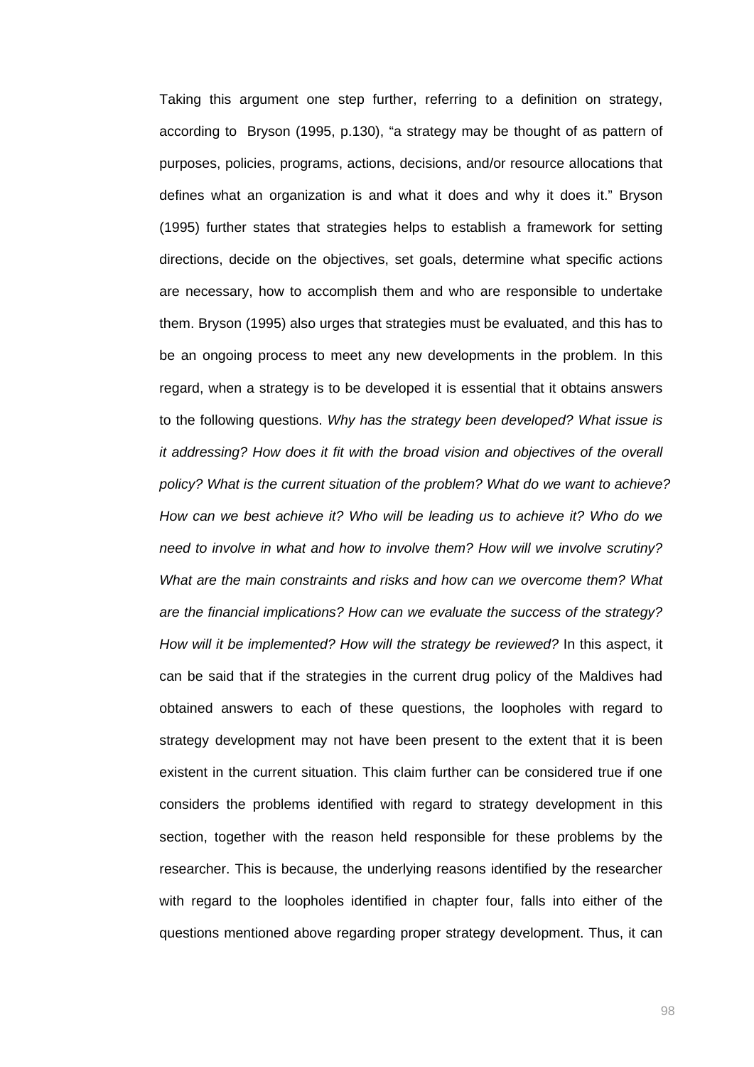Taking this argument one step further, referring to a definition on strategy, according to Bryson (1995, p.130), "a strategy may be thought of as pattern of purposes, policies, programs, actions, decisions, and/or resource allocations that defines what an organization is and what it does and why it does it." Bryson (1995) further states that strategies helps to establish a framework for setting directions, decide on the objectives, set goals, determine what specific actions are necessary, how to accomplish them and who are responsible to undertake them. Bryson (1995) also urges that strategies must be evaluated, and this has to be an ongoing process to meet any new developments in the problem. In this regard, when a strategy is to be developed it is essential that it obtains answers to the following questions. *Why has the strategy been developed? What issue is it addressing? How does it fit with the broad vision and objectives of the overall policy? What is the current situation of the problem? What do we want to achieve? How can we best achieve it? Who will be leading us to achieve it? Who do we need to involve in what and how to involve them? How will we involve scrutiny? What are the main constraints and risks and how can we overcome them? What are the financial implications? How can we evaluate the success of the strategy? How will it be implemented? How will the strategy be reviewed?* In this aspect, it can be said that if the strategies in the current drug policy of the Maldives had obtained answers to each of these questions, the loopholes with regard to strategy development may not have been present to the extent that it is been existent in the current situation. This claim further can be considered true if one considers the problems identified with regard to strategy development in this section, together with the reason held responsible for these problems by the researcher. This is because, the underlying reasons identified by the researcher with regard to the loopholes identified in chapter four, falls into either of the questions mentioned above regarding proper strategy development. Thus, it can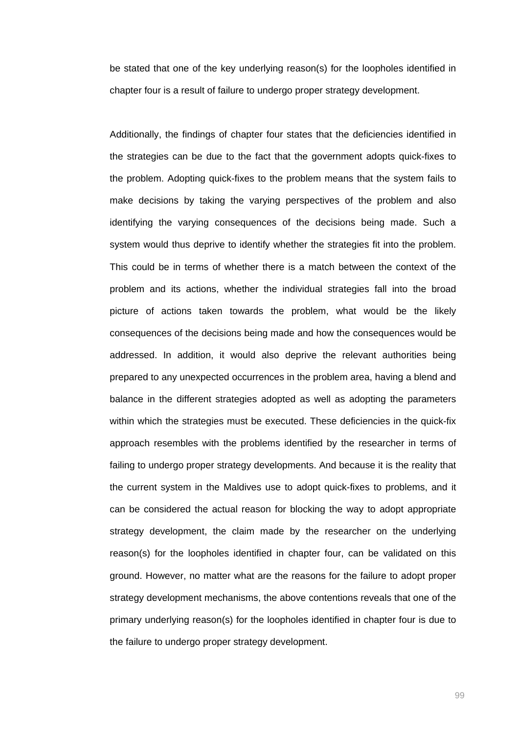be stated that one of the key underlying reason(s) for the loopholes identified in chapter four is a result of failure to undergo proper strategy development.

Additionally, the findings of chapter four states that the deficiencies identified in the strategies can be due to the fact that the government adopts quick-fixes to the problem. Adopting quick-fixes to the problem means that the system fails to make decisions by taking the varying perspectives of the problem and also identifying the varying consequences of the decisions being made. Such a system would thus deprive to identify whether the strategies fit into the problem. This could be in terms of whether there is a match between the context of the problem and its actions, whether the individual strategies fall into the broad picture of actions taken towards the problem, what would be the likely consequences of the decisions being made and how the consequences would be addressed. In addition, it would also deprive the relevant authorities being prepared to any unexpected occurrences in the problem area, having a blend and balance in the different strategies adopted as well as adopting the parameters within which the strategies must be executed. These deficiencies in the quick-fix approach resembles with the problems identified by the researcher in terms of failing to undergo proper strategy developments. And because it is the reality that the current system in the Maldives use to adopt quick-fixes to problems, and it can be considered the actual reason for blocking the way to adopt appropriate strategy development, the claim made by the researcher on the underlying reason(s) for the loopholes identified in chapter four, can be validated on this ground. However, no matter what are the reasons for the failure to adopt proper strategy development mechanisms, the above contentions reveals that one of the primary underlying reason(s) for the loopholes identified in chapter four is due to the failure to undergo proper strategy development.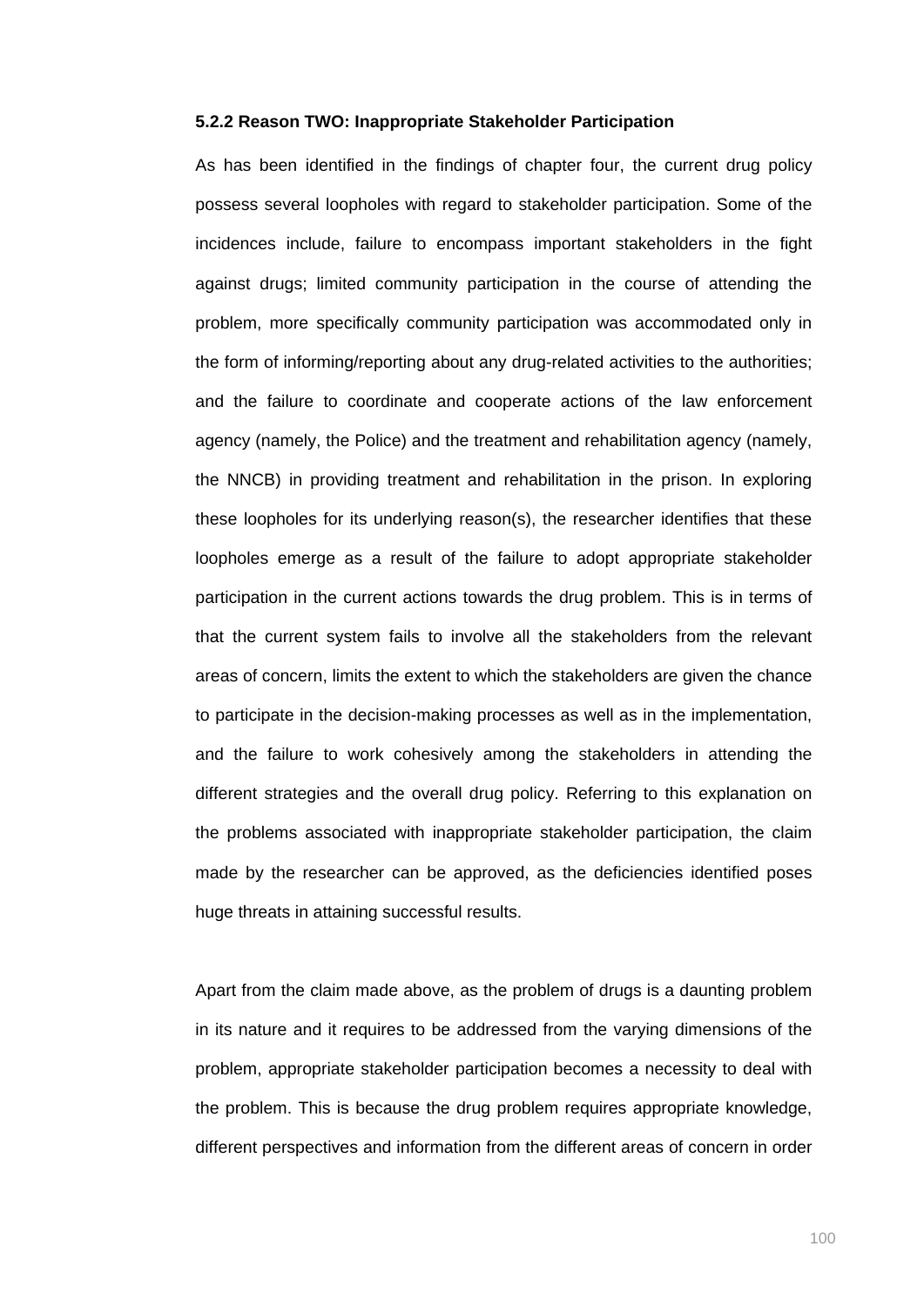#### 5.2.2 Reason TWO: Inappropriate Stakeholder Participation

As has been identified in the findings of chapter four, the current drug policy possess several loopholes with regard to stakeholder participation. Some of the incidences include, failure to encompass important stakeholders in the fight against drugs; limited community participation in the course of attending the problem, more specifically community participation was accommodated only in the form of informing/reporting about any drug-related activities to the authorities; and the failure to coordinate and cooperate actions of the law enforcement agency (namely, the Police) and the treatment and rehabilitation agency (namely, the NNCB) in providing treatment and rehabilitation in the prison. In exploring these loopholes for its underlying reason(s), the researcher identifies that these loopholes emerge as a result of the failure to adopt appropriate stakeholder participation in the current actions towards the drug problem. This is in terms of that the current system fails to involve all the stakeholders from the relevant areas of concern, limits the extent to which the stakeholders are given the chance to participate in the decision-making processes as well as in the implementation, and the failure to work cohesively among the stakeholders in attending the different strategies and the overall drug policy. Referring to this explanation on the problems associated with inappropriate stakeholder participation, the claim made by the researcher can be approved, as the deficiencies identified poses huge threats in attaining successful results.

Apart from the claim made above, as the problem of drugs is a daunting problem in its nature and it requires to be addressed from the varying dimensions of the problem, appropriate stakeholder participation becomes a necessity to deal with the problem. This is because the drug problem requires appropriate knowledge, different perspectives and information from the different areas of concern in order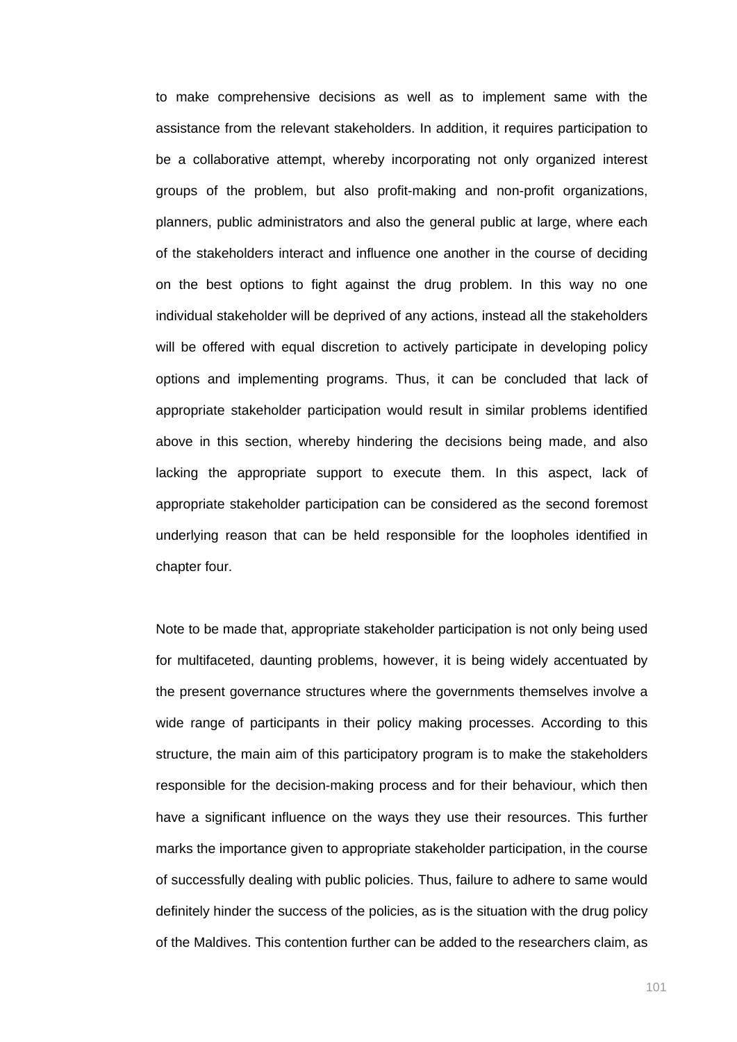to make comprehensive decisions as well as to implement same with the assistance from the relevant stakeholders. In addition, it requires participation to be a collaborative attempt, whereby incorporating not only organized interest groups of the problem, but also profit-making and non-profit organizations, planners, public administrators and also the general public at large, where each of the stakeholders interact and influence one another in the course of deciding on the best options to fight against the drug problem. In this way no one individual stakeholder will be deprived of any actions, instead all the stakeholders will be offered with equal discretion to actively participate in developing policy options and implementing programs. Thus, it can be concluded that lack of appropriate stakeholder participation would result in similar problems identified above in this section, whereby hindering the decisions being made, and also lacking the appropriate support to execute them. In this aspect, lack of appropriate stakeholder participation can be considered as the second foremost underlying reason that can be held responsible for the loopholes identified in chapter four.

Note to be made that, appropriate stakeholder participation is not only being used for multifaceted, daunting problems, however, it is being widely accentuated by the present governance structures where the governments themselves involve a wide range of participants in their policy making processes. According to this structure, the main aim of this participatory program is to make the stakeholders responsible for the decision-making process and for their behaviour, which then have a significant influence on the ways they use their resources. This further marks the importance given to appropriate stakeholder participation, in the course of successfully dealing with public policies. Thus, failure to adhere to same would definitely hinder the success of the policies, as is the situation with the drug policy of the Maldives. This contention further can be added to the researchers claim, as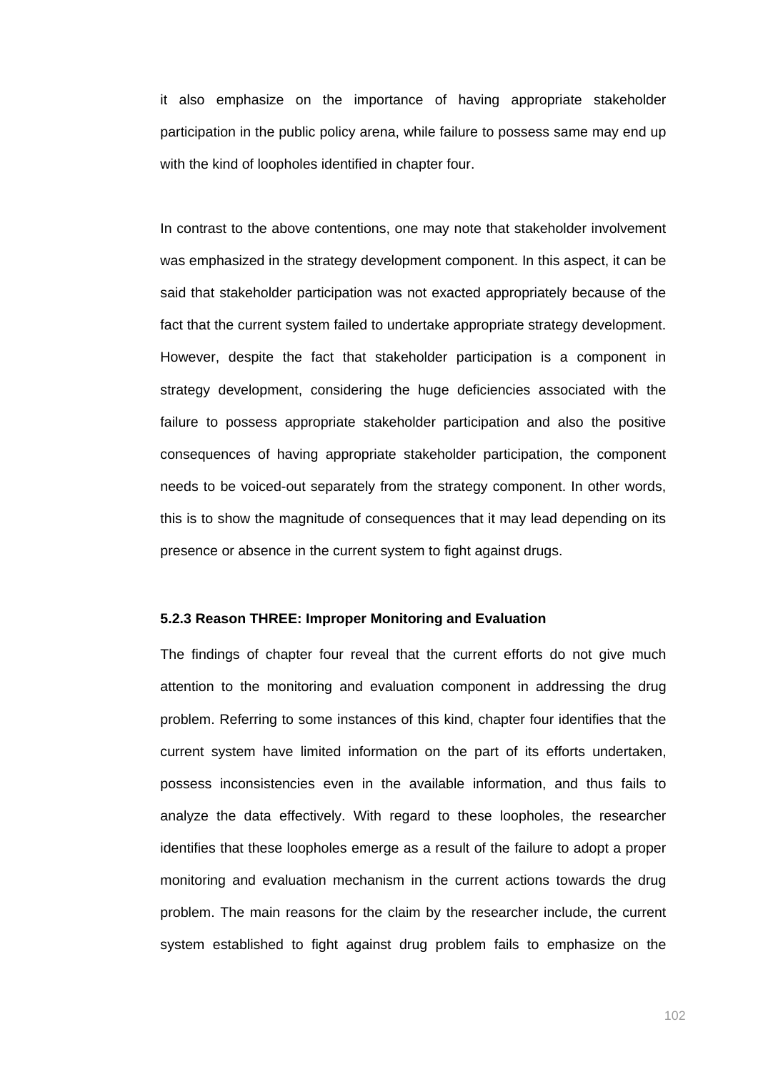it also emphasize on the importance of having appropriate stakeholder participation in the public policy arena, while failure to possess same may end up with the kind of loopholes identified in chapter four.

In contrast to the above contentions, one may note that stakeholder involvement was emphasized in the strategy development component. In this aspect, it can be said that stakeholder participation was not exacted appropriately because of the fact that the current system failed to undertake appropriate strategy development. However, despite the fact that stakeholder participation is a component in strategy development, considering the huge deficiencies associated with the failure to possess appropriate stakeholder participation and also the positive consequences of having appropriate stakeholder participation, the component needs to be voiced-out separately from the strategy component. In other words, this is to show the magnitude of consequences that it may lead depending on its presence or absence in the current system to fight against drugs.

### 5.2.3 Reason THREE: Improper Monitoring and Evaluation

The findings of chapter four reveal that the current efforts do not give much attention to the monitoring and evaluation component in addressing the drug problem. Referring to some instances of this kind, chapter four identifies that the current system have limited information on the part of its efforts undertaken, possess inconsistencies even in the available information, and thus fails to analyze the data effectively. With regard to these loopholes, the researcher identifies that these loopholes emerge as a result of the failure to adopt a proper monitoring and evaluation mechanism in the current actions towards the drug problem. The main reasons for the claim by the researcher include, the current system established to fight against drug problem fails to emphasize on the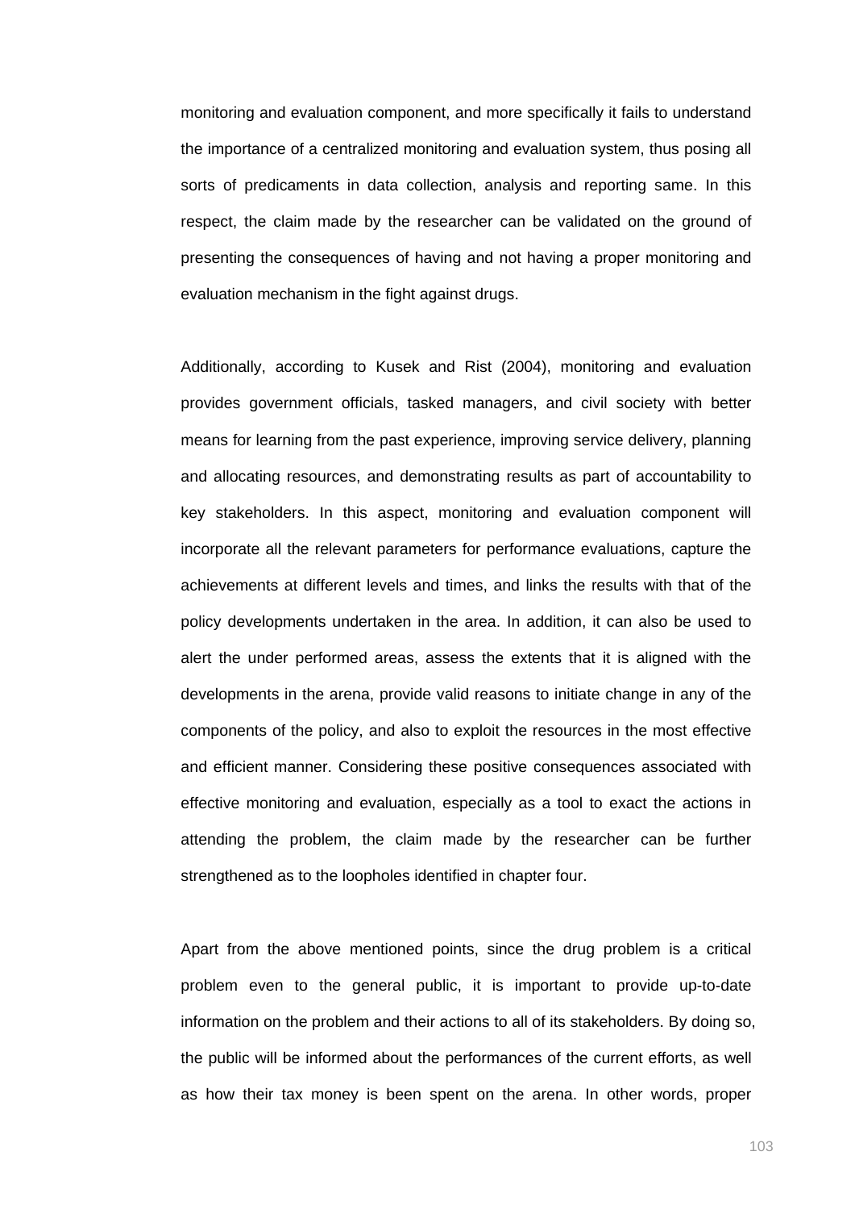monitoring and evaluation component, and more specifically it fails to understand the importance of a centralized monitoring and evaluation system, thus posing all sorts of predicaments in data collection, analysis and reporting same. In this respect, the claim made by the researcher can be validated on the ground of presenting the consequences of having and not having a proper monitoring and evaluation mechanism in the fight against drugs.

Additionally, according to Kusek and Rist (2004), monitoring and evaluation provides government officials, tasked managers, and civil society with better means for learning from the past experience, improving service delivery, planning and allocating resources, and demonstrating results as part of accountability to key stakeholders. In this aspect, monitoring and evaluation component will incorporate all the relevant parameters for performance evaluations, capture the achievements at different levels and times, and links the results with that of the policy developments undertaken in the area. In addition, it can also be used to alert the under performed areas, assess the extents that it is aligned with the developments in the arena, provide valid reasons to initiate change in any of the components of the policy, and also to exploit the resources in the most effective and efficient manner. Considering these positive consequences associated with effective monitoring and evaluation, especially as a tool to exact the actions in attending the problem, the claim made by the researcher can be further strengthened as to the loopholes identified in chapter four.

Apart from the above mentioned points, since the drug problem is a critical problem even to the general public, it is important to provide up-to-date information on the problem and their actions to all of its stakeholders. By doing so, the public will be informed about the performances of the current efforts, as well as how their tax money is been spent on the arena. In other words, proper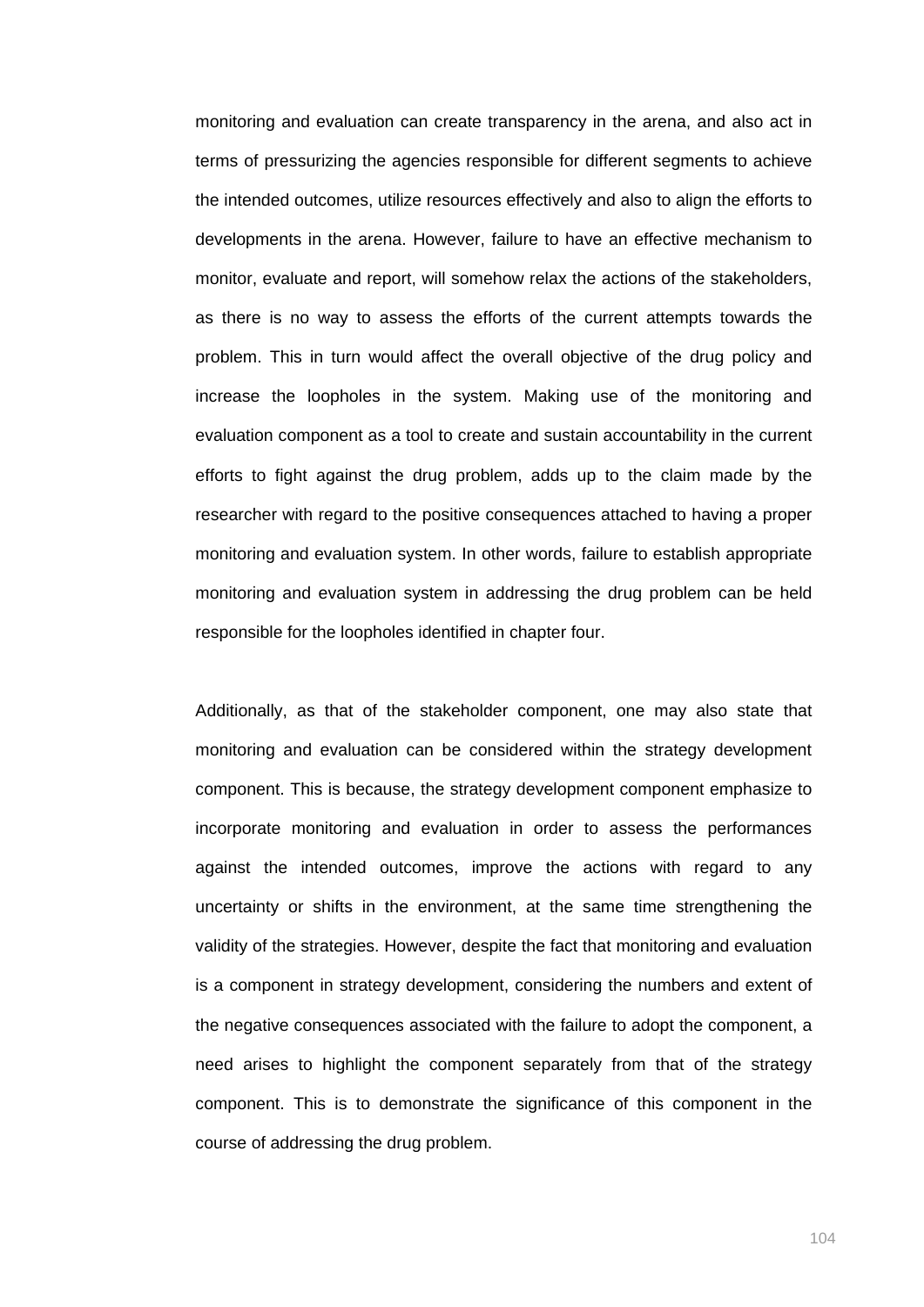monitoring and evaluation can create transparency in the arena, and also act in terms of pressurizing the agencies responsible for different segments to achieve the intended outcomes, utilize resources effectively and also to align the efforts to developments in the arena. However, failure to have an effective mechanism to monitor, evaluate and report, will somehow relax the actions of the stakeholders, as there is no way to assess the efforts of the current attempts towards the problem. This in turn would affect the overall objective of the drug policy and increase the loopholes in the system. Making use of the monitoring and evaluation component as a tool to create and sustain accountability in the current efforts to fight against the drug problem, adds up to the claim made by the researcher with regard to the positive consequences attached to having a proper monitoring and evaluation system. In other words, failure to establish appropriate monitoring and evaluation system in addressing the drug problem can be held responsible for the loopholes identified in chapter four.

Additionally, as that of the stakeholder component, one may also state that monitoring and evaluation can be considered within the strategy development component. This is because, the strategy development component emphasize to incorporate monitoring and evaluation in order to assess the performances against the intended outcomes, improve the actions with regard to any uncertainty or shifts in the environment, at the same time strengthening the validity of the strategies. However, despite the fact that monitoring and evaluation is a component in strategy development, considering the numbers and extent of the negative consequences associated with the failure to adopt the component, a need arises to highlight the component separately from that of the strategy component. This is to demonstrate the significance of this component in the course of addressing the drug problem.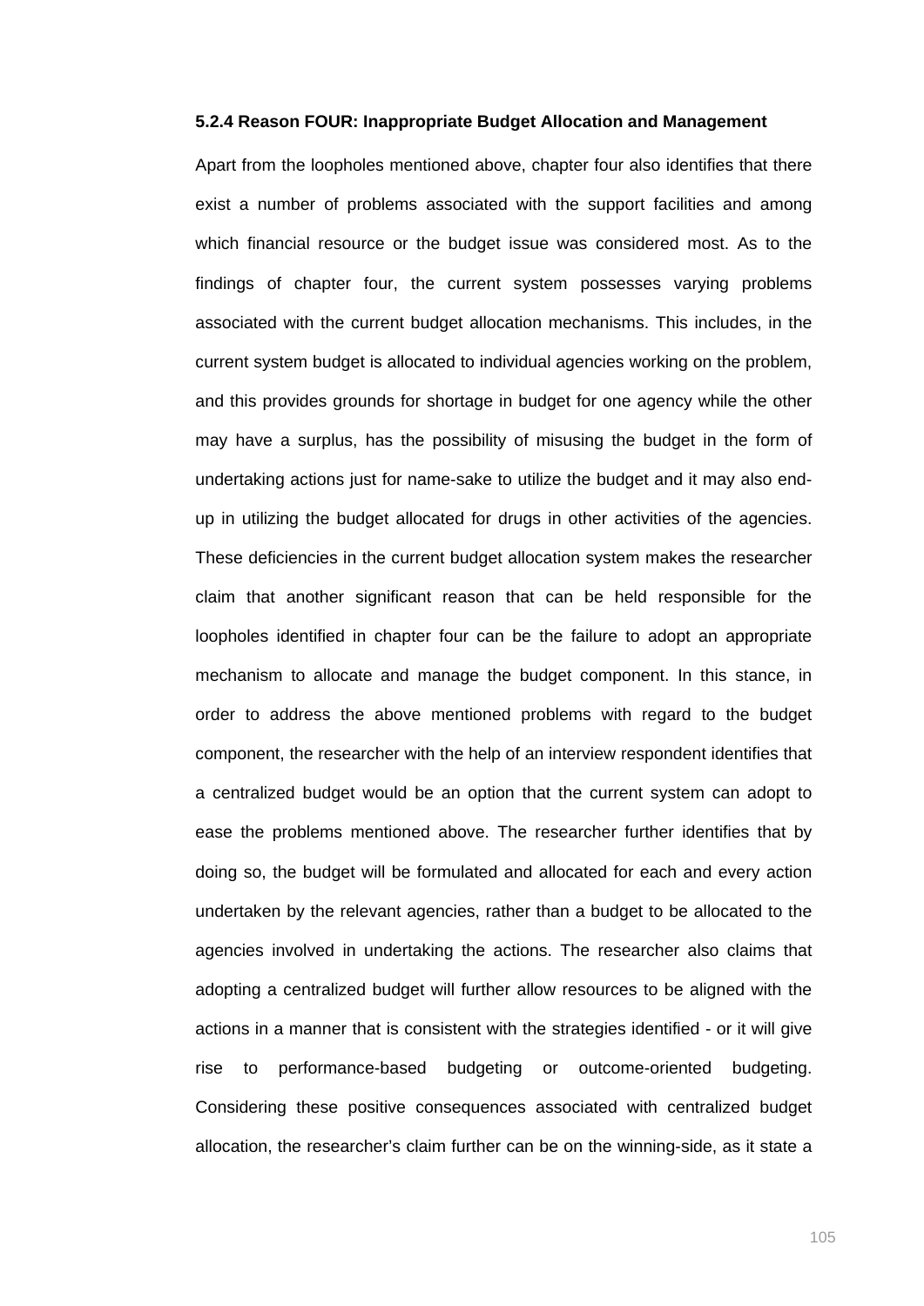#### 5.2.4 Reason FOUR: Inappropriate Budget Allocation and Management

Apart from the loopholes mentioned above, chapter four also identifies that there exist a number of problems associated with the support facilities and among which financial resource or the budget issue was considered most. As to the findings of chapter four, the current system possesses varying problems associated with the current budget allocation mechanisms. This includes, in the current system budget is allocated to individual agencies working on the problem, and this provides grounds for shortage in budget for one agency while the other may have a surplus, has the possibility of misusing the budget in the form of undertaking actions just for name-sake to utilize the budget and it may also end-up in utilizing the budget allocated for drugs in other activities of the agencies. These deficiencies in the current budget allocation system makes the researcher claim that another significant reason that can be held responsible for the loopholes identified in chapter four can be the failure to adopt an appropriate mechanism to allocate and manage the budget component. In this stance, in order to address the above mentioned problems with regard to the budget component, the researcher with the help of an interview respondent identifies that a centralized budget would be an option that the current system can adopt to ease the problems mentioned above. The researcher further identifies that by doing so, the budget will be formulated and allocated for each and every action undertaken by the relevant agencies, rather than a budget to be allocated to the agencies involved in undertaking the actions. The researcher also claims that adopting a centralized budget will further allow resources to be aligned with the actions in a manner that is consistent with the strategies identified - or it will give rise to performance-based budgeting or outcome-oriented budgeting. Considering these positive consequences associated with centralized budget allocation, the researcher's claim further can be on the winning-side, as it state a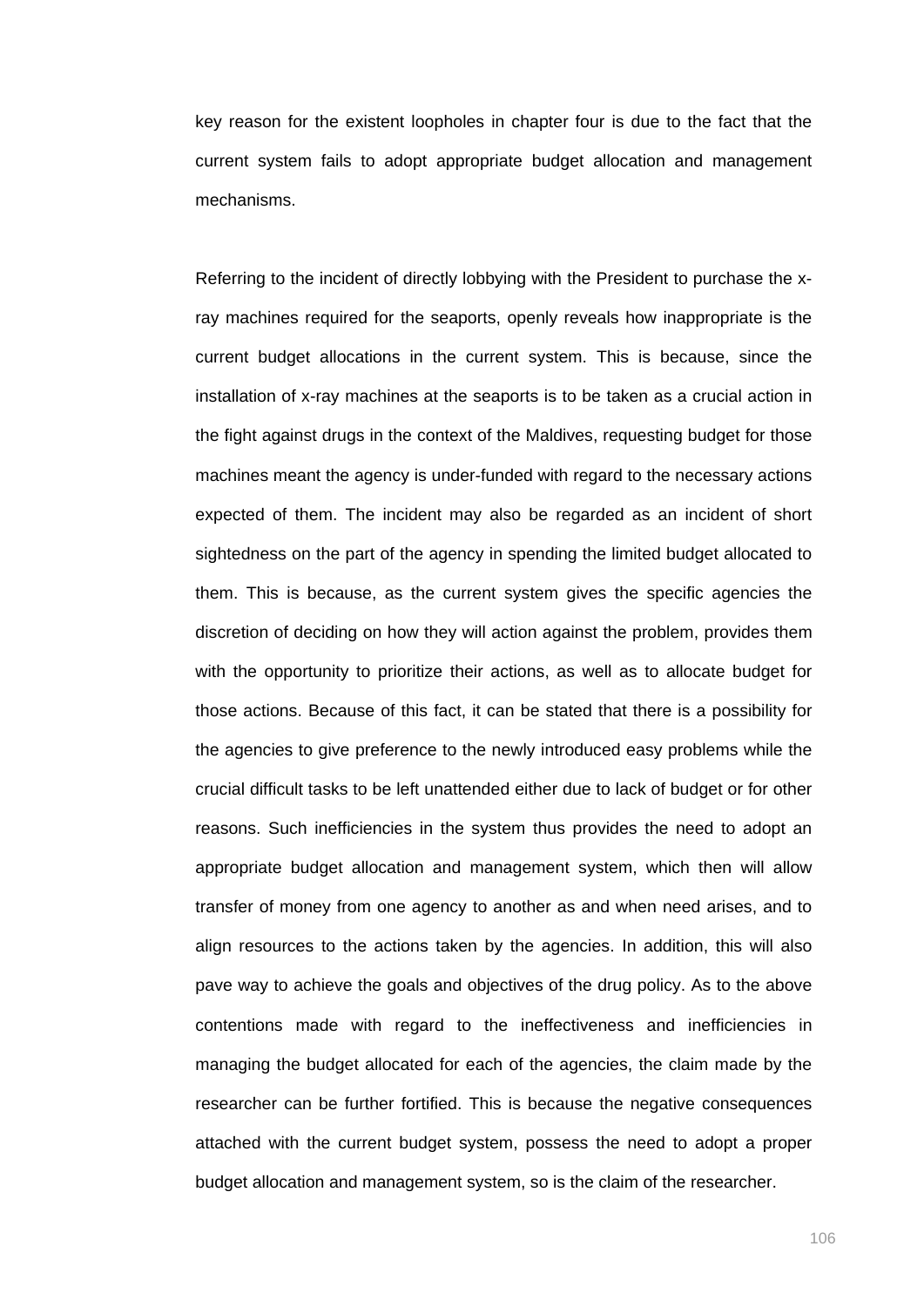key reason for the existent loopholes in chapter four is due to the fact that the current system fails to adopt appropriate budget allocation and management mechanisms.

Referring to the incident of directly lobbying with the President to purchase the x-ray machines required for the seaports, openly reveals how inappropriate is the current budget allocations in the current system. This is because, since the installation of x-ray machines at the seaports is to be taken as a crucial action in the fight against drugs in the context of the Maldives, requesting budget for those machines meant the agency is under-funded with regard to the necessary actions expected of them. The incident may also be regarded as an incident of short sightedness on the part of the agency in spending the limited budget allocated to them. This is because, as the current system gives the specific agencies the discretion of deciding on how they will action against the problem, provides them with the opportunity to prioritize their actions, as well as to allocate budget for those actions. Because of this fact, it can be stated that there is a possibility for the agencies to give preference to the newly introduced easy problems while the crucial difficult tasks to be left unattended either due to lack of budget or for other reasons. Such inefficiencies in the system thus provides the need to adopt an appropriate budget allocation and management system, which then will allow transfer of money from one agency to another as and when need arises, and to align resources to the actions taken by the agencies. In addition, this will also pave way to achieve the goals and objectives of the drug policy. As to the above contentions made with regard to the ineffectiveness and inefficiencies in managing the budget allocated for each of the agencies, the claim made by the researcher can be further fortified. This is because the negative consequences attached with the current budget system, possess the need to adopt a proper budget allocation and management system, so is the claim of the researcher.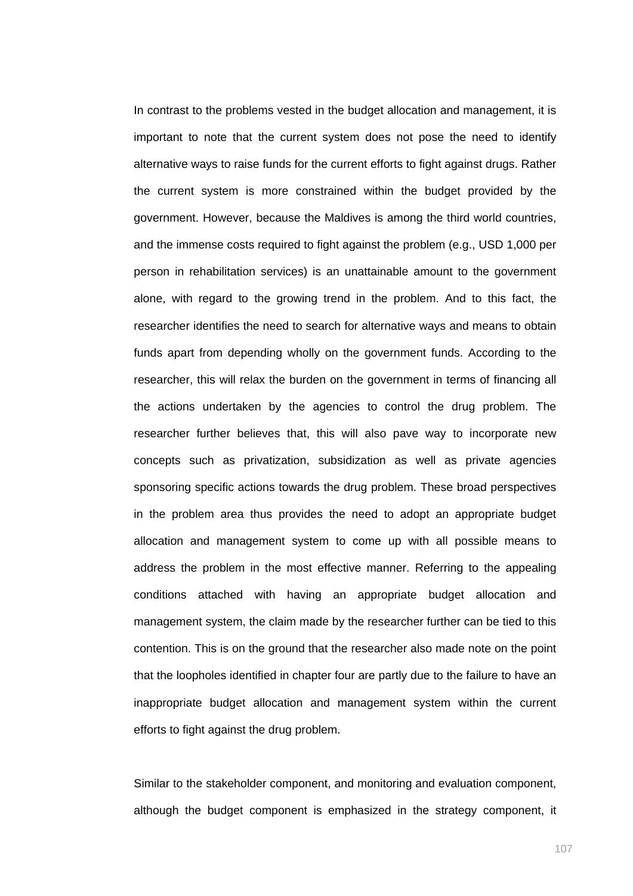In contrast to the problems vested in the budget allocation and management, it is important to note that the current system does not pose the need to identify alternative ways to raise funds for the current efforts to fight against drugs. Rather the current system is more constrained within the budget provided by the government. However, because the Maldives is among the third world countries, and the immense costs required to fight against the problem (e.g., USD 1,000 per person in rehabilitation services) is an unattainable amount to the government alone, with regard to the growing trend in the problem. And to this fact, the researcher identifies the need to search for alternative ways and means to obtain funds apart from depending wholly on the government funds. According to the researcher, this will relax the burden on the government in terms of financing all the actions undertaken by the agencies to control the drug problem. The researcher further believes that, this will also pave way to incorporate new concepts such as privatization, subsidization as well as private agencies sponsoring specific actions towards the drug problem. These broad perspectives in the problem area thus provides the need to adopt an appropriate budget allocation and management system to come up with all possible means to address the problem in the most effective manner. Referring to the appealing conditions attached with having an appropriate budget allocation and management system, the claim made by the researcher further can be tied to this contention. This is on the ground that the researcher also made note on the point that the loopholes identified in chapter four are partly due to the failure to have an inappropriate budget allocation and management system within the current efforts to fight against the drug problem.

Similar to the stakeholder component, and monitoring and evaluation component, although the budget component is emphasized in the strategy component, it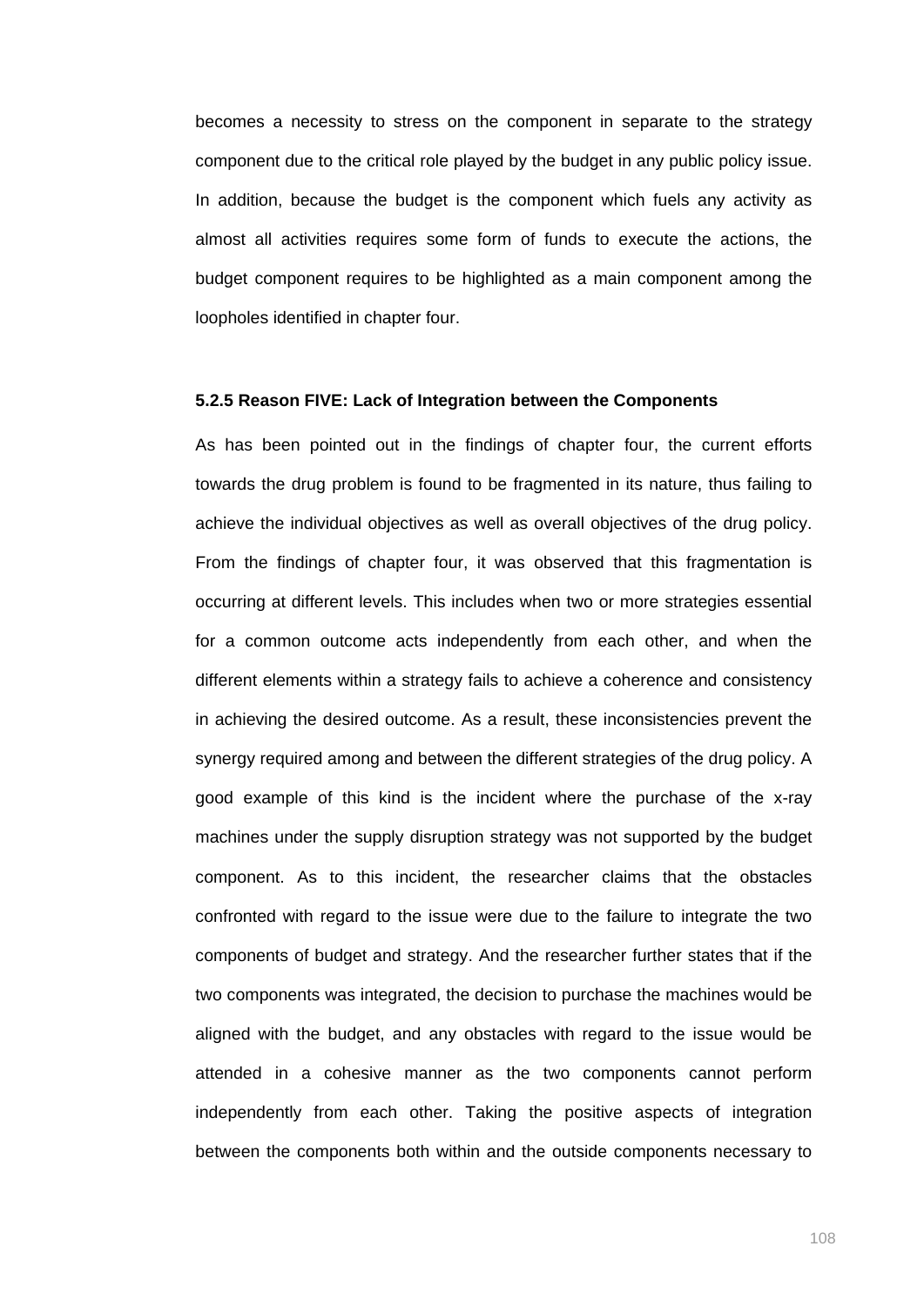becomes a necessity to stress on the component in separate to the strategy component due to the critical role played by the budget in any public policy issue. In addition, because the budget is the component which fuels any activity as almost all activities requires some form of funds to execute the actions, the budget component requires to be highlighted as a main component among the loopholes identified in chapter four.

### 5.2.5 Reason FIVE: Lack of Integration between the Components

As has been pointed out in the findings of chapter four, the current efforts towards the drug problem is found to be fragmented in its nature, thus failing to achieve the individual objectives as well as overall objectives of the drug policy. From the findings of chapter four, it was observed that this fragmentation is occurring at different levels. This includes when two or more strategies essential for a common outcome acts independently from each other, and when the different elements within a strategy fails to achieve a coherence and consistency in achieving the desired outcome. As a result, these inconsistencies prevent the synergy required among and between the different strategies of the drug policy. A good example of this kind is the incident where the purchase of the x-ray machines under the supply disruption strategy was not supported by the budget component. As to this incident, the researcher claims that the obstacles confronted with regard to the issue were due to the failure to integrate the two components of budget and strategy. And the researcher further states that if the two components was integrated, the decision to purchase the machines would be aligned with the budget, and any obstacles with regard to the issue would be attended in a cohesive manner as the two components cannot perform independently from each other. Taking the positive aspects of integration between the components both within and the outside components necessary to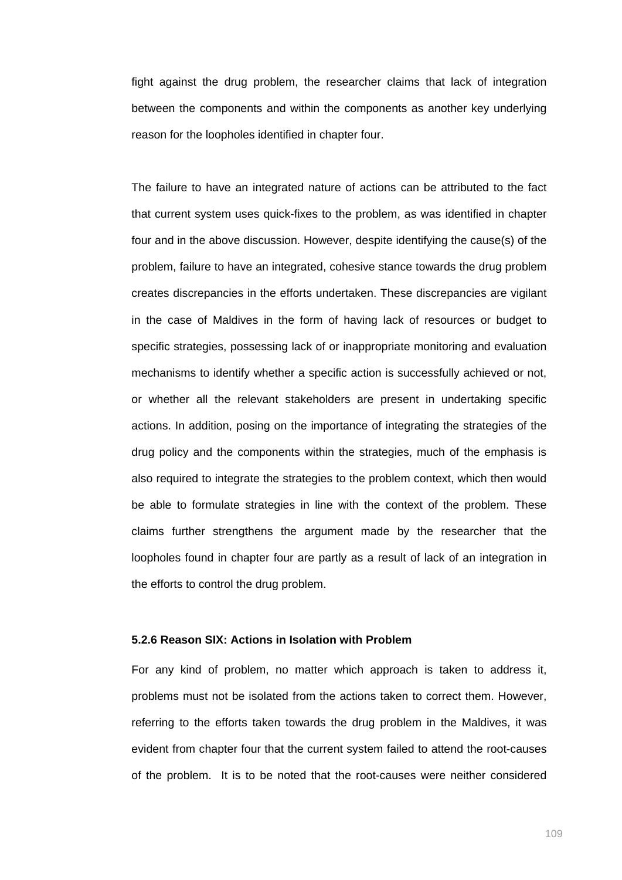fight against the drug problem, the researcher claims that lack of integration between the components and within the components as another key underlying reason for the loopholes identified in chapter four.

The failure to have an integrated nature of actions can be attributed to the fact that current system uses quick-fixes to the problem, as was identified in chapter four and in the above discussion. However, despite identifying the cause(s) of the problem, failure to have an integrated, cohesive stance towards the drug problem creates discrepancies in the efforts undertaken. These discrepancies are vigilant in the case of Maldives in the form of having lack of resources or budget to specific strategies, possessing lack of or inappropriate monitoring and evaluation mechanisms to identify whether a specific action is successfully achieved or not, or whether all the relevant stakeholders are present in undertaking specific actions. In addition, posing on the importance of integrating the strategies of the drug policy and the components within the strategies, much of the emphasis is also required to integrate the strategies to the problem context, which then would be able to formulate strategies in line with the context of the problem. These claims further strengthens the argument made by the researcher that the loopholes found in chapter four are partly as a result of lack of an integration in the efforts to control the drug problem.

#### 5.2.6 Reason SIX: Actions in Isolation with Problem

For any kind of problem, no matter which approach is taken to address it, problems must not be isolated from the actions taken to correct them. However, referring to the efforts taken towards the drug problem in the Maldives, it was evident from chapter four that the current system failed to attend the root-causes of the problem. It is to be noted that the root-causes were neither considered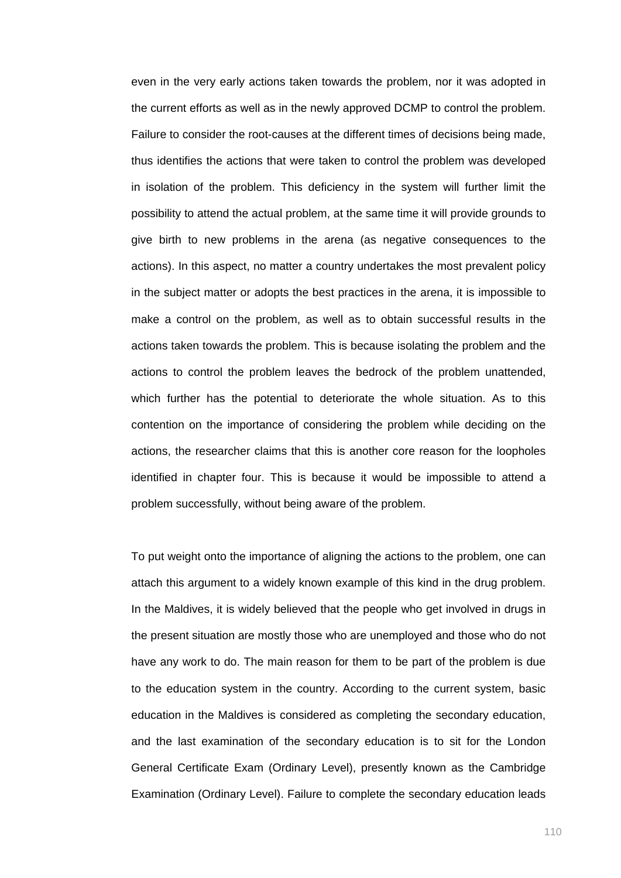even in the very early actions taken towards the problem, nor it was adopted in the current efforts as well as in the newly approved DCMP to control the problem. Failure to consider the root-causes at the different times of decisions being made, thus identifies the actions that were taken to control the problem was developed in isolation of the problem. This deficiency in the system will further limit the possibility to attend the actual problem, at the same time it will provide grounds to give birth to new problems in the arena (as negative consequences to the actions). In this aspect, no matter a country undertakes the most prevalent policy in the subject matter or adopts the best practices in the arena, it is impossible to make a control on the problem, as well as to obtain successful results in the actions taken towards the problem. This is because isolating the problem and the actions to control the problem leaves the bedrock of the problem unattended, which further has the potential to deteriorate the whole situation. As to this contention on the importance of considering the problem while deciding on the actions, the researcher claims that this is another core reason for the loopholes identified in chapter four. This is because it would be impossible to attend a problem successfully, without being aware of the problem.

To put weight onto the importance of aligning the actions to the problem, one can attach this argument to a widely known example of this kind in the drug problem. In the Maldives, it is widely believed that the people who get involved in drugs in the present situation are mostly those who are unemployed and those who do not have any work to do. The main reason for them to be part of the problem is due to the education system in the country. According to the current system, basic education in the Maldives is considered as completing the secondary education, and the last examination of the secondary education is to sit for the London General Certificate Exam (Ordinary Level), presently known as the Cambridge Examination (Ordinary Level). Failure to complete the secondary education leads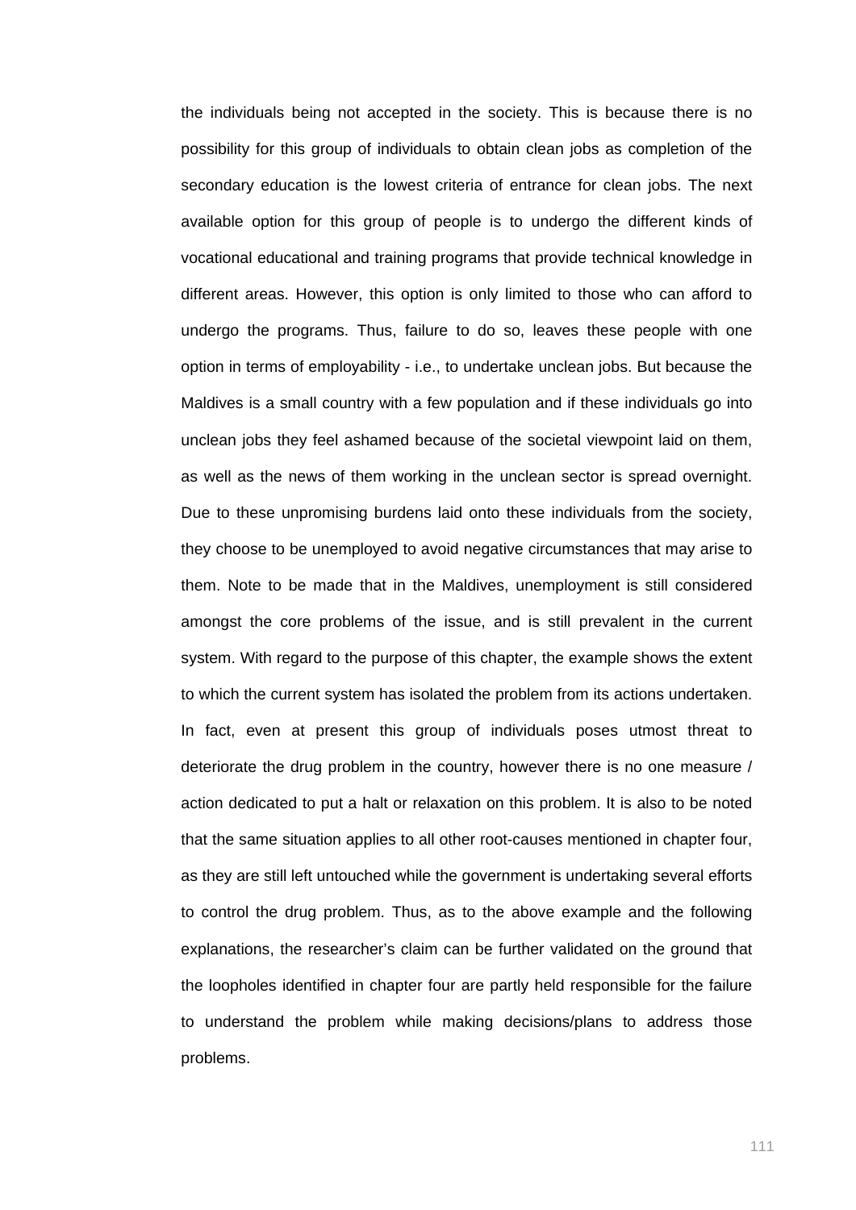the individuals being not accepted in the society. This is because there is no possibility for this group of individuals to obtain clean jobs as completion of the secondary education is the lowest criteria of entrance for clean jobs. The next available option for this group of people is to undergo the different kinds of vocational educational and training programs that provide technical knowledge in different areas. However, this option is only limited to those who can afford to undergo the programs. Thus, failure to do so, leaves these people with one option in terms of employability - i.e., to undertake unclean jobs. But because the Maldives is a small country with a few population and if these individuals go into unclean jobs they feel ashamed because of the societal viewpoint laid on them, as well as the news of them working in the unclean sector is spread overnight. Due to these unpromising burdens laid onto these individuals from the society, they choose to be unemployed to avoid negative circumstances that may arise to them. Note to be made that in the Maldives, unemployment is still considered amongst the core problems of the issue, and is still prevalent in the current system. With regard to the purpose of this chapter, the example shows the extent to which the current system has isolated the problem from its actions undertaken. In fact, even at present this group of individuals poses utmost threat to deteriorate the drug problem in the country, however there is no one measure / action dedicated to put a halt or relaxation on this problem. It is also to be noted that the same situation applies to all other root-causes mentioned in chapter four, as they are still left untouched while the government is undertaking several efforts to control the drug problem. Thus, as to the above example and the following explanations, the researcher's claim can be further validated on the ground that the loopholes identified in chapter four are partly held responsible for the failure to understand the problem while making decisions/plans to address those problems.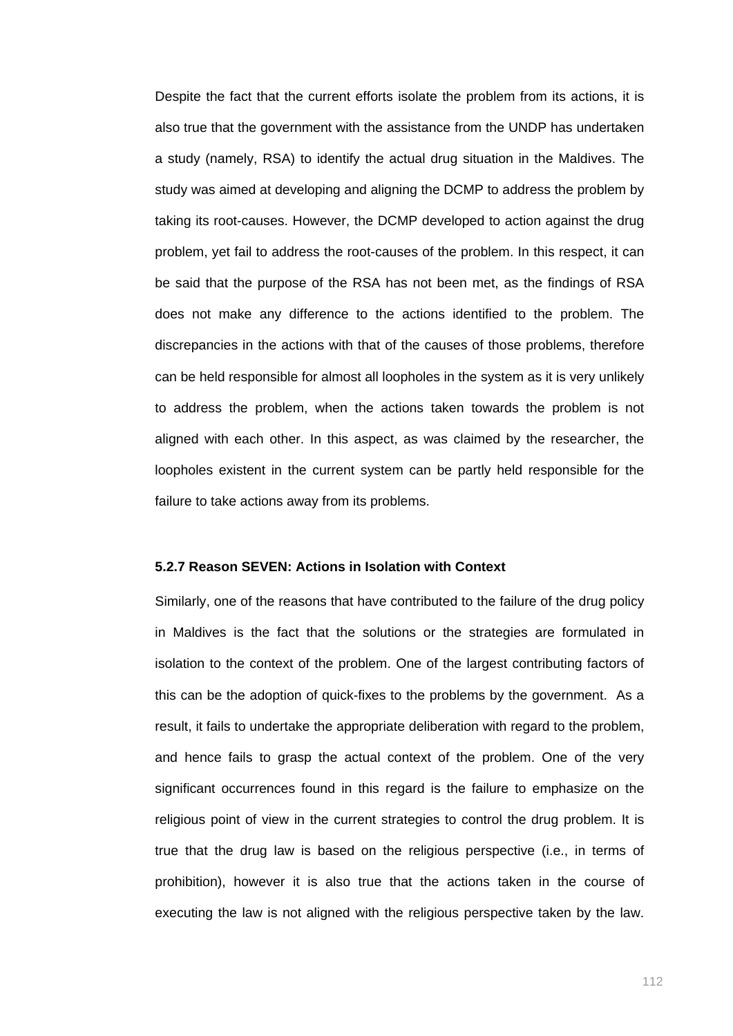Despite the fact that the current efforts isolate the problem from its actions, it is also true that the government with the assistance from the UNDP has undertaken a study (namely, RSA) to identify the actual drug situation in the Maldives. The study was aimed at developing and aligning the DCMP to address the problem by taking its root-causes. However, the DCMP developed to action against the drug problem, yet fail to address the root-causes of the problem. In this respect, it can be said that the purpose of the RSA has not been met, as the findings of RSA does not make any difference to the actions identified to the problem. The discrepancies in the actions with that of the causes of those problems, therefore can be held responsible for almost all loopholes in the system as it is very unlikely to address the problem, when the actions taken towards the problem is not aligned with each other. In this aspect, as was claimed by the researcher, the loopholes existent in the current system can be partly held responsible for the failure to take actions away from its problems.

### 5.2.7 Reason SEVEN: Actions in Isolation with Context

Similarly, one of the reasons that have contributed to the failure of the drug policy in Maldives is the fact that the solutions or the strategies are formulated in isolation to the context of the problem. One of the largest contributing factors of this can be the adoption of quick-fixes to the problems by the government. As a result, it fails to undertake the appropriate deliberation with regard to the problem, and hence fails to grasp the actual context of the problem. One of the very significant occurrences found in this regard is the failure to emphasize on the religious point of view in the current strategies to control the drug problem. It is true that the drug law is based on the religious perspective (i.e., in terms of prohibition), however it is also true that the actions taken in the course of executing the law is not aligned with the religious perspective taken by the law.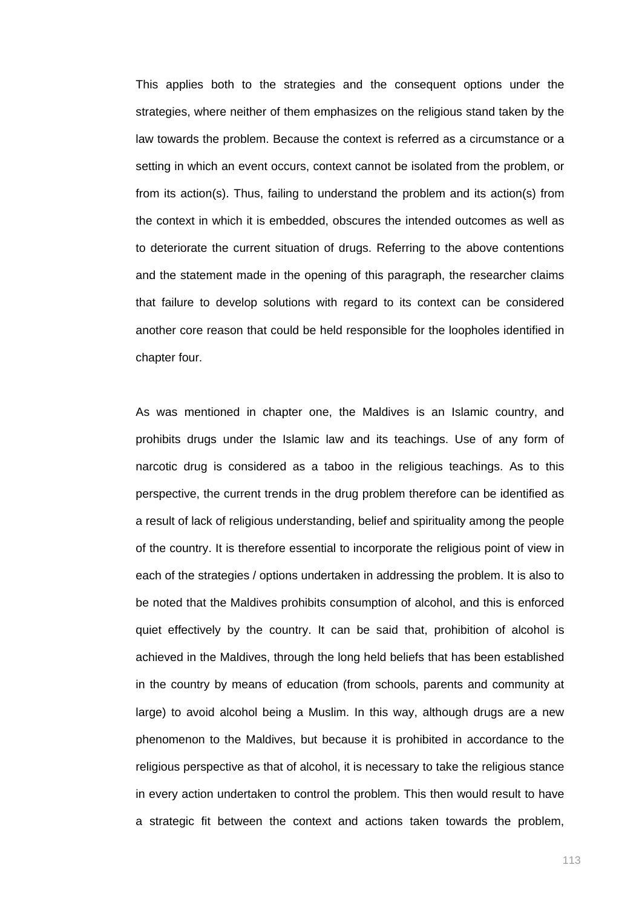This applies both to the strategies and the consequent options under the strategies, where neither of them emphasizes on the religious stand taken by the law towards the problem. Because the context is referred as a circumstance or a setting in which an event occurs, context cannot be isolated from the problem, or from its action(s). Thus, failing to understand the problem and its action(s) from the context in which it is embedded, obscures the intended outcomes as well as to deteriorate the current situation of drugs. Referring to the above contentions and the statement made in the opening of this paragraph, the researcher claims that failure to develop solutions with regard to its context can be considered another core reason that could be held responsible for the loopholes identified in chapter four.

As was mentioned in chapter one, the Maldives is an Islamic country, and prohibits drugs under the Islamic law and its teachings. Use of any form of narcotic drug is considered as a taboo in the religious teachings. As to this perspective, the current trends in the drug problem therefore can be identified as a result of lack of religious understanding, belief and spirituality among the people of the country. It is therefore essential to incorporate the religious point of view in each of the strategies / options undertaken in addressing the problem. It is also to be noted that the Maldives prohibits consumption of alcohol, and this is enforced quiet effectively by the country. It can be said that, prohibition of alcohol is achieved in the Maldives, through the long held beliefs that has been established in the country by means of education (from schools, parents and community at large) to avoid alcohol being a Muslim. In this way, although drugs are a new phenomenon to the Maldives, but because it is prohibited in accordance to the religious perspective as that of alcohol, it is necessary to take the religious stance in every action undertaken to control the problem. This then would result to have a strategic fit between the context and actions taken towards the problem,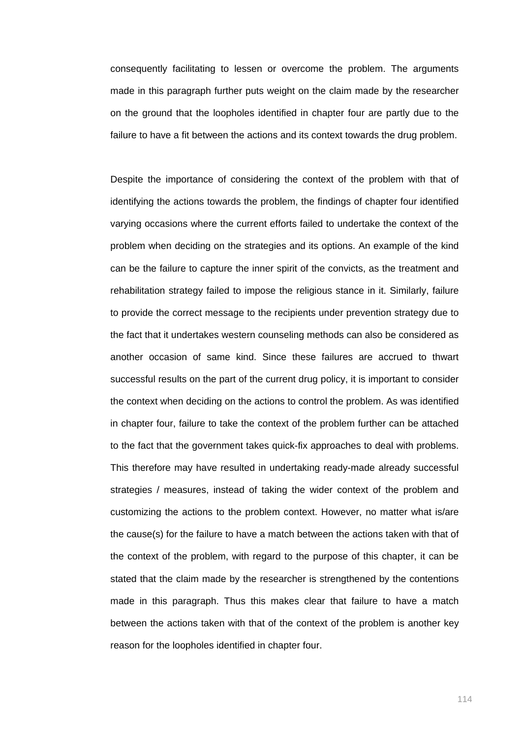consequently facilitating to lessen or overcome the problem. The arguments made in this paragraph further puts weight on the claim made by the researcher on the ground that the loopholes identified in chapter four are partly due to the failure to have a fit between the actions and its context towards the drug problem.

Despite the importance of considering the context of the problem with that of identifying the actions towards the problem, the findings of chapter four identified varying occasions where the current efforts failed to undertake the context of the problem when deciding on the strategies and its options. An example of the kind can be the failure to capture the inner spirit of the convicts, as the treatment and rehabilitation strategy failed to impose the religious stance in it. Similarly, failure to provide the correct message to the recipients under prevention strategy due to the fact that it undertakes western counseling methods can also be considered as another occasion of same kind. Since these failures are accrued to thwart successful results on the part of the current drug policy, it is important to consider the context when deciding on the actions to control the problem. As was identified in chapter four, failure to take the context of the problem further can be attached to the fact that the government takes quick-fix approaches to deal with problems. This therefore may have resulted in undertaking ready-made already successful strategies / measures, instead of taking the wider context of the problem and customizing the actions to the problem context. However, no matter what is/are the cause(s) for the failure to have a match between the actions taken with that of the context of the problem, with regard to the purpose of this chapter, it can be stated that the claim made by the researcher is strengthened by the contentions made in this paragraph. Thus this makes clear that failure to have a match between the actions taken with that of the context of the problem is another key reason for the loopholes identified in chapter four.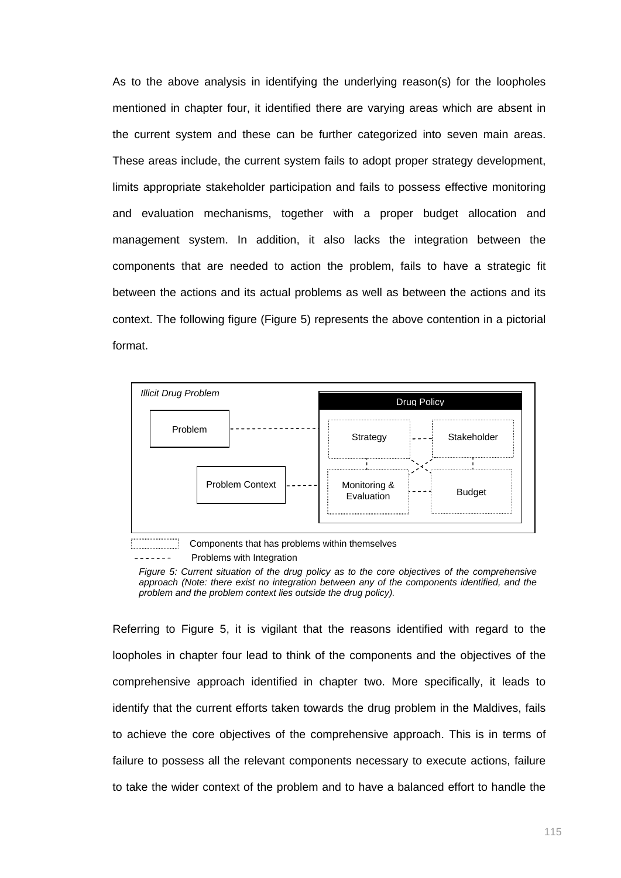As to the above analysis in identifying the underlying reason(s) for the loopholes mentioned in chapter four, it identified there are varying areas which are absent in the current system and these can be further categorized into seven main areas. These areas include, the current system fails to adopt proper strategy development, limits appropriate stakeholder participation and fails to possess effective monitoring and evaluation mechanisms, together with a proper budget allocation and management system. In addition, it also lacks the integration between the components that are needed to action the problem, fails to have a strategic fit between the actions and its actual problems as well as between the actions and its context. The following figure (Figure 5) represents the above contention in a pictorial format.

*Illicit Drug Problem*

Problem

Problem Context

Drug Policy

Strategy

Stakeholder

Monitoring & Evaluation

Budget

Components that has problems within themselves

Problems with Integration

*Figure 5: Current situation of the drug policy as to the core objectives of the comprehensive approach (Note: there exist no integration between any of the components identified, and the problem and the problem context lies outside the drug policy).*

Referring to Figure 5, it is vigilant that the reasons identified with regard to the loopholes in chapter four lead to think of the components and the objectives of the comprehensive approach identified in chapter two. More specifically, it leads to identify that the current efforts taken towards the drug problem in the Maldives, fails to achieve the core objectives of the comprehensive approach. This is in terms of failure to possess all the relevant components necessary to execute actions, failure to take the wider context of the problem and to have a balanced effort to handle the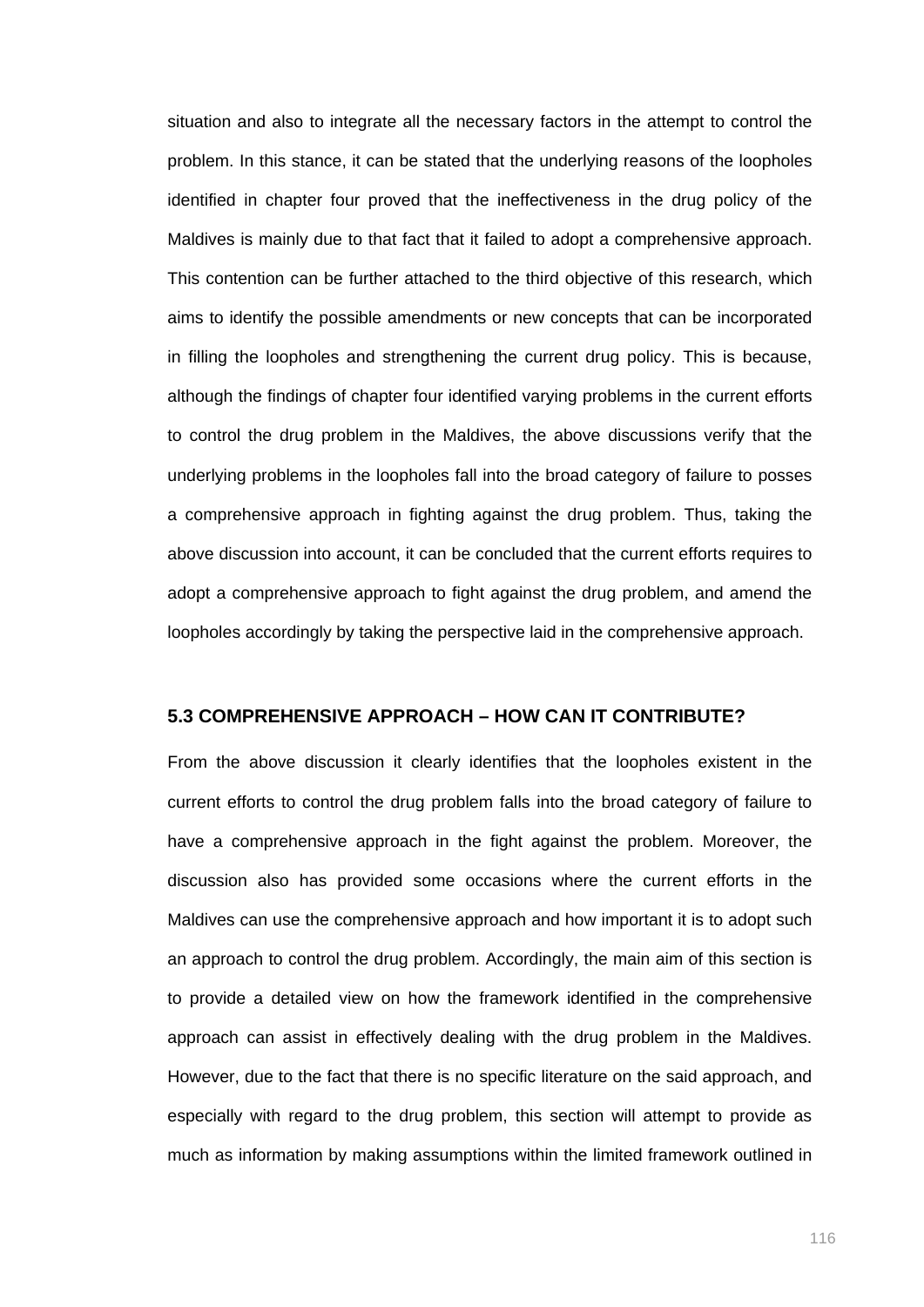situation and also to integrate all the necessary factors in the attempt to control the problem. In this stance, it can be stated that the underlying reasons of the loopholes identified in chapter four proved that the ineffectiveness in the drug policy of the Maldives is mainly due to that fact that it failed to adopt a comprehensive approach. This contention can be further attached to the third objective of this research, which aims to identify the possible amendments or new concepts that can be incorporated in filling the loopholes and strengthening the current drug policy. This is because, although the findings of chapter four identified varying problems in the current efforts to control the drug problem in the Maldives, the above discussions verify that the underlying problems in the loopholes fall into the broad category of failure to posses a comprehensive approach in fighting against the drug problem. Thus, taking the above discussion into account, it can be concluded that the current efforts requires to adopt a comprehensive approach to fight against the drug problem, and amend the loopholes accordingly by taking the perspective laid in the comprehensive approach.

### 5.3 COMPREHENSIVE APPROACH – HOW CAN IT CONTRIBUTE?

From the above discussion it clearly identifies that the loopholes existent in the current efforts to control the drug problem falls into the broad category of failure to have a comprehensive approach in the fight against the problem. Moreover, the discussion also has provided some occasions where the current efforts in the Maldives can use the comprehensive approach and how important it is to adopt such an approach to control the drug problem. Accordingly, the main aim of this section is to provide a detailed view on how the framework identified in the comprehensive approach can assist in effectively dealing with the drug problem in the Maldives. However, due to the fact that there is no specific literature on the said approach, and especially with regard to the drug problem, this section will attempt to provide as much as information by making assumptions within the limited framework outlined in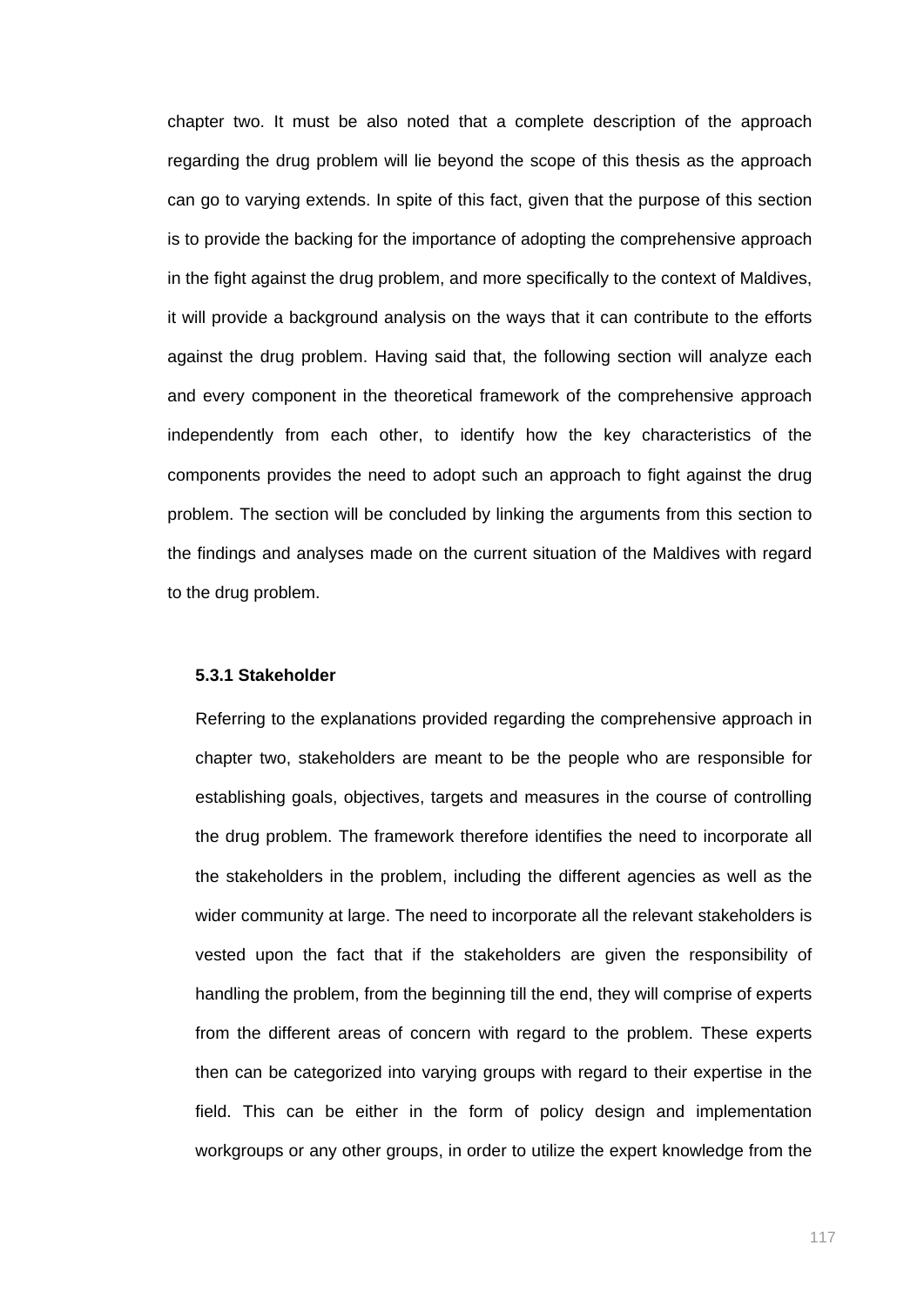chapter two. It must be also noted that a complete description of the approach regarding the drug problem will lie beyond the scope of this thesis as the approach can go to varying extends. In spite of this fact, given that the purpose of this section is to provide the backing for the importance of adopting the comprehensive approach in the fight against the drug problem, and more specifically to the context of Maldives, it will provide a background analysis on the ways that it can contribute to the efforts against the drug problem. Having said that, the following section will analyze each and every component in the theoretical framework of the comprehensive approach independently from each other, to identify how the key characteristics of the components provides the need to adopt such an approach to fight against the drug problem. The section will be concluded by linking the arguments from this section to the findings and analyses made on the current situation of the Maldives with regard to the drug problem.

### 5.3.1 Stakeholder

Referring to the explanations provided regarding the comprehensive approach in chapter two, stakeholders are meant to be the people who are responsible for establishing goals, objectives, targets and measures in the course of controlling the drug problem. The framework therefore identifies the need to incorporate all the stakeholders in the problem, including the different agencies as well as the wider community at large. The need to incorporate all the relevant stakeholders is vested upon the fact that if the stakeholders are given the responsibility of handling the problem, from the beginning till the end, they will comprise of experts from the different areas of concern with regard to the problem. These experts then can be categorized into varying groups with regard to their expertise in the field. This can be either in the form of policy design and implementation workgroups or any other groups, in order to utilize the expert knowledge from the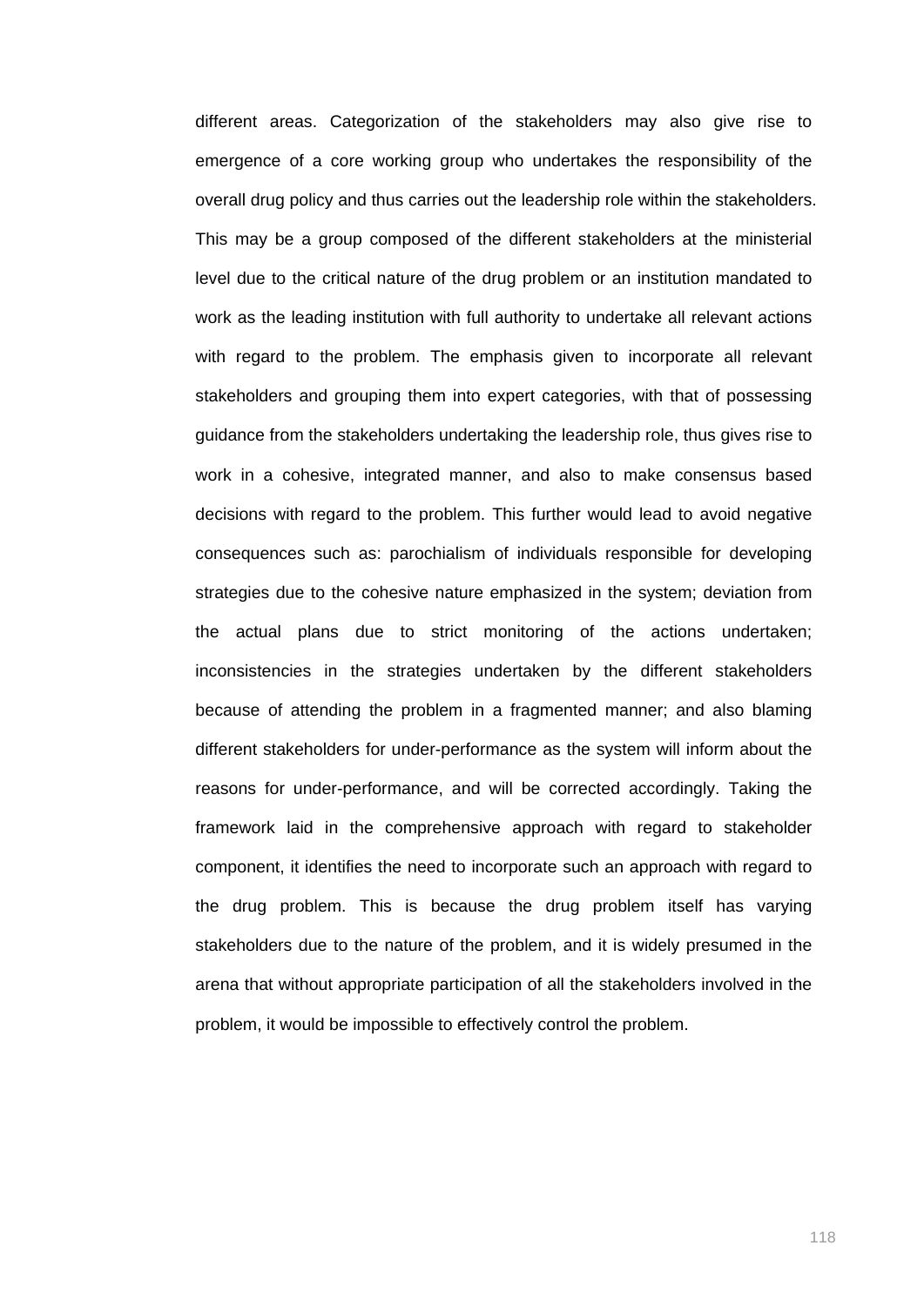different areas. Categorization of the stakeholders may also give rise to emergence of a core working group who undertakes the responsibility of the overall drug policy and thus carries out the leadership role within the stakeholders. This may be a group composed of the different stakeholders at the ministerial level due to the critical nature of the drug problem or an institution mandated to work as the leading institution with full authority to undertake all relevant actions with regard to the problem. The emphasis given to incorporate all relevant stakeholders and grouping them into expert categories, with that of possessing guidance from the stakeholders undertaking the leadership role, thus gives rise to work in a cohesive, integrated manner, and also to make consensus based decisions with regard to the problem. This further would lead to avoid negative consequences such as: parochialism of individuals responsible for developing strategies due to the cohesive nature emphasized in the system; deviation from the actual plans due to strict monitoring of the actions undertaken; inconsistencies in the strategies undertaken by the different stakeholders because of attending the problem in a fragmented manner; and also blaming different stakeholders for under-performance as the system will inform about the reasons for under-performance, and will be corrected accordingly. Taking the framework laid in the comprehensive approach with regard to stakeholder component, it identifies the need to incorporate such an approach with regard to the drug problem. This is because the drug problem itself has varying stakeholders due to the nature of the problem, and it is widely presumed in the arena that without appropriate participation of all the stakeholders involved in the problem, it would be impossible to effectively control the problem.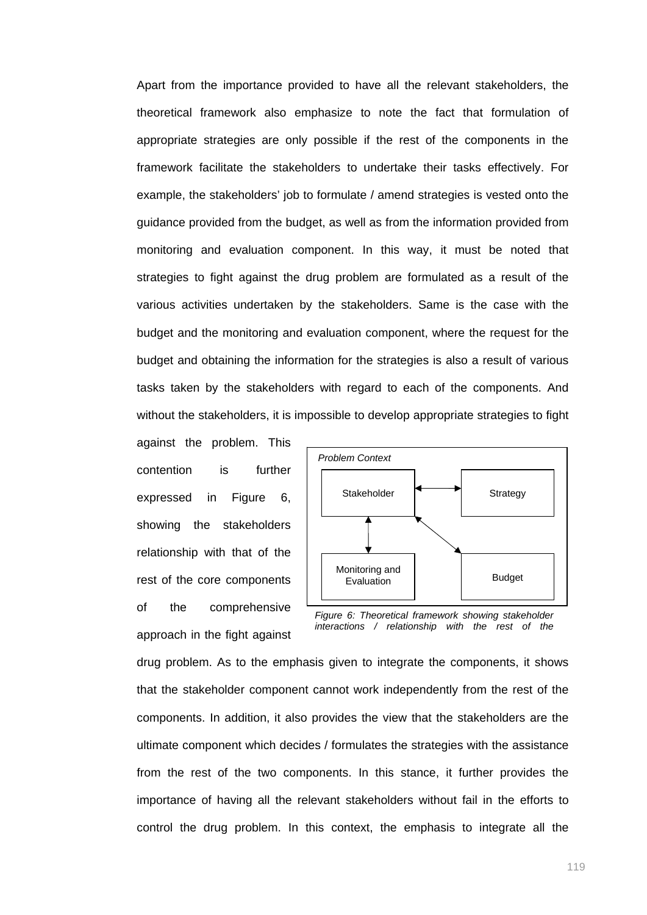Apart from the importance provided to have all the relevant stakeholders, the theoretical framework also emphasize to note the fact that formulation of appropriate strategies are only possible if the rest of the components in the framework facilitate the stakeholders to undertake their tasks effectively. For example, the stakeholders' job to formulate / amend strategies is vested onto the guidance provided from the budget, as well as from the information provided from monitoring and evaluation component. In this way, it must be noted that strategies to fight against the drug problem are formulated as a result of the various activities undertaken by the stakeholders. Same is the case with the budget and the monitoring and evaluation component, where the request for the budget and obtaining the information for the strategies is also a result of various tasks taken by the stakeholders with regard to each of the components. And without the stakeholders, it is impossible to develop appropriate strategies to fight against the problem. This contention is further expressed in Figure 6, showing the stakeholders relationship with that of the rest of the core components of the comprehensive approach in the fight against drug problem. As to the emphasis given to integrate the components, it shows that the stakeholder component cannot work independently from the rest of the components. In addition, it also provides the view that the stakeholders are the ultimate component which decides / formulates the strategies with the assistance from the rest of the two components. In this stance, it further provides the importance of having all the relevant stakeholders without fail in the efforts to control the drug problem. In this context, the emphasis to integrate all the

*Problem Context*

Stakeholder ↔ Strategy

Stakeholder ↔ Monitoring and Evaluation

Stakeholder ↔ Budget

*Figure 6: Theoretical framework showing stakeholder interactions / relationship with the rest of the*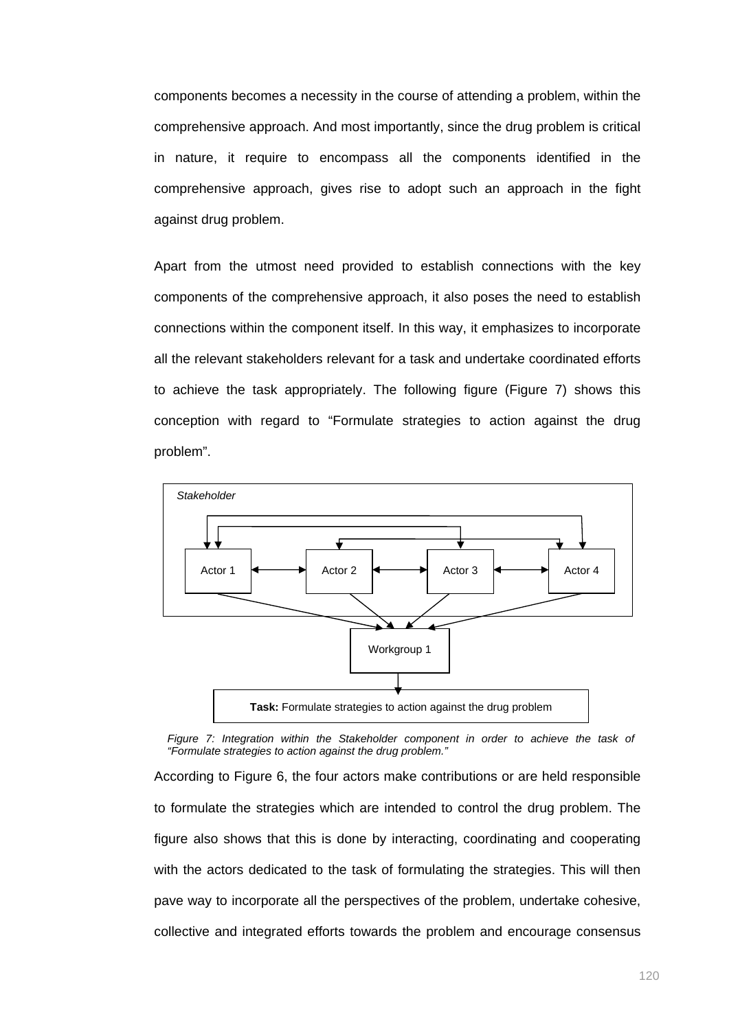components becomes a necessity in the course of attending a problem, within the comprehensive approach. And most importantly, since the drug problem is critical in nature, it require to encompass all the components identified in the comprehensive approach, gives rise to adopt such an approach in the fight against drug problem.

Apart from the utmost need provided to establish connections with the key components of the comprehensive approach, it also poses the need to establish connections within the component itself. In this way, it emphasizes to incorporate all the relevant stakeholders relevant for a task and undertake coordinated efforts to achieve the task appropriately. The following figure (Figure 7) shows this conception with regard to "Formulate strategies to action against the drug problem".

*Stakeholder*

Actor 1 — Actor 2 — Actor 3 — Actor 4

Workgroup 1

**Task:** Formulate strategies to action against the drug problem

*Figure 7: Integration within the Stakeholder component in order to achieve the task of "Formulate strategies to action against the drug problem."*

According to Figure 6, the four actors make contributions or are held responsible to formulate the strategies which are intended to control the drug problem. The figure also shows that this is done by interacting, coordinating and cooperating with the actors dedicated to the task of formulating the strategies. This will then pave way to incorporate all the perspectives of the problem, undertake cohesive, collective and integrated efforts towards the problem and encourage consensus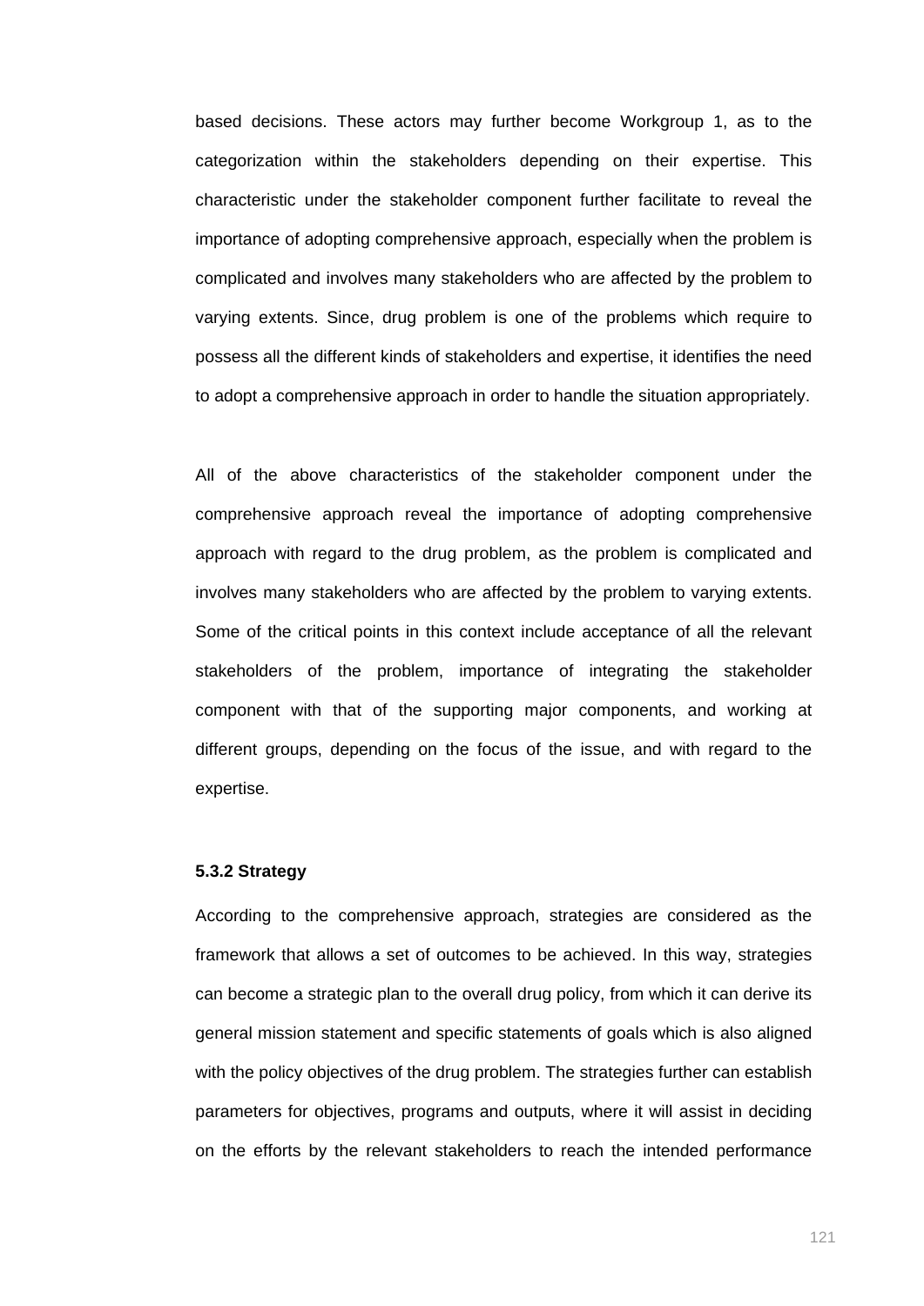based decisions. These actors may further become Workgroup 1, as to the categorization within the stakeholders depending on their expertise. This characteristic under the stakeholder component further facilitate to reveal the importance of adopting comprehensive approach, especially when the problem is complicated and involves many stakeholders who are affected by the problem to varying extents. Since, drug problem is one of the problems which require to possess all the different kinds of stakeholders and expertise, it identifies the need to adopt a comprehensive approach in order to handle the situation appropriately.

All of the above characteristics of the stakeholder component under the comprehensive approach reveal the importance of adopting comprehensive approach with regard to the drug problem, as the problem is complicated and involves many stakeholders who are affected by the problem to varying extents. Some of the critical points in this context include acceptance of all the relevant stakeholders of the problem, importance of integrating the stakeholder component with that of the supporting major components, and working at different groups, depending on the focus of the issue, and with regard to the expertise.

### 5.3.2 Strategy

According to the comprehensive approach, strategies are considered as the framework that allows a set of outcomes to be achieved. In this way, strategies can become a strategic plan to the overall drug policy, from which it can derive its general mission statement and specific statements of goals which is also aligned with the policy objectives of the drug problem. The strategies further can establish parameters for objectives, programs and outputs, where it will assist in deciding on the efforts by the relevant stakeholders to reach the intended performance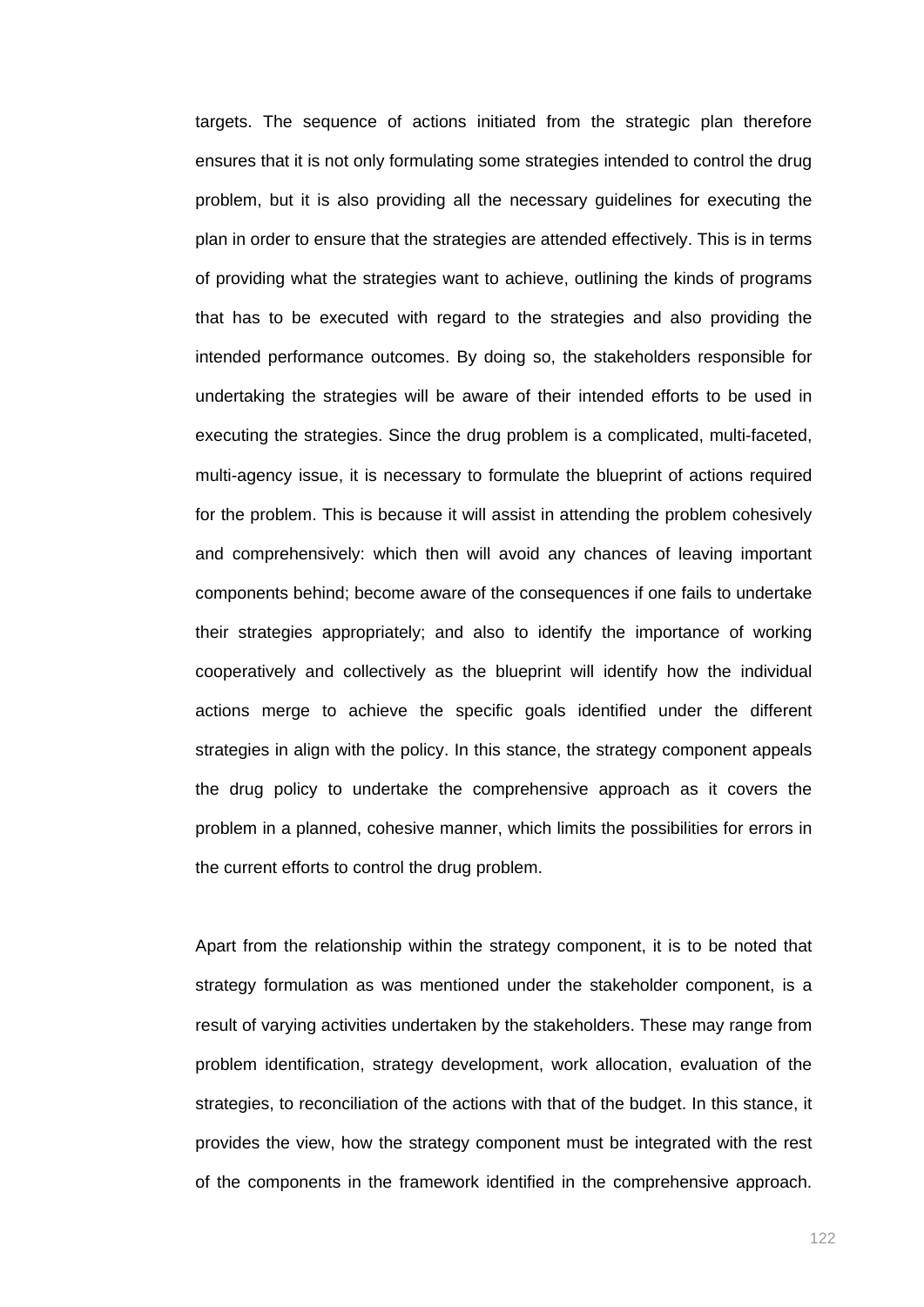targets. The sequence of actions initiated from the strategic plan therefore ensures that it is not only formulating some strategies intended to control the drug problem, but it is also providing all the necessary guidelines for executing the plan in order to ensure that the strategies are attended effectively. This is in terms of providing what the strategies want to achieve, outlining the kinds of programs that has to be executed with regard to the strategies and also providing the intended performance outcomes. By doing so, the stakeholders responsible for undertaking the strategies will be aware of their intended efforts to be used in executing the strategies. Since the drug problem is a complicated, multi-faceted, multi-agency issue, it is necessary to formulate the blueprint of actions required for the problem. This is because it will assist in attending the problem cohesively and comprehensively: which then will avoid any chances of leaving important components behind; become aware of the consequences if one fails to undertake their strategies appropriately; and also to identify the importance of working cooperatively and collectively as the blueprint will identify how the individual actions merge to achieve the specific goals identified under the different strategies in align with the policy. In this stance, the strategy component appeals the drug policy to undertake the comprehensive approach as it covers the problem in a planned, cohesive manner, which limits the possibilities for errors in the current efforts to control the drug problem.

Apart from the relationship within the strategy component, it is to be noted that strategy formulation as was mentioned under the stakeholder component, is a result of varying activities undertaken by the stakeholders. These may range from problem identification, strategy development, work allocation, evaluation of the strategies, to reconciliation of the actions with that of the budget. In this stance, it provides the view, how the strategy component must be integrated with the rest of the components in the framework identified in the comprehensive approach.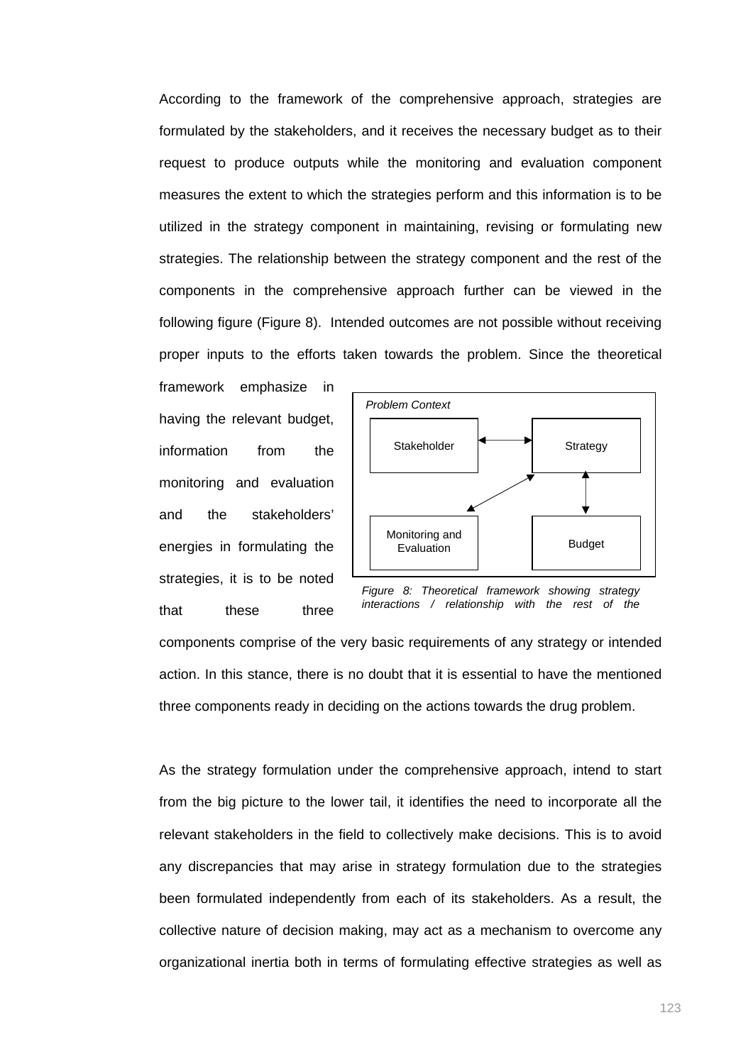According to the framework of the comprehensive approach, strategies are formulated by the stakeholders, and it receives the necessary budget as to their request to produce outputs while the monitoring and evaluation component measures the extent to which the strategies perform and this information is to be utilized in the strategy component in maintaining, revising or formulating new strategies. The relationship between the strategy component and the rest of the components in the comprehensive approach further can be viewed in the following figure (Figure 8). Intended outcomes are not possible without receiving proper inputs to the efforts taken towards the problem. Since the theoretical framework emphasize in having the relevant budget, information from the monitoring and evaluation and the stakeholders' energies in formulating the strategies, it is to be noted that these three components comprise of the very basic requirements of any strategy or intended action. In this stance, there is no doubt that it is essential to have the mentioned three components ready in deciding on the actions towards the drug problem.

*Problem Context*

Stakeholder ↔ Strategy

Strategy ↔ Monitoring and Evaluation

Strategy ↔ Budget

*Figure 8: Theoretical framework showing strategy interactions / relationship with the rest of the*

As the strategy formulation under the comprehensive approach, intend to start from the big picture to the lower tail, it identifies the need to incorporate all the relevant stakeholders in the field to collectively make decisions. This is to avoid any discrepancies that may arise in strategy formulation due to the strategies been formulated independently from each of its stakeholders. As a result, the collective nature of decision making, may act as a mechanism to overcome any organizational inertia both in terms of formulating effective strategies as well as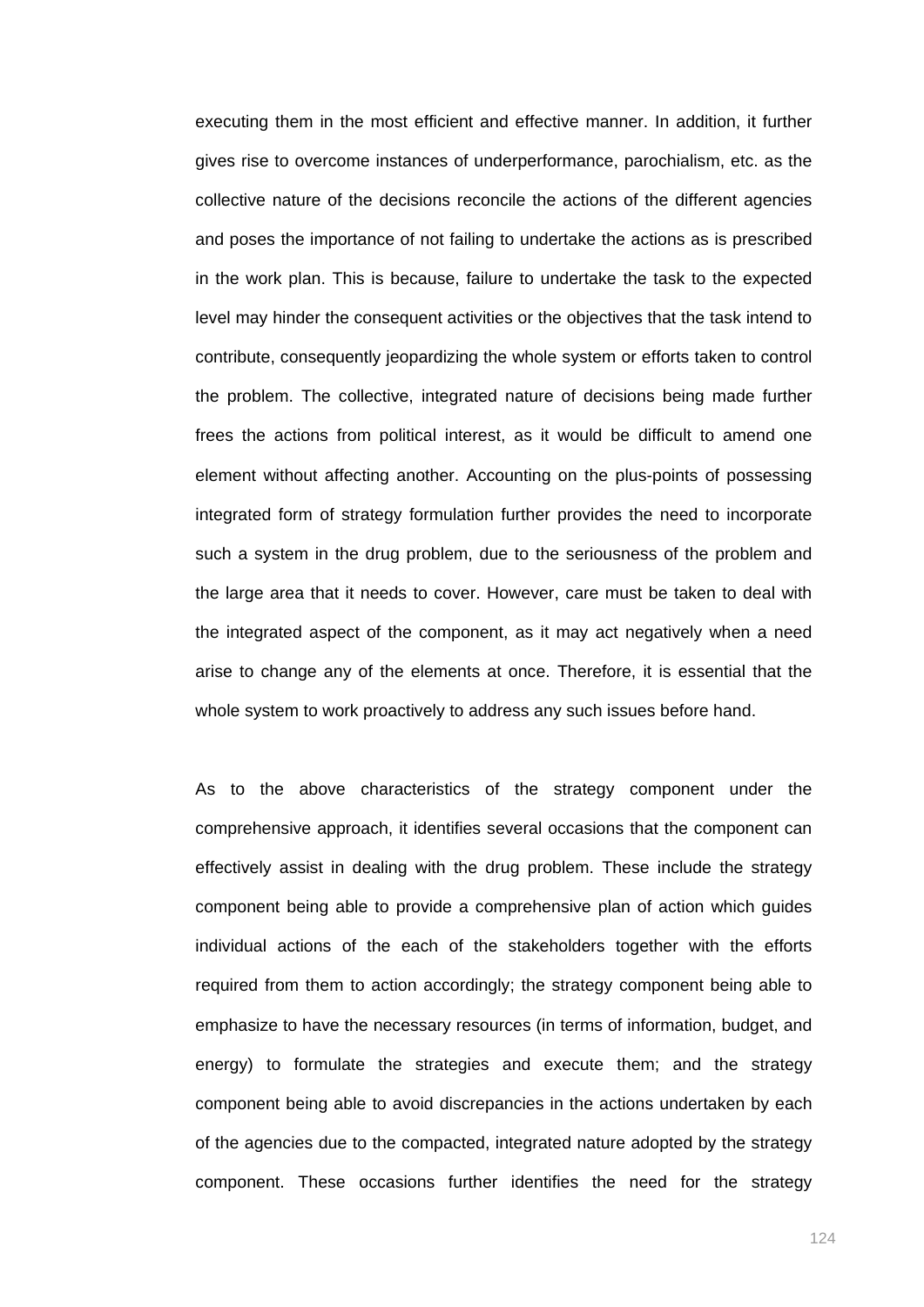executing them in the most efficient and effective manner. In addition, it further gives rise to overcome instances of underperformance, parochialism, etc. as the collective nature of the decisions reconcile the actions of the different agencies and poses the importance of not failing to undertake the actions as is prescribed in the work plan. This is because, failure to undertake the task to the expected level may hinder the consequent activities or the objectives that the task intend to contribute, consequently jeopardizing the whole system or efforts taken to control the problem. The collective, integrated nature of decisions being made further frees the actions from political interest, as it would be difficult to amend one element without affecting another. Accounting on the plus-points of possessing integrated form of strategy formulation further provides the need to incorporate such a system in the drug problem, due to the seriousness of the problem and the large area that it needs to cover. However, care must be taken to deal with the integrated aspect of the component, as it may act negatively when a need arise to change any of the elements at once. Therefore, it is essential that the whole system to work proactively to address any such issues before hand.

As to the above characteristics of the strategy component under the comprehensive approach, it identifies several occasions that the component can effectively assist in dealing with the drug problem. These include the strategy component being able to provide a comprehensive plan of action which guides individual actions of the each of the stakeholders together with the efforts required from them to action accordingly; the strategy component being able to emphasize to have the necessary resources (in terms of information, budget, and energy) to formulate the strategies and execute them; and the strategy component being able to avoid discrepancies in the actions undertaken by each of the agencies due to the compacted, integrated nature adopted by the strategy component. These occasions further identifies the need for the strategy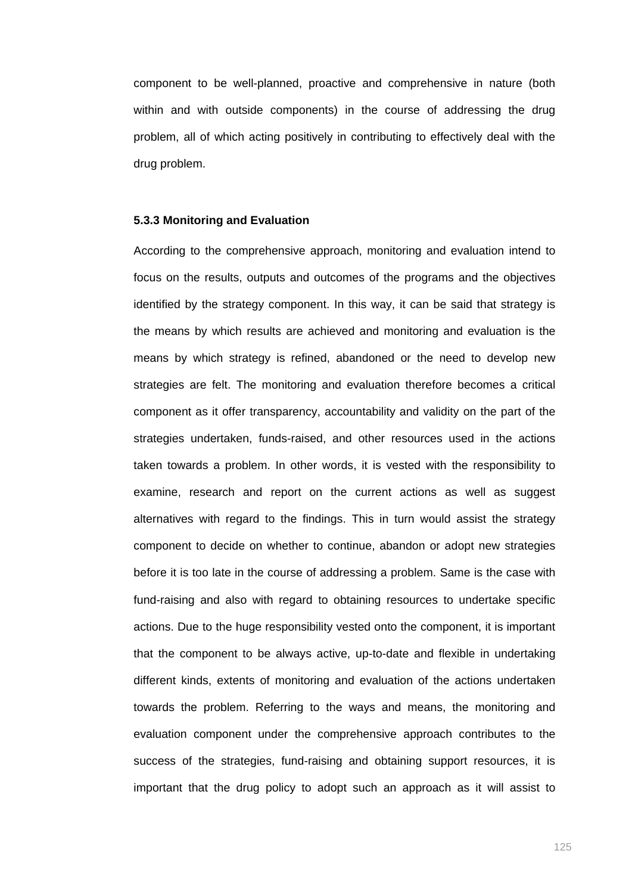component to be well-planned, proactive and comprehensive in nature (both within and with outside components) in the course of addressing the drug problem, all of which acting positively in contributing to effectively deal with the drug problem.

### 5.3.3 Monitoring and Evaluation

According to the comprehensive approach, monitoring and evaluation intend to focus on the results, outputs and outcomes of the programs and the objectives identified by the strategy component. In this way, it can be said that strategy is the means by which results are achieved and monitoring and evaluation is the means by which strategy is refined, abandoned or the need to develop new strategies are felt. The monitoring and evaluation therefore becomes a critical component as it offer transparency, accountability and validity on the part of the strategies undertaken, funds-raised, and other resources used in the actions taken towards a problem. In other words, it is vested with the responsibility to examine, research and report on the current actions as well as suggest alternatives with regard to the findings. This in turn would assist the strategy component to decide on whether to continue, abandon or adopt new strategies before it is too late in the course of addressing a problem. Same is the case with fund-raising and also with regard to obtaining resources to undertake specific actions. Due to the huge responsibility vested onto the component, it is important that the component to be always active, up-to-date and flexible in undertaking different kinds, extents of monitoring and evaluation of the actions undertaken towards the problem. Referring to the ways and means, the monitoring and evaluation component under the comprehensive approach contributes to the success of the strategies, fund-raising and obtaining support resources, it is important that the drug policy to adopt such an approach as it will assist to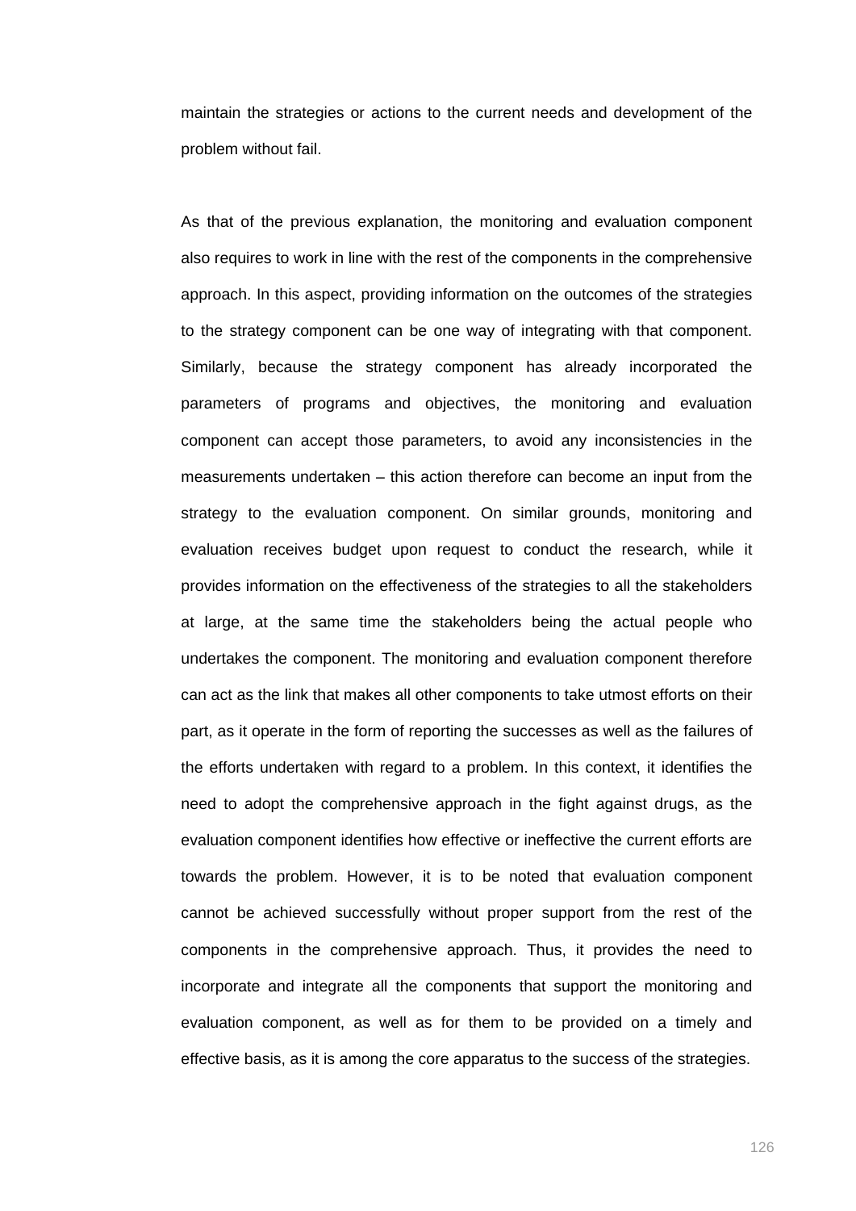maintain the strategies or actions to the current needs and development of the problem without fail.

As that of the previous explanation, the monitoring and evaluation component also requires to work in line with the rest of the components in the comprehensive approach. In this aspect, providing information on the outcomes of the strategies to the strategy component can be one way of integrating with that component. Similarly, because the strategy component has already incorporated the parameters of programs and objectives, the monitoring and evaluation component can accept those parameters, to avoid any inconsistencies in the measurements undertaken – this action therefore can become an input from the strategy to the evaluation component. On similar grounds, monitoring and evaluation receives budget upon request to conduct the research, while it provides information on the effectiveness of the strategies to all the stakeholders at large, at the same time the stakeholders being the actual people who undertakes the component. The monitoring and evaluation component therefore can act as the link that makes all other components to take utmost efforts on their part, as it operate in the form of reporting the successes as well as the failures of the efforts undertaken with regard to a problem. In this context, it identifies the need to adopt the comprehensive approach in the fight against drugs, as the evaluation component identifies how effective or ineffective the current efforts are towards the problem. However, it is to be noted that evaluation component cannot be achieved successfully without proper support from the rest of the components in the comprehensive approach. Thus, it provides the need to incorporate and integrate all the components that support the monitoring and evaluation component, as well as for them to be provided on a timely and effective basis, as it is among the core apparatus to the success of the strategies.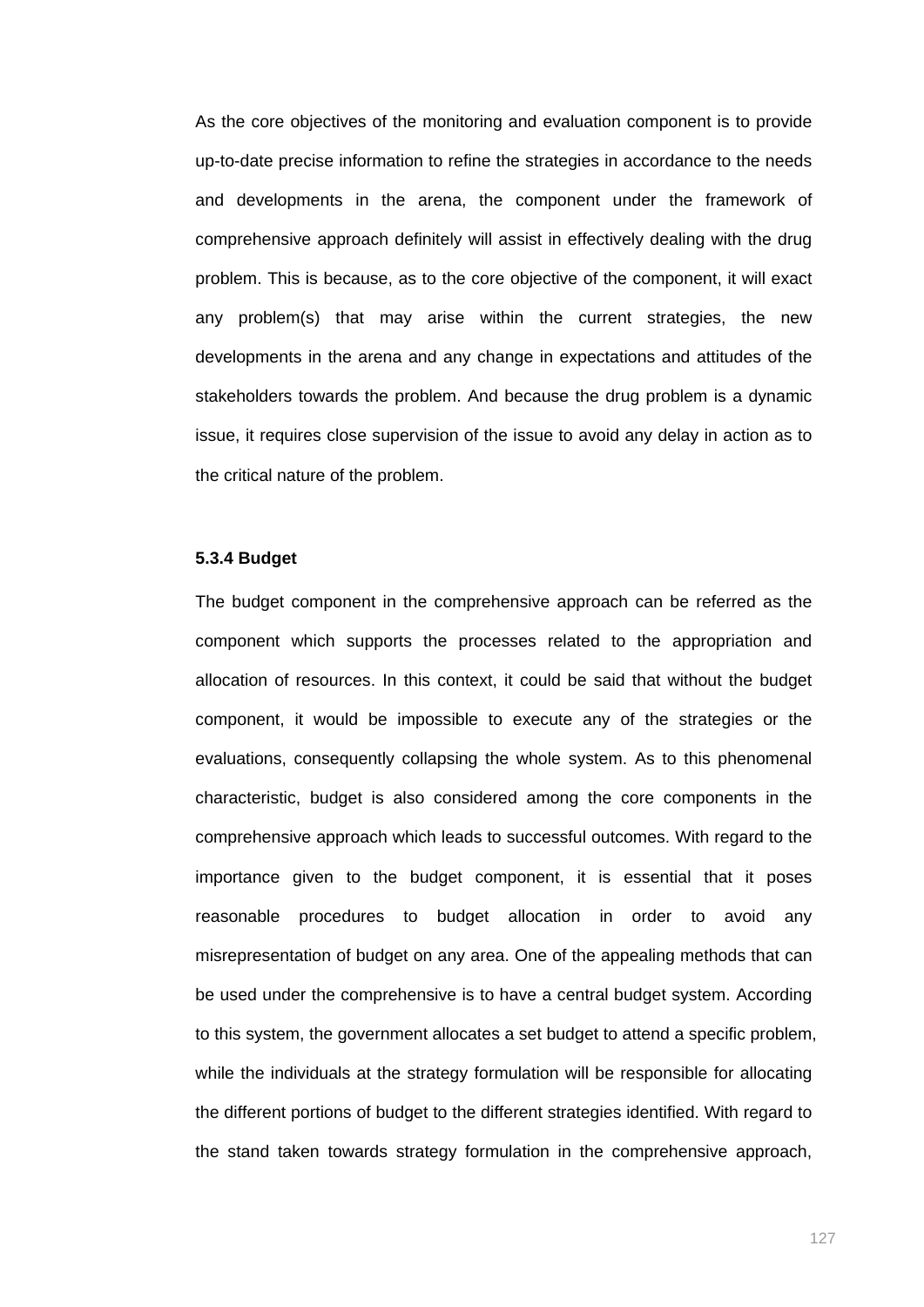As the core objectives of the monitoring and evaluation component is to provide up-to-date precise information to refine the strategies in accordance to the needs and developments in the arena, the component under the framework of comprehensive approach definitely will assist in effectively dealing with the drug problem. This is because, as to the core objective of the component, it will exact any problem(s) that may arise within the current strategies, the new developments in the arena and any change in expectations and attitudes of the stakeholders towards the problem. And because the drug problem is a dynamic issue, it requires close supervision of the issue to avoid any delay in action as to the critical nature of the problem.

### 5.3.4 Budget

The budget component in the comprehensive approach can be referred as the component which supports the processes related to the appropriation and allocation of resources. In this context, it could be said that without the budget component, it would be impossible to execute any of the strategies or the evaluations, consequently collapsing the whole system. As to this phenomenal characteristic, budget is also considered among the core components in the comprehensive approach which leads to successful outcomes. With regard to the importance given to the budget component, it is essential that it poses reasonable procedures to budget allocation in order to avoid any misrepresentation of budget on any area. One of the appealing methods that can be used under the comprehensive is to have a central budget system. According to this system, the government allocates a set budget to attend a specific problem, while the individuals at the strategy formulation will be responsible for allocating the different portions of budget to the different strategies identified. With regard to the stand taken towards strategy formulation in the comprehensive approach,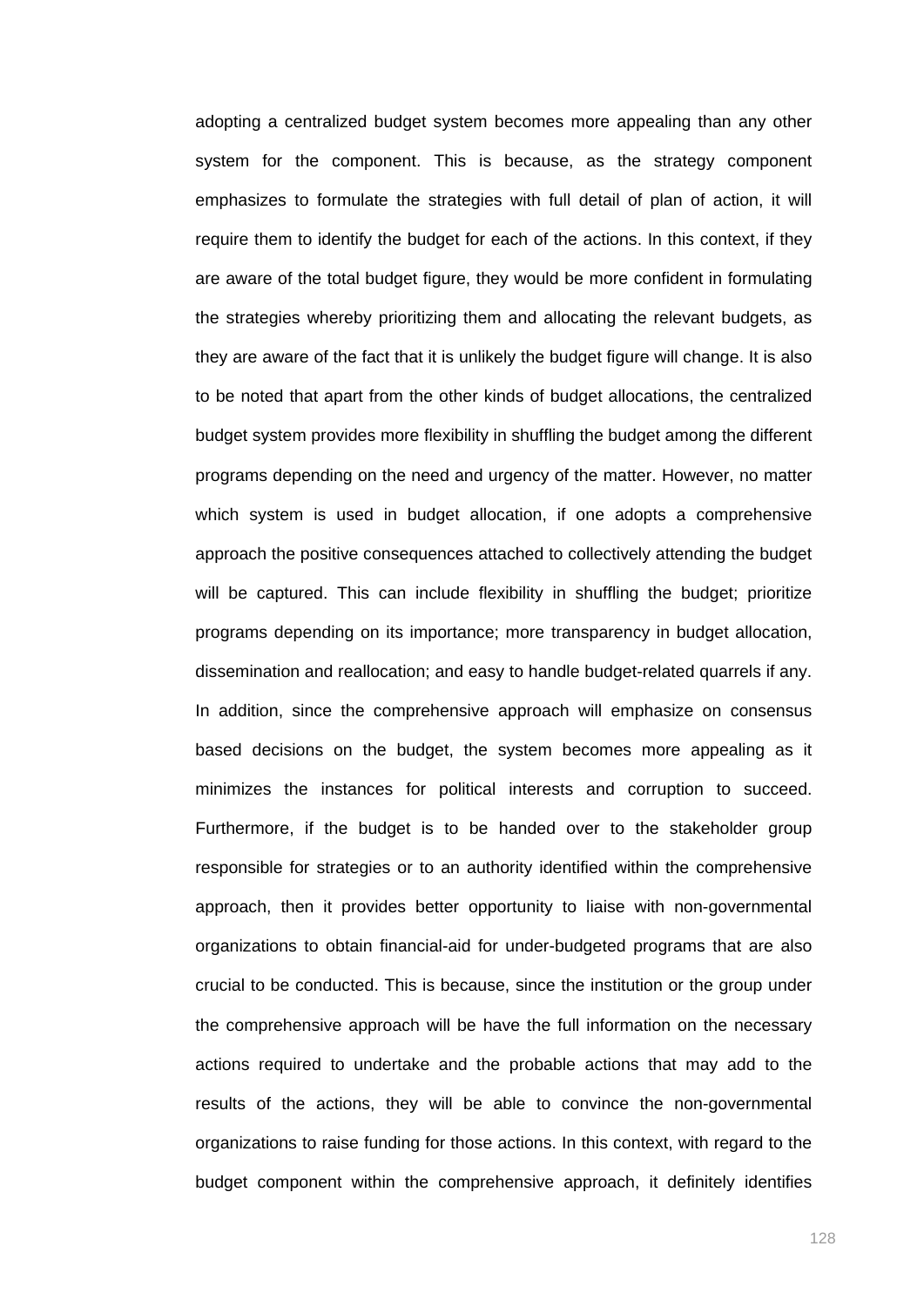adopting a centralized budget system becomes more appealing than any other system for the component. This is because, as the strategy component emphasizes to formulate the strategies with full detail of plan of action, it will require them to identify the budget for each of the actions. In this context, if they are aware of the total budget figure, they would be more confident in formulating the strategies whereby prioritizing them and allocating the relevant budgets, as they are aware of the fact that it is unlikely the budget figure will change. It is also to be noted that apart from the other kinds of budget allocations, the centralized budget system provides more flexibility in shuffling the budget among the different programs depending on the need and urgency of the matter. However, no matter which system is used in budget allocation, if one adopts a comprehensive approach the positive consequences attached to collectively attending the budget will be captured. This can include flexibility in shuffling the budget; prioritize programs depending on its importance; more transparency in budget allocation, dissemination and reallocation; and easy to handle budget-related quarrels if any. In addition, since the comprehensive approach will emphasize on consensus based decisions on the budget, the system becomes more appealing as it minimizes the instances for political interests and corruption to succeed. Furthermore, if the budget is to be handed over to the stakeholder group responsible for strategies or to an authority identified within the comprehensive approach, then it provides better opportunity to liaise with non-governmental organizations to obtain financial-aid for under-budgeted programs that are also crucial to be conducted. This is because, since the institution or the group under the comprehensive approach will be have the full information on the necessary actions required to undertake and the probable actions that may add to the results of the actions, they will be able to convince the non-governmental organizations to raise funding for those actions. In this context, with regard to the budget component within the comprehensive approach, it definitely identifies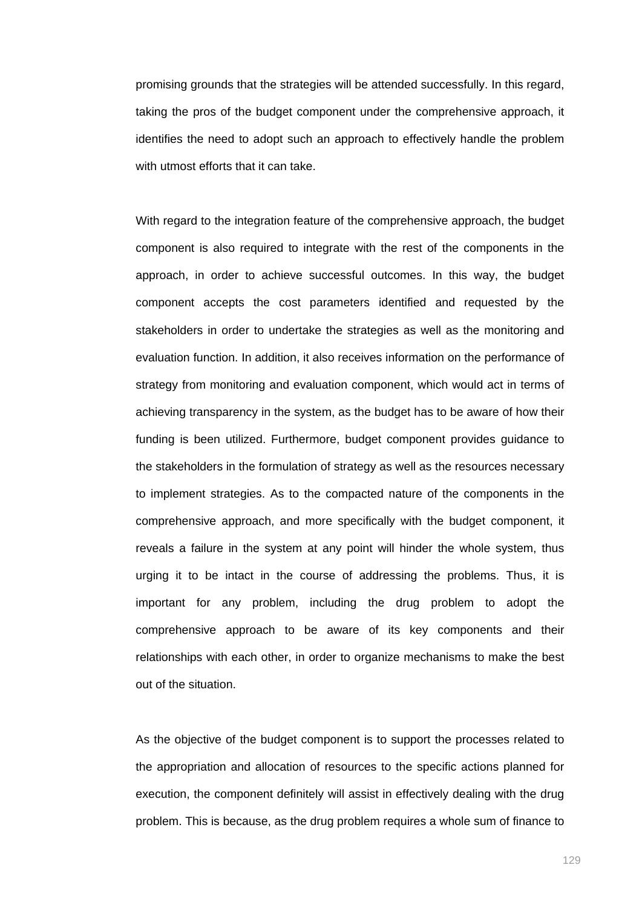promising grounds that the strategies will be attended successfully. In this regard, taking the pros of the budget component under the comprehensive approach, it identifies the need to adopt such an approach to effectively handle the problem with utmost efforts that it can take.

With regard to the integration feature of the comprehensive approach, the budget component is also required to integrate with the rest of the components in the approach, in order to achieve successful outcomes. In this way, the budget component accepts the cost parameters identified and requested by the stakeholders in order to undertake the strategies as well as the monitoring and evaluation function. In addition, it also receives information on the performance of strategy from monitoring and evaluation component, which would act in terms of achieving transparency in the system, as the budget has to be aware of how their funding is been utilized. Furthermore, budget component provides guidance to the stakeholders in the formulation of strategy as well as the resources necessary to implement strategies. As to the compacted nature of the components in the comprehensive approach, and more specifically with the budget component, it reveals a failure in the system at any point will hinder the whole system, thus urging it to be intact in the course of addressing the problems. Thus, it is important for any problem, including the drug problem to adopt the comprehensive approach to be aware of its key components and their relationships with each other, in order to organize mechanisms to make the best out of the situation.

As the objective of the budget component is to support the processes related to the appropriation and allocation of resources to the specific actions planned for execution, the component definitely will assist in effectively dealing with the drug problem. This is because, as the drug problem requires a whole sum of finance to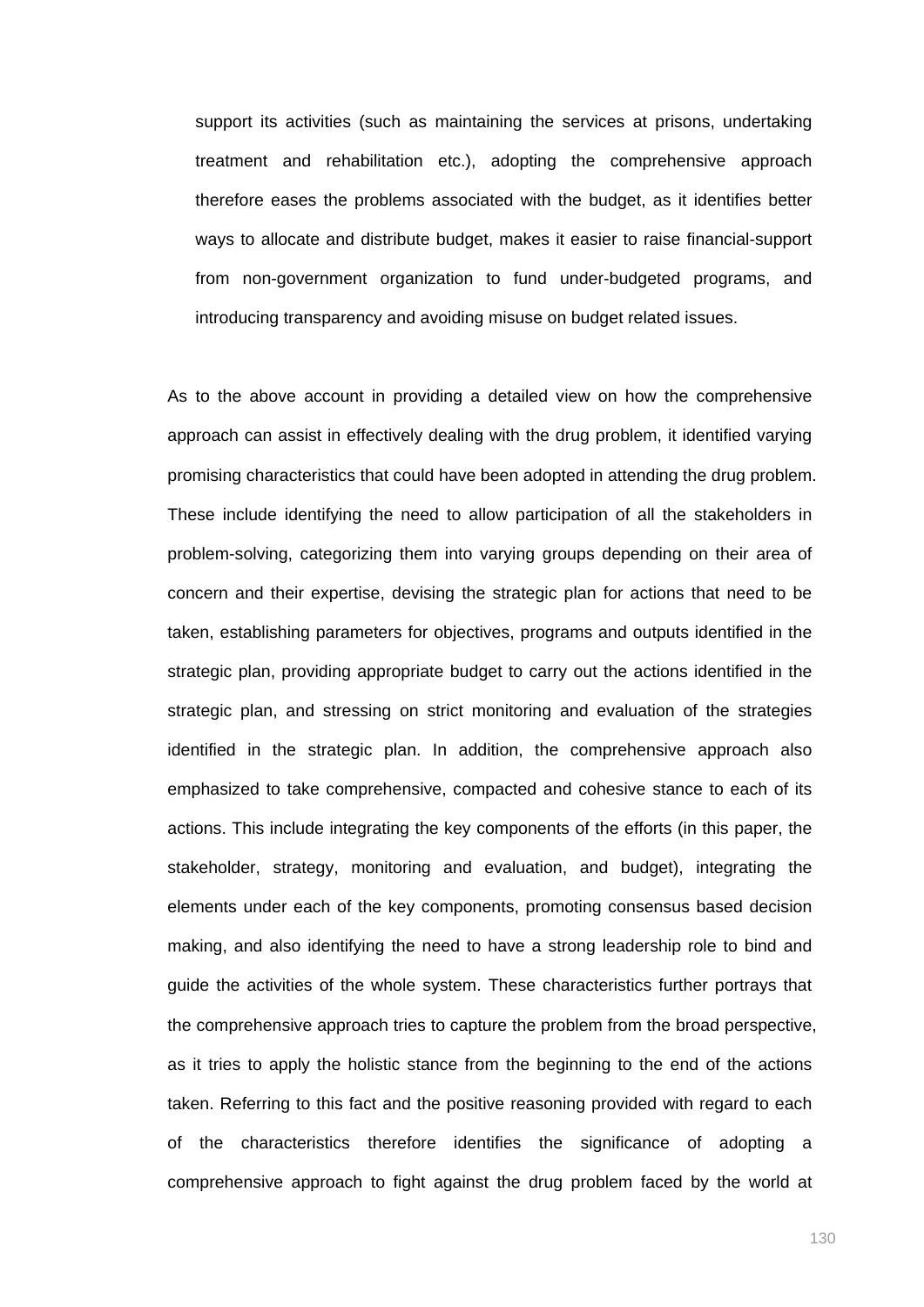support its activities (such as maintaining the services at prisons, undertaking treatment and rehabilitation etc.), adopting the comprehensive approach therefore eases the problems associated with the budget, as it identifies better ways to allocate and distribute budget, makes it easier to raise financial-support from non-government organization to fund under-budgeted programs, and introducing transparency and avoiding misuse on budget related issues.

As to the above account in providing a detailed view on how the comprehensive approach can assist in effectively dealing with the drug problem, it identified varying promising characteristics that could have been adopted in attending the drug problem. These include identifying the need to allow participation of all the stakeholders in problem-solving, categorizing them into varying groups depending on their area of concern and their expertise, devising the strategic plan for actions that need to be taken, establishing parameters for objectives, programs and outputs identified in the strategic plan, providing appropriate budget to carry out the actions identified in the strategic plan, and stressing on strict monitoring and evaluation of the strategies identified in the strategic plan. In addition, the comprehensive approach also emphasized to take comprehensive, compacted and cohesive stance to each of its actions. This include integrating the key components of the efforts (in this paper, the stakeholder, strategy, monitoring and evaluation, and budget), integrating the elements under each of the key components, promoting consensus based decision making, and also identifying the need to have a strong leadership role to bind and guide the activities of the whole system. These characteristics further portrays that the comprehensive approach tries to capture the problem from the broad perspective, as it tries to apply the holistic stance from the beginning to the end of the actions taken. Referring to this fact and the positive reasoning provided with regard to each of the characteristics therefore identifies the significance of adopting a comprehensive approach to fight against the drug problem faced by the world at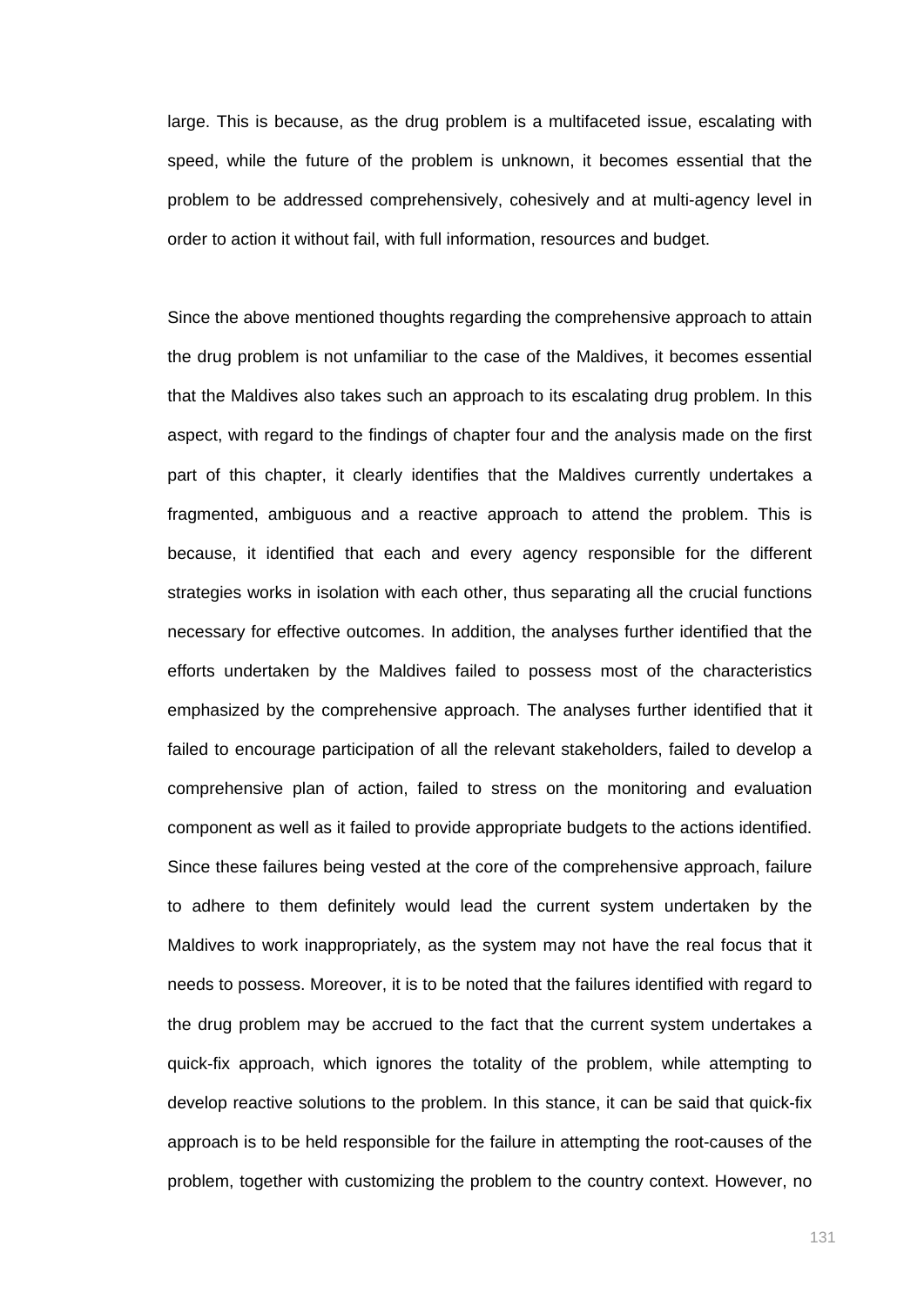large. This is because, as the drug problem is a multifaceted issue, escalating with speed, while the future of the problem is unknown, it becomes essential that the problem to be addressed comprehensively, cohesively and at multi-agency level in order to action it without fail, with full information, resources and budget.

Since the above mentioned thoughts regarding the comprehensive approach to attain the drug problem is not unfamiliar to the case of the Maldives, it becomes essential that the Maldives also takes such an approach to its escalating drug problem. In this aspect, with regard to the findings of chapter four and the analysis made on the first part of this chapter, it clearly identifies that the Maldives currently undertakes a fragmented, ambiguous and a reactive approach to attend the problem. This is because, it identified that each and every agency responsible for the different strategies works in isolation with each other, thus separating all the crucial functions necessary for effective outcomes. In addition, the analyses further identified that the efforts undertaken by the Maldives failed to possess most of the characteristics emphasized by the comprehensive approach. The analyses further identified that it failed to encourage participation of all the relevant stakeholders, failed to develop a comprehensive plan of action, failed to stress on the monitoring and evaluation component as well as it failed to provide appropriate budgets to the actions identified. Since these failures being vested at the core of the comprehensive approach, failure to adhere to them definitely would lead the current system undertaken by the Maldives to work inappropriately, as the system may not have the real focus that it needs to possess. Moreover, it is to be noted that the failures identified with regard to the drug problem may be accrued to the fact that the current system undertakes a quick-fix approach, which ignores the totality of the problem, while attempting to develop reactive solutions to the problem. In this stance, it can be said that quick-fix approach is to be held responsible for the failure in attempting the root-causes of the problem, together with customizing the problem to the country context. However, no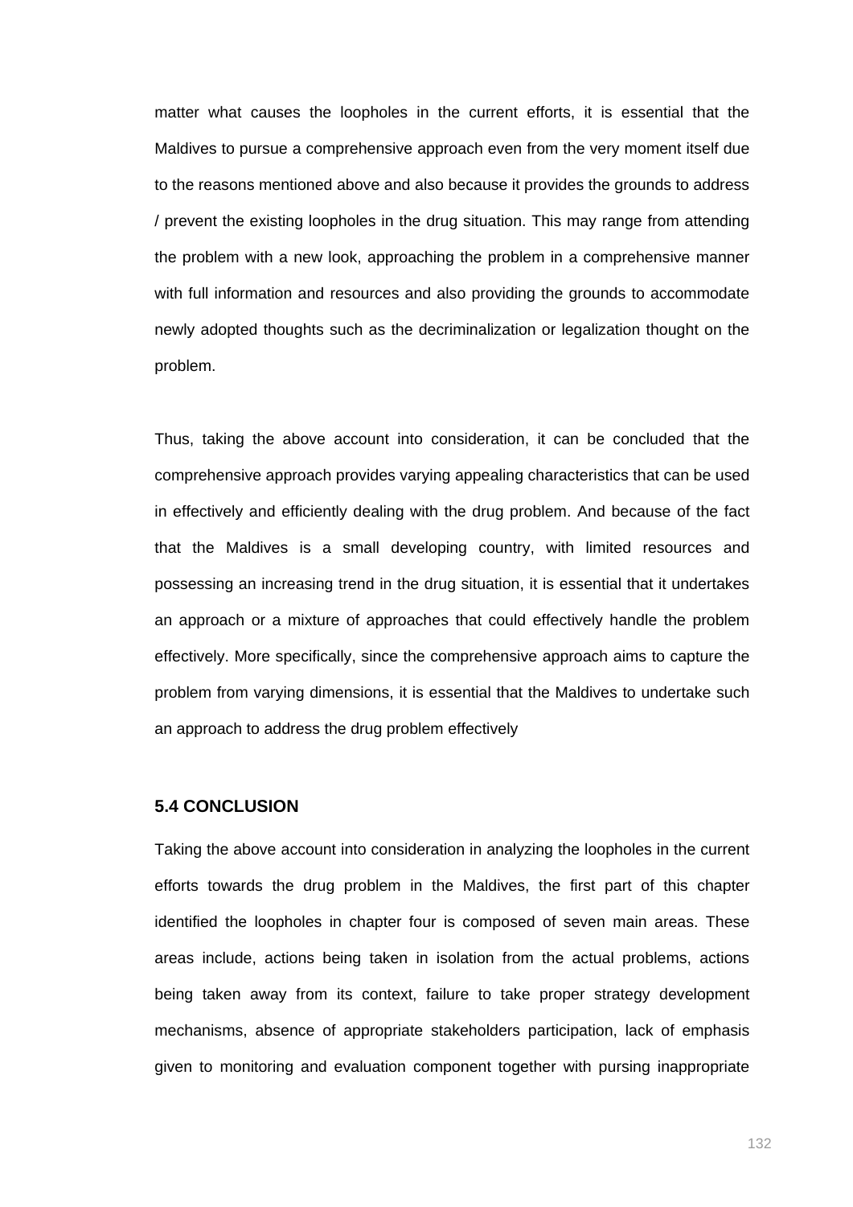matter what causes the loopholes in the current efforts, it is essential that the Maldives to pursue a comprehensive approach even from the very moment itself due to the reasons mentioned above and also because it provides the grounds to address / prevent the existing loopholes in the drug situation. This may range from attending the problem with a new look, approaching the problem in a comprehensive manner with full information and resources and also providing the grounds to accommodate newly adopted thoughts such as the decriminalization or legalization thought on the problem.

Thus, taking the above account into consideration, it can be concluded that the comprehensive approach provides varying appealing characteristics that can be used in effectively and efficiently dealing with the drug problem. And because of the fact that the Maldives is a small developing country, with limited resources and possessing an increasing trend in the drug situation, it is essential that it undertakes an approach or a mixture of approaches that could effectively handle the problem effectively. More specifically, since the comprehensive approach aims to capture the problem from varying dimensions, it is essential that the Maldives to undertake such an approach to address the drug problem effectively

## 5.4 CONCLUSION

Taking the above account into consideration in analyzing the loopholes in the current efforts towards the drug problem in the Maldives, the first part of this chapter identified the loopholes in chapter four is composed of seven main areas. These areas include, actions being taken in isolation from the actual problems, actions being taken away from its context, failure to take proper strategy development mechanisms, absence of appropriate stakeholders participation, lack of emphasis given to monitoring and evaluation component together with pursing inappropriate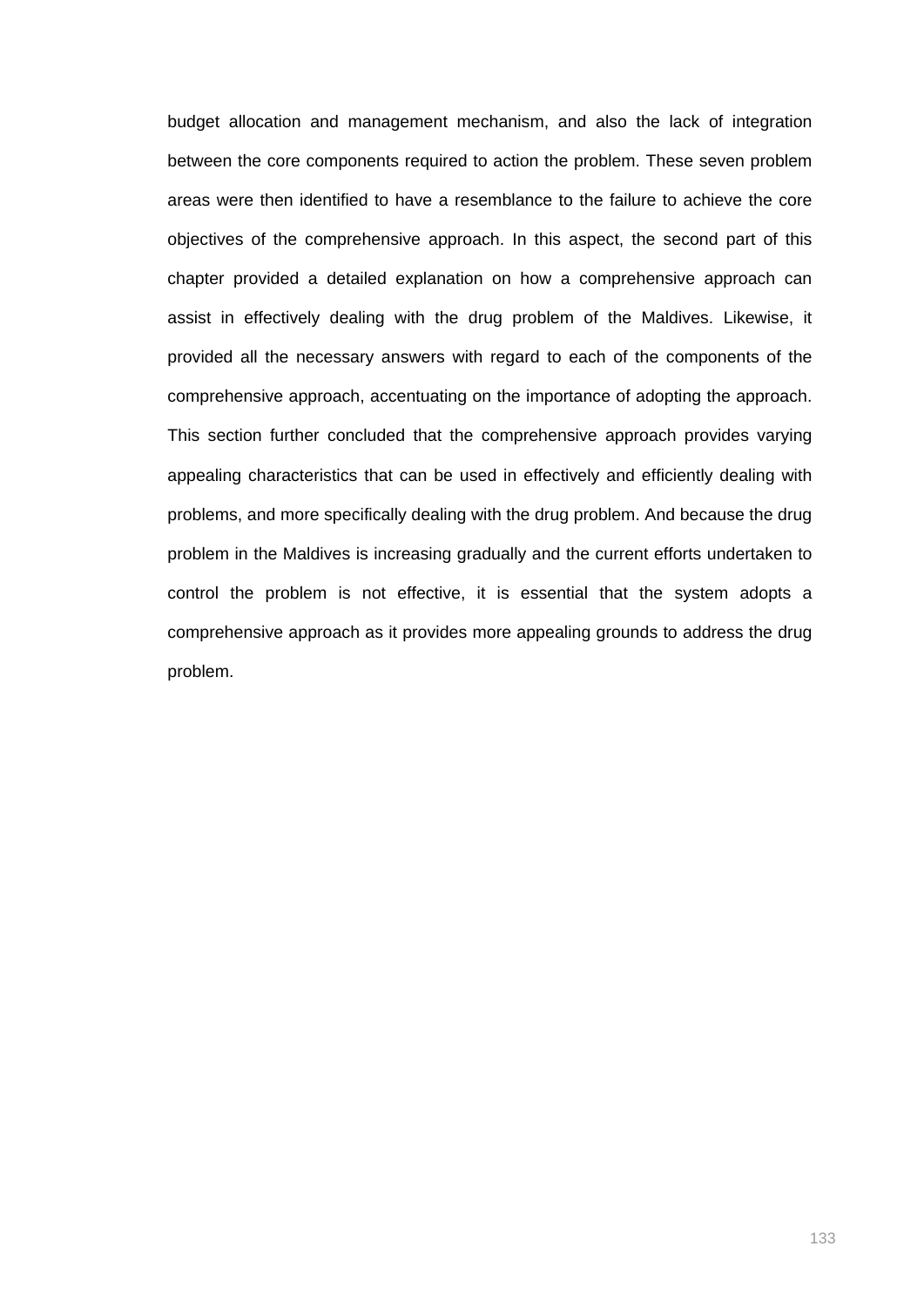budget allocation and management mechanism, and also the lack of integration between the core components required to action the problem. These seven problem areas were then identified to have a resemblance to the failure to achieve the core objectives of the comprehensive approach. In this aspect, the second part of this chapter provided a detailed explanation on how a comprehensive approach can assist in effectively dealing with the drug problem of the Maldives. Likewise, it provided all the necessary answers with regard to each of the components of the comprehensive approach, accentuating on the importance of adopting the approach. This section further concluded that the comprehensive approach provides varying appealing characteristics that can be used in effectively and efficiently dealing with problems, and more specifically dealing with the drug problem. And because the drug problem in the Maldives is increasing gradually and the current efforts undertaken to control the problem is not effective, it is essential that the system adopts a comprehensive approach as it provides more appealing grounds to address the drug problem.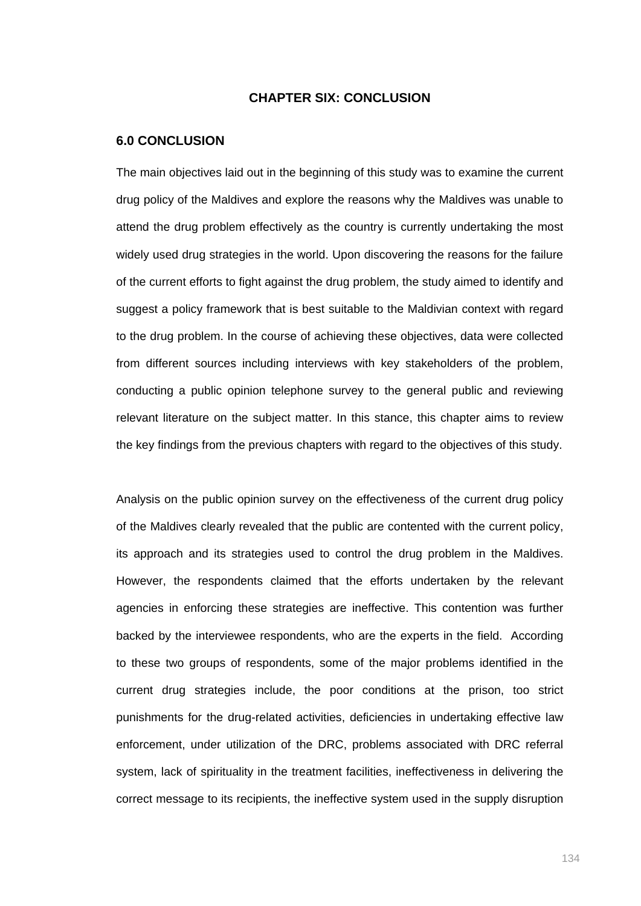# CHAPTER SIX: CONCLUSION

## 6.0 CONCLUSION

The main objectives laid out in the beginning of this study was to examine the current drug policy of the Maldives and explore the reasons why the Maldives was unable to attend the drug problem effectively as the country is currently undertaking the most widely used drug strategies in the world. Upon discovering the reasons for the failure of the current efforts to fight against the drug problem, the study aimed to identify and suggest a policy framework that is best suitable to the Maldivian context with regard to the drug problem. In the course of achieving these objectives, data were collected from different sources including interviews with key stakeholders of the problem, conducting a public opinion telephone survey to the general public and reviewing relevant literature on the subject matter. In this stance, this chapter aims to review the key findings from the previous chapters with regard to the objectives of this study.

Analysis on the public opinion survey on the effectiveness of the current drug policy of the Maldives clearly revealed that the public are contented with the current policy, its approach and its strategies used to control the drug problem in the Maldives. However, the respondents claimed that the efforts undertaken by the relevant agencies in enforcing these strategies are ineffective. This contention was further backed by the interviewee respondents, who are the experts in the field. According to these two groups of respondents, some of the major problems identified in the current drug strategies include, the poor conditions at the prison, too strict punishments for the drug-related activities, deficiencies in undertaking effective law enforcement, under utilization of the DRC, problems associated with DRC referral system, lack of spirituality in the treatment facilities, ineffectiveness in delivering the correct message to its recipients, the ineffective system used in the supply disruption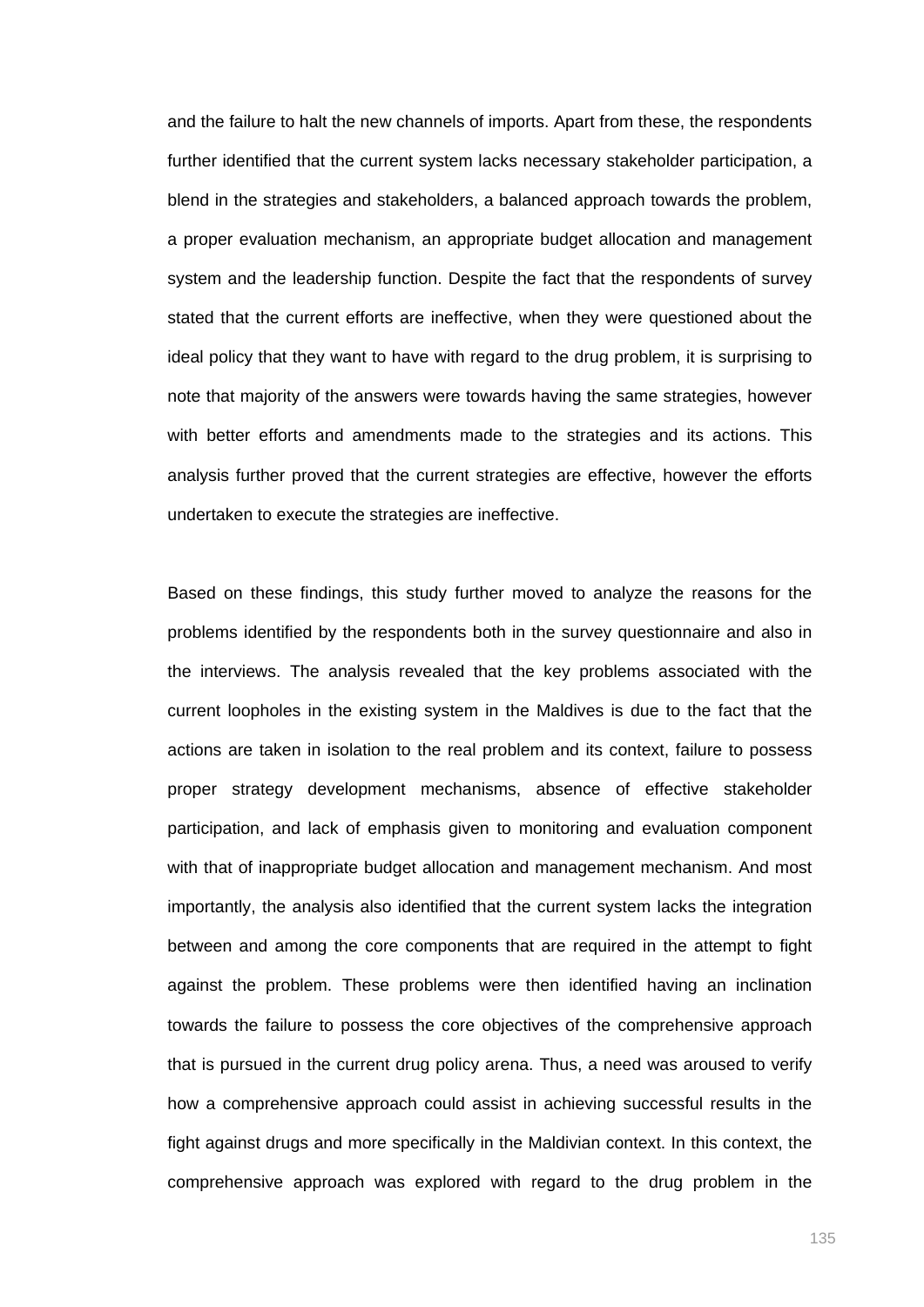and the failure to halt the new channels of imports. Apart from these, the respondents further identified that the current system lacks necessary stakeholder participation, a blend in the strategies and stakeholders, a balanced approach towards the problem, a proper evaluation mechanism, an appropriate budget allocation and management system and the leadership function. Despite the fact that the respondents of survey stated that the current efforts are ineffective, when they were questioned about the ideal policy that they want to have with regard to the drug problem, it is surprising to note that majority of the answers were towards having the same strategies, however with better efforts and amendments made to the strategies and its actions. This analysis further proved that the current strategies are effective, however the efforts undertaken to execute the strategies are ineffective.

Based on these findings, this study further moved to analyze the reasons for the problems identified by the respondents both in the survey questionnaire and also in the interviews. The analysis revealed that the key problems associated with the current loopholes in the existing system in the Maldives is due to the fact that the actions are taken in isolation to the real problem and its context, failure to possess proper strategy development mechanisms, absence of effective stakeholder participation, and lack of emphasis given to monitoring and evaluation component with that of inappropriate budget allocation and management mechanism. And most importantly, the analysis also identified that the current system lacks the integration between and among the core components that are required in the attempt to fight against the problem. These problems were then identified having an inclination towards the failure to possess the core objectives of the comprehensive approach that is pursued in the current drug policy arena. Thus, a need was aroused to verify how a comprehensive approach could assist in achieving successful results in the fight against drugs and more specifically in the Maldivian context. In this context, the comprehensive approach was explored with regard to the drug problem in the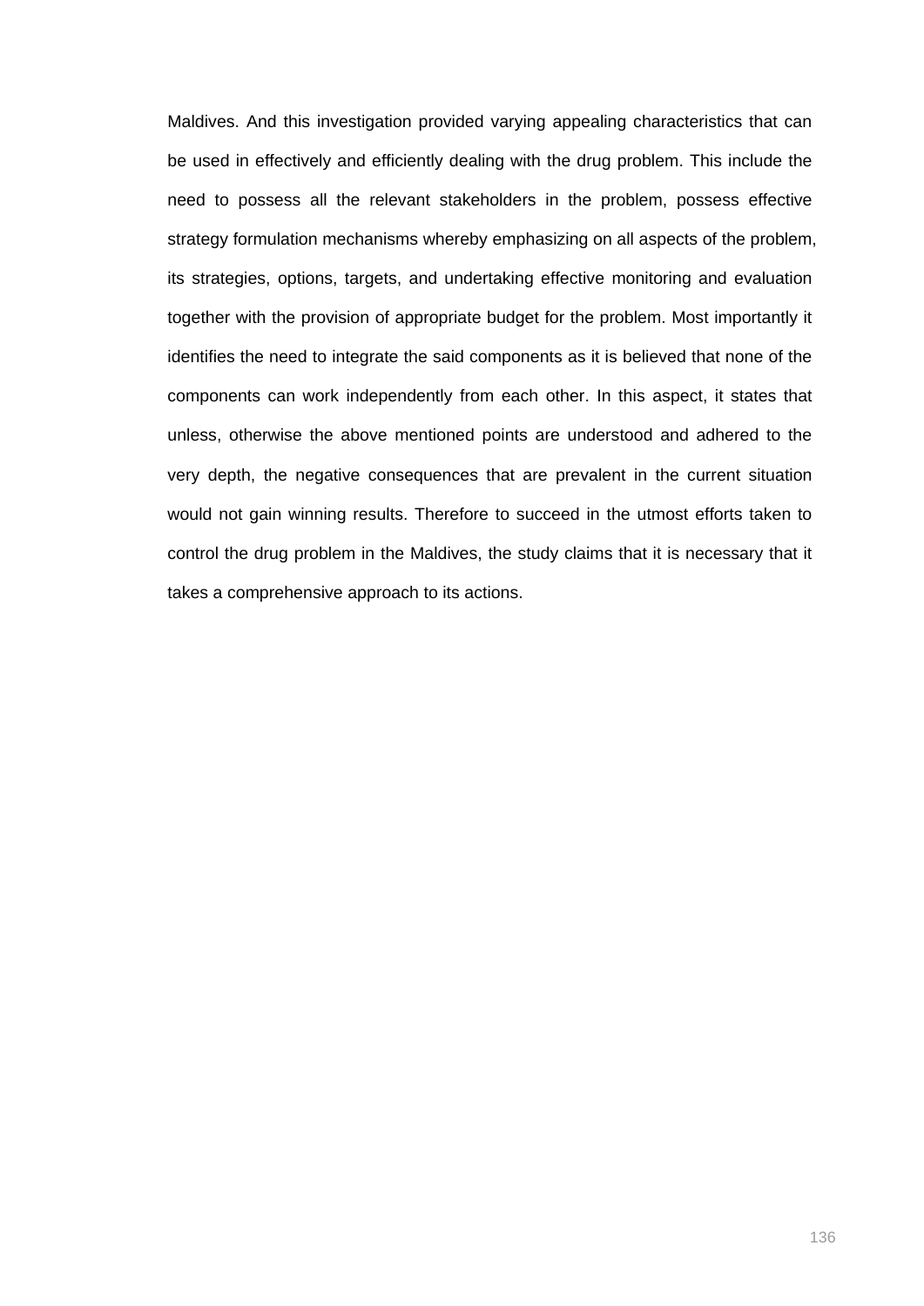Maldives. And this investigation provided varying appealing characteristics that can be used in effectively and efficiently dealing with the drug problem. This include the need to possess all the relevant stakeholders in the problem, possess effective strategy formulation mechanisms whereby emphasizing on all aspects of the problem, its strategies, options, targets, and undertaking effective monitoring and evaluation together with the provision of appropriate budget for the problem. Most importantly it identifies the need to integrate the said components as it is believed that none of the components can work independently from each other. In this aspect, it states that unless, otherwise the above mentioned points are understood and adhered to the very depth, the negative consequences that are prevalent in the current situation would not gain winning results. Therefore to succeed in the utmost efforts taken to control the drug problem in the Maldives, the study claims that it is necessary that it takes a comprehensive approach to its actions.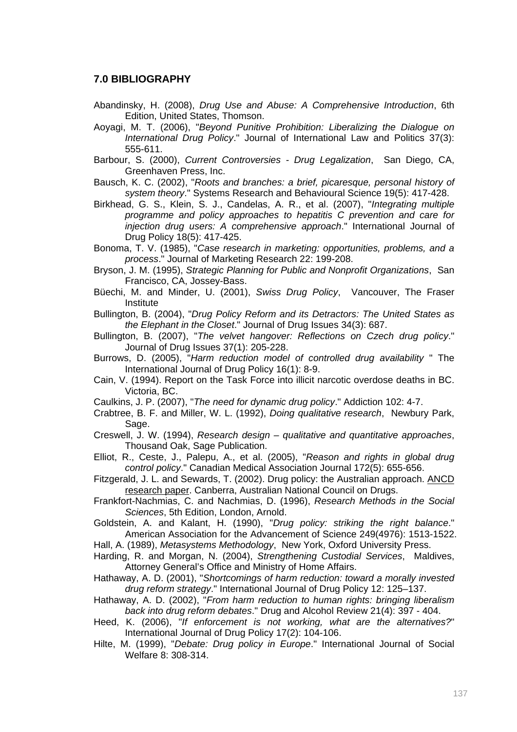## 7.0 BIBLIOGRAPHY

Abandinsky, H. (2008), *Drug Use and Abuse: A Comprehensive Introduction*, 6th Edition, United States, Thomson.

Aoyagi, M. T. (2006), "*Beyond Punitive Prohibition: Liberalizing the Dialogue on International Drug Policy*." Journal of International Law and Politics 37(3): 555-611.

Barbour, S. (2000), *Current Controversies - Drug Legalization*, San Diego, CA, Greenhaven Press, Inc.

Bausch, K. C. (2002), "*Roots and branches: a brief, picaresque, personal history of system theory*." Systems Research and Behavioural Science 19(5): 417-428.

Birkhead, G. S., Klein, S. J., Candelas, A. R., et al. (2007), "*Integrating multiple programme and policy approaches to hepatitis C prevention and care for injection drug users: A comprehensive approach*." International Journal of Drug Policy 18(5): 417-425.

Bonoma, T. V. (1985), "*Case research in marketing: opportunities, problems, and a process*." Journal of Marketing Research 22: 199-208.

Bryson, J. M. (1995), *Strategic Planning for Public and Nonprofit Organizations*, San Francisco, CA, Jossey-Bass.

Büechi, M. and Minder, U. (2001), *Swiss Drug Policy*, Vancouver, The Fraser Institute

Bullington, B. (2004), "*Drug Policy Reform and its Detractors: The United States as the Elephant in the Closet*." Journal of Drug Issues 34(3): 687.

Bullington, B. (2007), "*The velvet hangover: Reflections on Czech drug policy*." Journal of Drug Issues 37(1): 205-228.

Burrows, D. (2005), "*Harm reduction model of controlled drug availability* " The International Journal of Drug Policy 16(1): 8-9.

Cain, V. (1994). Report on the Task Force into illicit narcotic overdose deaths in BC. Victoria, BC.

Caulkins, J. P. (2007), "*The need for dynamic drug policy*." Addiction 102: 4-7.

Crabtree, B. F. and Miller, W. L. (1992), *Doing qualitative research*, Newbury Park, Sage.

Creswell, J. W. (1994), *Research design – qualitative and quantitative approaches*, Thousand Oak, Sage Publication.

Elliot, R., Ceste, J., Palepu, A., et al. (2005), "*Reason and rights in global drug control policy*." Canadian Medical Association Journal 172(5): 655-656.

Fitzgerald, J. L. and Sewards, T. (2002). Drug policy: the Australian approach. ANCD research paper. Canberra, Australian National Council on Drugs.

Frankfort-Nachmias, C. and Nachmias, D. (1996), *Research Methods in the Social Sciences*, 5th Edition, London, Arnold.

Goldstein, A. and Kalant, H. (1990), "*Drug policy: striking the right balance*." American Association for the Advancement of Science 249(4976): 1513-1522.

Hall, A. (1989), *Metasystems Methodology*, New York, Oxford University Press.

Harding, R. and Morgan, N. (2004), *Strengthening Custodial Services*, Maldives, Attorney General's Office and Ministry of Home Affairs.

Hathaway, A. D. (2001), "*Shortcomings of harm reduction: toward a morally invested drug reform strategy*." International Journal of Drug Policy 12: 125–137.

Hathaway, A. D. (2002), "*From harm reduction to human rights: bringing liberalism back into drug reform debates*." Drug and Alcohol Review 21(4): 397 - 404.

Heed, K. (2006), "*If enforcement is not working, what are the alternatives?*" International Journal of Drug Policy 17(2): 104-106.

Hilte, M. (1999), "*Debate: Drug policy in Europe*." International Journal of Social Welfare 8: 308-314.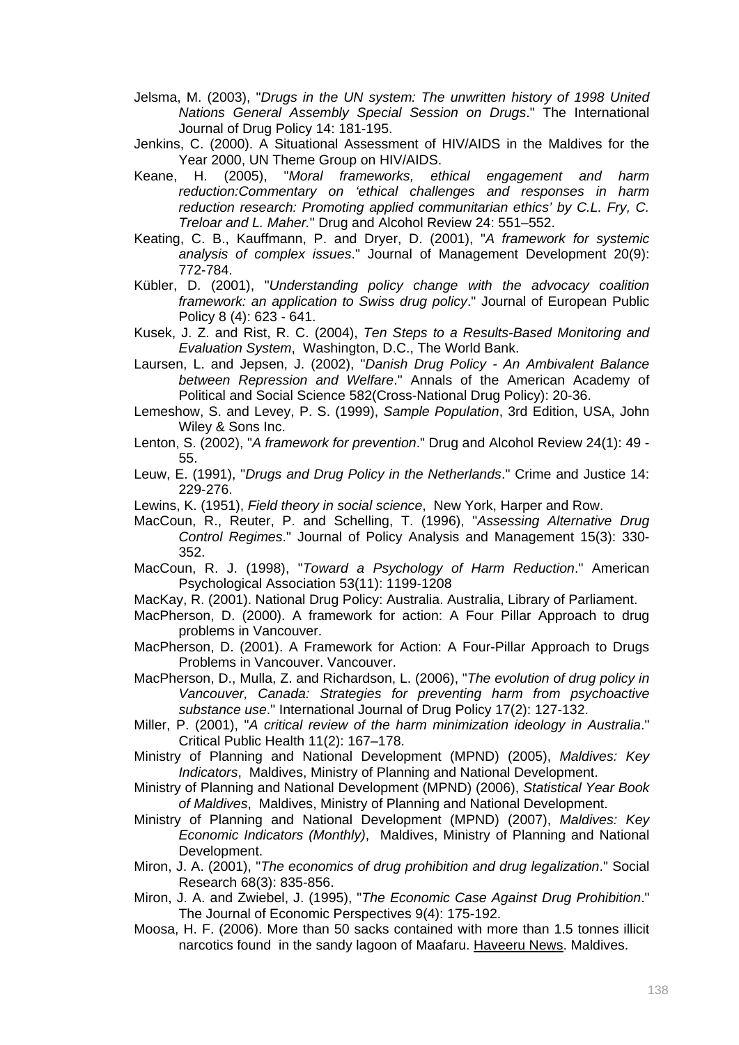Jelsma, M. (2003), "*Drugs in the UN system: The unwritten history of 1998 United Nations General Assembly Special Session on Drugs*." The International Journal of Drug Policy 14: 181-195.

Jenkins, C. (2000). A Situational Assessment of HIV/AIDS in the Maldives for the Year 2000, UN Theme Group on HIV/AIDS.

Keane, H. (2005), "*Moral frameworks, ethical engagement and harm reduction:Commentary on 'ethical challenges and responses in harm reduction research: Promoting applied communitarian ethics' by C.L. Fry, C. Treloar and L. Maher.*" Drug and Alcohol Review 24: 551–552.

Keating, C. B., Kauffmann, P. and Dryer, D. (2001), "*A framework for systemic analysis of complex issues*." Journal of Management Development 20(9): 772-784.

Kübler, D. (2001), "*Understanding policy change with the advocacy coalition framework: an application to Swiss drug policy*." Journal of European Public Policy 8 (4): 623 - 641.

Kusek, J. Z. and Rist, R. C. (2004), *Ten Steps to a Results-Based Monitoring and Evaluation System*, Washington, D.C., The World Bank.

Laursen, L. and Jepsen, J. (2002), "*Danish Drug Policy - An Ambivalent Balance between Repression and Welfare*." Annals of the American Academy of Political and Social Science 582(Cross-National Drug Policy): 20-36.

Lemeshow, S. and Levey, P. S. (1999), *Sample Population*, 3rd Edition, USA, John Wiley & Sons Inc.

Lenton, S. (2002), "*A framework for prevention*." Drug and Alcohol Review 24(1): 49 - 55.

Leuw, E. (1991), "*Drugs and Drug Policy in the Netherlands*." Crime and Justice 14: 229-276.

Lewins, K. (1951), *Field theory in social science*, New York, Harper and Row.

MacCoun, R., Reuter, P. and Schelling, T. (1996), "*Assessing Alternative Drug Control Regimes*." Journal of Policy Analysis and Management 15(3): 330-352.

MacCoun, R. J. (1998), "*Toward a Psychology of Harm Reduction*." American Psychological Association 53(11): 1199-1208

MacKay, R. (2001). National Drug Policy: Australia. Australia, Library of Parliament.

MacPherson, D. (2000). A framework for action: A Four Pillar Approach to drug problems in Vancouver.

MacPherson, D. (2001). A Framework for Action: A Four-Pillar Approach to Drugs Problems in Vancouver. Vancouver.

MacPherson, D., Mulla, Z. and Richardson, L. (2006), "*The evolution of drug policy in Vancouver, Canada: Strategies for preventing harm from psychoactive substance use*." International Journal of Drug Policy 17(2): 127-132.

Miller, P. (2001), "*A critical review of the harm minimization ideology in Australia*." Critical Public Health 11(2): 167–178.

Ministry of Planning and National Development (MPND) (2005), *Maldives: Key Indicators*, Maldives, Ministry of Planning and National Development.

Ministry of Planning and National Development (MPND) (2006), *Statistical Year Book of Maldives*, Maldives, Ministry of Planning and National Development.

Ministry of Planning and National Development (MPND) (2007), *Maldives: Key Economic Indicators (Monthly)*, Maldives, Ministry of Planning and National Development.

Miron, J. A. (2001), "*The economics of drug prohibition and drug legalization*." Social Research 68(3): 835-856.

Miron, J. A. and Zwiebel, J. (1995), "*The Economic Case Against Drug Prohibition*." The Journal of Economic Perspectives 9(4): 175-192.

Moosa, H. F. (2006). More than 50 sacks contained with more than 1.5 tonnes illicit narcotics found in the sandy lagoon of Maafaru. Haveeru News. Maldives.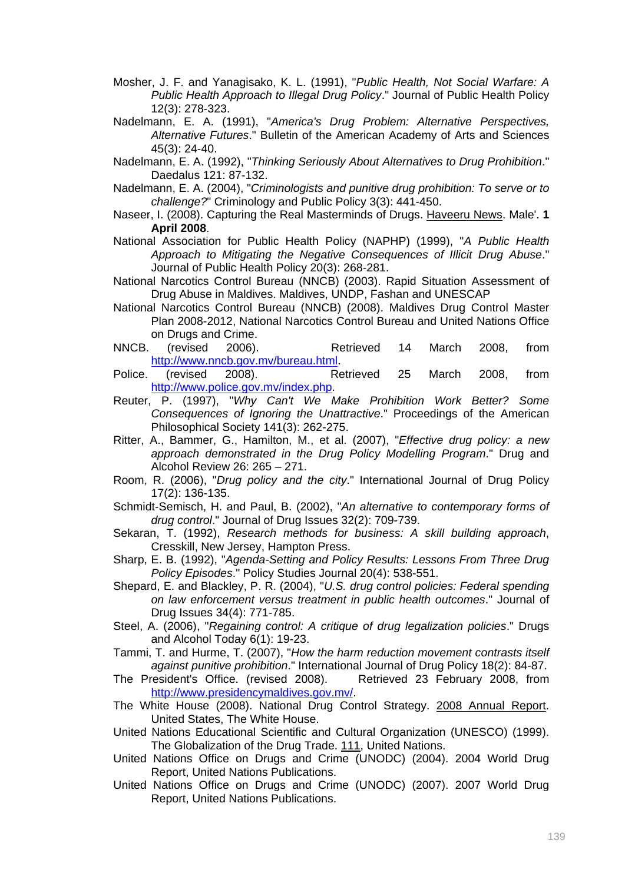Mosher, J. F. and Yanagisako, K. L. (1991), "*Public Health, Not Social Warfare: A Public Health Approach to Illegal Drug Policy*." Journal of Public Health Policy 12(3): 278-323.

Nadelmann, E. A. (1991), "*America's Drug Problem: Alternative Perspectives, Alternative Futures*." Bulletin of the American Academy of Arts and Sciences 45(3): 24-40.

Nadelmann, E. A. (1992), "*Thinking Seriously About Alternatives to Drug Prohibition*." Daedalus 121: 87-132.

Nadelmann, E. A. (2004), "*Criminologists and punitive drug prohibition: To serve or to challenge?*" Criminology and Public Policy 3(3): 441-450.

Naseer, I. (2008). Capturing the Real Masterminds of Drugs. Haveeru News. Male'. **1 April 2008**.

National Association for Public Health Policy (NAPHP) (1999), "*A Public Health Approach to Mitigating the Negative Consequences of Illicit Drug Abuse*." Journal of Public Health Policy 20(3): 268-281.

National Narcotics Control Bureau (NNCB) (2003). Rapid Situation Assessment of Drug Abuse in Maldives. Maldives, UNDP, Fashan and UNESCAP

National Narcotics Control Bureau (NNCB) (2008). Maldives Drug Control Master Plan 2008-2012, National Narcotics Control Bureau and United Nations Office on Drugs and Crime.

NNCB. (revised 2006). Retrieved 14 March 2008, from http://www.nncb.gov.mv/bureau.html.

Police. (revised 2008). Retrieved 25 March 2008, from http://www.police.gov.mv/index.php.

Reuter, P. (1997), "*Why Can't We Make Prohibition Work Better? Some Consequences of Ignoring the Unattractive*." Proceedings of the American Philosophical Society 141(3): 262-275.

Ritter, A., Bammer, G., Hamilton, M., et al. (2007), "*Effective drug policy: a new approach demonstrated in the Drug Policy Modelling Program*." Drug and Alcohol Review 26: 265 – 271.

Room, R. (2006), "*Drug policy and the city*." International Journal of Drug Policy 17(2): 136-135.

Schmidt-Semisch, H. and Paul, B. (2002), "*An alternative to contemporary forms of drug control*." Journal of Drug Issues 32(2): 709-739.

Sekaran, T. (1992), *Research methods for business: A skill building approach*, Cresskill, New Jersey, Hampton Press.

Sharp, E. B. (1992), "*Agenda-Setting and Policy Results: Lessons From Three Drug Policy Episodes*." Policy Studies Journal 20(4): 538-551.

Shepard, E. and Blackley, P. R. (2004), "*U.S. drug control policies: Federal spending on law enforcement versus treatment in public health outcomes*." Journal of Drug Issues 34(4): 771-785.

Steel, A. (2006), "*Regaining control: A critique of drug legalization policies*." Drugs and Alcohol Today 6(1): 19-23.

Tammi, T. and Hurme, T. (2007), "*How the harm reduction movement contrasts itself against punitive prohibition*." International Journal of Drug Policy 18(2): 84-87.

The President's Office. (revised 2008). Retrieved 23 February 2008, from http://www.presidencymaldives.gov.mv/.

The White House (2008). National Drug Control Strategy. 2008 Annual Report. United States, The White House.

United Nations Educational Scientific and Cultural Organization (UNESCO) (1999). The Globalization of the Drug Trade. 111, United Nations.

United Nations Office on Drugs and Crime (UNODC) (2004). 2004 World Drug Report, United Nations Publications.

United Nations Office on Drugs and Crime (UNODC) (2007). 2007 World Drug Report, United Nations Publications.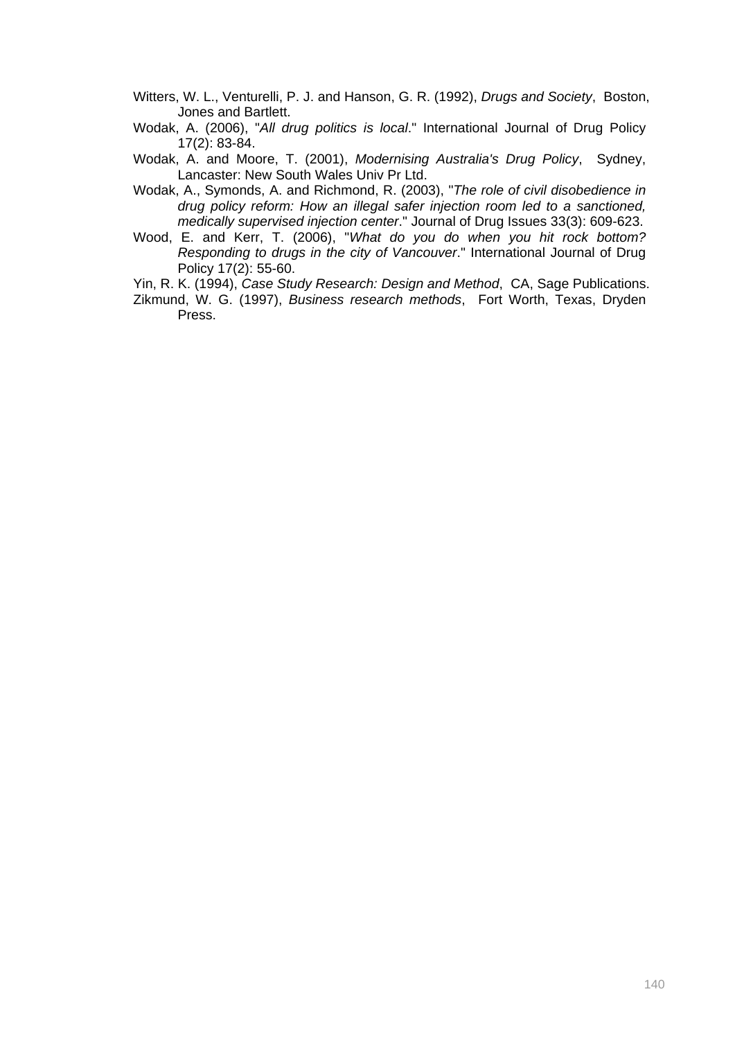Witters, W. L., Venturelli, P. J. and Hanson, G. R. (1992), *Drugs and Society*, Boston, Jones and Bartlett.

Wodak, A. (2006), "*All drug politics is local*." International Journal of Drug Policy 17(2): 83-84.

Wodak, A. and Moore, T. (2001), *Modernising Australia's Drug Policy*, Sydney, Lancaster: New South Wales Univ Pr Ltd.

Wodak, A., Symonds, A. and Richmond, R. (2003), "*The role of civil disobedience in drug policy reform: How an illegal safer injection room led to a sanctioned, medically supervised injection center*." Journal of Drug Issues 33(3): 609-623.

Wood, E. and Kerr, T. (2006), "*What do you do when you hit rock bottom? Responding to drugs in the city of Vancouver*." International Journal of Drug Policy 17(2): 55-60.

Yin, R. K. (1994), *Case Study Research: Design and Method*, CA, Sage Publications.

Zikmund, W. G. (1997), *Business research methods*, Fort Worth, Texas, Dryden Press.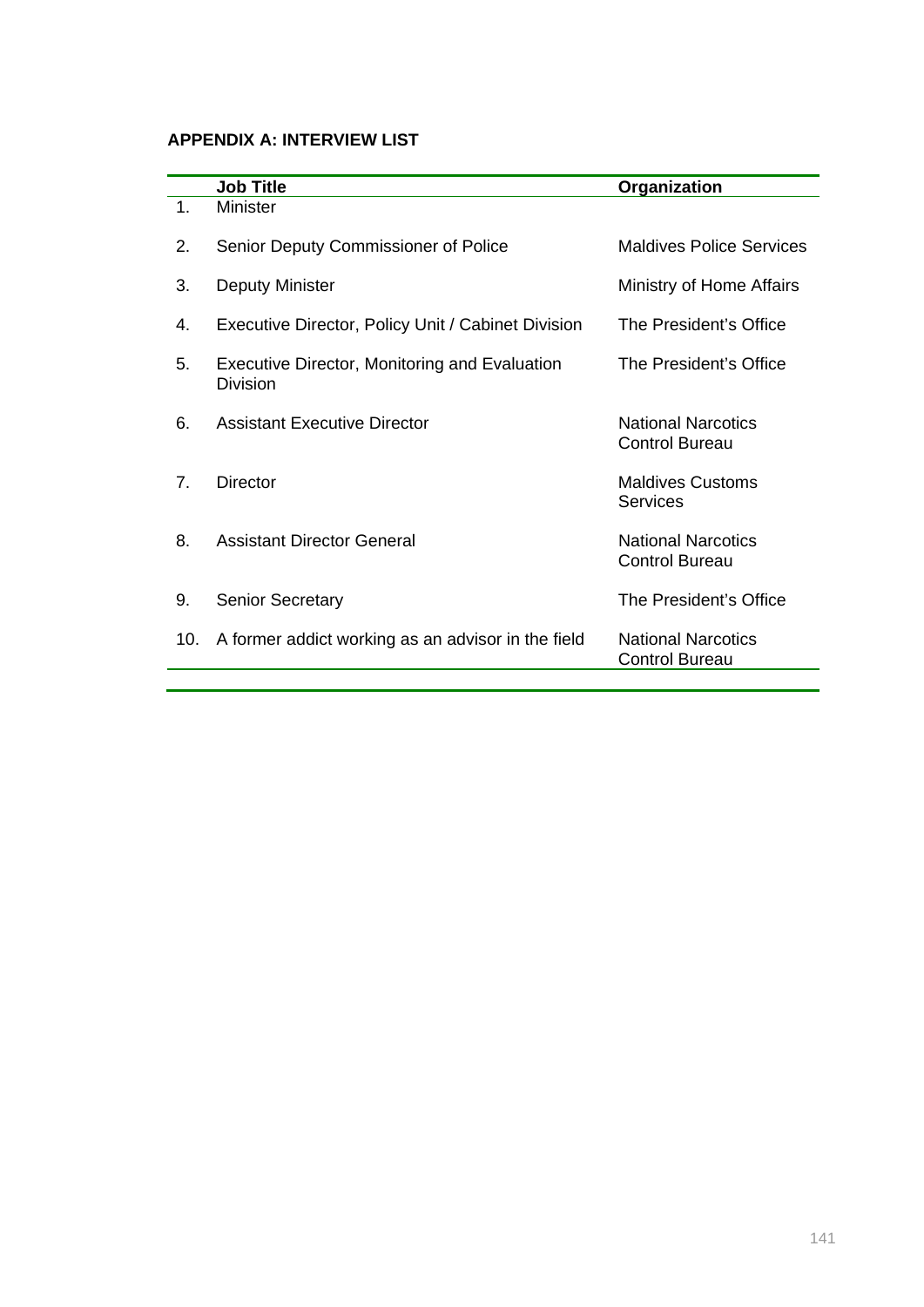**APPENDIX A: INTERVIEW LIST**

| | Job Title | Organization |
|---|---|---|
| 1. | Minister | |
| 2. | Senior Deputy Commissioner of Police | Maldives Police Services |
| 3. | Deputy Minister | Ministry of Home Affairs |
| 4. | Executive Director, Policy Unit / Cabinet Division | The President's Office |
| 5. | Executive Director, Monitoring and Evaluation Division | The President's Office |
| 6. | Assistant Executive Director | National Narcotics Control Bureau |
| 7. | Director | Maldives Customs Services |
| 8. | Assistant Director General | National Narcotics Control Bureau |
| 9. | Senior Secretary | The President's Office |
| 10. | A former addict working as an advisor in the field | National Narcotics Control Bureau |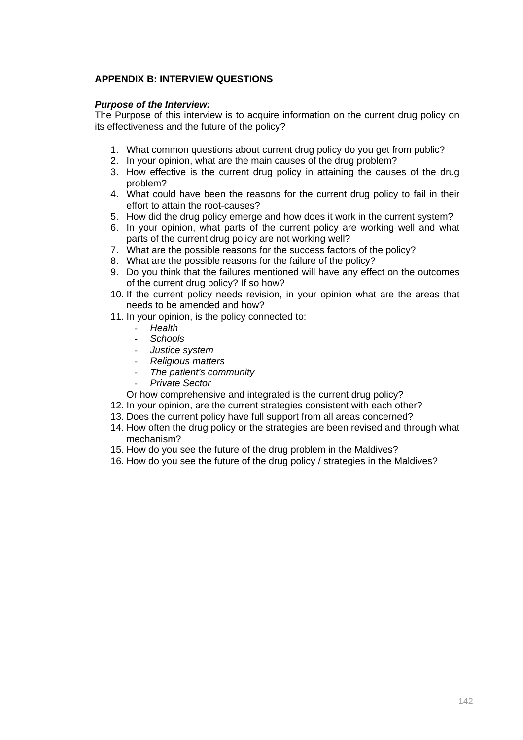## APPENDIX B: INTERVIEW QUESTIONS

***Purpose of the Interview:***

The Purpose of this interview is to acquire information on the current drug policy on its effectiveness and the future of the policy?

1. What common questions about current drug policy do you get from public?
2. In your opinion, what are the main causes of the drug problem?
3. How effective is the current drug policy in attaining the causes of the drug problem?
4. What could have been the reasons for the current drug policy to fail in their effort to attain the root-causes?
5. How did the drug policy emerge and how does it work in the current system?
6. In your opinion, what parts of the current policy are working well and what parts of the current drug policy are not working well?
7. What are the possible reasons for the success factors of the policy?
8. What are the possible reasons for the failure of the policy?
9. Do you think that the failures mentioned will have any effect on the outcomes of the current drug policy? If so how?
10. If the current policy needs revision, in your opinion what are the areas that needs to be amended and how?
11. In your opinion, is the policy connected to:
    - *Health*
    - *Schools*
    - *Justice system*
    - *Religious matters*
    - *The patient's community*
    - *Private Sector*

    Or how comprehensive and integrated is the current drug policy?
12. In your opinion, are the current strategies consistent with each other?
13. Does the current policy have full support from all areas concerned?
14. How often the drug policy or the strategies are been revised and through what mechanism?
15. How do you see the future of the drug problem in the Maldives?
16. How do you see the future of the drug policy / strategies in the Maldives?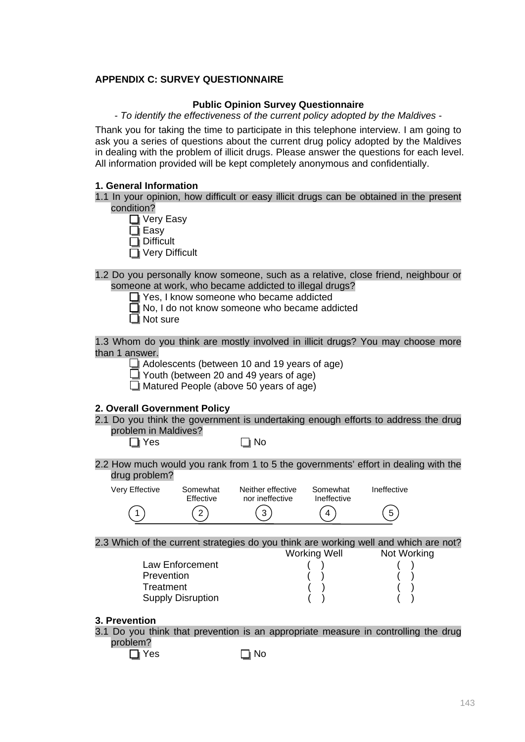## APPENDIX C: SURVEY QUESTIONNAIRE

**Public Opinion Survey Questionnaire**

*- To identify the effectiveness of the current policy adopted by the Maldives -*

Thank you for taking the time to participate in this telephone interview. I am going to ask you a series of questions about the current drug policy adopted by the Maldives in dealing with the problem of illicit drugs. Please answer the questions for each level. All information provided will be kept completely anonymous and confidentially.

### 1. General Information

1.1 In your opinion, how difficult or easy illicit drugs can be obtained in the present condition?

- ☐ Very Easy
- ☐ Easy
- ☐ Difficult
- ☐ Very Difficult

1.2 Do you personally know someone, such as a relative, close friend, neighbour or someone at work, who became addicted to illegal drugs?

- ☐ Yes, I know someone who became addicted
- ☐ No, I do not know someone who became addicted
- ☐ Not sure

1.3 Whom do you think are mostly involved in illicit drugs? You may choose more than 1 answer.

- ☐ Adolescents (between 10 and 19 years of age)
- ☐ Youth (between 20 and 49 years of age)
- ☐ Matured People (above 50 years of age)

### 2. Overall Government Policy

2.1 Do you think the government is undertaking enough efforts to address the drug problem in Maldives?

☐ Yes ☐ No

2.2 How much would you rank from 1 to 5 the governments' effort in dealing with the drug problem?

| Very Effective | Somewhat Effective | Neither effective nor ineffective | Somewhat Ineffective | Ineffective |
|---|---|---|---|---|
| 1 | 2 | 3 | 4 | 5 |

2.3 Which of the current strategies do you think are working well and which are not?

| | Working Well | Not Working |
|---|---|---|
| Law Enforcement | ( ) | ( ) |
| Prevention | ( ) | ( ) |
| Treatment | ( ) | ( ) |
| Supply Disruption | ( ) | ( ) |

### 3. Prevention

3.1 Do you think that prevention is an appropriate measure in controlling the drug problem?

☐ Yes ☐ No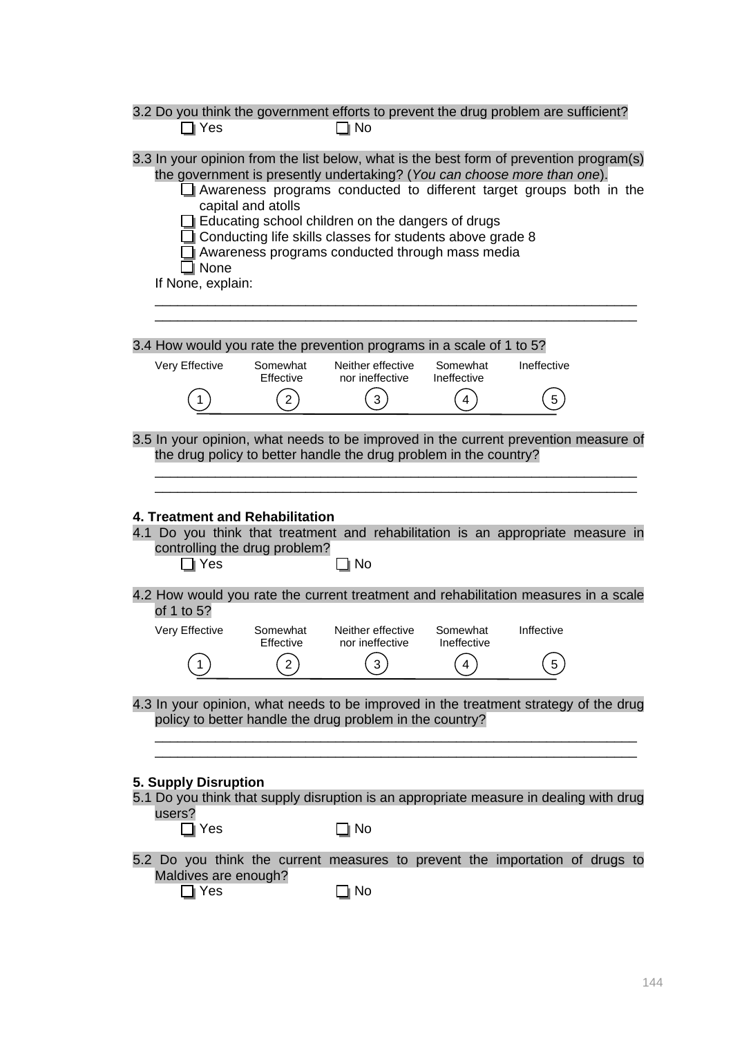3.2 Do you think the government efforts to prevent the drug problem are sufficient?

- [ ] Yes
- [ ] No

3.3 In your opinion from the list below, what is the best form of prevention program(s) the government is presently undertaking? (*You can choose more than one*).

- [ ] Awareness programs conducted to different target groups both in the capital and atolls
- [ ] Educating school children on the dangers of drugs
- [ ] Conducting life skills classes for students above grade 8
- [ ] Awareness programs conducted through mass media
- [ ] None

If None, explain:

_______________________________________________________________

_______________________________________________________________

3.4 How would you rate the prevention programs in a scale of 1 to 5?

| Very Effective | Somewhat Effective | Neither effective nor ineffective | Somewhat Ineffective | Ineffective |
|---|---|---|---|---|
| 1 | 2 | 3 | 4 | 5 |

3.5 In your opinion, what needs to be improved in the current prevention measure of the drug policy to better handle the drug problem in the country?

_______________________________________________________________

_______________________________________________________________

**4. Treatment and Rehabilitation**

4.1 Do you think that treatment and rehabilitation is an appropriate measure in controlling the drug problem?

- [ ] Yes
- [ ] No

4.2 How would you rate the current treatment and rehabilitation measures in a scale of 1 to 5?

| Very Effective | Somewhat Effective | Neither effective nor ineffective | Somewhat Ineffective | Inffective |
|---|---|---|---|---|
| 1 | 2 | 3 | 4 | 5 |

4.3 In your opinion, what needs to be improved in the treatment strategy of the drug policy to better handle the drug problem in the country?

_______________________________________________________________

_______________________________________________________________

**5. Supply Disruption**

5.1 Do you think that supply disruption is an appropriate measure in dealing with drug users?

- [ ] Yes
- [ ] No

5.2 Do you think the current measures to prevent the importation of drugs to Maldives are enough?

- [ ] Yes
- [ ] No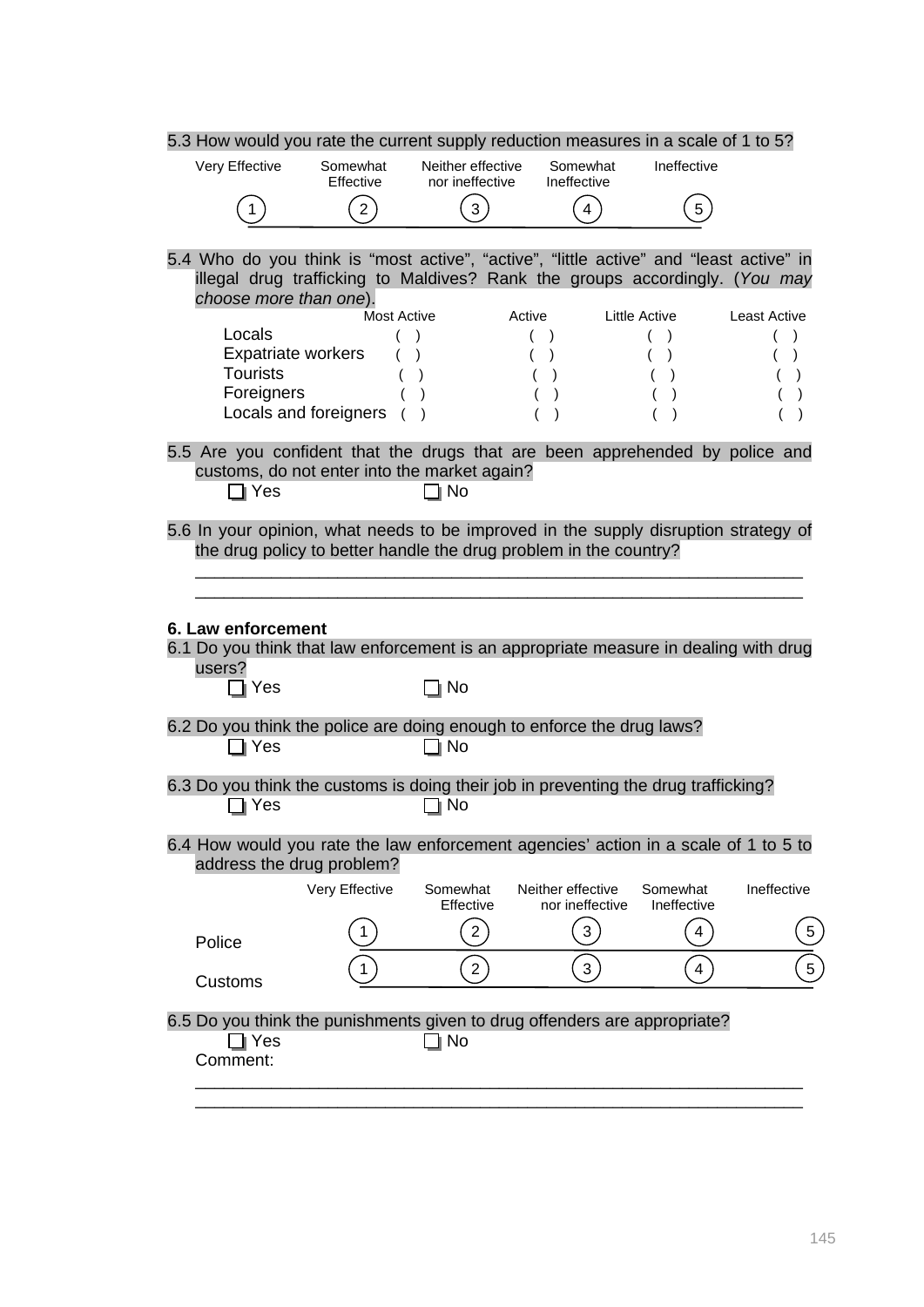5.3 How would you rate the current supply reduction measures in a scale of 1 to 5?

| Very Effective | Somewhat Effective | Neither effective nor ineffective | Somewhat Ineffective | Ineffective |
|---|---|---|---|---|
| 1 | 2 | 3 | 4 | 5 |

5.4 Who do you think is "most active", "active", "little active" and "least active" in illegal drug trafficking to Maldives? Rank the groups accordingly. (*You may choose more than one*).

| | Most Active | Active | Little Active | Least Active |
|---|---|---|---|---|
| Locals | ( ) | ( ) | ( ) | ( ) |
| Expatriate workers | ( ) | ( ) | ( ) | ( ) |
| Tourists | ( ) | ( ) | ( ) | ( ) |
| Foreigners | ( ) | ( ) | ( ) | ( ) |
| Locals and foreigners | ( ) | ( ) | ( ) | ( ) |

5.5 Are you confident that the drugs that are been apprehended by police and customs, do not enter into the market again?

☐ Yes ☐ No

5.6 In your opinion, what needs to be improved in the supply disruption strategy of the drug policy to better handle the drug problem in the country?

_______________________________________________________________

_______________________________________________________________

**6. Law enforcement**

6.1 Do you think that law enforcement is an appropriate measure in dealing with drug users?

☐ Yes ☐ No

6.2 Do you think the police are doing enough to enforce the drug laws?

☐ Yes ☐ No

6.3 Do you think the customs is doing their job in preventing the drug trafficking?

☐ Yes ☐ No

6.4 How would you rate the law enforcement agencies' action in a scale of 1 to 5 to address the drug problem?

| | Very Effective | Somewhat Effective | Neither effective nor ineffective | Somewhat Ineffective | Ineffective |
|---|---|---|---|---|---|
| Police | 1 | 2 | 3 | 4 | 5 |
| Customs | 1 | 2 | 3 | 4 | 5 |

6.5 Do you think the punishments given to drug offenders are appropriate?

☐ Yes ☐ No

Comment:

_______________________________________________________________

_______________________________________________________________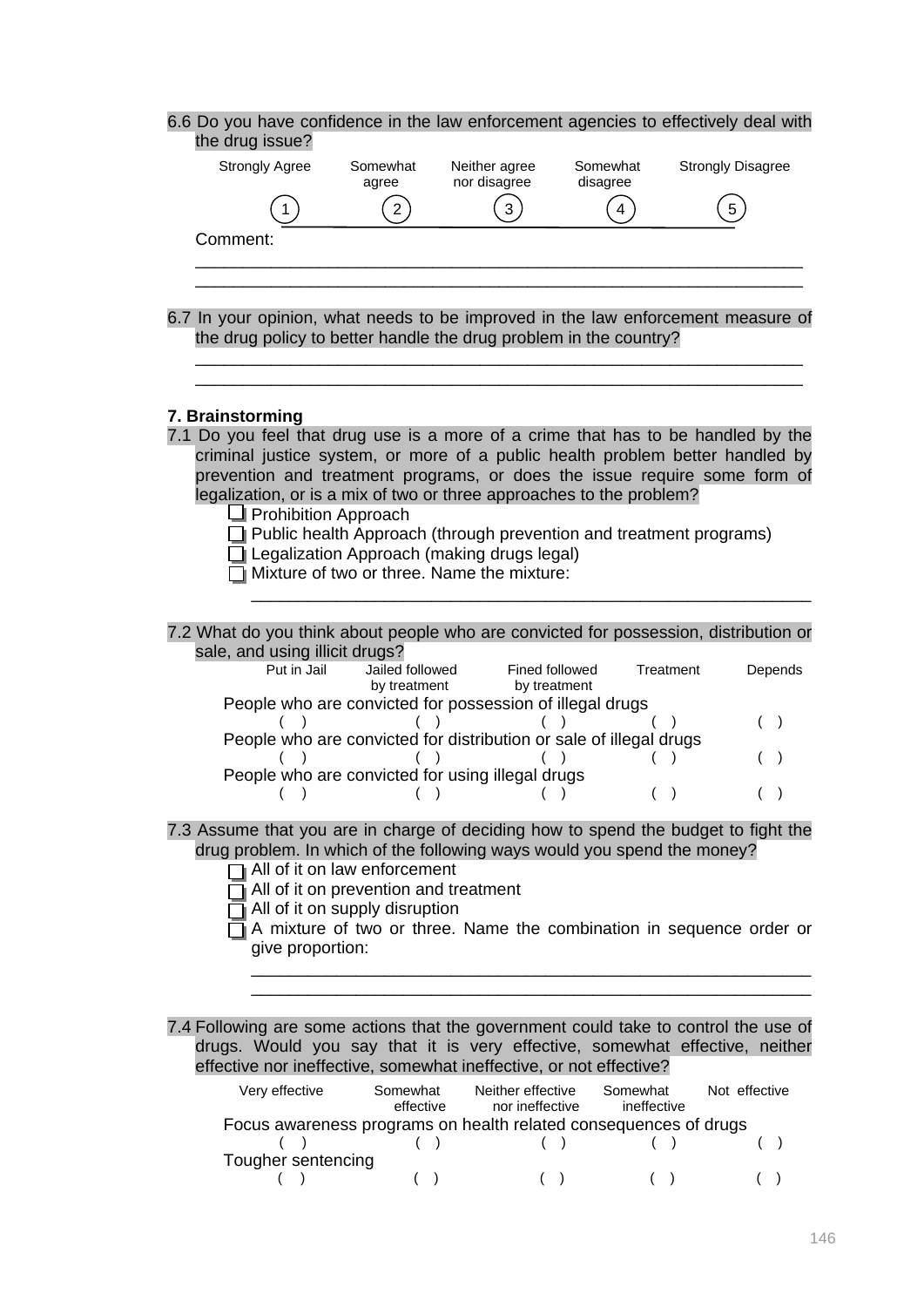6.6 Do you have confidence in the law enforcement agencies to effectively deal with the drug issue?

| Strongly Agree | Somewhat agree | Neither agree nor disagree | Somewhat disagree | Strongly Disagree |
|---|---|---|---|---|
| 1 | 2 | 3 | 4 | 5 |

Comment: \_\_\_\_\_\_\_\_\_\_\_\_\_\_\_\_\_\_\_\_\_\_\_\_\_\_\_\_\_\_\_\_\_\_\_\_\_\_\_\_\_\_\_\_\_\_\_\_\_\_\_\_\_\_\_\_\_\_\_\_

\_\_\_\_\_\_\_\_\_\_\_\_\_\_\_\_\_\_\_\_\_\_\_\_\_\_\_\_\_\_\_\_\_\_\_\_\_\_\_\_\_\_\_\_\_\_\_\_\_\_\_\_\_\_\_\_\_\_\_\_

6.7 In your opinion, what needs to be improved in the law enforcement measure of the drug policy to better handle the drug problem in the country?

\_\_\_\_\_\_\_\_\_\_\_\_\_\_\_\_\_\_\_\_\_\_\_\_\_\_\_\_\_\_\_\_\_\_\_\_\_\_\_\_\_\_\_\_\_\_\_\_\_\_\_\_\_\_\_\_\_\_\_\_

\_\_\_\_\_\_\_\_\_\_\_\_\_\_\_\_\_\_\_\_\_\_\_\_\_\_\_\_\_\_\_\_\_\_\_\_\_\_\_\_\_\_\_\_\_\_\_\_\_\_\_\_\_\_\_\_\_\_\_\_

**7. Brainstorming**

7.1 Do you feel that drug use is a more of a crime that has to be handled by the criminal justice system, or more of a public health problem better handled by prevention and treatment programs, or does the issue require some form of legalization, or is a mix of two or three approaches to the problem?

- ☐ Prohibition Approach
- ☐ Public health Approach (through prevention and treatment programs)
- ☐ Legalization Approach (making drugs legal)
- ☐ Mixture of two or three. Name the mixture:

\_\_\_\_\_\_\_\_\_\_\_\_\_\_\_\_\_\_\_\_\_\_\_\_\_\_\_\_\_\_\_\_\_\_\_\_\_\_\_\_\_\_\_\_\_\_\_\_\_\_\_\_\_\_\_\_\_\_\_\_

7.2 What do you think about people who are convicted for possession, distribution or sale, and using illicit drugs?

| | Put in Jail | Jailed followed by treatment | Fined followed by treatment | Treatment | Depends |
|---|---|---|---|---|---|
| People who are convicted for possession of illegal drugs | ( ) | ( ) | ( ) | ( ) | ( ) |
| People who are convicted for distribution or sale of illegal drugs | ( ) | ( ) | ( ) | ( ) | ( ) |
| People who are convicted for using illegal drugs | ( ) | ( ) | ( ) | ( ) | ( ) |

7.3 Assume that you are in charge of deciding how to spend the budget to fight the drug problem. In which of the following ways would you spend the money?

- ☐ All of it on law enforcement
- ☐ All of it on prevention and treatment
- ☐ All of it on supply disruption
- ☐ A mixture of two or three. Name the combination in sequence order or give proportion:

\_\_\_\_\_\_\_\_\_\_\_\_\_\_\_\_\_\_\_\_\_\_\_\_\_\_\_\_\_\_\_\_\_\_\_\_\_\_\_\_\_\_\_\_\_\_\_\_\_\_\_\_\_\_\_\_\_\_\_\_

\_\_\_\_\_\_\_\_\_\_\_\_\_\_\_\_\_\_\_\_\_\_\_\_\_\_\_\_\_\_\_\_\_\_\_\_\_\_\_\_\_\_\_\_\_\_\_\_\_\_\_\_\_\_\_\_\_\_\_\_

7.4 Following are some actions that the government could take to control the use of drugs. Would you say that it is very effective, somewhat effective, neither effective nor ineffective, somewhat ineffective, or not effective?

| | Very effective | Somewhat effective | Neither effective nor ineffective | Somewhat ineffective | Not effective |
|---|---|---|---|---|---|
| Focus awareness programs on health related consequences of drugs | ( ) | ( ) | ( ) | ( ) | ( ) |
| Tougher sentencing | ( ) | ( ) | ( ) | ( ) | ( ) |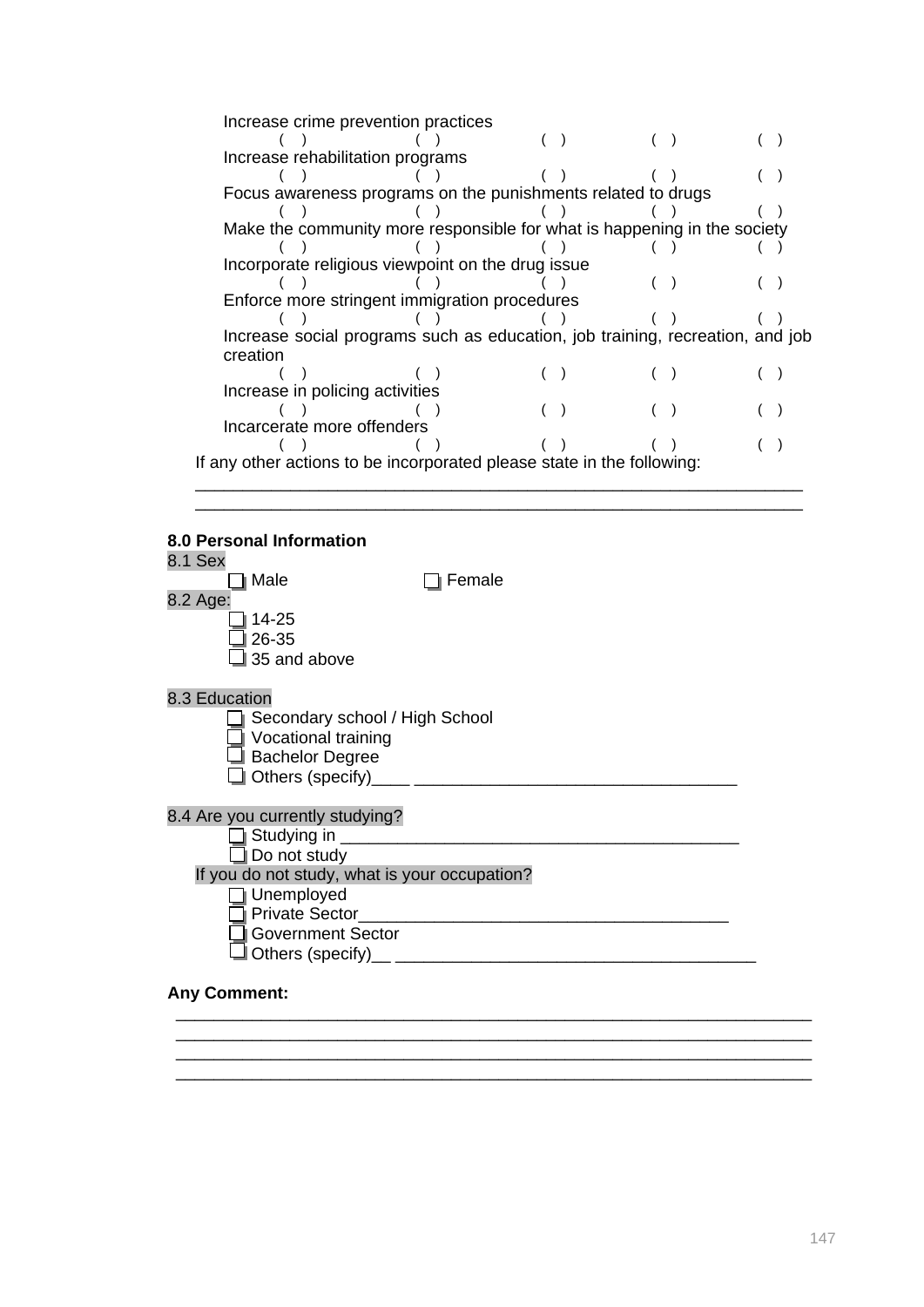Increase crime prevention practices

( ) ( ) ( ) ( ) ( )

Increase rehabilitation programs

( ) ( ) ( ) ( ) ( )

Focus awareness programs on the punishments related to drugs

( ) ( ) ( ) ( ) ( )

Make the community more responsible for what is happening in the society

( ) ( ) ( ) ( ) ( )

Incorporate religious viewpoint on the drug issue

( ) ( ) ( ) ( ) ( )

Enforce more stringent immigration procedures

( ) ( ) ( ) ( ) ( )

Increase social programs such as education, job training, recreation, and job creation

( ) ( ) ( ) ( ) ( )

Increase in policing activities

( ) ( ) ( ) ( ) ( )

Incarcerate more offenders

( ) ( ) ( ) ( ) ( )

If any other actions to be incorporated please state in the following:

_______________________________________________________________
_______________________________________________________________

**8.0 Personal Information**

8.1 Sex

☐ Male ☐ Female

8.2 Age:

☐ 14-25
☐ 26-35
☐ 35 and above

8.3 Education

☐ Secondary school / High School
☐ Vocational training
☐ Bachelor Degree
☐ Others (specify)____ _________________________________

8.4 Are you currently studying?

☐ Studying in ________________________________________
☐ Do not study

If you do not study, what is your occupation?

☐ Unemployed
☐ Private Sector______________________________________
☐ Government Sector
☐ Others (specify)__ ____________________________________

**Any Comment:**

_______________________________________________________________
_______________________________________________________________
_______________________________________________________________
_______________________________________________________________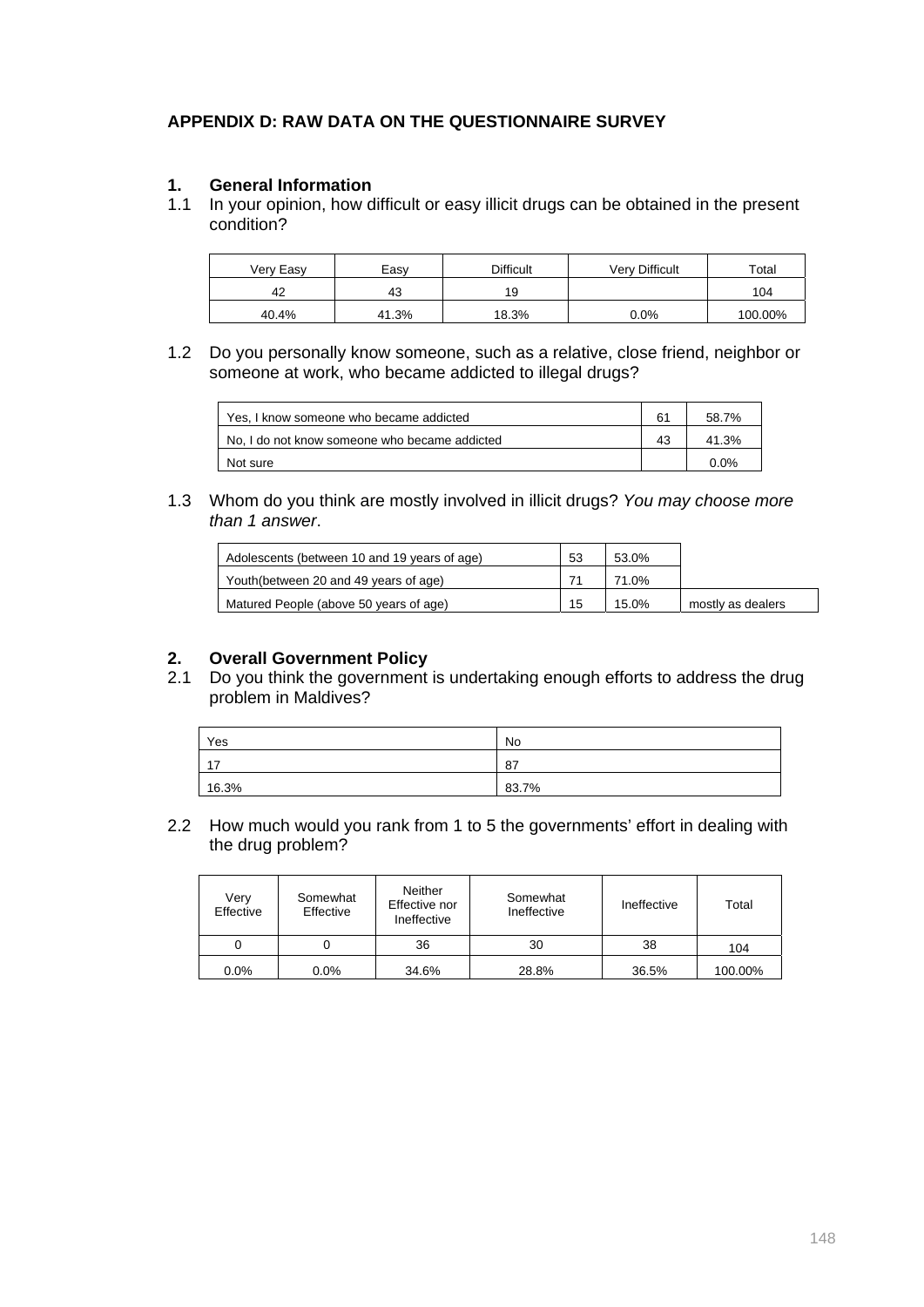## APPENDIX D: RAW DATA ON THE QUESTIONNAIRE SURVEY

### 1. General Information

1.1 In your opinion, how difficult or easy illicit drugs can be obtained in the present condition?

| Very Easy | Easy | Difficult | Very Difficult | Total |
|---|---|---|---|---|
| 42 | 43 | 19 | | 104 |
| 40.4% | 41.3% | 18.3% | 0.0% | 100.00% |

1.2 Do you personally know someone, such as a relative, close friend, neighbor or someone at work, who became addicted to illegal drugs?

| | | |
|---|---|---|
| Yes, I know someone who became addicted | 61 | 58.7% |
| No, I do not know someone who became addicted | 43 | 41.3% |
| Not sure | | 0.0% |

1.3 Whom do you think are mostly involved in illicit drugs? *You may choose more than 1 answer*.

| | | | |
|---|---|---|---|
| Adolescents (between 10 and 19 years of age) | 53 | 53.0% | |
| Youth(between 20 and 49 years of age) | 71 | 71.0% | |
| Matured People (above 50 years of age) | 15 | 15.0% | mostly as dealers |

### 2. Overall Government Policy

2.1 Do you think the government is undertaking enough efforts to address the drug problem in Maldives?

| Yes | No |
|---|---|
| 17 | 87 |
| 16.3% | 83.7% |

2.2 How much would you rank from 1 to 5 the governments' effort in dealing with the drug problem?

| Very Effective | Somewhat Effective | Neither Effective nor Ineffective | Somewhat Ineffective | Ineffective | Total |
|---|---|---|---|---|---|
| 0 | 0 | 36 | 30 | 38 | 104 |
| 0.0% | 0.0% | 34.6% | 28.8% | 36.5% | 100.00% |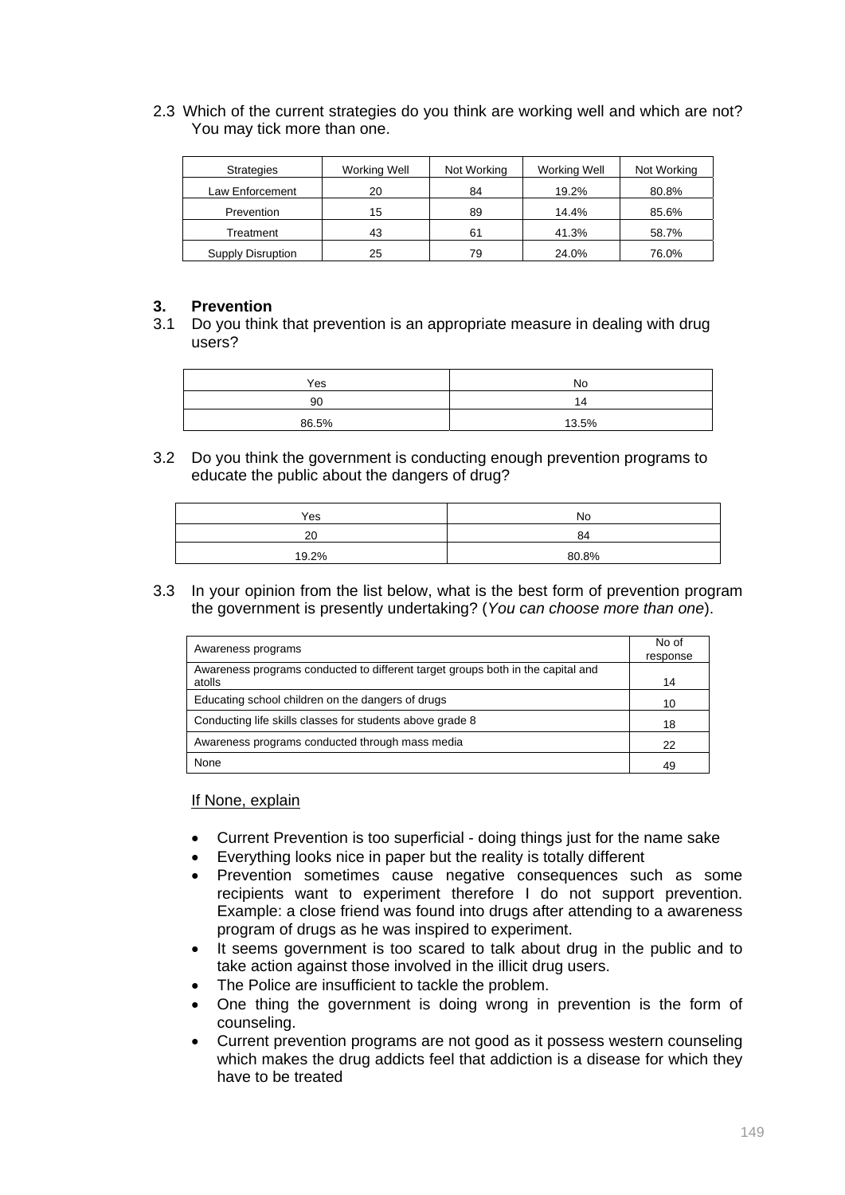2.3 Which of the current strategies do you think are working well and which are not? You may tick more than one.

| Strategies | Working Well | Not Working | Working Well | Not Working |
|---|---|---|---|---|
| Law Enforcement | 20 | 84 | 19.2% | 80.8% |
| Prevention | 15 | 89 | 14.4% | 85.6% |
| Treatment | 43 | 61 | 41.3% | 58.7% |
| Supply Disruption | 25 | 79 | 24.0% | 76.0% |

## 3. Prevention

3.1 Do you think that prevention is an appropriate measure in dealing with drug users?

| Yes | No |
|---|---|
| 90 | 14 |
| 86.5% | 13.5% |

3.2 Do you think the government is conducting enough prevention programs to educate the public about the dangers of drug?

| Yes | No |
|---|---|
| 20 | 84 |
| 19.2% | 80.8% |

3.3 In your opinion from the list below, what is the best form of prevention program the government is presently undertaking? (*You can choose more than one*).

| Awareness programs | No of response |
|---|---|
| Awareness programs conducted to different target groups both in the capital and atolls | 14 |
| Educating school children on the dangers of drugs | 10 |
| Conducting life skills classes for students above grade 8 | 18 |
| Awareness programs conducted through mass media | 22 |
| None | 49 |

If None, explain

- Current Prevention is too superficial - doing things just for the name sake
- Everything looks nice in paper but the reality is totally different
- Prevention sometimes cause negative consequences such as some recipients want to experiment therefore I do not support prevention. Example: a close friend was found into drugs after attending to a awareness program of drugs as he was inspired to experiment.
- It seems government is too scared to talk about drug in the public and to take action against those involved in the illicit drug users.
- The Police are insufficient to tackle the problem.
- One thing the government is doing wrong in prevention is the form of counseling.
- Current prevention programs are not good as it possess western counseling which makes the drug addicts feel that addiction is a disease for which they have to be treated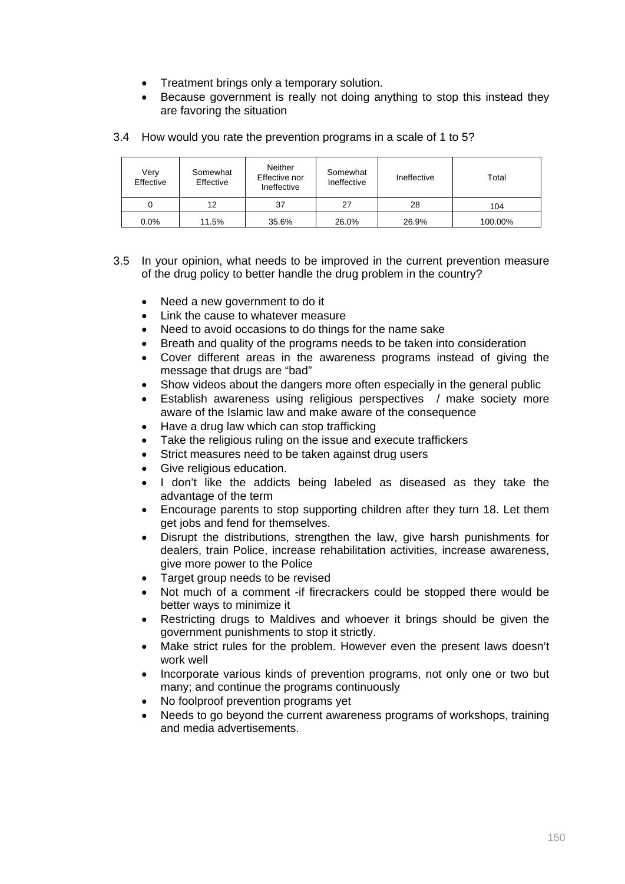- Treatment brings only a temporary solution.
- Because government is really not doing anything to stop this instead they are favoring the situation

3.4 How would you rate the prevention programs in a scale of 1 to 5?

| Very Effective | Somewhat Effective | Neither Effective nor Ineffective | Somewhat Ineffective | Ineffective | Total |
|---|---|---|---|---|---|
| 0 | 12 | 37 | 27 | 28 | 104 |
| 0.0% | 11.5% | 35.6% | 26.0% | 26.9% | 100.00% |

3.5 In your opinion, what needs to be improved in the current prevention measure of the drug policy to better handle the drug problem in the country?

- Need a new government to do it
- Link the cause to whatever measure
- Need to avoid occasions to do things for the name sake
- Breath and quality of the programs needs to be taken into consideration
- Cover different areas in the awareness programs instead of giving the message that drugs are "bad"
- Show videos about the dangers more often especially in the general public
- Establish awareness using religious perspectives / make society more aware of the Islamic law and make aware of the consequence
- Have a drug law which can stop trafficking
- Take the religious ruling on the issue and execute traffickers
- Strict measures need to be taken against drug users
- Give religious education.
- I don't like the addicts being labeled as diseased as they take the advantage of the term
- Encourage parents to stop supporting children after they turn 18. Let them get jobs and fend for themselves.
- Disrupt the distributions, strengthen the law, give harsh punishments for dealers, train Police, increase rehabilitation activities, increase awareness, give more power to the Police
- Target group needs to be revised
- Not much of a comment -if firecrackers could be stopped there would be better ways to minimize it
- Restricting drugs to Maldives and whoever it brings should be given the government punishments to stop it strictly.
- Make strict rules for the problem. However even the present laws doesn't work well
- Incorporate various kinds of prevention programs, not only one or two but many; and continue the programs continuously
- No foolproof prevention programs yet
- Needs to go beyond the current awareness programs of workshops, training and media advertisements.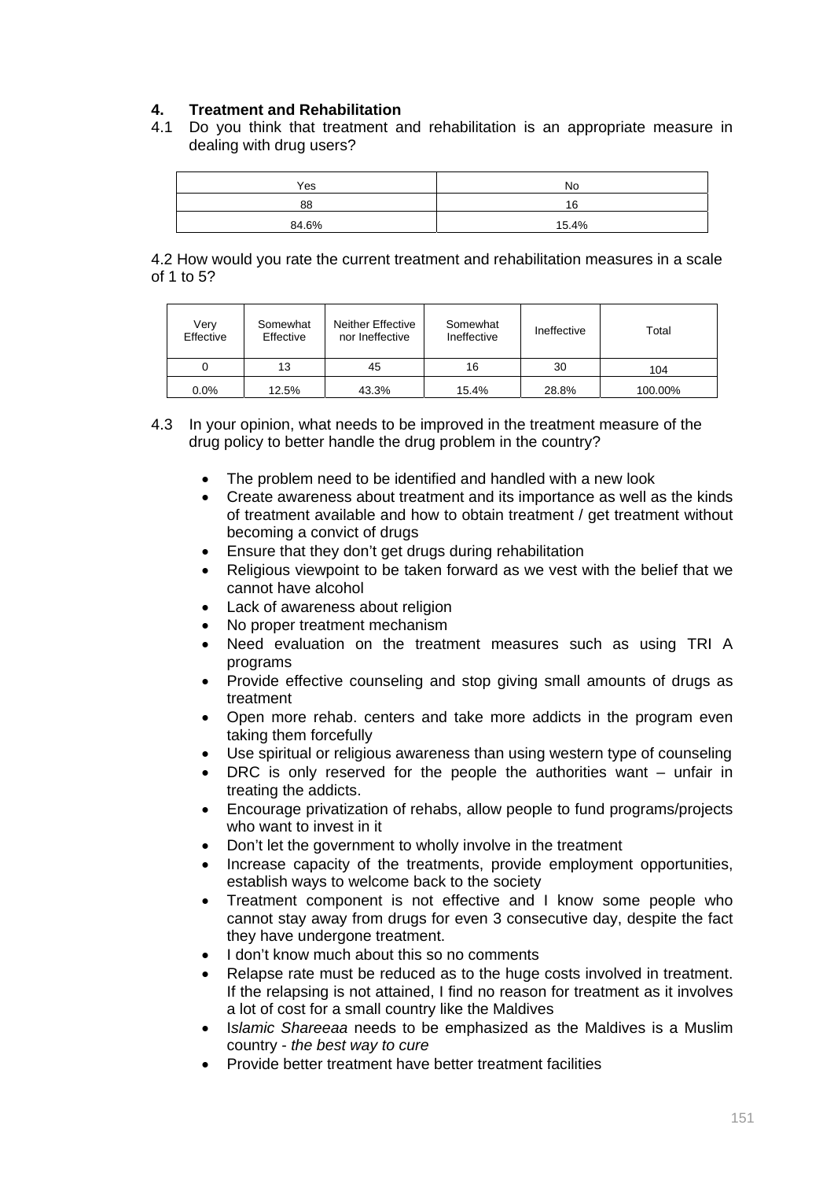## 4. Treatment and Rehabilitation

4.1 Do you think that treatment and rehabilitation is an appropriate measure in dealing with drug users?

| Yes | No |
|---|---|
| 88 | 16 |
| 84.6% | 15.4% |

4.2 How would you rate the current treatment and rehabilitation measures in a scale of 1 to 5?

| Very Effective | Somewhat Effective | Neither Effective nor Ineffective | Somewhat Ineffective | Ineffective | Total |
|---|---|---|---|---|---|
| 0 | 13 | 45 | 16 | 30 | 104 |
| 0.0% | 12.5% | 43.3% | 15.4% | 28.8% | 100.00% |

4.3 In your opinion, what needs to be improved in the treatment measure of the drug policy to better handle the drug problem in the country?

- The problem need to be identified and handled with a new look
- Create awareness about treatment and its importance as well as the kinds of treatment available and how to obtain treatment / get treatment without becoming a convict of drugs
- Ensure that they don't get drugs during rehabilitation
- Religious viewpoint to be taken forward as we vest with the belief that we cannot have alcohol
- Lack of awareness about religion
- No proper treatment mechanism
- Need evaluation on the treatment measures such as using TRI A programs
- Provide effective counseling and stop giving small amounts of drugs as treatment
- Open more rehab. centers and take more addicts in the program even taking them forcefully
- Use spiritual or religious awareness than using western type of counseling
- DRC is only reserved for the people the authorities want – unfair in treating the addicts.
- Encourage privatization of rehabs, allow people to fund programs/projects who want to invest in it
- Don't let the government to wholly involve in the treatment
- Increase capacity of the treatments, provide employment opportunities, establish ways to welcome back to the society
- Treatment component is not effective and I know some people who cannot stay away from drugs for even 3 consecutive day, despite the fact they have undergone treatment.
- I don't know much about this so no comments
- Relapse rate must be reduced as to the huge costs involved in treatment. If the relapsing is not attained, I find no reason for treatment as it involves a lot of cost for a small country like the Maldives
- I*slamic Shareeaa* needs to be emphasized as the Maldives is a Muslim country - *the best way to cure*
- Provide better treatment have better treatment facilities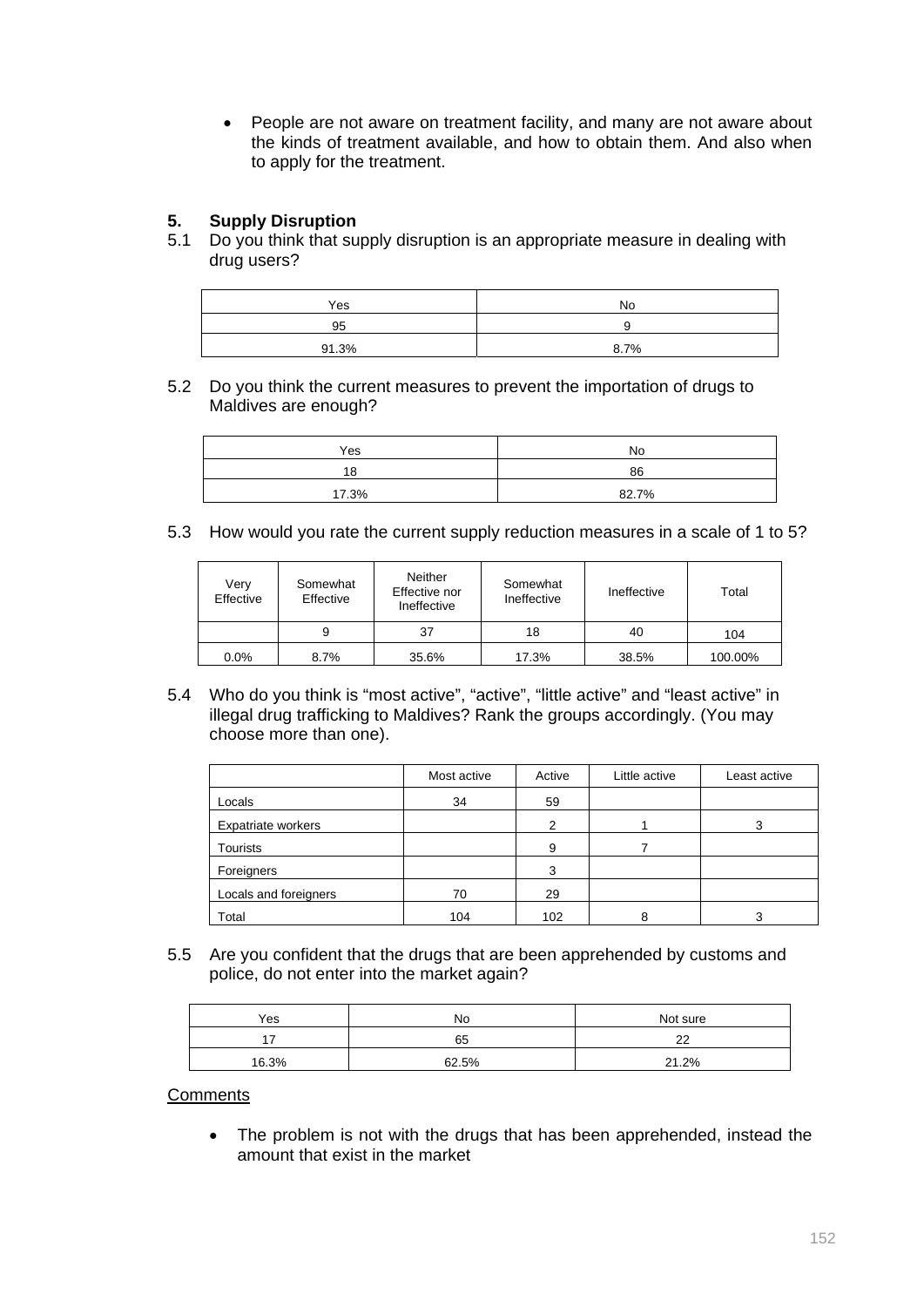- People are not aware on treatment facility, and many are not aware about the kinds of treatment available, and how to obtain them. And also when to apply for the treatment.

## 5. Supply Disruption

5.1 Do you think that supply disruption is an appropriate measure in dealing with drug users?

| Yes | No |
|---|---|
| 95 | 9 |
| 91.3% | 8.7% |

5.2 Do you think the current measures to prevent the importation of drugs to Maldives are enough?

| Yes | No |
|---|---|
| 18 | 86 |
| 17.3% | 82.7% |

5.3 How would you rate the current supply reduction measures in a scale of 1 to 5?

| Very Effective | Somewhat Effective | Neither Effective nor Ineffective | Somewhat Ineffective | Ineffective | Total |
|---|---|---|---|---|---|
| | 9 | 37 | 18 | 40 | 104 |
| 0.0% | 8.7% | 35.6% | 17.3% | 38.5% | 100.00% |

5.4 Who do you think is "most active", "active", "little active" and "least active" in illegal drug trafficking to Maldives? Rank the groups accordingly. (You may choose more than one).

| | Most active | Active | Little active | Least active |
|---|---|---|---|---|
| Locals | 34 | 59 | | |
| Expatriate workers | | 2 | 1 | 3 |
| Tourists | | 9 | 7 | |
| Foreigners | | 3 | | |
| Locals and foreigners | 70 | 29 | | |
| Total | 104 | 102 | 8 | 3 |

5.5 Are you confident that the drugs that are been apprehended by customs and police, do not enter into the market again?

| Yes | No | Not sure |
|---|---|---|
| 17 | 65 | 22 |
| 16.3% | 62.5% | 21.2% |

<u>Comments</u>

- The problem is not with the drugs that has been apprehended, instead the amount that exist in the market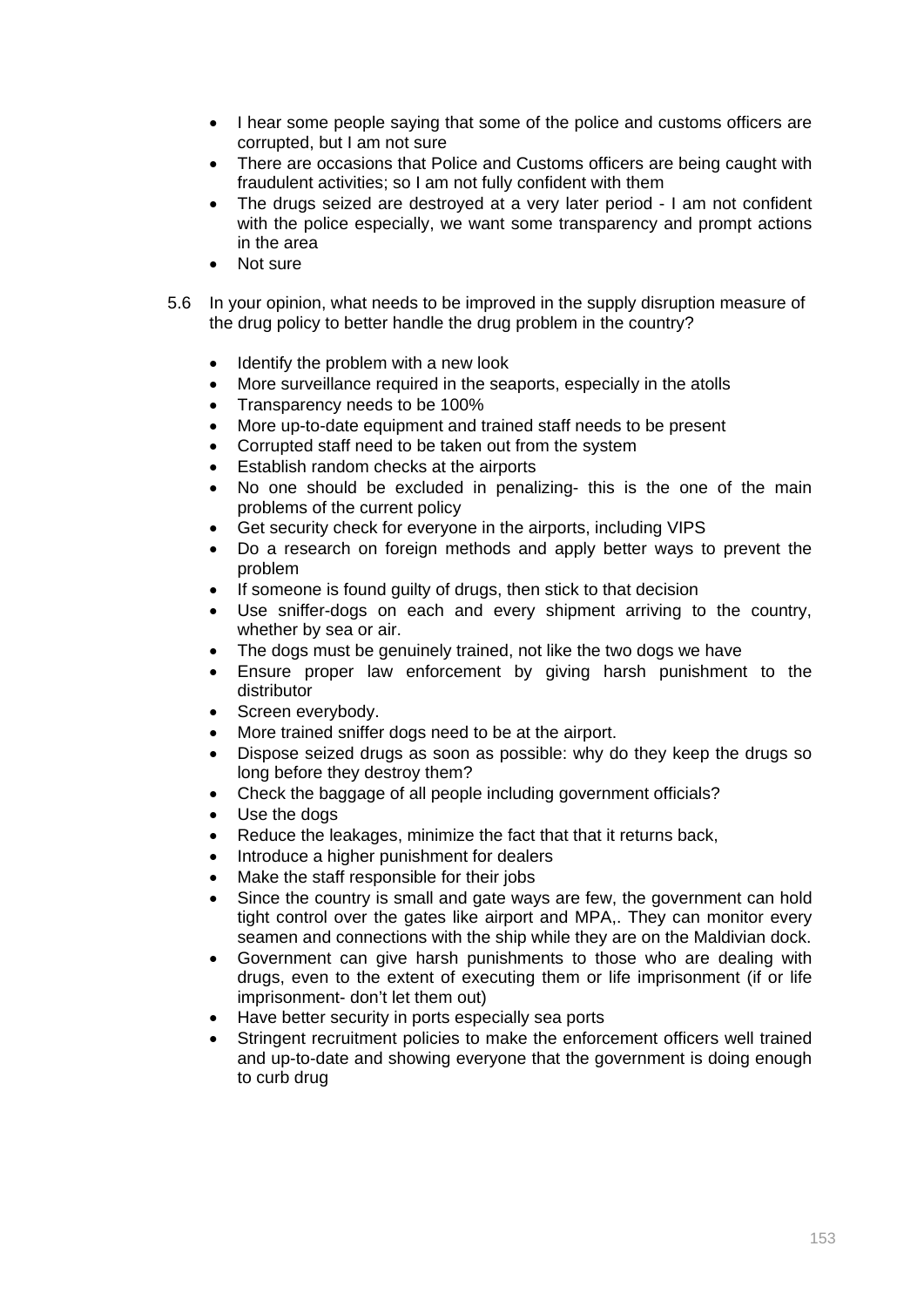- I hear some people saying that some of the police and customs officers are corrupted, but I am not sure
- There are occasions that Police and Customs officers are being caught with fraudulent activities; so I am not fully confident with them
- The drugs seized are destroyed at a very later period - I am not confident with the police especially, we want some transparency and prompt actions in the area
- Not sure

5.6 In your opinion, what needs to be improved in the supply disruption measure of the drug policy to better handle the drug problem in the country?

- Identify the problem with a new look
- More surveillance required in the seaports, especially in the atolls
- Transparency needs to be 100%
- More up-to-date equipment and trained staff needs to be present
- Corrupted staff need to be taken out from the system
- Establish random checks at the airports
- No one should be excluded in penalizing- this is the one of the main problems of the current policy
- Get security check for everyone in the airports, including VIPS
- Do a research on foreign methods and apply better ways to prevent the problem
- If someone is found guilty of drugs, then stick to that decision
- Use sniffer-dogs on each and every shipment arriving to the country, whether by sea or air.
- The dogs must be genuinely trained, not like the two dogs we have
- Ensure proper law enforcement by giving harsh punishment to the distributor
- Screen everybody.
- More trained sniffer dogs need to be at the airport.
- Dispose seized drugs as soon as possible: why do they keep the drugs so long before they destroy them?
- Check the baggage of all people including government officials?
- Use the dogs
- Reduce the leakages, minimize the fact that that it returns back,
- Introduce a higher punishment for dealers
- Make the staff responsible for their jobs
- Since the country is small and gate ways are few, the government can hold tight control over the gates like airport and MPA,. They can monitor every seamen and connections with the ship while they are on the Maldivian dock.
- Government can give harsh punishments to those who are dealing with drugs, even to the extent of executing them or life imprisonment (if or life imprisonment- don't let them out)
- Have better security in ports especially sea ports
- Stringent recruitment policies to make the enforcement officers well trained and up-to-date and showing everyone that the government is doing enough to curb drug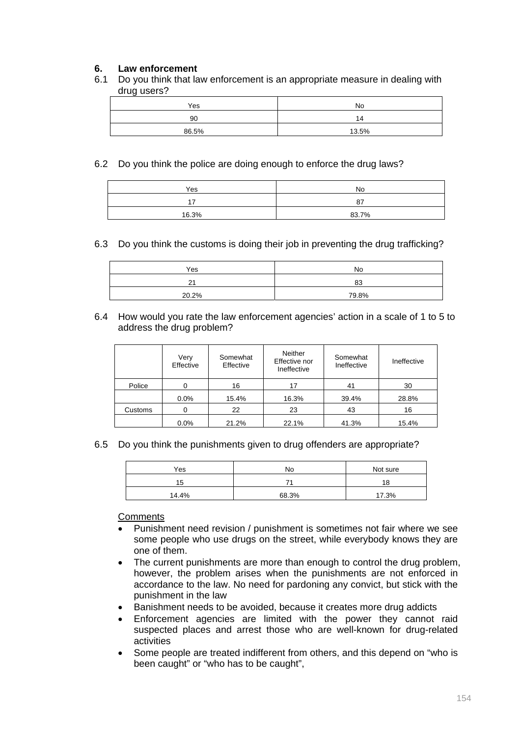## 6. Law enforcement

6.1 Do you think that law enforcement is an appropriate measure in dealing with drug users?

| Yes | No |
|---|---|
| 90 | 14 |
| 86.5% | 13.5% |

6.2 Do you think the police are doing enough to enforce the drug laws?

| Yes | No |
|---|---|
| 17 | 87 |
| 16.3% | 83.7% |

6.3 Do you think the customs is doing their job in preventing the drug trafficking?

| Yes | No |
|---|---|
| 21 | 83 |
| 20.2% | 79.8% |

6.4 How would you rate the law enforcement agencies' action in a scale of 1 to 5 to address the drug problem?

| | Very Effective | Somewhat Effective | Neither Effective nor Ineffective | Somewhat Ineffective | Ineffective |
|---|---|---|---|---|---|
| Police | 0 | 16 | 17 | 41 | 30 |
| | 0.0% | 15.4% | 16.3% | 39.4% | 28.8% |
| Customs | 0 | 22 | 23 | 43 | 16 |
| | 0.0% | 21.2% | 22.1% | 41.3% | 15.4% |

6.5 Do you think the punishments given to drug offenders are appropriate?

| Yes | No | Not sure |
|---|---|---|
| 15 | 71 | 18 |
| 14.4% | 68.3% | 17.3% |

Comments

- Punishment need revision / punishment is sometimes not fair where we see some people who use drugs on the street, while everybody knows they are one of them.
- The current punishments are more than enough to control the drug problem, however, the problem arises when the punishments are not enforced in accordance to the law. No need for pardoning any convict, but stick with the punishment in the law
- Banishment needs to be avoided, because it creates more drug addicts
- Enforcement agencies are limited with the power they cannot raid suspected places and arrest those who are well-known for drug-related activities
- Some people are treated indifferent from others, and this depend on "who is been caught" or "who has to be caught",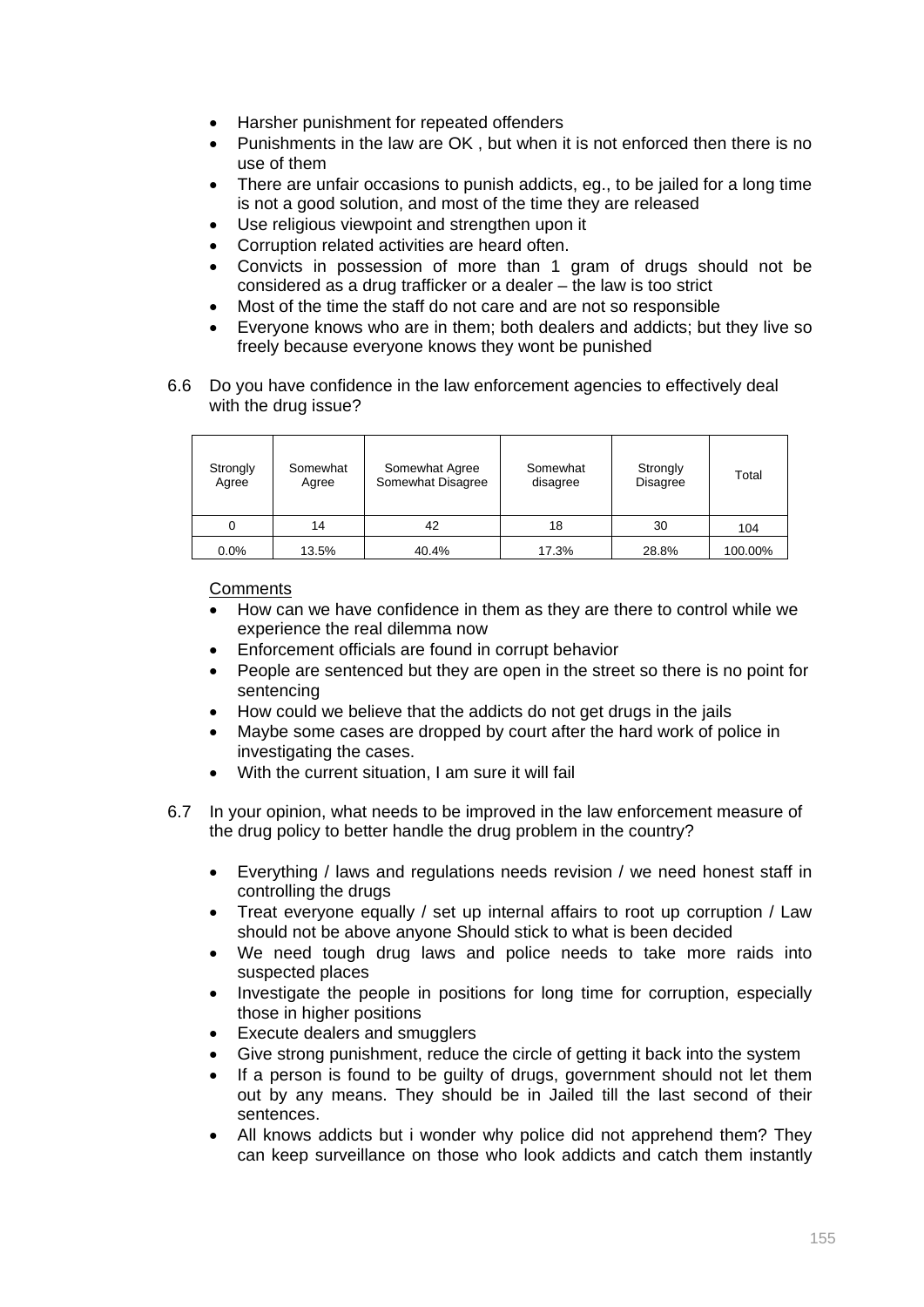- Harsher punishment for repeated offenders
- Punishments in the law are OK , but when it is not enforced then there is no use of them
- There are unfair occasions to punish addicts, eg., to be jailed for a long time is not a good solution, and most of the time they are released
- Use religious viewpoint and strengthen upon it
- Corruption related activities are heard often.
- Convicts in possession of more than 1 gram of drugs should not be considered as a drug trafficker or a dealer – the law is too strict
- Most of the time the staff do not care and are not so responsible
- Everyone knows who are in them; both dealers and addicts; but they live so freely because everyone knows they wont be punished

6.6 Do you have confidence in the law enforcement agencies to effectively deal with the drug issue?

| Strongly Agree | Somewhat Agree | Somewhat Agree Somewhat Disagree | Somewhat disagree | Strongly Disagree | Total |
|---|---|---|---|---|---|
| 0 | 14 | 42 | 18 | 30 | 104 |
| 0.0% | 13.5% | 40.4% | 17.3% | 28.8% | 100.00% |

Comments

- How can we have confidence in them as they are there to control while we experience the real dilemma now
- Enforcement officials are found in corrupt behavior
- People are sentenced but they are open in the street so there is no point for sentencing
- How could we believe that the addicts do not get drugs in the jails
- Maybe some cases are dropped by court after the hard work of police in investigating the cases.
- With the current situation, I am sure it will fail

6.7 In your opinion, what needs to be improved in the law enforcement measure of the drug policy to better handle the drug problem in the country?

- Everything / laws and regulations needs revision / we need honest staff in controlling the drugs
- Treat everyone equally / set up internal affairs to root up corruption / Law should not be above anyone Should stick to what is been decided
- We need tough drug laws and police needs to take more raids into suspected places
- Investigate the people in positions for long time for corruption, especially those in higher positions
- Execute dealers and smugglers
- Give strong punishment, reduce the circle of getting it back into the system
- If a person is found to be guilty of drugs, government should not let them out by any means. They should be in Jailed till the last second of their sentences.
- All knows addicts but i wonder why police did not apprehend them? They can keep surveillance on those who look addicts and catch them instantly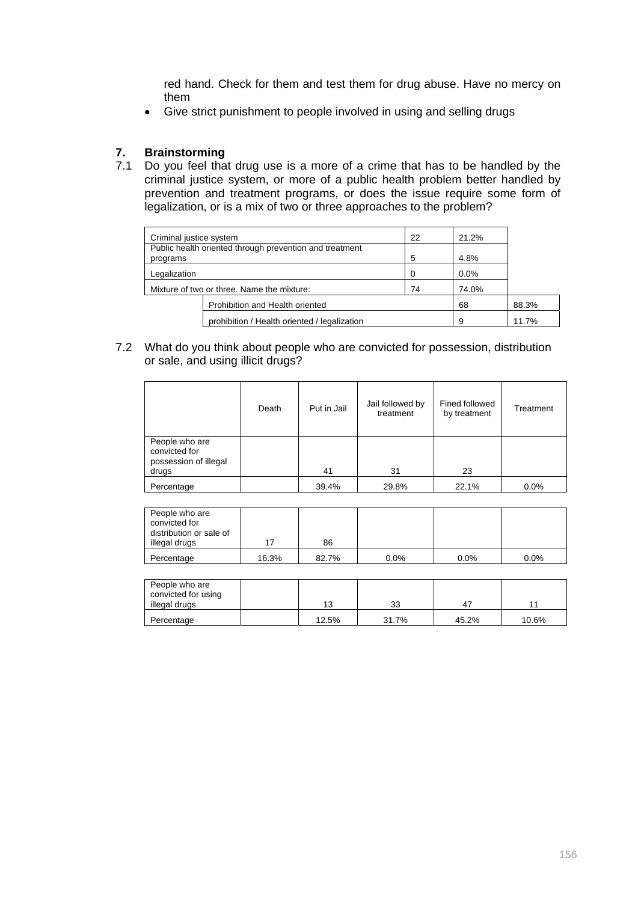red hand. Check for them and test them for drug abuse. Have no mercy on them

- Give strict punishment to people involved in using and selling drugs

## 7. Brainstorming

7.1 Do you feel that drug use is a more of a crime that has to be handled by the criminal justice system, or more of a public health problem better handled by prevention and treatment programs, or does the issue require some form of legalization, or is a mix of two or three approaches to the problem?

| | | | | |
|---|---|---|---|---|
| Criminal justice system | | 22 | 21.2% | |
| Public health oriented through prevention and treatment programs | | 5 | 4.8% | |
| Legalization | | 0 | 0.0% | |
| Mixture of two or three. Name the mixture: | | 74 | 74.0% | |
| | Prohibition and Health oriented | | 68 | 88.3% |
| | prohibition / Health oriented / legalization | | 9 | 11.7% |

7.2 What do you think about people who are convicted for possession, distribution or sale, and using illicit drugs?

| | Death | Put in Jail | Jail followed by treatment | Fined followed by treatment | Treatment |
|---|---|---|---|---|---|
| People who are convicted for possession of illegal drugs | | 41 | 31 | 23 | |
| Percentage | | 39.4% | 29.8% | 22.1% | 0.0% |

| | | | | | |
|---|---|---|---|---|---|
| People who are convicted for distribution or sale of illegal drugs | 17 | 86 | | | |
| Percentage | 16.3% | 82.7% | 0.0% | 0.0% | 0.0% |

| | | | | | |
|---|---|---|---|---|---|
| People who are convicted for using illegal drugs | | 13 | 33 | 47 | 11 |
| Percentage | | 12.5% | 31.7% | 45.2% | 10.6% |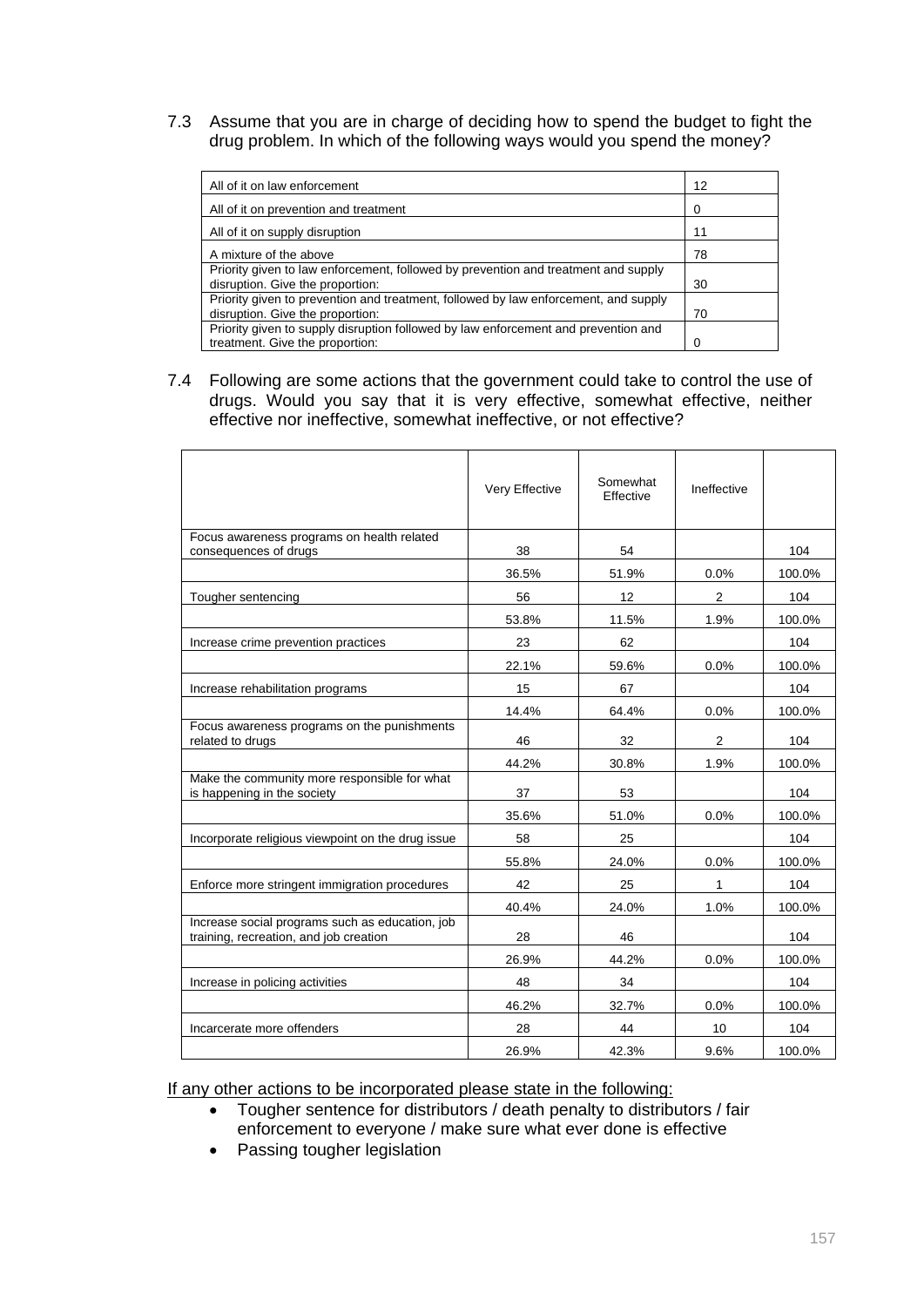7.3 Assume that you are in charge of deciding how to spend the budget to fight the drug problem. In which of the following ways would you spend the money?

| | |
|---|---|
| All of it on law enforcement | 12 |
| All of it on prevention and treatment | 0 |
| All of it on supply disruption | 11 |
| A mixture of the above | 78 |
| Priority given to law enforcement, followed by prevention and treatment and supply disruption. Give the proportion: | 30 |
| Priority given to prevention and treatment, followed by law enforcement, and supply disruption. Give the proportion: | 70 |
| Priority given to supply disruption followed by law enforcement and prevention and treatment. Give the proportion: | 0 |

7.4 Following are some actions that the government could take to control the use of drugs. Would you say that it is very effective, somewhat effective, neither effective nor ineffective, somewhat ineffective, or not effective?

| | Very Effective | Somewhat Effective | Ineffective | |
|---|---|---|---|---|
| Focus awareness programs on health related consequences of drugs | 38 | 54 | | 104 |
| | 36.5% | 51.9% | 0.0% | 100.0% |
| Tougher sentencing | 56 | 12 | 2 | 104 |
| | 53.8% | 11.5% | 1.9% | 100.0% |
| Increase crime prevention practices | 23 | 62 | | 104 |
| | 22.1% | 59.6% | 0.0% | 100.0% |
| Increase rehabilitation programs | 15 | 67 | | 104 |
| | 14.4% | 64.4% | 0.0% | 100.0% |
| Focus awareness programs on the punishments related to drugs | 46 | 32 | 2 | 104 |
| | 44.2% | 30.8% | 1.9% | 100.0% |
| Make the community more responsible for what is happening in the society | 37 | 53 | | 104 |
| | 35.6% | 51.0% | 0.0% | 100.0% |
| Incorporate religious viewpoint on the drug issue | 58 | 25 | | 104 |
| | 55.8% | 24.0% | 0.0% | 100.0% |
| Enforce more stringent immigration procedures | 42 | 25 | 1 | 104 |
| | 40.4% | 24.0% | 1.0% | 100.0% |
| Increase social programs such as education, job training, recreation, and job creation | 28 | 46 | | 104 |
| | 26.9% | 44.2% | 0.0% | 100.0% |
| Increase in policing activities | 48 | 34 | | 104 |
| | 46.2% | 32.7% | 0.0% | 100.0% |
| Incarcerate more offenders | 28 | 44 | 10 | 104 |
| | 26.9% | 42.3% | 9.6% | 100.0% |

If any other actions to be incorporated please state in the following:

- Tougher sentence for distributors / death penalty to distributors / fair enforcement to everyone / make sure what ever done is effective
- Passing tougher legislation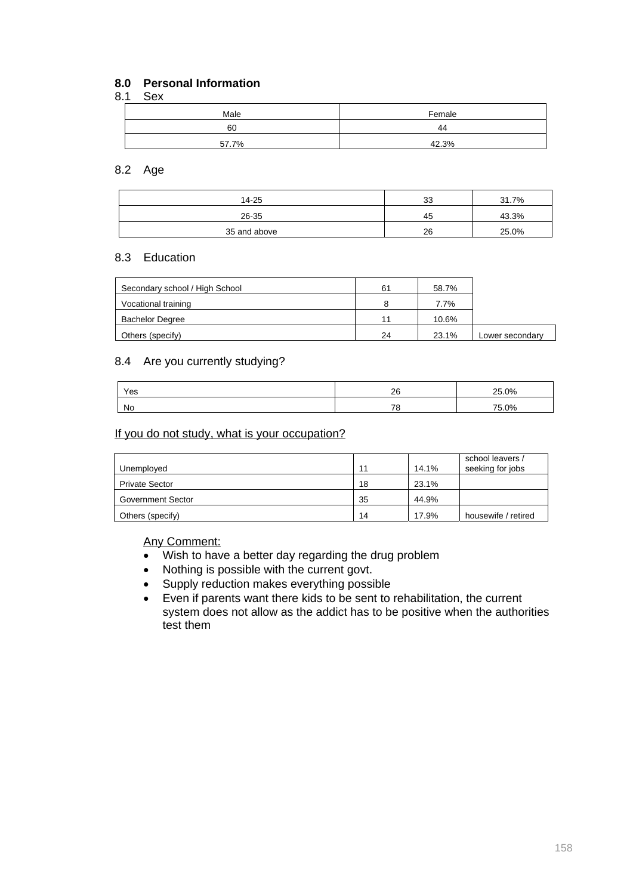## 8.0 Personal Information

### 8.1 Sex

| Male | Female |
|---|---|
| 60 | 44 |
| 57.7% | 42.3% |

### 8.2 Age

| | | |
|---|---|---|
| 14-25 | 33 | 31.7% |
| 26-35 | 45 | 43.3% |
| 35 and above | 26 | 25.0% |

### 8.3 Education

| | | | |
|---|---|---|---|
| Secondary school / High School | 61 | 58.7% | |
| Vocational training | 8 | 7.7% | |
| Bachelor Degree | 11 | 10.6% | |
| Others (specify) | 24 | 23.1% | Lower secondary |

### 8.4 Are you currently studying?

| | | |
|---|---|---|
| Yes | 26 | 25.0% |
| No | 78 | 75.0% |

If you do not study, what is your occupation?

| | | | |
|---|---|---|---|
| Unemployed | 11 | 14.1% | school leavers / seeking for jobs |
| Private Sector | 18 | 23.1% | |
| Government Sector | 35 | 44.9% | |
| Others (specify) | 14 | 17.9% | housewife / retired |

Any Comment:

- Wish to have a better day regarding the drug problem
- Nothing is possible with the current govt.
- Supply reduction makes everything possible
- Even if parents want there kids to be sent to rehabilitation, the current system does not allow as the addict has to be positive when the authorities test them